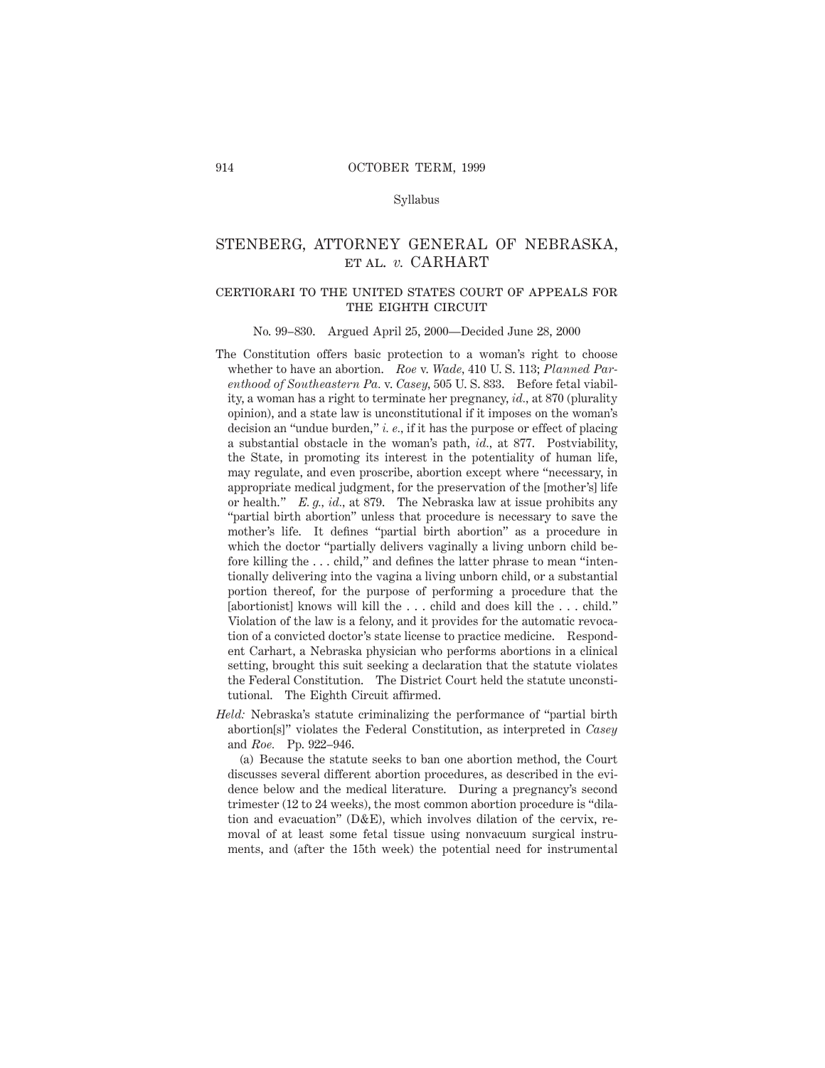# STENBERG, ATTORNEY GENERAL OF NEBRASKA, ET AL. *v.* CARHART

## CERTIORARI TO THE UNITED STATES COURT OF APPEALS FOR THE EIGHTH CIRCUIT

No. 99–830. Argued April 25, 2000—Decided June 28, 2000

The Constitution offers basic protection to a woman's right to choose whether to have an abortion. *Roe* v. *Wade*, 410 U. S. 113; *Planned Parenthood of Southeastern Pa.* v. *Casey*, 505 U. S. 833. Before fetal viability, a woman has a right to terminate her pregnancy, *id.*, at 870 (plurality opinion), and a state law is unconstitutional if it imposes on the woman's decision an "undue burden," *i. e.*, if it has the purpose or effect of placing a substantial obstacle in the woman's path, *id.*, at 877. Postviability, the State, in promoting its interest in the potentiality of human life, may regulate, and even proscribe, abortion except where "necessary, in appropriate medical judgment, for the preservation of the [mother's] life or health." *E. g., id.*, at 879. The Nebraska law at issue prohibits any "partial birth abortion" unless that procedure is necessary to save the mother's life. It defines "partial birth abortion" as a procedure in which the doctor "partially delivers vaginally a living unborn child before killing the . . . child," and defines the latter phrase to mean "intentionally delivering into the vagina a living unborn child, or a substantial portion thereof, for the purpose of performing a procedure that the [abortionist] knows will kill the . . . child and does kill the . . . child." Violation of the law is a felony, and it provides for the automatic revocation of a convicted doctor's state license to practice medicine. Respondent Carhart, a Nebraska physician who performs abortions in a clinical setting, brought this suit seeking a declaration that the statute violates the Federal Constitution. The District Court held the statute unconstitutional. The Eighth Circuit affirmed.

*Held:* Nebraska's statute criminalizing the performance of "partial birth abortion[s]" violates the Federal Constitution, as interpreted in *Casey* and *Roe.* Pp. 922–946.

(a) Because the statute seeks to ban one abortion method, the Court discusses several different abortion procedures, as described in the evidence below and the medical literature. During a pregnancy's second trimester (12 to 24 weeks), the most common abortion procedure is "dilation and evacuation" (D&E), which involves dilation of the cervix, removal of at least some fetal tissue using nonvacuum surgical instruments, and (after the 15th week) the potential need for instrumental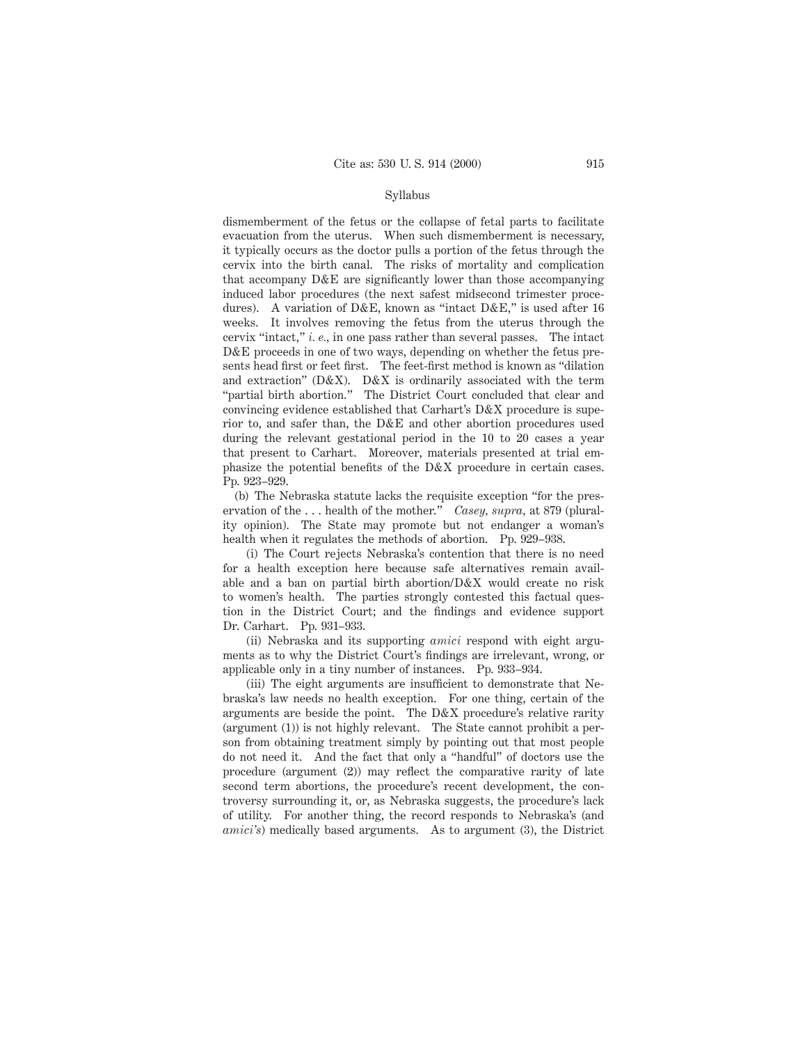dismemberment of the fetus or the collapse of fetal parts to facilitate evacuation from the uterus. When such dismemberment is necessary, it typically occurs as the doctor pulls a portion of the fetus through the cervix into the birth canal. The risks of mortality and complication that accompany D&E are significantly lower than those accompanying induced labor procedures (the next safest midsecond trimester procedures). A variation of D&E, known as "intact D&E," is used after 16 weeks. It involves removing the fetus from the uterus through the cervix "intact," *i. e.*, in one pass rather than several passes. The intact D&E proceeds in one of two ways, depending on whether the fetus presents head first or feet first. The feet-first method is known as "dilation and extraction" (D&X). D&X is ordinarily associated with the term "partial birth abortion." The District Court concluded that clear and convincing evidence established that Carhart's D&X procedure is superior to, and safer than, the D&E and other abortion procedures used during the relevant gestational period in the 10 to 20 cases a year that present to Carhart. Moreover, materials presented at trial emphasize the potential benefits of the D&X procedure in certain cases. Pp. 923–929.

(b) The Nebraska statute lacks the requisite exception "for the preservation of the . . . health of the mother." *Casey, supra*, at 879 (plurality opinion). The State may promote but not endanger a woman's health when it regulates the methods of abortion. Pp. 929–938.

(i) The Court rejects Nebraska's contention that there is no need for a health exception here because safe alternatives remain available and a ban on partial birth abortion/D&X would create no risk to women's health. The parties strongly contested this factual question in the District Court; and the findings and evidence support Dr. Carhart. Pp. 931–933.

(ii) Nebraska and its supporting *amici* respond with eight arguments as to why the District Court's findings are irrelevant, wrong, or applicable only in a tiny number of instances. Pp. 933–934.

(iii) The eight arguments are insufficient to demonstrate that Nebraska's law needs no health exception. For one thing, certain of the arguments are beside the point. The D&X procedure's relative rarity (argument (1)) is not highly relevant. The State cannot prohibit a person from obtaining treatment simply by pointing out that most people do not need it. And the fact that only a "handful" of doctors use the procedure (argument (2)) may reflect the comparative rarity of late second term abortions, the procedure's recent development, the controversy surrounding it, or, as Nebraska suggests, the procedure's lack of utility. For another thing, the record responds to Nebraska's (and *amici's*) medically based arguments. As to argument (3), the District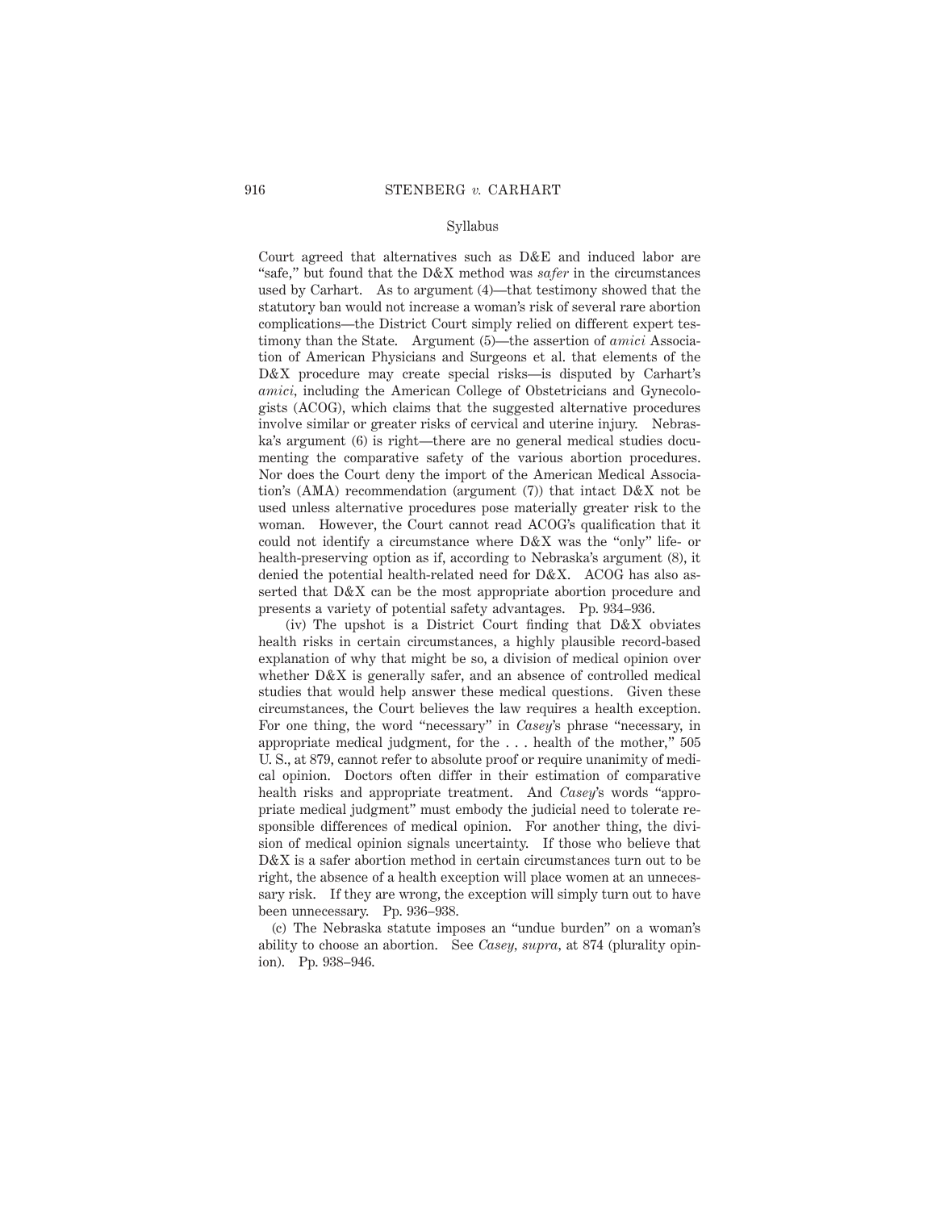Court agreed that alternatives such as D&E and induced labor are "safe," but found that the D&X method was *safer* in the circumstances used by Carhart. As to argument (4)—that testimony showed that the statutory ban would not increase a woman's risk of several rare abortion complications—the District Court simply relied on different expert testimony than the State. Argument (5)—the assertion of *amici* Association of American Physicians and Surgeons et al. that elements of the D&X procedure may create special risks—is disputed by Carhart's *amici*, including the American College of Obstetricians and Gynecologists (ACOG), which claims that the suggested alternative procedures involve similar or greater risks of cervical and uterine injury. Nebraska's argument (6) is right—there are no general medical studies documenting the comparative safety of the various abortion procedures. Nor does the Court deny the import of the American Medical Association's (AMA) recommendation (argument (7)) that intact D&X not be used unless alternative procedures pose materially greater risk to the woman. However, the Court cannot read ACOG's qualification that it could not identify a circumstance where D&X was the "only" life- or health-preserving option as if, according to Nebraska's argument (8), it denied the potential health-related need for D&X. ACOG has also asserted that D&X can be the most appropriate abortion procedure and presents a variety of potential safety advantages. Pp. 934–936.

(iv) The upshot is a District Court finding that D&X obviates health risks in certain circumstances, a highly plausible record-based explanation of why that might be so, a division of medical opinion over whether D&X is generally safer, and an absence of controlled medical studies that would help answer these medical questions. Given these circumstances, the Court believes the law requires a health exception. For one thing, the word "necessary" in *Casey*'s phrase "necessary, in appropriate medical judgment, for the . . . health of the mother," 505 U. S., at 879, cannot refer to absolute proof or require unanimity of medical opinion. Doctors often differ in their estimation of comparative health risks and appropriate treatment. And *Casey*'s words "appropriate medical judgment" must embody the judicial need to tolerate responsible differences of medical opinion. For another thing, the division of medical opinion signals uncertainty. If those who believe that D&X is a safer abortion method in certain circumstances turn out to be right, the absence of a health exception will place women at an unnecessary risk. If they are wrong, the exception will simply turn out to have been unnecessary. Pp. 936–938.

(c) The Nebraska statute imposes an "undue burden" on a woman's ability to choose an abortion. See *Casey*, *supra*, at 874 (plurality opinion). Pp. 938–946.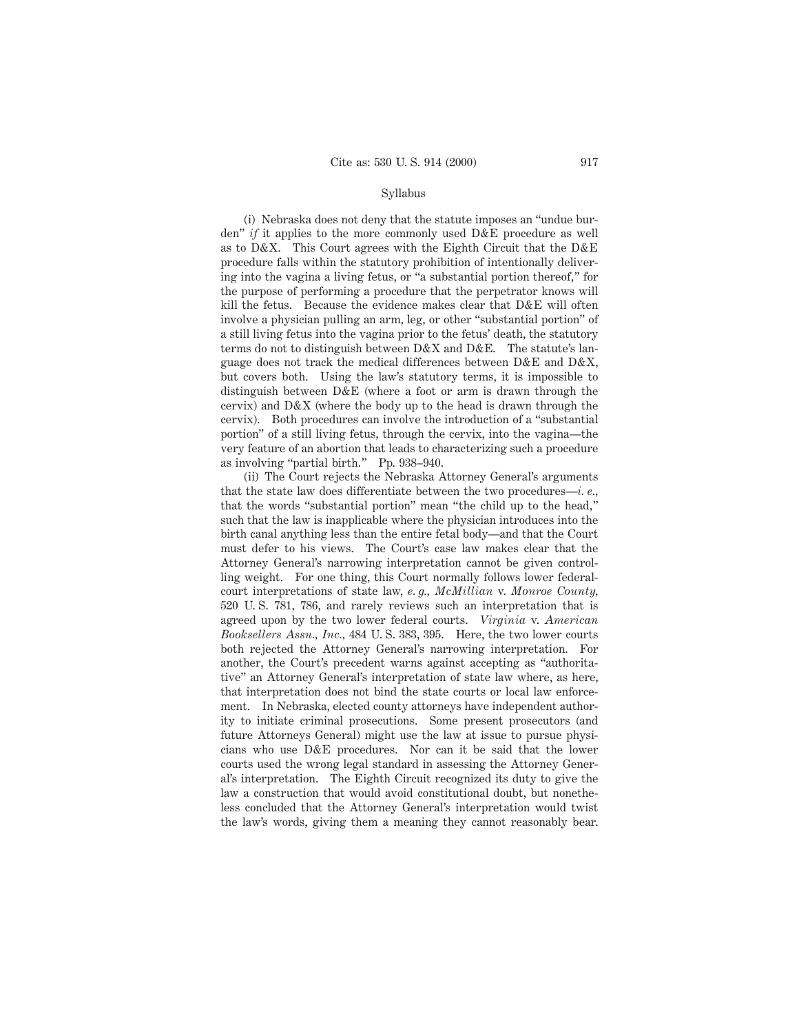Syllabus

(i) Nebraska does not deny that the statute imposes an "undue burden" *if* it applies to the more commonly used D&E procedure as well as to D&X. This Court agrees with the Eighth Circuit that the D&E procedure falls within the statutory prohibition of intentionally delivering into the vagina a living fetus, or "a substantial portion thereof," for the purpose of performing a procedure that the perpetrator knows will kill the fetus. Because the evidence makes clear that D&E will often involve a physician pulling an arm, leg, or other "substantial portion" of a still living fetus into the vagina prior to the fetus' death, the statutory terms do not to distinguish between D&X and D&E. The statute's language does not track the medical differences between D&E and D&X, but covers both. Using the law's statutory terms, it is impossible to distinguish between D&E (where a foot or arm is drawn through the cervix) and D&X (where the body up to the head is drawn through the cervix). Both procedures can involve the introduction of a "substantial portion" of a still living fetus, through the cervix, into the vagina—the very feature of an abortion that leads to characterizing such a procedure as involving "partial birth." Pp. 938–940.

(ii) The Court rejects the Nebraska Attorney General's arguments that the state law does differentiate between the two procedures—*i. e.,* that the words "substantial portion" mean "the child up to the head," such that the law is inapplicable where the physician introduces into the birth canal anything less than the entire fetal body—and that the Court must defer to his views. The Court's case law makes clear that the Attorney General's narrowing interpretation cannot be given controlling weight. For one thing, this Court normally follows lower federal-court interpretations of state law, *e. g., McMillian* v. *Monroe County,* 520 U. S. 781, 786, and rarely reviews such an interpretation that is agreed upon by the two lower federal courts. *Virginia* v. *American Booksellers Assn., Inc.,* 484 U. S. 383, 395. Here, the two lower courts both rejected the Attorney General's narrowing interpretation. For another, the Court's precedent warns against accepting as "authoritative" an Attorney General's interpretation of state law where, as here, that interpretation does not bind the state courts or local law enforcement. In Nebraska, elected county attorneys have independent authority to initiate criminal prosecutions. Some present prosecutors (and future Attorneys General) might use the law at issue to pursue physicians who use D&E procedures. Nor can it be said that the lower courts used the wrong legal standard in assessing the Attorney General's interpretation. The Eighth Circuit recognized its duty to give the law a construction that would avoid constitutional doubt, but nonetheless concluded that the Attorney General's interpretation would twist the law's words, giving them a meaning they cannot reasonably bear.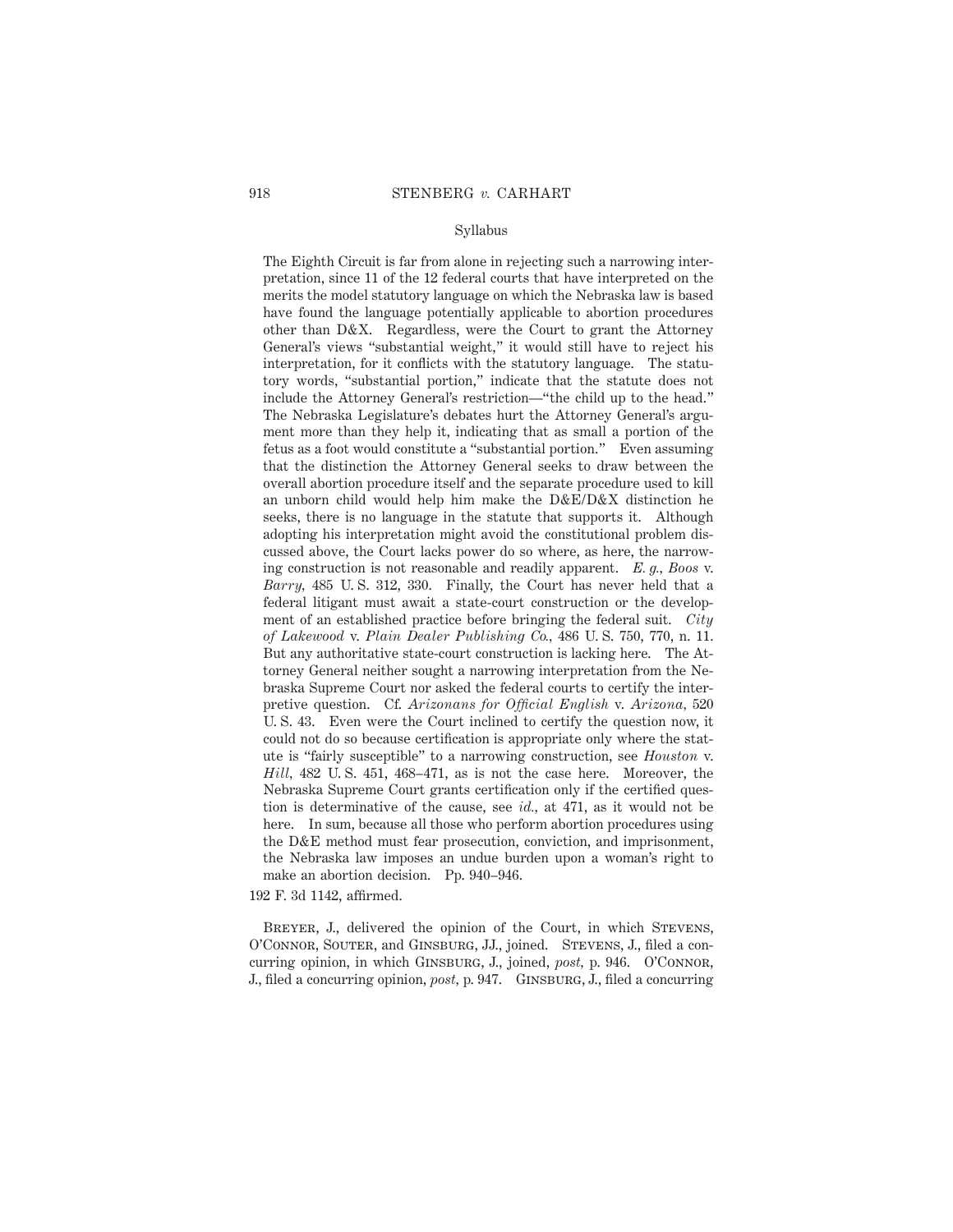The Eighth Circuit is far from alone in rejecting such a narrowing interpretation, since 11 of the 12 federal courts that have interpreted on the merits the model statutory language on which the Nebraska law is based have found the language potentially applicable to abortion procedures other than D&X. Regardless, were the Court to grant the Attorney General's views "substantial weight," it would still have to reject his interpretation, for it conflicts with the statutory language. The statutory words, "substantial portion," indicate that the statute does not include the Attorney General's restriction—"the child up to the head." The Nebraska Legislature's debates hurt the Attorney General's argument more than they help it, indicating that as small a portion of the fetus as a foot would constitute a "substantial portion." Even assuming that the distinction the Attorney General seeks to draw between the overall abortion procedure itself and the separate procedure used to kill an unborn child would help him make the D&E/D&X distinction he seeks, there is no language in the statute that supports it. Although adopting his interpretation might avoid the constitutional problem discussed above, the Court lacks power do so where, as here, the narrowing construction is not reasonable and readily apparent. *E. g., Boos* v. *Barry*, 485 U. S. 312, 330. Finally, the Court has never held that a federal litigant must await a state-court construction or the development of an established practice before bringing the federal suit. *City of Lakewood* v. *Plain Dealer Publishing Co.*, 486 U. S. 750, 770, n. 11. But any authoritative state-court construction is lacking here. The Attorney General neither sought a narrowing interpretation from the Nebraska Supreme Court nor asked the federal courts to certify the interpretive question. Cf. *Arizonans for Official English* v. *Arizona*, 520 U. S. 43. Even were the Court inclined to certify the question now, it could not do so because certification is appropriate only where the statute is "fairly susceptible" to a narrowing construction, see *Houston* v. *Hill*, 482 U. S. 451, 468–471, as is not the case here. Moreover, the Nebraska Supreme Court grants certification only if the certified question is determinative of the cause, see *id.*, at 471, as it would not be here. In sum, because all those who perform abortion procedures using the D&E method must fear prosecution, conviction, and imprisonment, the Nebraska law imposes an undue burden upon a woman's right to make an abortion decision. Pp. 940–946.

192 F. 3d 1142, affirmed.

Breyer, J., delivered the opinion of the Court, in which Stevens, O'Connor, Souter, and Ginsburg, JJ., joined. Stevens, J., filed a concurring opinion, in which Ginsburg, J., joined, *post*, p. 946. O'Connor, J., filed a concurring opinion, *post*, p. 947. Ginsburg, J., filed a concurring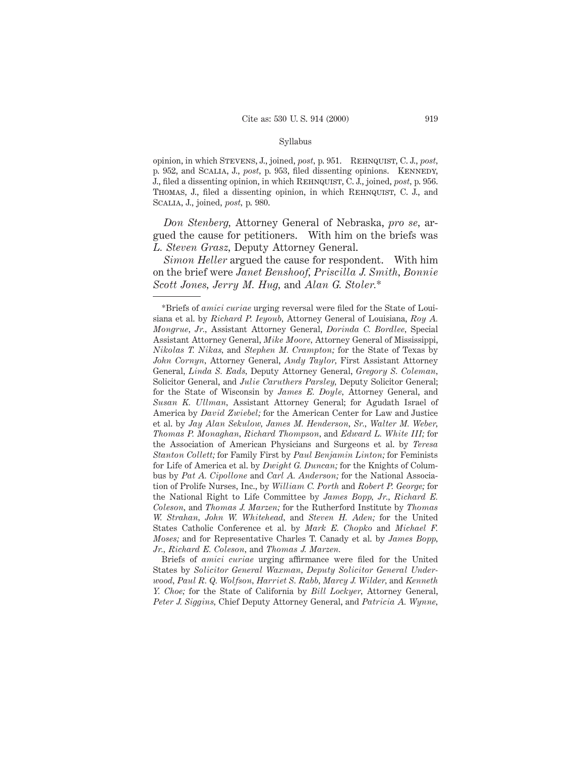opinion, in which STEVENS, J., joined, *post*, p. 951. REHNQUIST, C. J., *post*, p. 952, and SCALIA, J., *post*, p. 953, filed dissenting opinions. KENNEDY, J., filed a dissenting opinion, in which REHNQUIST, C. J., joined, *post*, p. 956. THOMAS, J., filed a dissenting opinion, in which REHNQUIST, C. J., and SCALIA, J., joined, *post*, p. 980.

*Don Stenberg*, Attorney General of Nebraska, *pro se*, argued the cause for petitioners. With him on the briefs was *L. Steven Grasz*, Deputy Attorney General.

*Simon Heller* argued the cause for respondent. With him on the brief were *Janet Benshoof*, *Priscilla J. Smith*, *Bonnie Scott Jones*, *Jerry M. Hug*, and *Alan G. Stoler*.*

---

*Briefs of *amici curiae* urging reversal were filed for the State of Louisiana et al. by *Richard P. Ieyoub*, Attorney General of Louisiana, *Roy A. Mongrue, Jr.*, Assistant Attorney General, *Dorinda C. Bordlee*, Special Assistant Attorney General, *Mike Moore*, Attorney General of Mississippi, *Nikolas T. Nikas*, and *Stephen M. Crampton;* for the State of Texas by *John Cornyn*, Attorney General, *Andy Taylor*, First Assistant Attorney General, *Linda S. Eads*, Deputy Attorney General, *Gregory S. Coleman*, Solicitor General, and *Julie Caruthers Parsley*, Deputy Solicitor General; for the State of Wisconsin by *James E. Doyle*, Attorney General, and *Susan K. Ullman*, Assistant Attorney General; for Agudath Israel of America by *David Zwiebel;* for the American Center for Law and Justice et al. by *Jay Alan Sekulow*, *James M. Henderson, Sr.*, *Walter M. Weber*, *Thomas P. Monaghan*, *Richard Thompson*, and *Edward L. White III;* for the Association of American Physicians and Surgeons et al. by *Teresa Stanton Collett;* for Family First by *Paul Benjamin Linton;* for Feminists for Life of America et al. by *Dwight G. Duncan;* for the Knights of Columbus by *Pat A. Cipollone* and *Carl A. Anderson;* for the National Association of Prolife Nurses, Inc., by *William C. Porth* and *Robert P. George;* for the National Right to Life Committee by *James Bopp, Jr.*, *Richard E. Coleson*, and *Thomas J. Marzen;* for the Rutherford Institute by *Thomas W. Strahan*, *John W. Whitehead*, and *Steven H. Aden;* for the United States Catholic Conference et al. by *Mark E. Chopko* and *Michael F. Moses;* and for Representative Charles T. Canady et al. by *James Bopp, Jr.*, *Richard E. Coleson*, and *Thomas J. Marzen*.

Briefs of *amici curiae* urging affirmance were filed for the United States by *Solicitor General Waxman*, *Deputy Solicitor General Underwood*, *Paul R. Q. Wolfson*, *Harriet S. Rabb*, *Marcy J. Wilder*, and *Kenneth Y. Choe;* for the State of California by *Bill Lockyer*, Attorney General, *Peter J. Siggins*, Chief Deputy Attorney General, and *Patricia A. Wynne*,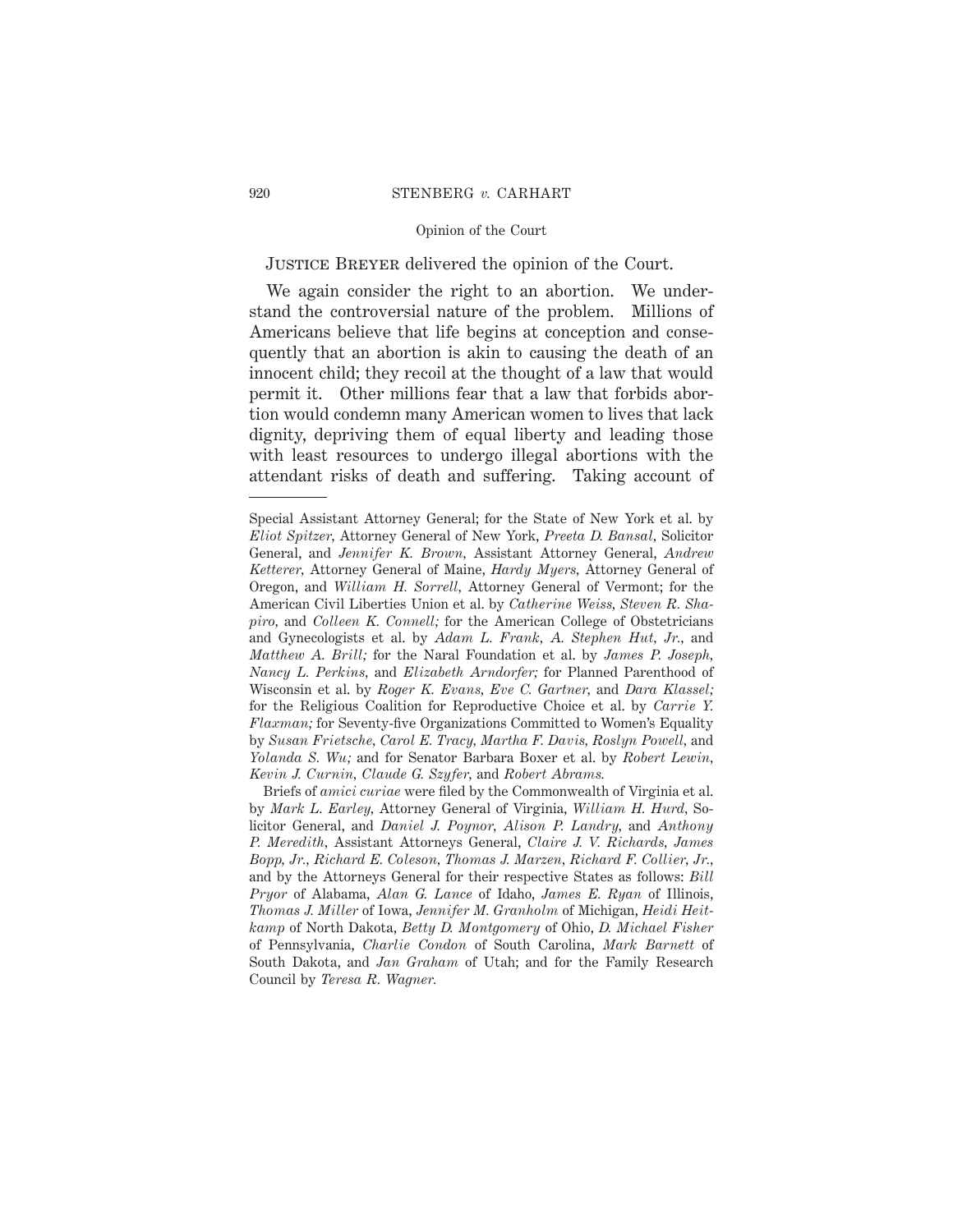Justice Breyer delivered the opinion of the Court.

We again consider the right to an abortion. We understand the controversial nature of the problem. Millions of Americans believe that life begins at conception and consequently that an abortion is akin to causing the death of an innocent child; they recoil at the thought of a law that would permit it. Other millions fear that a law that forbids abortion would condemn many American women to lives that lack dignity, depriving them of equal liberty and leading those with least resources to undergo illegal abortions with the attendant risks of death and suffering. Taking account of

---

Special Assistant Attorney General; for the State of New York et al. by *Eliot Spitzer*, Attorney General of New York, *Preeta D. Bansal*, Solicitor General, and *Jennifer K. Brown*, Assistant Attorney General, *Andrew Ketterer*, Attorney General of Maine, *Hardy Myers*, Attorney General of Oregon, and *William H. Sorrell*, Attorney General of Vermont; for the American Civil Liberties Union et al. by *Catherine Weiss*, *Steven R. Shapiro*, and *Colleen K. Connell;* for the American College of Obstetricians and Gynecologists et al. by *Adam L. Frank*, *A. Stephen Hut, Jr.*, and *Matthew A. Brill;* for the Naral Foundation et al. by *James P. Joseph*, *Nancy L. Perkins*, and *Elizabeth Arndorfer;* for Planned Parenthood of Wisconsin et al. by *Roger K. Evans*, *Eve C. Gartner*, and *Dara Klassel;* for the Religious Coalition for Reproductive Choice et al. by *Carrie Y. Flaxman;* for Seventy-five Organizations Committed to Women's Equality by *Susan Frietsche*, *Carol E. Tracy*, *Martha F. Davis*, *Roslyn Powell*, and *Yolanda S. Wu;* and for Senator Barbara Boxer et al. by *Robert Lewin*, *Kevin J. Curnin*, *Claude G. Szyfer*, and *Robert Abrams.*

Briefs of *amici curiae* were filed by the Commonwealth of Virginia et al. by *Mark L. Earley*, Attorney General of Virginia, *William H. Hurd*, Solicitor General, and *Daniel J. Poynor*, *Alison P. Landry*, and *Anthony P. Meredith*, Assistant Attorneys General, *Claire J. V. Richards*, *James Bopp, Jr.*, *Richard E. Coleson*, *Thomas J. Marzen*, *Richard F. Collier, Jr.*, and by the Attorneys General for their respective States as follows: *Bill Pryor* of Alabama, *Alan G. Lance* of Idaho, *James E. Ryan* of Illinois, *Thomas J. Miller* of Iowa, *Jennifer M. Granholm* of Michigan, *Heidi Heitkamp* of North Dakota, *Betty D. Montgomery* of Ohio, *D. Michael Fisher* of Pennsylvania, *Charlie Condon* of South Carolina, *Mark Barnett* of South Dakota, and *Jan Graham* of Utah; and for the Family Research Council by *Teresa R. Wagner.*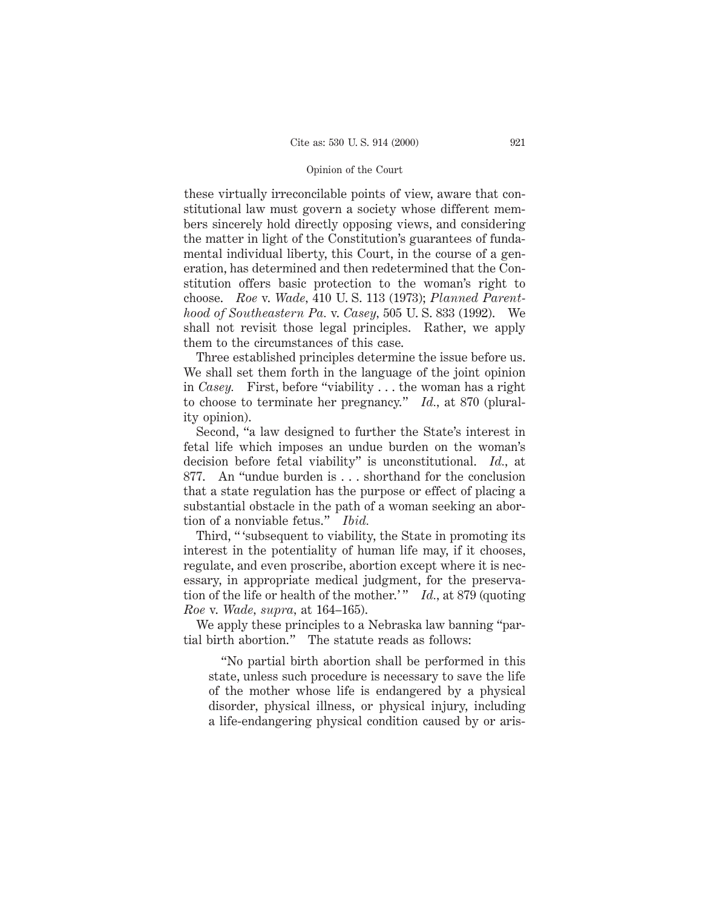these virtually irreconcilable points of view, aware that constitutional law must govern a society whose different members sincerely hold directly opposing views, and considering the matter in light of the Constitution's guarantees of fundamental individual liberty, this Court, in the course of a generation, has determined and then redetermined that the Constitution offers basic protection to the woman's right to choose. *Roe* v. *Wade*, 410 U. S. 113 (1973); *Planned Parenthood of Southeastern Pa.* v. *Casey*, 505 U. S. 833 (1992). We shall not revisit those legal principles. Rather, we apply them to the circumstances of this case.

Three established principles determine the issue before us. We shall set them forth in the language of the joint opinion in *Casey.* First, before "viability . . . the woman has a right to choose to terminate her pregnancy." *Id.*, at 870 (plurality opinion).

Second, "a law designed to further the State's interest in fetal life which imposes an undue burden on the woman's decision before fetal viability" is unconstitutional. *Id.*, at 877. An "undue burden is . . . shorthand for the conclusion that a state regulation has the purpose or effect of placing a substantial obstacle in the path of a woman seeking an abortion of a nonviable fetus." *Ibid.*

Third, " 'subsequent to viability, the State in promoting its interest in the potentiality of human life may, if it chooses, regulate, and even proscribe, abortion except where it is necessary, in appropriate medical judgment, for the preservation of the life or health of the mother.' " *Id.*, at 879 (quoting *Roe* v. *Wade, supra,* at 164–165).

We apply these principles to a Nebraska law banning "partial birth abortion." The statute reads as follows:

> "No partial birth abortion shall be performed in this state, unless such procedure is necessary to save the life of the mother whose life is endangered by a physical disorder, physical illness, or physical injury, including a life-endangering physical condition caused by or aris-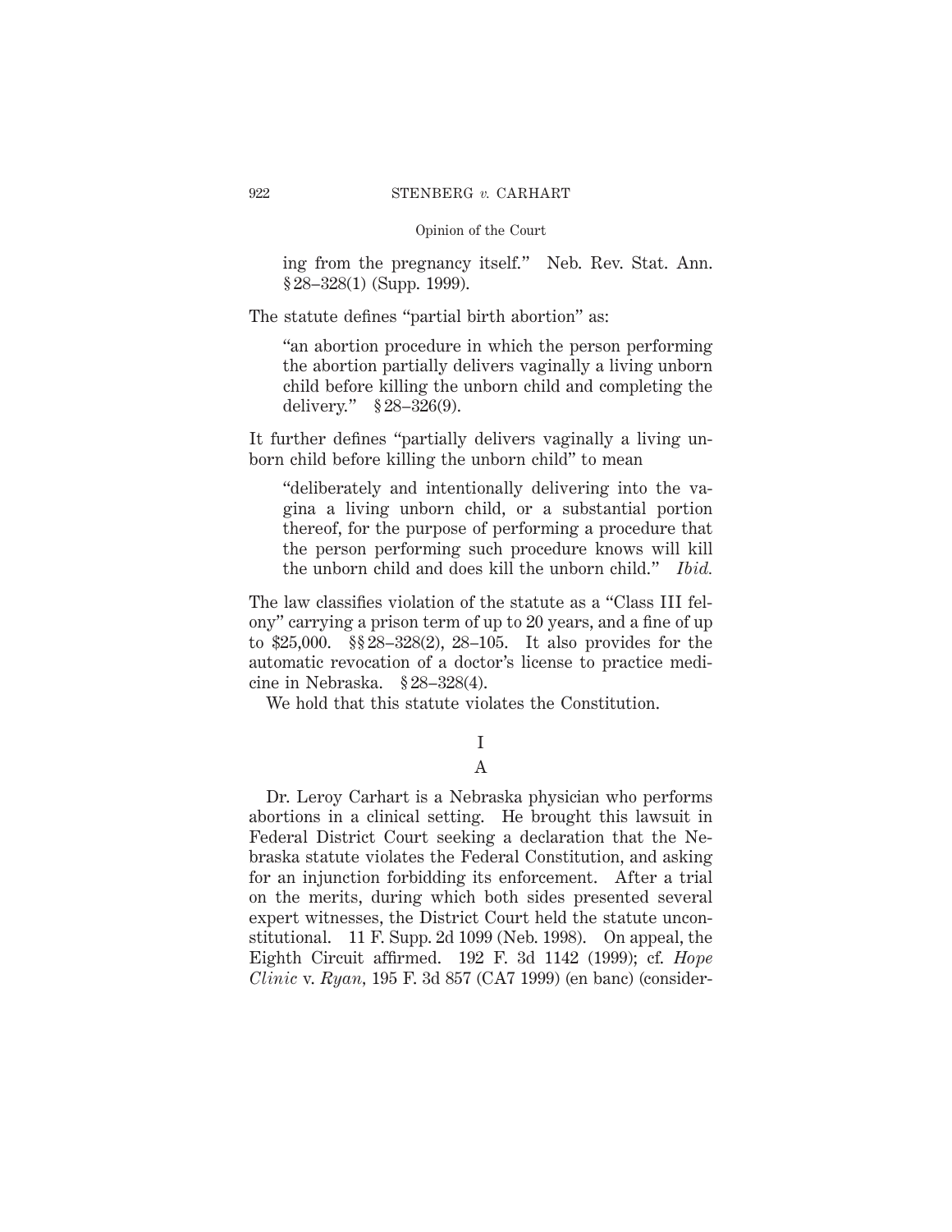ing from the pregnancy itself." Neb. Rev. Stat. Ann. § 28–328(1) (Supp. 1999).

The statute defines "partial birth abortion" as:

> "an abortion procedure in which the person performing the abortion partially delivers vaginally a living unborn child before killing the unborn child and completing the delivery." § 28–326(9).

It further defines "partially delivers vaginally a living unborn child before killing the unborn child" to mean

> "deliberately and intentionally delivering into the vagina a living unborn child, or a substantial portion thereof, for the purpose of performing a procedure that the person performing such procedure knows will kill the unborn child and does kill the unborn child." *Ibid.*

The law classifies violation of the statute as a "Class III felony" carrying a prison term of up to 20 years, and a fine of up to $25,000. §§ 28–328(2), 28–105. It also provides for the automatic revocation of a doctor's license to practice medicine in Nebraska. § 28–328(4).

We hold that this statute violates the Constitution.

# I

## A

Dr. Leroy Carhart is a Nebraska physician who performs abortions in a clinical setting. He brought this lawsuit in Federal District Court seeking a declaration that the Nebraska statute violates the Federal Constitution, and asking for an injunction forbidding its enforcement. After a trial on the merits, during which both sides presented several expert witnesses, the District Court held the statute unconstitutional. 11 F. Supp. 2d 1099 (Neb. 1998). On appeal, the Eighth Circuit affirmed. 192 F. 3d 1142 (1999); cf. *Hope Clinic* v. *Ryan*, 195 F. 3d 857 (CA7 1999) (en banc) (consider-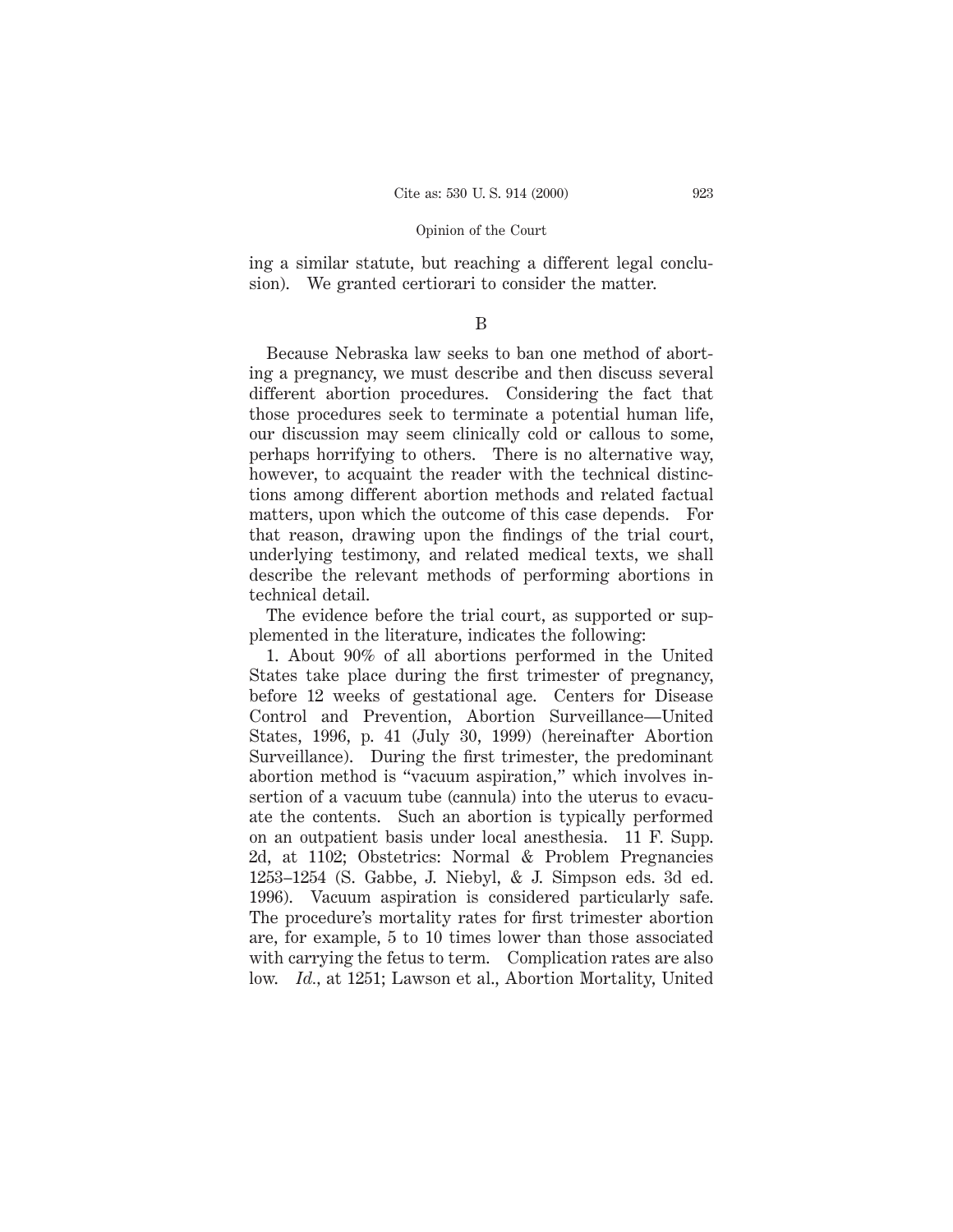ing a similar statute, but reaching a different legal conclusion). We granted certiorari to consider the matter.

B

Because Nebraska law seeks to ban one method of aborting a pregnancy, we must describe and then discuss several different abortion procedures. Considering the fact that those procedures seek to terminate a potential human life, our discussion may seem clinically cold or callous to some, perhaps horrifying to others. There is no alternative way, however, to acquaint the reader with the technical distinctions among different abortion methods and related factual matters, upon which the outcome of this case depends. For that reason, drawing upon the findings of the trial court, underlying testimony, and related medical texts, we shall describe the relevant methods of performing abortions in technical detail.

The evidence before the trial court, as supported or supplemented in the literature, indicates the following:

1. About 90% of all abortions performed in the United States take place during the first trimester of pregnancy, before 12 weeks of gestational age. Centers for Disease Control and Prevention, Abortion Surveillance—United States, 1996, p. 41 (July 30, 1999) (hereinafter Abortion Surveillance). During the first trimester, the predominant abortion method is "vacuum aspiration," which involves insertion of a vacuum tube (cannula) into the uterus to evacuate the contents. Such an abortion is typically performed on an outpatient basis under local anesthesia. 11 F. Supp. 2d, at 1102; Obstetrics: Normal & Problem Pregnancies 1253–1254 (S. Gabbe, J. Niebyl, & J. Simpson eds. 3d ed. 1996). Vacuum aspiration is considered particularly safe. The procedure's mortality rates for first trimester abortion are, for example, 5 to 10 times lower than those associated with carrying the fetus to term. Complication rates are also low. *Id.*, at 1251; Lawson et al., Abortion Mortality, United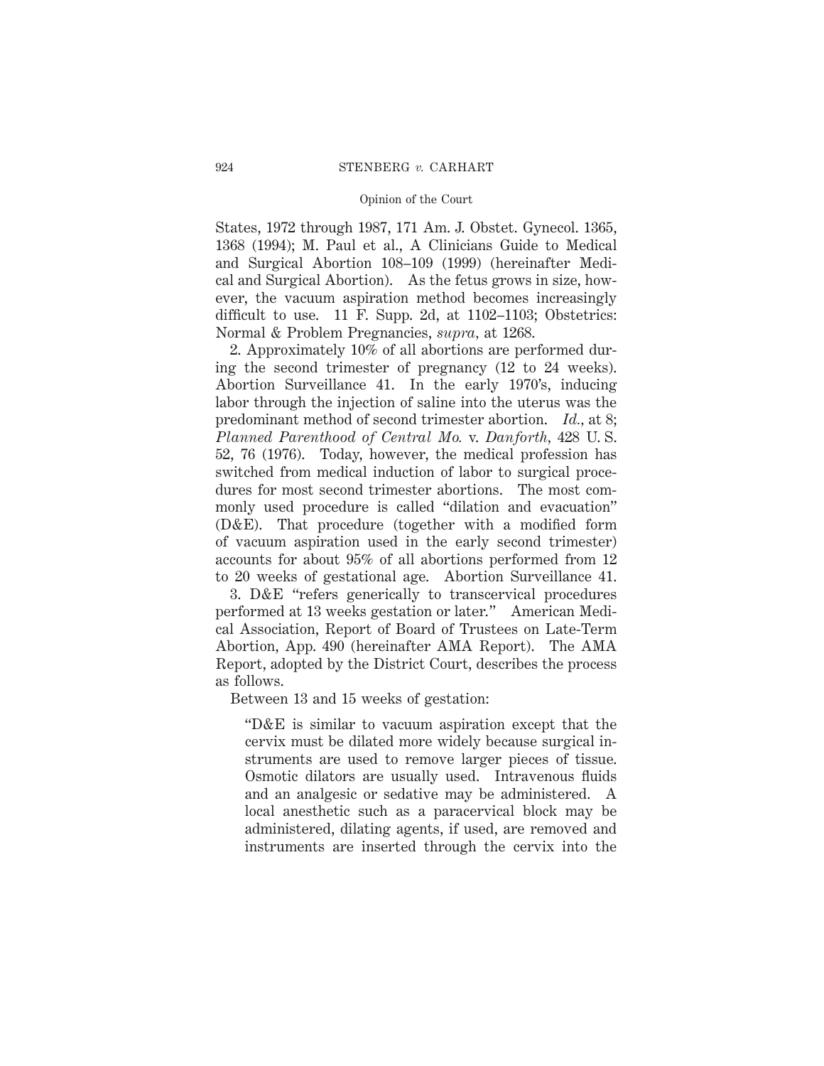States, 1972 through 1987, 171 Am. J. Obstet. Gynecol. 1365, 1368 (1994); M. Paul et al., A Clinicians Guide to Medical and Surgical Abortion 108–109 (1999) (hereinafter Medical and Surgical Abortion). As the fetus grows in size, however, the vacuum aspiration method becomes increasingly difficult to use. 11 F. Supp. 2d, at 1102–1103; Obstetrics: Normal & Problem Pregnancies, *supra*, at 1268.

2. Approximately 10% of all abortions are performed during the second trimester of pregnancy (12 to 24 weeks). Abortion Surveillance 41. In the early 1970's, inducing labor through the injection of saline into the uterus was the predominant method of second trimester abortion. *Id.*, at 8; *Planned Parenthood of Central Mo.* v. *Danforth*, 428 U. S. 52, 76 (1976). Today, however, the medical profession has switched from medical induction of labor to surgical procedures for most second trimester abortions. The most commonly used procedure is called "dilation and evacuation" (D&E). That procedure (together with a modified form of vacuum aspiration used in the early second trimester) accounts for about 95% of all abortions performed from 12 to 20 weeks of gestational age. Abortion Surveillance 41.

3. D&E "refers generically to transcervical procedures performed at 13 weeks gestation or later." American Medical Association, Report of Board of Trustees on Late-Term Abortion, App. 490 (hereinafter AMA Report). The AMA Report, adopted by the District Court, describes the process as follows.

Between 13 and 15 weeks of gestation:

> "D&E is similar to vacuum aspiration except that the cervix must be dilated more widely because surgical instruments are used to remove larger pieces of tissue. Osmotic dilators are usually used. Intravenous fluids and an analgesic or sedative may be administered. A local anesthetic such as a paracervical block may be administered, dilating agents, if used, are removed and instruments are inserted through the cervix into the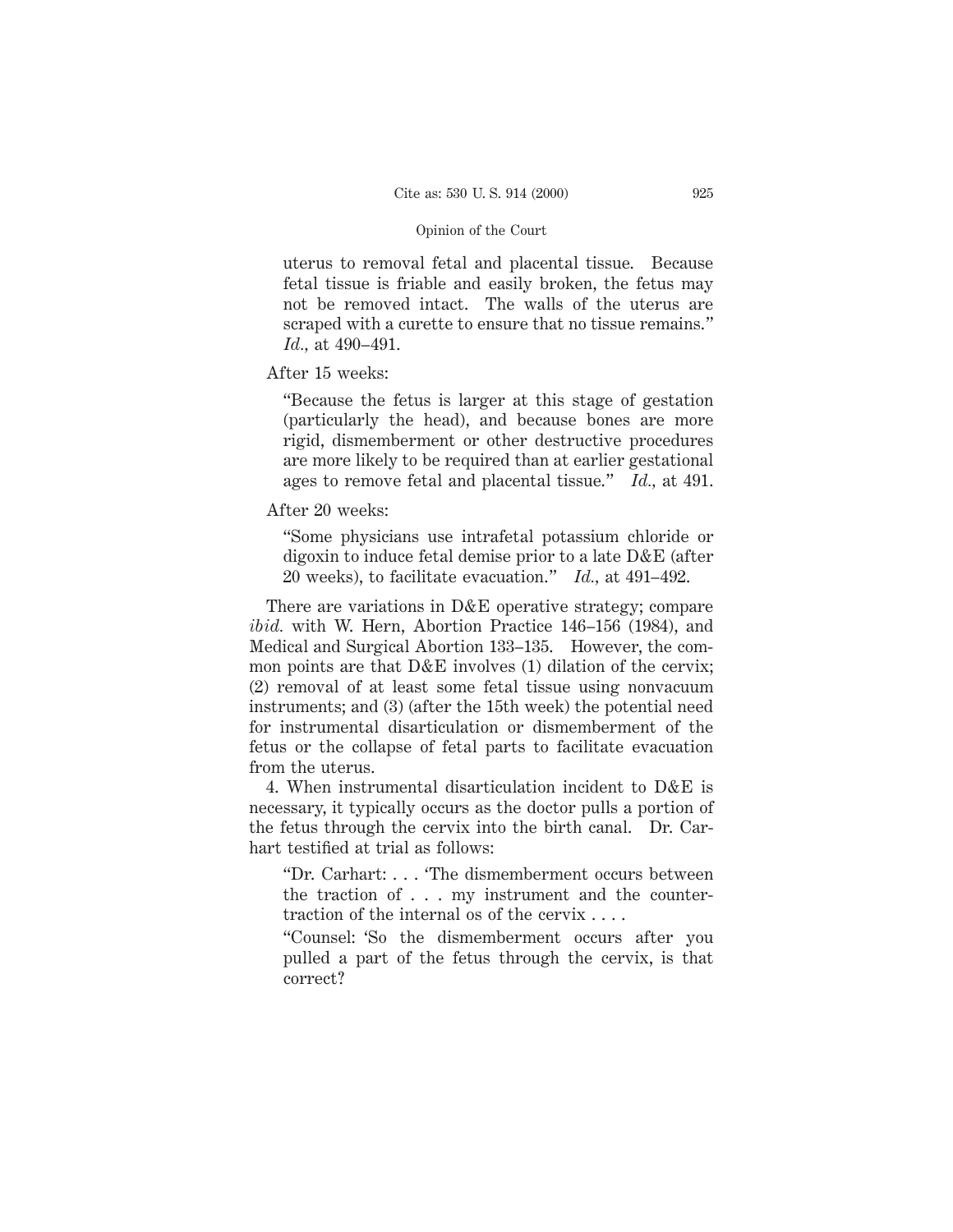uterus to removal fetal and placental tissue. Because fetal tissue is friable and easily broken, the fetus may not be removed intact. The walls of the uterus are scraped with a curette to ensure that no tissue remains." *Id.*, at 490–491.

After 15 weeks:

> "Because the fetus is larger at this stage of gestation (particularly the head), and because bones are more rigid, dismemberment or other destructive procedures are more likely to be required than at earlier gestational ages to remove fetal and placental tissue." *Id.*, at 491.

After 20 weeks:

> "Some physicians use intrafetal potassium chloride or digoxin to induce fetal demise prior to a late D&E (after 20 weeks), to facilitate evacuation." *Id.*, at 491–492.

There are variations in D&E operative strategy; compare *ibid.* with W. Hern, Abortion Practice 146–156 (1984), and Medical and Surgical Abortion 133–135. However, the common points are that D&E involves (1) dilation of the cervix; (2) removal of at least some fetal tissue using nonvacuum instruments; and (3) (after the 15th week) the potential need for instrumental disarticulation or dismemberment of the fetus or the collapse of fetal parts to facilitate evacuation from the uterus.

4. When instrumental disarticulation incident to D&E is necessary, it typically occurs as the doctor pulls a portion of the fetus through the cervix into the birth canal. Dr. Carhart testified at trial as follows:

> "Dr. Carhart: . . . 'The dismemberment occurs between the traction of . . . my instrument and the countertraction of the internal os of the cervix . . . .
>
> "Counsel: 'So the dismemberment occurs after you pulled a part of the fetus through the cervix, is that correct?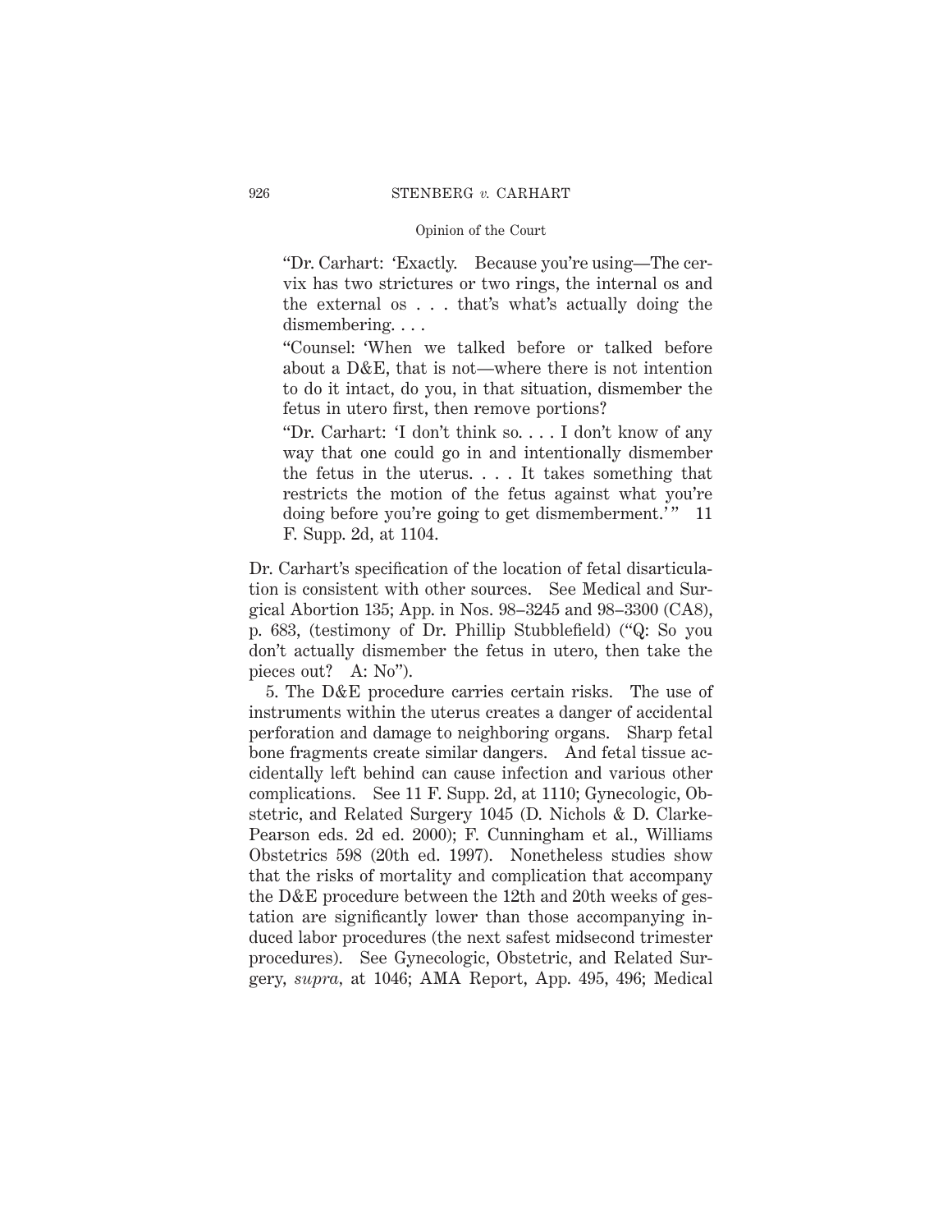> "Dr. Carhart: 'Exactly. Because you're using—The cervix has two strictures or two rings, the internal os and the external os . . . that's what's actually doing the dismembering. . . .
>
> "Counsel: 'When we talked before or talked before about a D&E, that is not—where there is not intention to do it intact, do you, in that situation, dismember the fetus in utero first, then remove portions?
>
> "Dr. Carhart: 'I don't think so. . . . I don't know of any way that one could go in and intentionally dismember the fetus in the uterus. . . . It takes something that restricts the motion of the fetus against what you're doing before you're going to get dismemberment.'" 11 F. Supp. 2d, at 1104.

Dr. Carhart's specification of the location of fetal disarticulation is consistent with other sources. See Medical and Surgical Abortion 135; App. in Nos. 98–3245 and 98–3300 (CA8), p. 683, (testimony of Dr. Phillip Stubblefield) ("Q: So you don't actually dismember the fetus in utero, then take the pieces out? A: No").

5. The D&E procedure carries certain risks. The use of instruments within the uterus creates a danger of accidental perforation and damage to neighboring organs. Sharp fetal bone fragments create similar dangers. And fetal tissue accidentally left behind can cause infection and various other complications. See 11 F. Supp. 2d, at 1110; Gynecologic, Obstetric, and Related Surgery 1045 (D. Nichols & D. Clarke-Pearson eds. 2d ed. 2000); F. Cunningham et al., Williams Obstetrics 598 (20th ed. 1997). Nonetheless studies show that the risks of mortality and complication that accompany the D&E procedure between the 12th and 20th weeks of gestation are significantly lower than those accompanying induced labor procedures (the next safest midsecond trimester procedures). See Gynecologic, Obstetric, and Related Surgery, *supra*, at 1046; AMA Report, App. 495, 496; Medical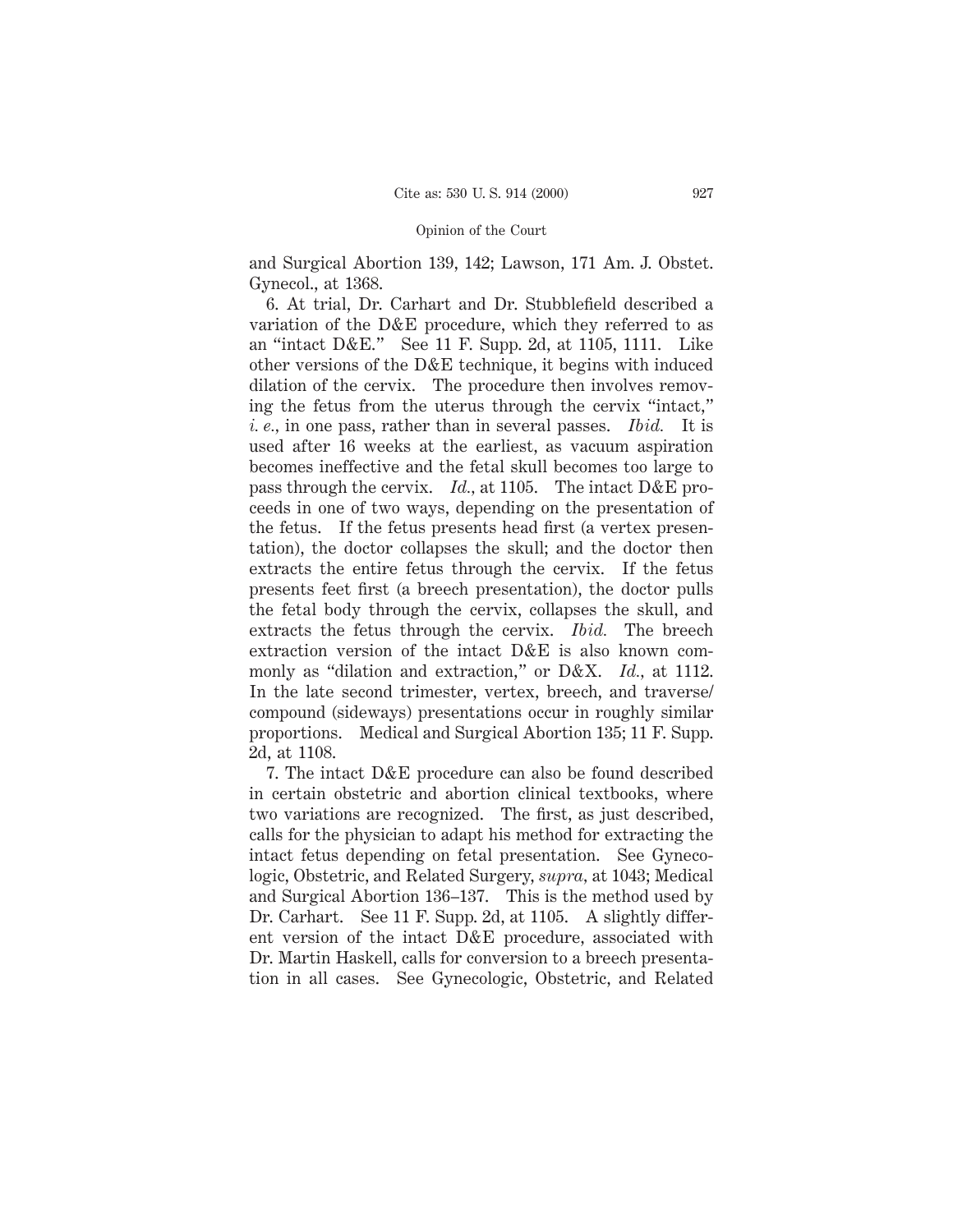and Surgical Abortion 139, 142; Lawson, 171 Am. J. Obstet. Gynecol., at 1368.

6. At trial, Dr. Carhart and Dr. Stubblefield described a variation of the D&E procedure, which they referred to as an "intact D&E." See 11 F. Supp. 2d, at 1105, 1111. Like other versions of the D&E technique, it begins with induced dilation of the cervix. The procedure then involves removing the fetus from the uterus through the cervix "intact," *i. e.*, in one pass, rather than in several passes. *Ibid.* It is used after 16 weeks at the earliest, as vacuum aspiration becomes ineffective and the fetal skull becomes too large to pass through the cervix. *Id.*, at 1105. The intact D&E proceeds in one of two ways, depending on the presentation of the fetus. If the fetus presents head first (a vertex presentation), the doctor collapses the skull; and the doctor then extracts the entire fetus through the cervix. If the fetus presents feet first (a breech presentation), the doctor pulls the fetal body through the cervix, collapses the skull, and extracts the fetus through the cervix. *Ibid.* The breech extraction version of the intact D&E is also known commonly as "dilation and extraction," or D&X. *Id.*, at 1112. In the late second trimester, vertex, breech, and traverse/compound (sideways) presentations occur in roughly similar proportions. Medical and Surgical Abortion 135; 11 F. Supp. 2d, at 1108.

7. The intact D&E procedure can also be found described in certain obstetric and abortion clinical textbooks, where two variations are recognized. The first, as just described, calls for the physician to adapt his method for extracting the intact fetus depending on fetal presentation. See Gynecologic, Obstetric, and Related Surgery, *supra*, at 1043; Medical and Surgical Abortion 136–137. This is the method used by Dr. Carhart. See 11 F. Supp. 2d, at 1105. A slightly different version of the intact D&E procedure, associated with Dr. Martin Haskell, calls for conversion to a breech presentation in all cases. See Gynecologic, Obstetric, and Related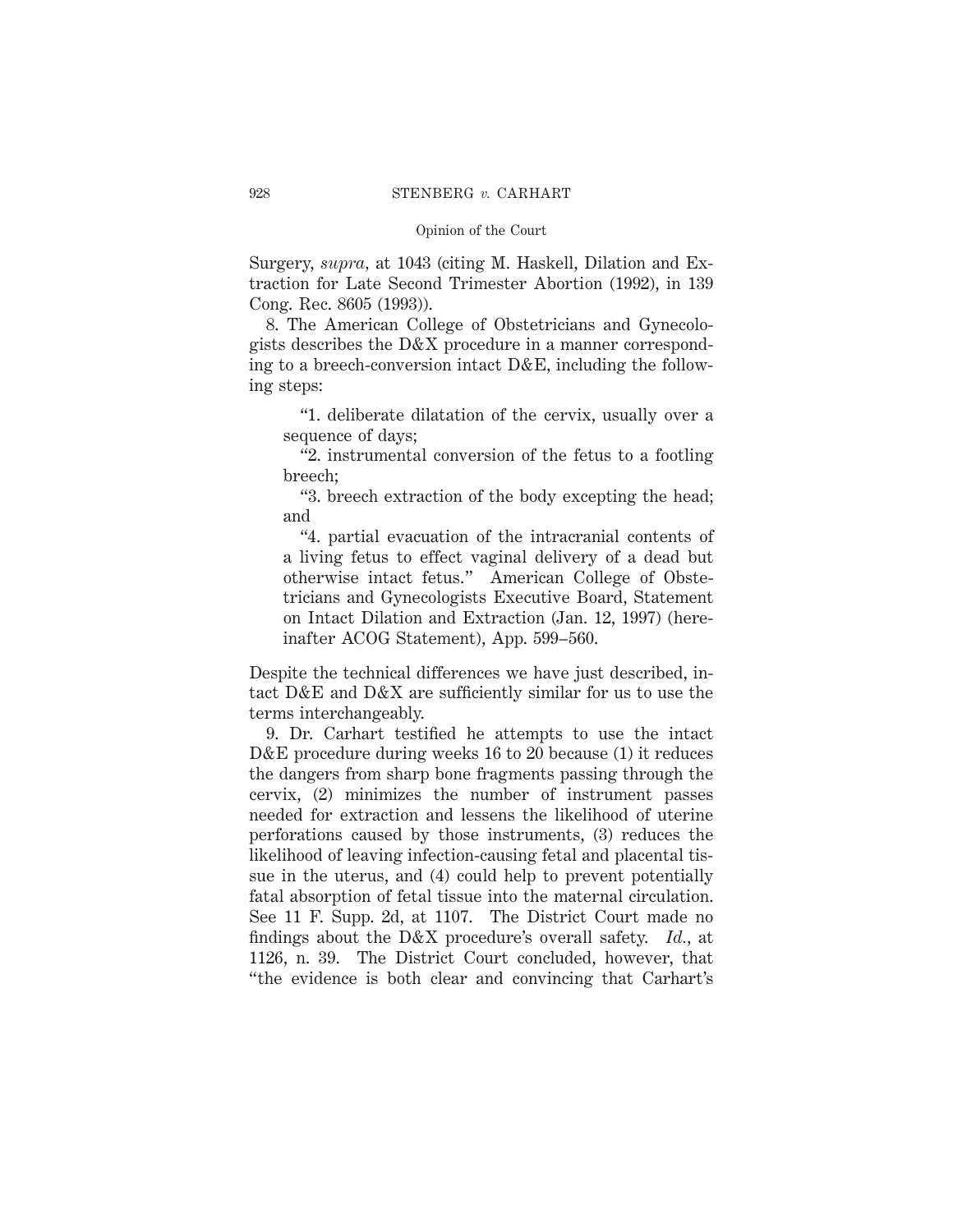Surgery, *supra,* at 1043 (citing M. Haskell, Dilation and Extraction for Late Second Trimester Abortion (1992), in 139 Cong. Rec. 8605 (1993)).

8. The American College of Obstetricians and Gynecologists describes the D&X procedure in a manner corresponding to a breech-conversion intact D&E, including the following steps:

> "1. deliberate dilatation of the cervix, usually over a sequence of days;
>
> "2. instrumental conversion of the fetus to a footling breech;
>
> "3. breech extraction of the body excepting the head; and
>
> "4. partial evacuation of the intracranial contents of a living fetus to effect vaginal delivery of a dead but otherwise intact fetus." American College of Obstetricians and Gynecologists Executive Board, Statement on Intact Dilation and Extraction (Jan. 12, 1997) (hereinafter ACOG Statement), App. 599–560.

Despite the technical differences we have just described, intact D&E and D&X are sufficiently similar for us to use the terms interchangeably.

9. Dr. Carhart testified he attempts to use the intact D&E procedure during weeks 16 to 20 because (1) it reduces the dangers from sharp bone fragments passing through the cervix, (2) minimizes the number of instrument passes needed for extraction and lessens the likelihood of uterine perforations caused by those instruments, (3) reduces the likelihood of leaving infection-causing fetal and placental tissue in the uterus, and (4) could help to prevent potentially fatal absorption of fetal tissue into the maternal circulation. See 11 F. Supp. 2d, at 1107. The District Court made no findings about the D&X procedure's overall safety. *Id.*, at 1126, n. 39. The District Court concluded, however, that "the evidence is both clear and convincing that Carhart's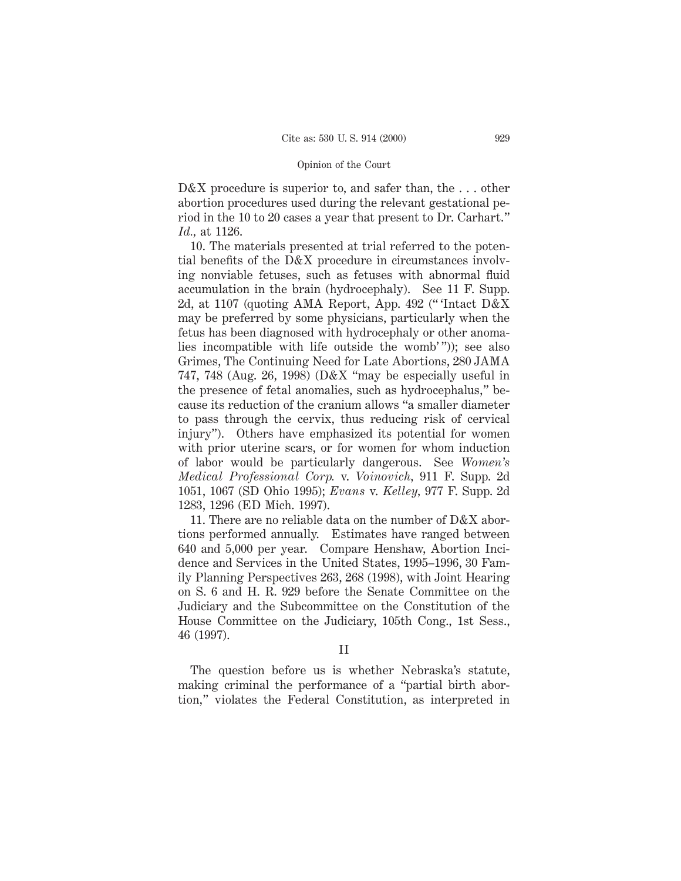D&X procedure is superior to, and safer than, the . . . other abortion procedures used during the relevant gestational period in the 10 to 20 cases a year that present to Dr. Carhart." *Id.*, at 1126.

10. The materials presented at trial referred to the potential benefits of the D&X procedure in circumstances involving nonviable fetuses, such as fetuses with abnormal fluid accumulation in the brain (hydrocephaly). See 11 F. Supp. 2d, at 1107 (quoting AMA Report, App. 492 ("'Intact D&X may be preferred by some physicians, particularly when the fetus has been diagnosed with hydrocephaly or other anomalies incompatible with life outside the womb'")); see also Grimes, The Continuing Need for Late Abortions, 280 JAMA 747, 748 (Aug. 26, 1998) (D&X "may be especially useful in the presence of fetal anomalies, such as hydrocephalus," because its reduction of the cranium allows "a smaller diameter to pass through the cervix, thus reducing risk of cervical injury"). Others have emphasized its potential for women with prior uterine scars, or for women for whom induction of labor would be particularly dangerous. See *Women's Medical Professional Corp.* v. *Voinovich*, 911 F. Supp. 2d 1051, 1067 (SD Ohio 1995); *Evans* v. *Kelley*, 977 F. Supp. 2d 1283, 1296 (ED Mich. 1997).

11. There are no reliable data on the number of D&X abortions performed annually. Estimates have ranged between 640 and 5,000 per year. Compare Henshaw, Abortion Incidence and Services in the United States, 1995–1996, 30 Family Planning Perspectives 263, 268 (1998), with Joint Hearing on S. 6 and H. R. 929 before the Senate Committee on the Judiciary and the Subcommittee on the Constitution of the House Committee on the Judiciary, 105th Cong., 1st Sess., 46 (1997).

## II

The question before us is whether Nebraska's statute, making criminal the performance of a "partial birth abortion," violates the Federal Constitution, as interpreted in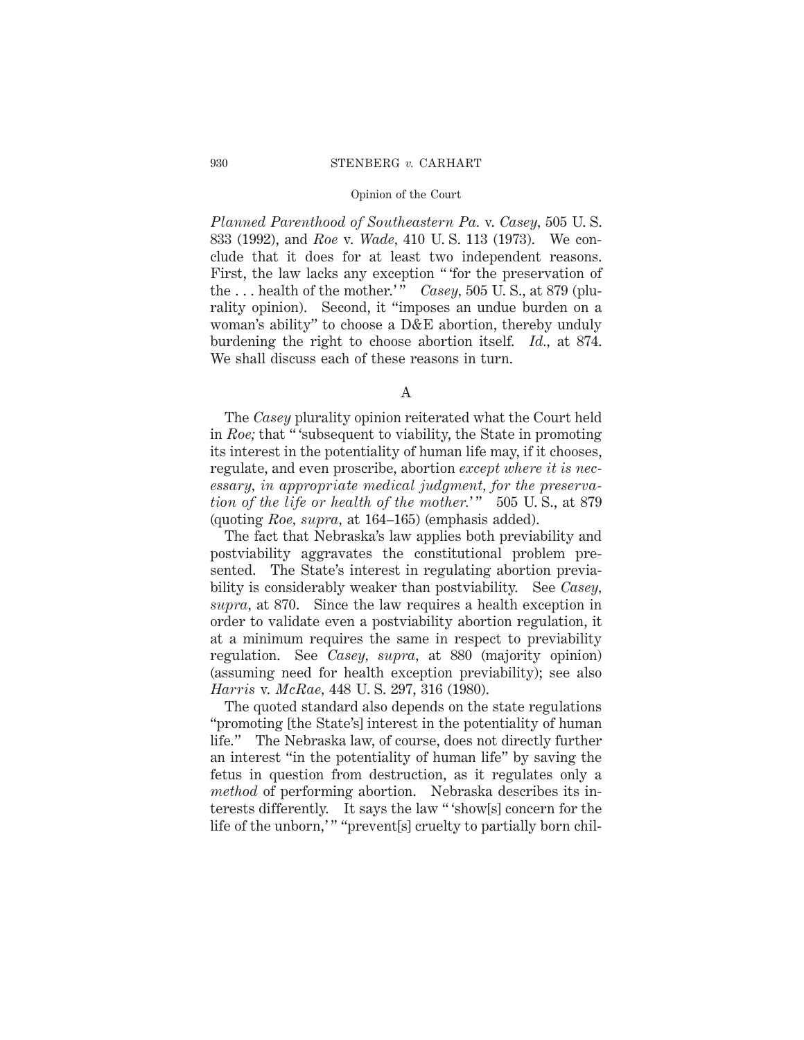*Planned Parenthood of Southeastern Pa.* v. *Casey,* 505 U. S. 833 (1992), and *Roe* v. *Wade,* 410 U. S. 113 (1973). We conclude that it does for at least two independent reasons. First, the law lacks any exception " 'for the preservation of the . . . health of the mother.' " *Casey,* 505 U. S., at 879 (plurality opinion). Second, it "imposes an undue burden on a woman's ability" to choose a D&E abortion, thereby unduly burdening the right to choose abortion itself. *Id.,* at 874. We shall discuss each of these reasons in turn.

A

The *Casey* plurality opinion reiterated what the Court held in *Roe;* that " 'subsequent to viability, the State in promoting its interest in the potentiality of human life may, if it chooses, regulate, and even proscribe, abortion *except where it is necessary, in appropriate medical judgment, for the preservation of the life or health of the mother.*' " 505 U. S., at 879 (quoting *Roe, supra,* at 164–165) (emphasis added).

The fact that Nebraska's law applies both previability and postviability aggravates the constitutional problem presented. The State's interest in regulating abortion previability is considerably weaker than postviability. See *Casey, supra,* at 870. Since the law requires a health exception in order to validate even a postviability abortion regulation, it at a minimum requires the same in respect to previability regulation. See *Casey, supra,* at 880 (majority opinion) (assuming need for health exception previability); see also *Harris* v. *McRae,* 448 U. S. 297, 316 (1980).

The quoted standard also depends on the state regulations "promoting [the State's] interest in the potentiality of human life." The Nebraska law, of course, does not directly further an interest "in the potentiality of human life" by saving the fetus in question from destruction, as it regulates only a *method* of performing abortion. Nebraska describes its interests differently. It says the law " 'show[s] concern for the life of the unborn,' " "prevent[s] cruelty to partially born chil-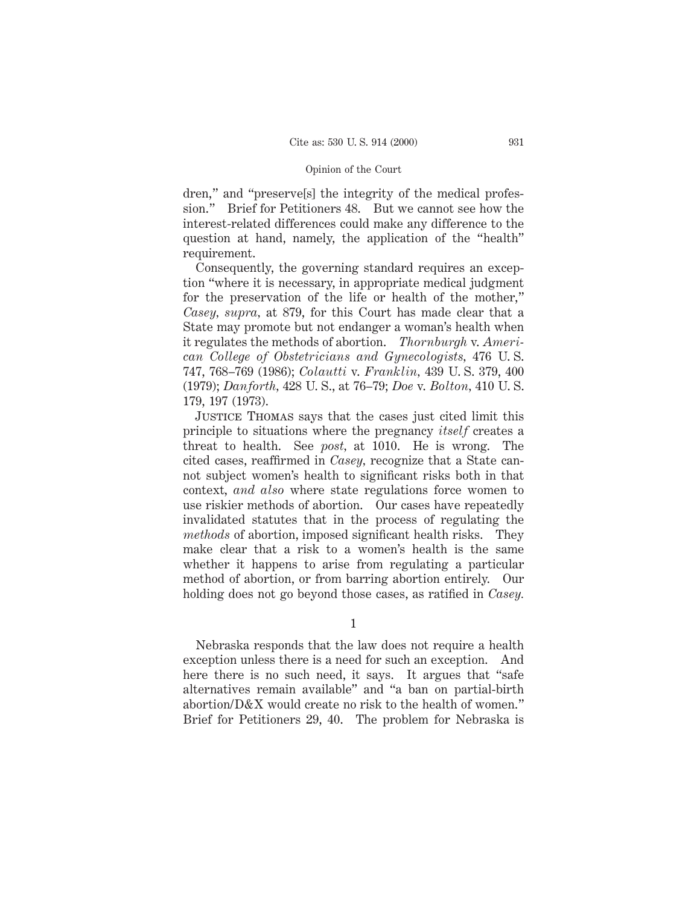dren," and "preserve[s] the integrity of the medical profession." Brief for Petitioners 48. But we cannot see how the interest-related differences could make any difference to the question at hand, namely, the application of the "health" requirement.

Consequently, the governing standard requires an exception "where it is necessary, in appropriate medical judgment for the preservation of the life or health of the mother," *Casey, supra,* at 879, for this Court has made clear that a State may promote but not endanger a woman's health when it regulates the methods of abortion. *Thornburgh* v. *American College of Obstetricians and Gynecologists,* 476 U. S. 747, 768–769 (1986); *Colautti* v. *Franklin,* 439 U. S. 379, 400 (1979); *Danforth,* 428 U. S., at 76–79; *Doe* v. *Bolton,* 410 U. S. 179, 197 (1973).

Justice Thomas says that the cases just cited limit this principle to situations where the pregnancy *itself* creates a threat to health. See *post,* at 1010. He is wrong. The cited cases, reaffirmed in *Casey,* recognize that a State cannot subject women's health to significant risks both in that context, *and also* where state regulations force women to use riskier methods of abortion. Our cases have repeatedly invalidated statutes that in the process of regulating the *methods* of abortion, imposed significant health risks. They make clear that a risk to a women's health is the same whether it happens to arise from regulating a particular method of abortion, or from barring abortion entirely. Our holding does not go beyond those cases, as ratified in *Casey.*

1

Nebraska responds that the law does not require a health exception unless there is a need for such an exception. And here there is no such need, it says. It argues that "safe alternatives remain available" and "a ban on partial-birth abortion/D&X would create no risk to the health of women." Brief for Petitioners 29, 40. The problem for Nebraska is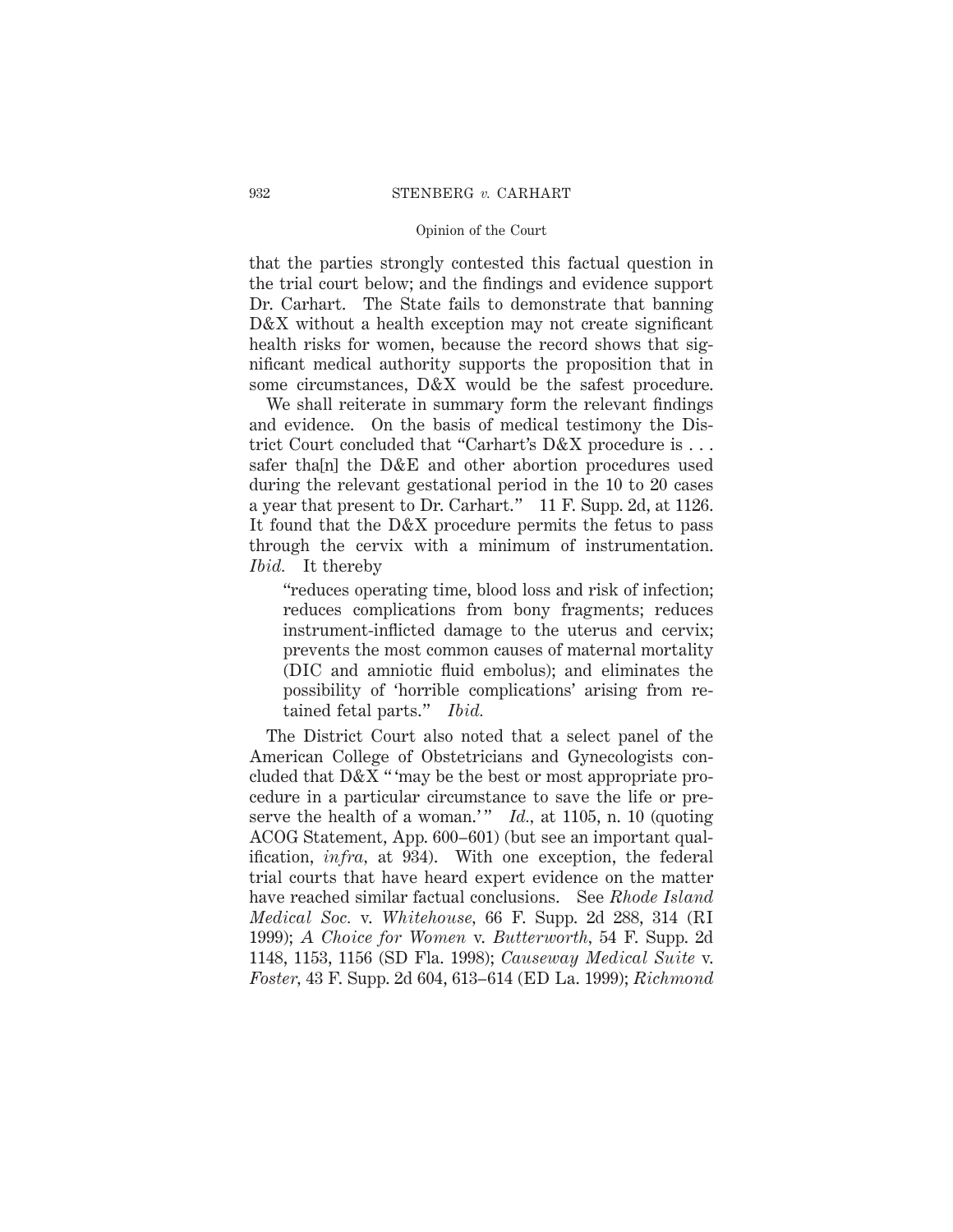that the parties strongly contested this factual question in the trial court below; and the findings and evidence support Dr. Carhart. The State fails to demonstrate that banning D&X without a health exception may not create significant health risks for women, because the record shows that significant medical authority supports the proposition that in some circumstances, D&X would be the safest procedure.

We shall reiterate in summary form the relevant findings and evidence. On the basis of medical testimony the District Court concluded that "Carhart's D&X procedure is . . . safer tha[n] the D&E and other abortion procedures used during the relevant gestational period in the 10 to 20 cases a year that present to Dr. Carhart." 11 F. Supp. 2d, at 1126. It found that the D&X procedure permits the fetus to pass through the cervix with a minimum of instrumentation. *Ibid.* It thereby

> "reduces operating time, blood loss and risk of infection; reduces complications from bony fragments; reduces instrument-inflicted damage to the uterus and cervix; prevents the most common causes of maternal mortality (DIC and amniotic fluid embolus); and eliminates the possibility of 'horrible complications' arising from retained fetal parts." *Ibid.*

The District Court also noted that a select panel of the American College of Obstetricians and Gynecologists concluded that D&X " 'may be the best or most appropriate procedure in a particular circumstance to save the life or preserve the health of a woman.' " *Id.*, at 1105, n. 10 (quoting ACOG Statement, App. 600–601) (but see an important qualification, *infra*, at 934). With one exception, the federal trial courts that have heard expert evidence on the matter have reached similar factual conclusions. See *Rhode Island Medical Soc.* v. *Whitehouse*, 66 F. Supp. 2d 288, 314 (RI 1999); *A Choice for Women* v. *Butterworth*, 54 F. Supp. 2d 1148, 1153, 1156 (SD Fla. 1998); *Causeway Medical Suite* v. *Foster*, 43 F. Supp. 2d 604, 613–614 (ED La. 1999); *Richmond*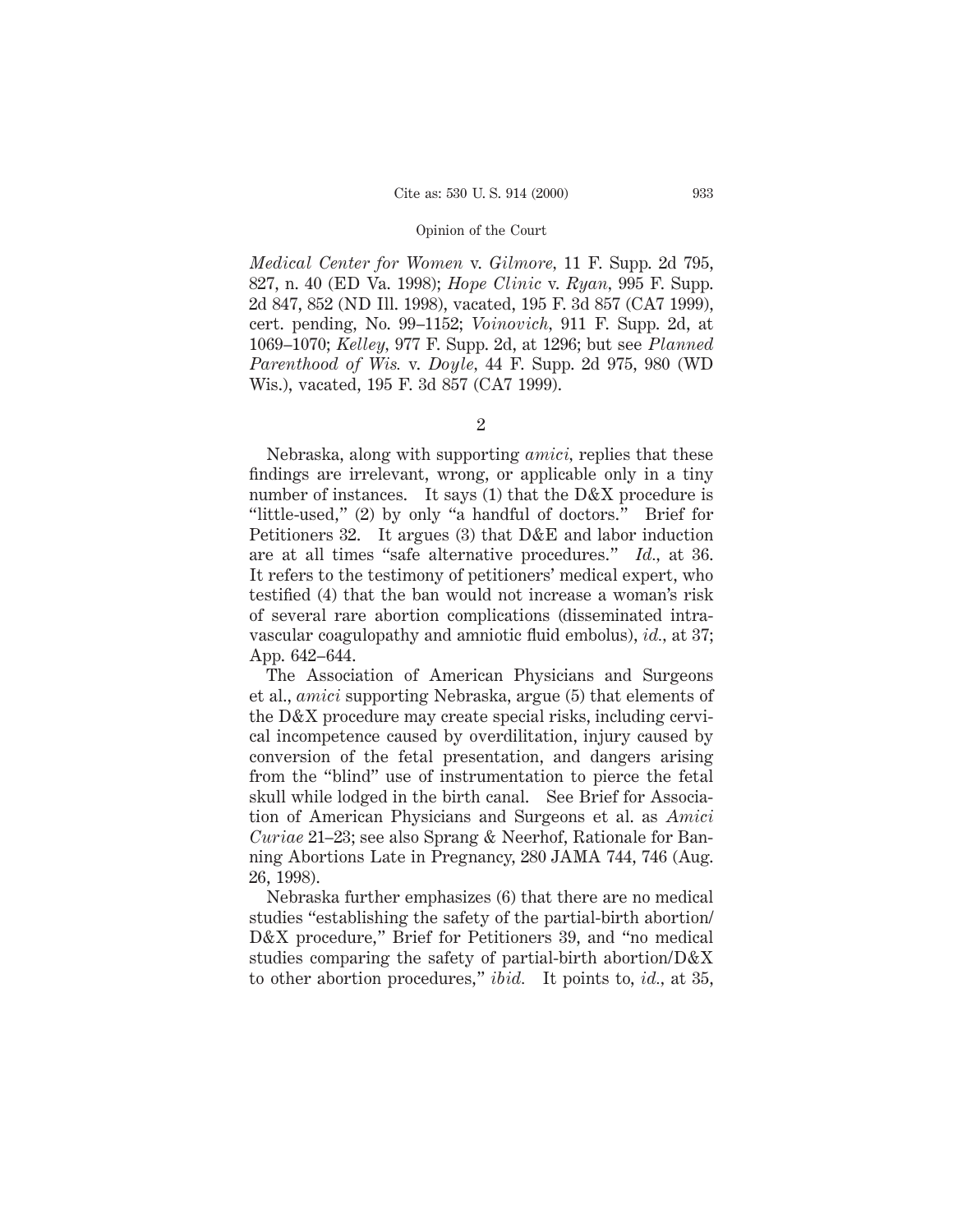*Medical Center for Women* v. *Gilmore,* 11 F. Supp. 2d 795, 827, n. 40 (ED Va. 1998); *Hope Clinic* v. *Ryan,* 995 F. Supp. 2d 847, 852 (ND Ill. 1998), vacated, 195 F. 3d 857 (CA7 1999), cert. pending, No. 99–1152; *Voinovich,* 911 F. Supp. 2d, at 1069–1070; *Kelley,* 977 F. Supp. 2d, at 1296; but see *Planned Parenthood of Wis.* v. *Doyle,* 44 F. Supp. 2d 975, 980 (WD Wis.), vacated, 195 F. 3d 857 (CA7 1999).

2

Nebraska, along with supporting *amici,* replies that these findings are irrelevant, wrong, or applicable only in a tiny number of instances. It says (1) that the D&X procedure is "little-used," (2) by only "a handful of doctors." Brief for Petitioners 32. It argues (3) that D&E and labor induction are at all times "safe alternative procedures." *Id.,* at 36. It refers to the testimony of petitioners' medical expert, who testified (4) that the ban would not increase a woman's risk of several rare abortion complications (disseminated intravascular coagulopathy and amniotic fluid embolus), *id.,* at 37; App. 642–644.

The Association of American Physicians and Surgeons et al., *amici* supporting Nebraska, argue (5) that elements of the D&X procedure may create special risks, including cervical incompetence caused by overdilitation, injury caused by conversion of the fetal presentation, and dangers arising from the "blind" use of instrumentation to pierce the fetal skull while lodged in the birth canal. See Brief for Association of American Physicians and Surgeons et al. as *Amici Curiae* 21–23; see also Sprang & Neerhof, Rationale for Banning Abortions Late in Pregnancy, 280 JAMA 744, 746 (Aug. 26, 1998).

Nebraska further emphasizes (6) that there are no medical studies "establishing the safety of the partial-birth abortion/D&X procedure," Brief for Petitioners 39, and "no medical studies comparing the safety of partial-birth abortion/D&X to other abortion procedures," *ibid.* It points to, *id.,* at 35,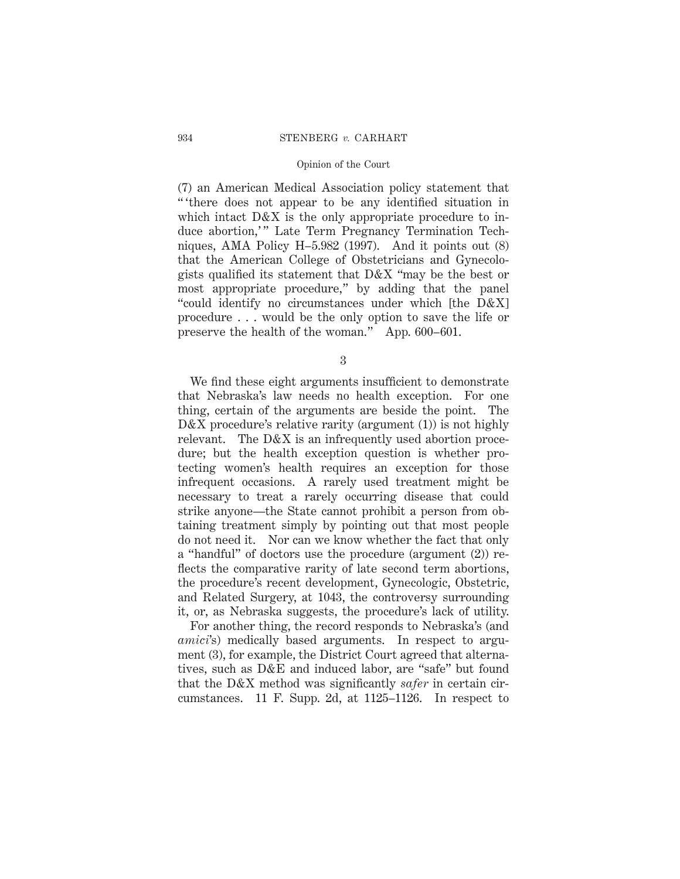(7) an American Medical Association policy statement that "'there does not appear to be any identified situation in which intact D&X is the only appropriate procedure to induce abortion,'" Late Term Pregnancy Termination Techniques, AMA Policy H–5.982 (1997). And it points out (8) that the American College of Obstetricians and Gynecologists qualified its statement that D&X "may be the best or most appropriate procedure," by adding that the panel "could identify no circumstances under which [the D&X] procedure . . . would be the only option to save the life or preserve the health of the woman." App. 600–601.

3

We find these eight arguments insufficient to demonstrate that Nebraska's law needs no health exception. For one thing, certain of the arguments are beside the point. The D&X procedure's relative rarity (argument (1)) is not highly relevant. The D&X is an infrequently used abortion procedure; but the health exception question is whether protecting women's health requires an exception for those infrequent occasions. A rarely used treatment might be necessary to treat a rarely occurring disease that could strike anyone—the State cannot prohibit a person from obtaining treatment simply by pointing out that most people do not need it. Nor can we know whether the fact that only a "handful" of doctors use the procedure (argument (2)) reflects the comparative rarity of late second term abortions, the procedure's recent development, Gynecologic, Obstetric, and Related Surgery, at 1043, the controversy surrounding it, or, as Nebraska suggests, the procedure's lack of utility.

For another thing, the record responds to Nebraska's (and *amici*'s) medically based arguments. In respect to argument (3), for example, the District Court agreed that alternatives, such as D&E and induced labor, are "safe" but found that the D&X method was significantly *safer* in certain circumstances. 11 F. Supp. 2d, at 1125–1126. In respect to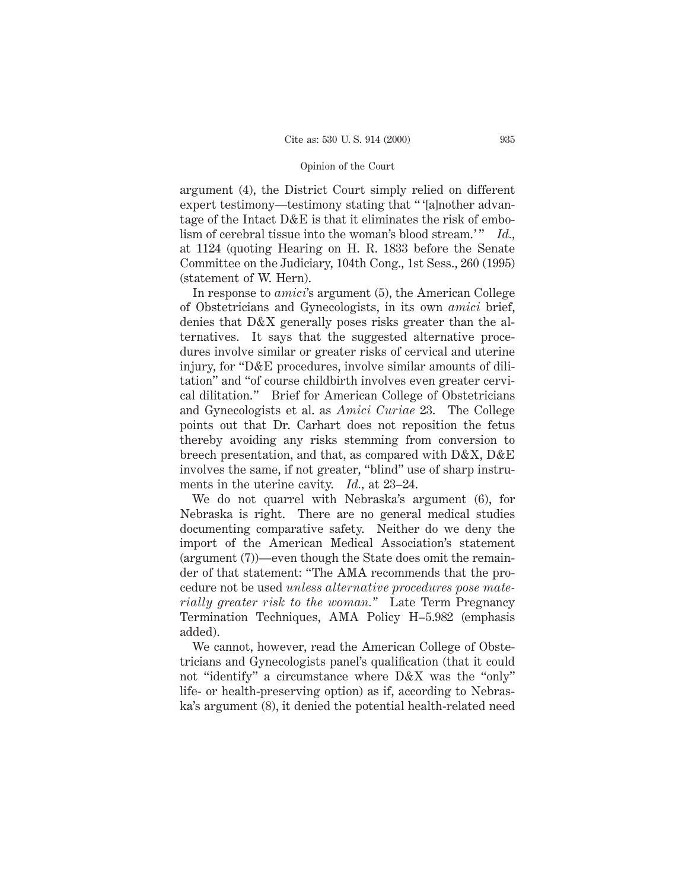argument (4), the District Court simply relied on different expert testimony—testimony stating that " '[a]nother advantage of the Intact D&E is that it eliminates the risk of embolism of cerebral tissue into the woman's blood stream.' " *Id.*, at 1124 (quoting Hearing on H. R. 1833 before the Senate Committee on the Judiciary, 104th Cong., 1st Sess., 260 (1995) (statement of W. Hern).

In response to *amici*'s argument (5), the American College of Obstetricians and Gynecologists, in its own *amici* brief, denies that D&X generally poses risks greater than the alternatives. It says that the suggested alternative procedures involve similar or greater risks of cervical and uterine injury, for "D&E procedures, involve similar amounts of dilitation" and "of course childbirth involves even greater cervical dilitation." Brief for American College of Obstetricians and Gynecologists et al. as *Amici Curiae* 23. The College points out that Dr. Carhart does not reposition the fetus thereby avoiding any risks stemming from conversion to breech presentation, and that, as compared with D&X, D&E involves the same, if not greater, "blind" use of sharp instruments in the uterine cavity. *Id.*, at 23–24.

We do not quarrel with Nebraska's argument (6), for Nebraska is right. There are no general medical studies documenting comparative safety. Neither do we deny the import of the American Medical Association's statement (argument (7))—even though the State does omit the remainder of that statement: "The AMA recommends that the procedure not be used *unless alternative procedures pose materially greater risk to the woman.*" Late Term Pregnancy Termination Techniques, AMA Policy H–5.982 (emphasis added).

We cannot, however, read the American College of Obstetricians and Gynecologists panel's qualification (that it could not "identify" a circumstance where D&X was the "only" life- or health-preserving option) as if, according to Nebraska's argument (8), it denied the potential health-related need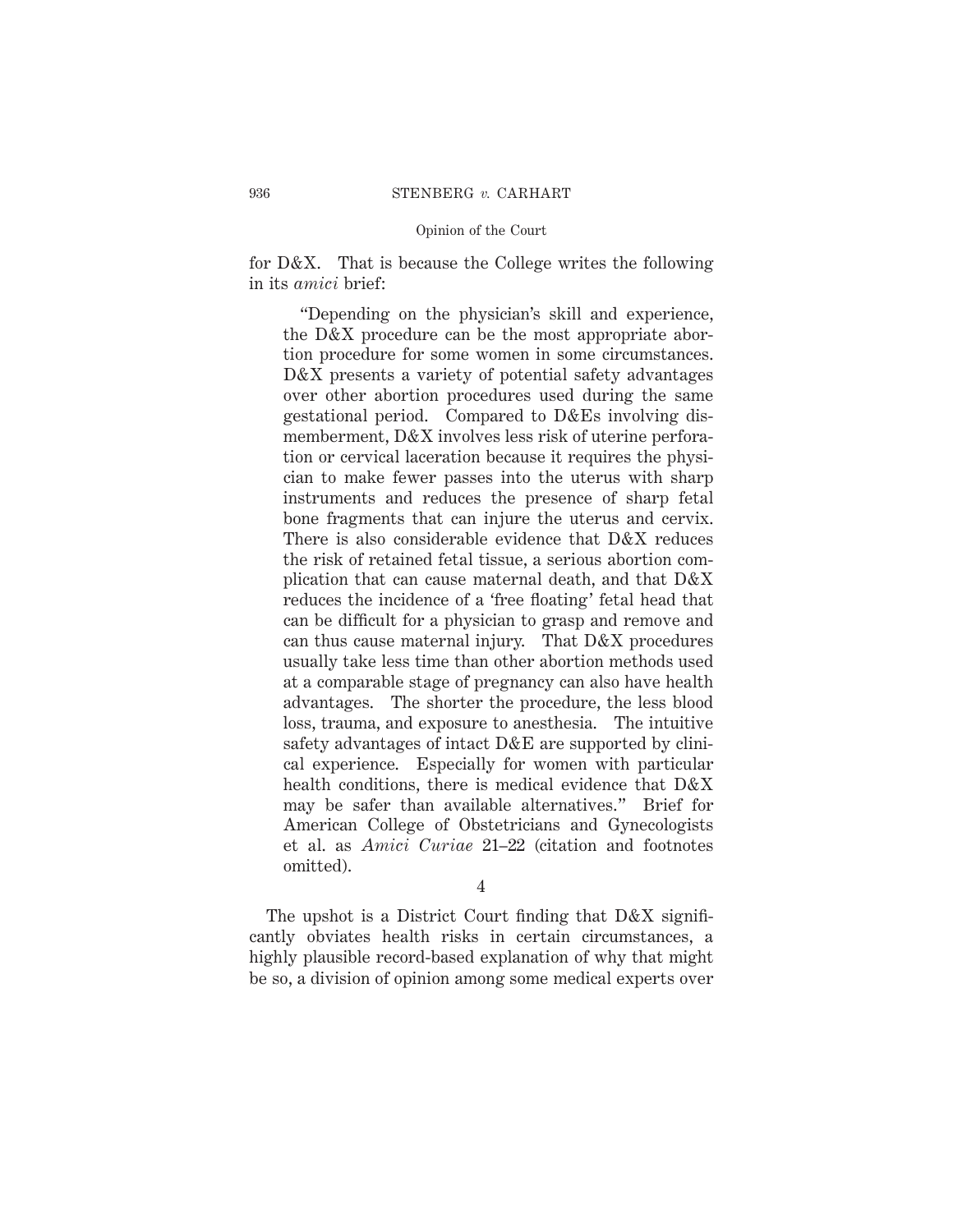for D&X. That is because the College writes the following in its *amici* brief:

> "Depending on the physician's skill and experience, the D&X procedure can be the most appropriate abortion procedure for some women in some circumstances. D&X presents a variety of potential safety advantages over other abortion procedures used during the same gestational period. Compared to D&Es involving dismemberment, D&X involves less risk of uterine perforation or cervical laceration because it requires the physician to make fewer passes into the uterus with sharp instruments and reduces the presence of sharp fetal bone fragments that can injure the uterus and cervix. There is also considerable evidence that D&X reduces the risk of retained fetal tissue, a serious abortion complication that can cause maternal death, and that D&X reduces the incidence of a 'free floating' fetal head that can be difficult for a physician to grasp and remove and can thus cause maternal injury. That D&X procedures usually take less time than other abortion methods used at a comparable stage of pregnancy can also have health advantages. The shorter the procedure, the less blood loss, trauma, and exposure to anesthesia. The intuitive safety advantages of intact D&E are supported by clinical experience. Especially for women with particular health conditions, there is medical evidence that D&X may be safer than available alternatives." Brief for American College of Obstetricians and Gynecologists et al. as *Amici Curiae* 21–22 (citation and footnotes omitted).

4

The upshot is a District Court finding that D&X significantly obviates health risks in certain circumstances, a highly plausible record-based explanation of why that might be so, a division of opinion among some medical experts over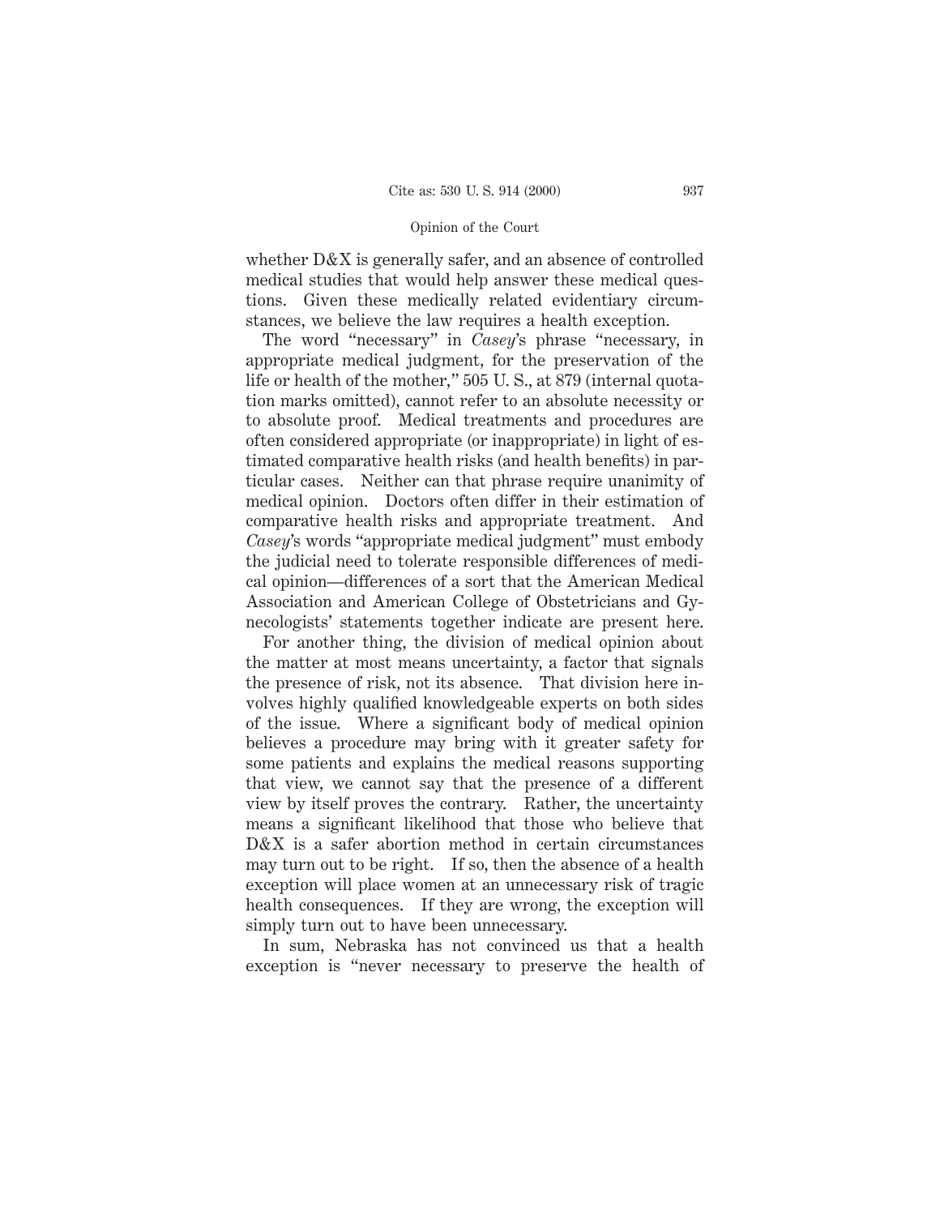whether D&X is generally safer, and an absence of controlled medical studies that would help answer these medical questions. Given these medically related evidentiary circumstances, we believe the law requires a health exception.

The word "necessary" in *Casey*'s phrase "necessary, in appropriate medical judgment, for the preservation of the life or health of the mother," 505 U. S., at 879 (internal quotation marks omitted), cannot refer to an absolute necessity or to absolute proof. Medical treatments and procedures are often considered appropriate (or inappropriate) in light of estimated comparative health risks (and health benefits) in particular cases. Neither can that phrase require unanimity of medical opinion. Doctors often differ in their estimation of comparative health risks and appropriate treatment. And *Casey*'s words "appropriate medical judgment" must embody the judicial need to tolerate responsible differences of medical opinion—differences of a sort that the American Medical Association and American College of Obstetricians and Gynecologists' statements together indicate are present here.

For another thing, the division of medical opinion about the matter at most means uncertainty, a factor that signals the presence of risk, not its absence. That division here involves highly qualified knowledgeable experts on both sides of the issue. Where a significant body of medical opinion believes a procedure may bring with it greater safety for some patients and explains the medical reasons supporting that view, we cannot say that the presence of a different view by itself proves the contrary. Rather, the uncertainty means a significant likelihood that those who believe that D&X is a safer abortion method in certain circumstances may turn out to be right. If so, then the absence of a health exception will place women at an unnecessary risk of tragic health consequences. If they are wrong, the exception will simply turn out to have been unnecessary.

In sum, Nebraska has not convinced us that a health exception is "never necessary to preserve the health of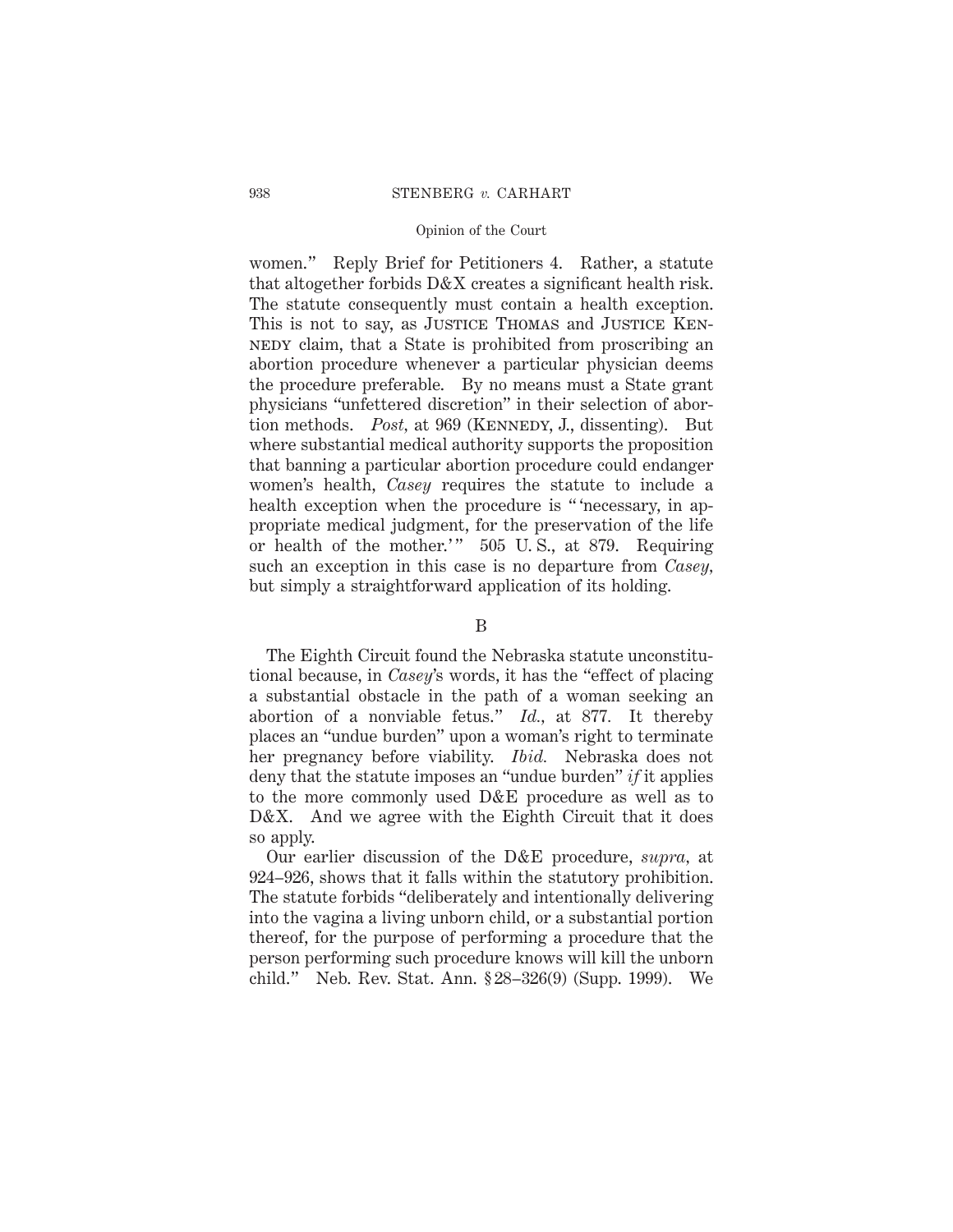women." Reply Brief for Petitioners 4. Rather, a statute that altogether forbids D&X creates a significant health risk. The statute consequently must contain a health exception. This is not to say, as Justice Thomas and Justice Kennedy claim, that a State is prohibited from proscribing an abortion procedure whenever a particular physician deems the procedure preferable. By no means must a State grant physicians "unfettered discretion" in their selection of abortion methods. *Post,* at 969 (Kennedy, J., dissenting). But where substantial medical authority supports the proposition that banning a particular abortion procedure could endanger women's health, *Casey* requires the statute to include a health exception when the procedure is "'necessary, in appropriate medical judgment, for the preservation of the life or health of the mother.'" 505 U. S., at 879. Requiring such an exception in this case is no departure from *Casey,* but simply a straightforward application of its holding.

B

The Eighth Circuit found the Nebraska statute unconstitutional because, in *Casey*'s words, it has the "effect of placing a substantial obstacle in the path of a woman seeking an abortion of a nonviable fetus." *Id.,* at 877. It thereby places an "undue burden" upon a woman's right to terminate her pregnancy before viability. *Ibid.* Nebraska does not deny that the statute imposes an "undue burden" *if* it applies to the more commonly used D&E procedure as well as to D&X. And we agree with the Eighth Circuit that it does so apply.

Our earlier discussion of the D&E procedure, *supra,* at 924–926, shows that it falls within the statutory prohibition. The statute forbids "deliberately and intentionally delivering into the vagina a living unborn child, or a substantial portion thereof, for the purpose of performing a procedure that the person performing such procedure knows will kill the unborn child." Neb. Rev. Stat. Ann. § 28–326(9) (Supp. 1999). We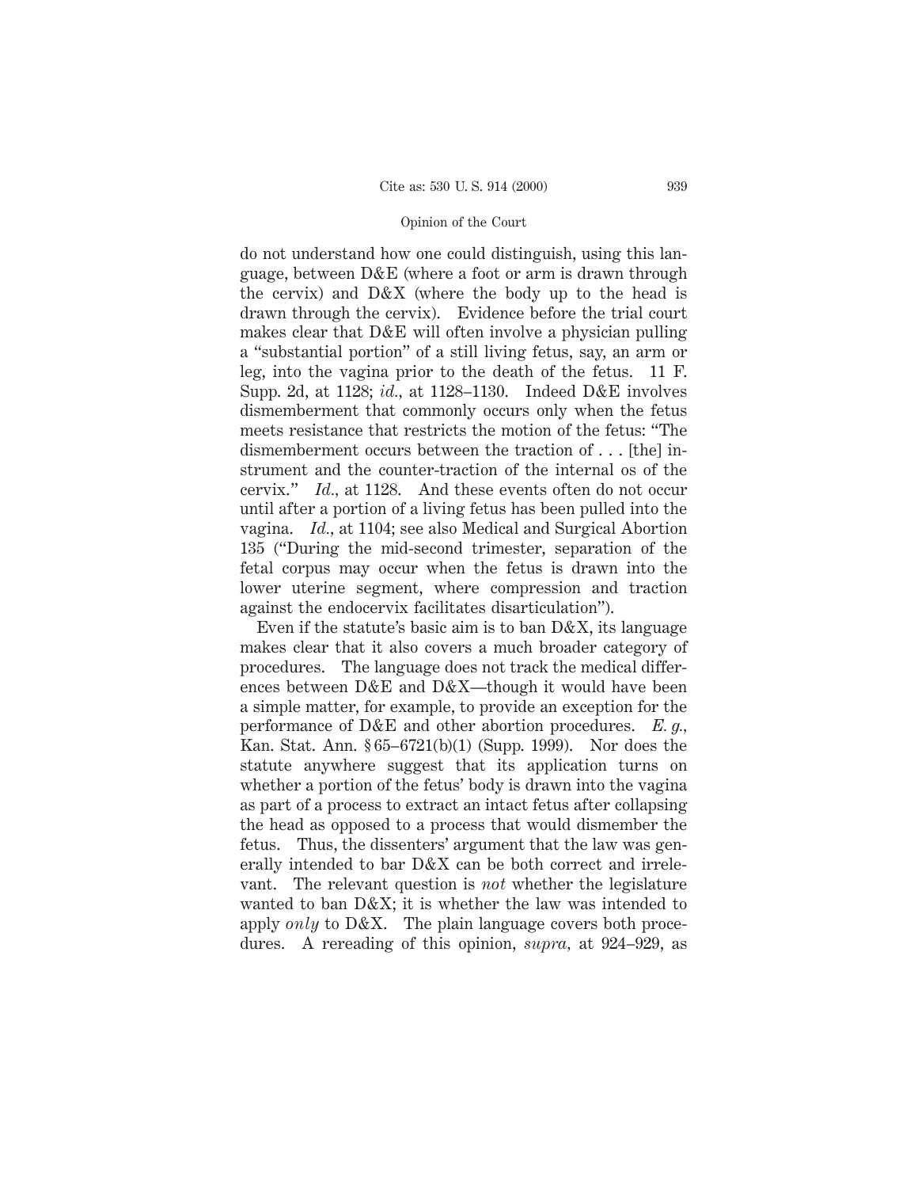do not understand how one could distinguish, using this language, between D&E (where a foot or arm is drawn through the cervix) and D&X (where the body up to the head is drawn through the cervix). Evidence before the trial court makes clear that D&E will often involve a physician pulling a "substantial portion" of a still living fetus, say, an arm or leg, into the vagina prior to the death of the fetus. 11 F. Supp. 2d, at 1128; *id.*, at 1128–1130. Indeed D&E involves dismemberment that commonly occurs only when the fetus meets resistance that restricts the motion of the fetus: "The dismemberment occurs between the traction of . . . [the] instrument and the counter-traction of the internal os of the cervix." *Id.*, at 1128. And these events often do not occur until after a portion of a living fetus has been pulled into the vagina. *Id.*, at 1104; see also Medical and Surgical Abortion 135 ("During the mid-second trimester, separation of the fetal corpus may occur when the fetus is drawn into the lower uterine segment, where compression and traction against the endocervix facilitates disarticulation").

Even if the statute's basic aim is to ban D&X, its language makes clear that it also covers a much broader category of procedures. The language does not track the medical differences between D&E and D&X—though it would have been a simple matter, for example, to provide an exception for the performance of D&E and other abortion procedures. *E. g.*, Kan. Stat. Ann. § 65–6721(b)(1) (Supp. 1999). Nor does the statute anywhere suggest that its application turns on whether a portion of the fetus' body is drawn into the vagina as part of a process to extract an intact fetus after collapsing the head as opposed to a process that would dismember the fetus. Thus, the dissenters' argument that the law was generally intended to bar D&X can be both correct and irrelevant. The relevant question is *not* whether the legislature wanted to ban D&X; it is whether the law was intended to apply *only* to D&X. The plain language covers both procedures. A rereading of this opinion, *supra*, at 924–929, as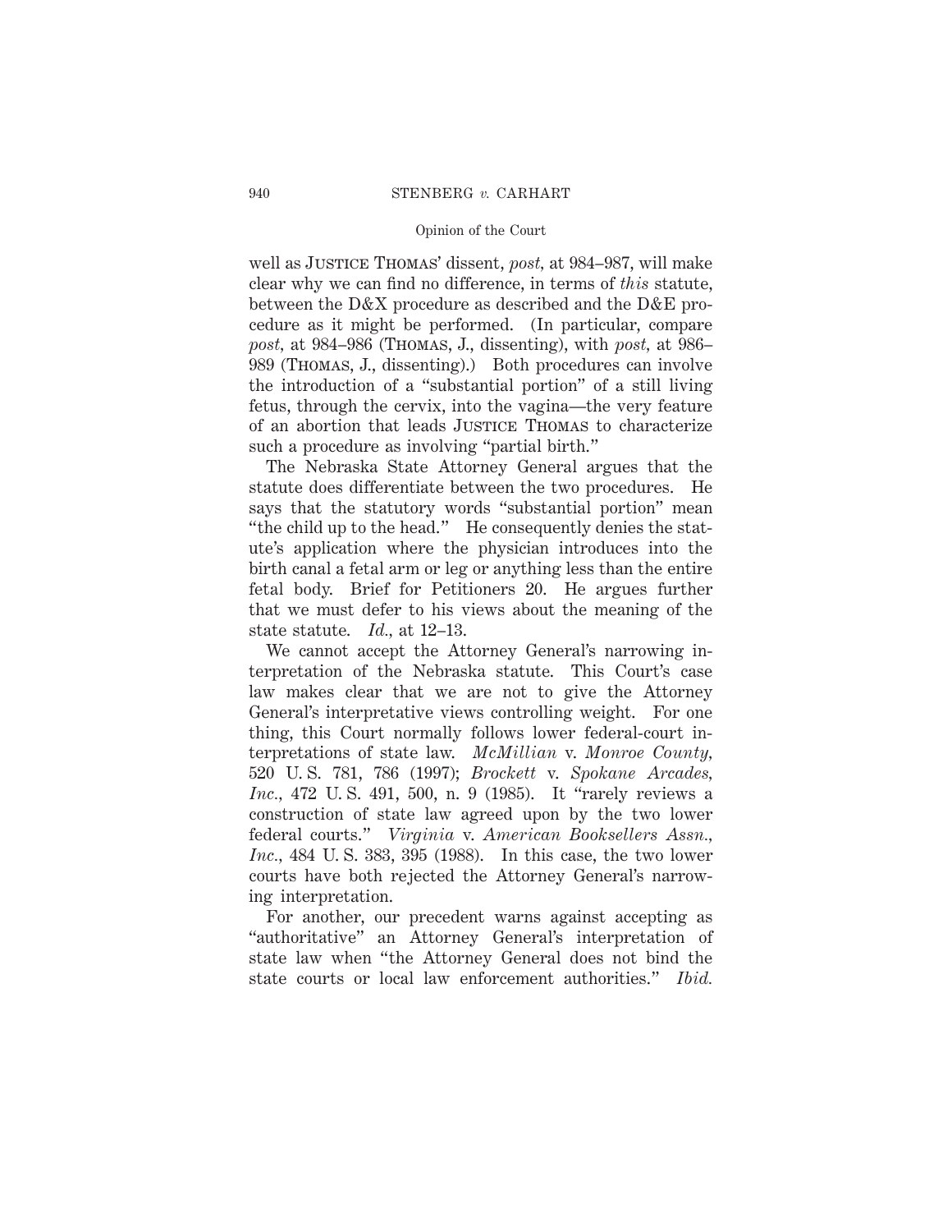well as Justice Thomas' dissent, *post*, at 984–987, will make clear why we can find no difference, in terms of *this* statute, between the D&X procedure as described and the D&E procedure as it might be performed. (In particular, compare *post*, at 984–986 (Thomas, J., dissenting), with *post*, at 986–989 (Thomas, J., dissenting).) Both procedures can involve the introduction of a "substantial portion" of a still living fetus, through the cervix, into the vagina—the very feature of an abortion that leads Justice Thomas to characterize such a procedure as involving "partial birth."

The Nebraska State Attorney General argues that the statute does differentiate between the two procedures. He says that the statutory words "substantial portion" mean "the child up to the head." He consequently denies the statute's application where the physician introduces into the birth canal a fetal arm or leg or anything less than the entire fetal body. Brief for Petitioners 20. He argues further that we must defer to his views about the meaning of the state statute. *Id.*, at 12–13.

We cannot accept the Attorney General's narrowing interpretation of the Nebraska statute. This Court's case law makes clear that we are not to give the Attorney General's interpretative views controlling weight. For one thing, this Court normally follows lower federal-court interpretations of state law. *McMillian* v. *Monroe County*, 520 U. S. 781, 786 (1997); *Brockett* v. *Spokane Arcades, Inc.*, 472 U. S. 491, 500, n. 9 (1985). It "rarely reviews a construction of state law agreed upon by the two lower federal courts." *Virginia* v. *American Booksellers Assn., Inc.*, 484 U. S. 383, 395 (1988). In this case, the two lower courts have both rejected the Attorney General's narrowing interpretation.

For another, our precedent warns against accepting as "authoritative" an Attorney General's interpretation of state law when "the Attorney General does not bind the state courts or local law enforcement authorities." *Ibid.*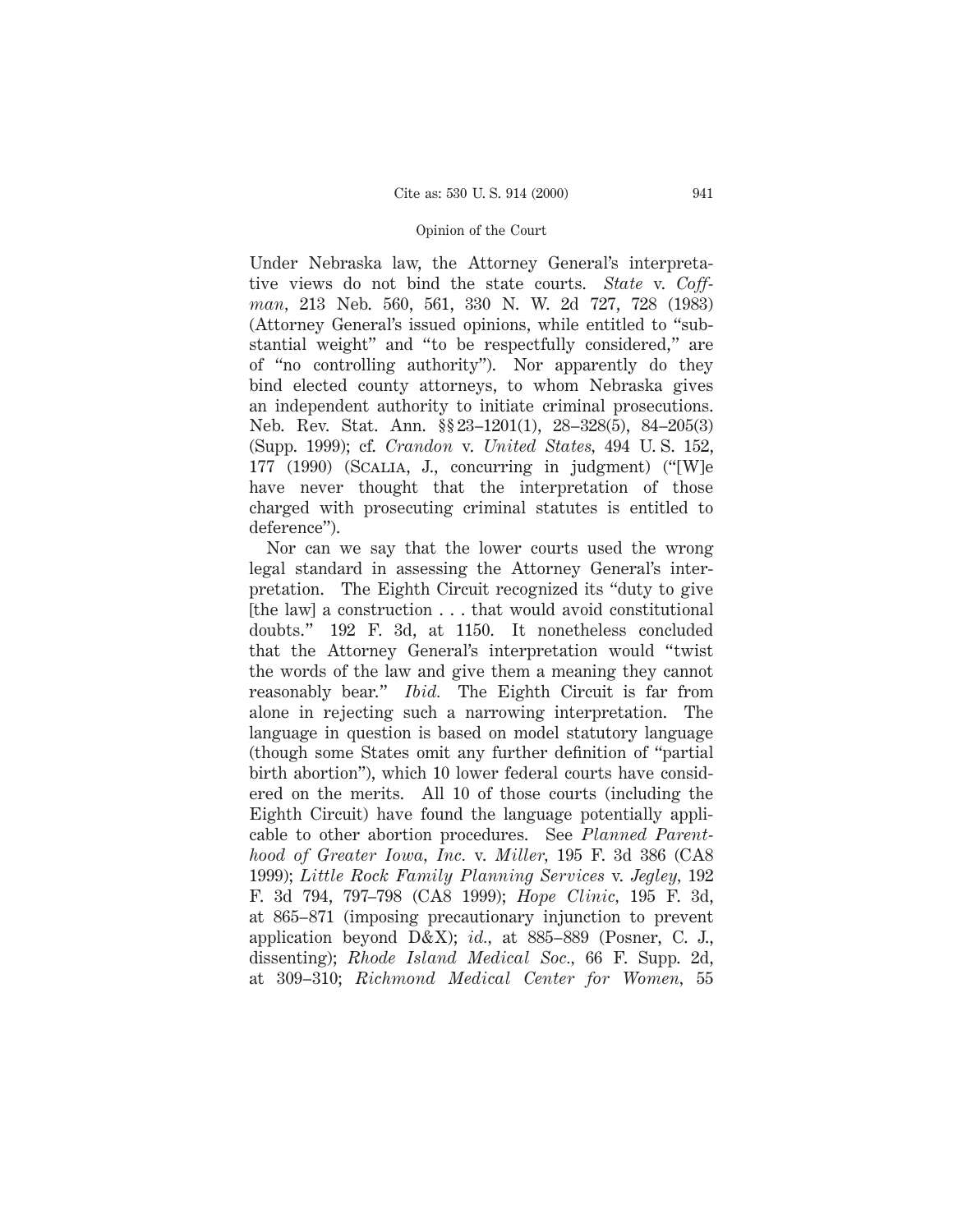Under Nebraska law, the Attorney General's interpretative views do not bind the state courts. *State* v. *Coffman*, 213 Neb. 560, 561, 330 N. W. 2d 727, 728 (1983) (Attorney General's issued opinions, while entitled to "substantial weight" and "to be respectfully considered," are of "no controlling authority"). Nor apparently do they bind elected county attorneys, to whom Nebraska gives an independent authority to initiate criminal prosecutions. Neb. Rev. Stat. Ann. §§ 23–1201(1), 28–328(5), 84–205(3) (Supp. 1999); cf. *Crandon* v. *United States*, 494 U. S. 152, 177 (1990) (Scalia, J., concurring in judgment) ("[W]e have never thought that the interpretation of those charged with prosecuting criminal statutes is entitled to deference").

Nor can we say that the lower courts used the wrong legal standard in assessing the Attorney General's interpretation. The Eighth Circuit recognized its "duty to give [the law] a construction . . . that would avoid constitutional doubts." 192 F. 3d, at 1150. It nonetheless concluded that the Attorney General's interpretation would "twist the words of the law and give them a meaning they cannot reasonably bear." *Ibid.* The Eighth Circuit is far from alone in rejecting such a narrowing interpretation. The language in question is based on model statutory language (though some States omit any further definition of "partial birth abortion"), which 10 lower federal courts have considered on the merits. All 10 of those courts (including the Eighth Circuit) have found the language potentially applicable to other abortion procedures. See *Planned Parenthood of Greater Iowa, Inc.* v. *Miller*, 195 F. 3d 386 (CA8 1999); *Little Rock Family Planning Services* v. *Jegley*, 192 F. 3d 794, 797–798 (CA8 1999); *Hope Clinic*, 195 F. 3d, at 865–871 (imposing precautionary injunction to prevent application beyond D&X); *id.*, at 885–889 (Posner, C. J., dissenting); *Rhode Island Medical Soc.*, 66 F. Supp. 2d, at 309–310; *Richmond Medical Center for Women*, 55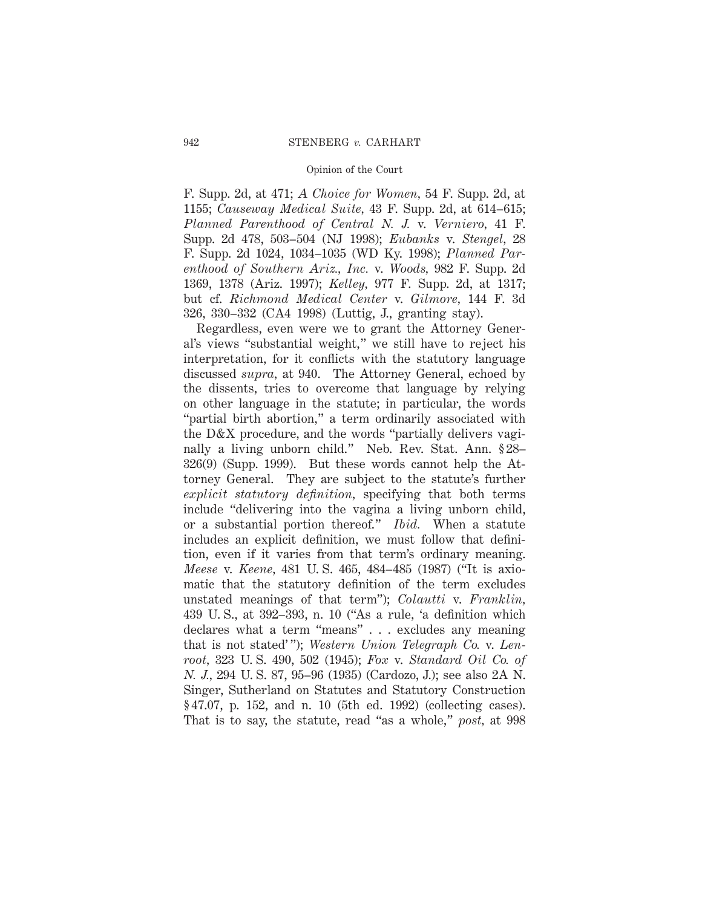F. Supp. 2d, at 471; *A Choice for Women*, 54 F. Supp. 2d, at 1155; *Causeway Medical Suite*, 43 F. Supp. 2d, at 614–615; *Planned Parenthood of Central N. J.* v. *Verniero*, 41 F. Supp. 2d 478, 503–504 (NJ 1998); *Eubanks* v. *Stengel*, 28 F. Supp. 2d 1024, 1034–1035 (WD Ky. 1998); *Planned Parenthood of Southern Ariz., Inc.* v. *Woods*, 982 F. Supp. 2d 1369, 1378 (Ariz. 1997); *Kelley*, 977 F. Supp. 2d, at 1317; but cf. *Richmond Medical Center* v. *Gilmore*, 144 F. 3d 326, 330–332 (CA4 1998) (Luttig, J., granting stay).

Regardless, even were we to grant the Attorney General's views "substantial weight," we still have to reject his interpretation, for it conflicts with the statutory language discussed *supra*, at 940. The Attorney General, echoed by the dissents, tries to overcome that language by relying on other language in the statute; in particular, the words "partial birth abortion," a term ordinarily associated with the D&X procedure, and the words "partially delivers vaginally a living unborn child." Neb. Rev. Stat. Ann. §28–326(9) (Supp. 1999). But these words cannot help the Attorney General. They are subject to the statute's further *explicit statutory definition*, specifying that both terms include "delivering into the vagina a living unborn child, or a substantial portion thereof." *Ibid.* When a statute includes an explicit definition, we must follow that definition, even if it varies from that term's ordinary meaning. *Meese* v. *Keene*, 481 U. S. 465, 484–485 (1987) ("It is axiomatic that the statutory definition of the term excludes unstated meanings of that term"); *Colautti* v. *Franklin*, 439 U. S., at 392–393, n. 10 ("As a rule, 'a definition which declares what a term "means" . . . excludes any meaning that is not stated'"); *Western Union Telegraph Co.* v. *Lenroot*, 323 U. S. 490, 502 (1945); *Fox* v. *Standard Oil Co. of N. J.*, 294 U. S. 87, 95–96 (1935) (Cardozo, J.); see also 2A N. Singer, Sutherland on Statutes and Statutory Construction §47.07, p. 152, and n. 10 (5th ed. 1992) (collecting cases). That is to say, the statute, read "as a whole," *post*, at 998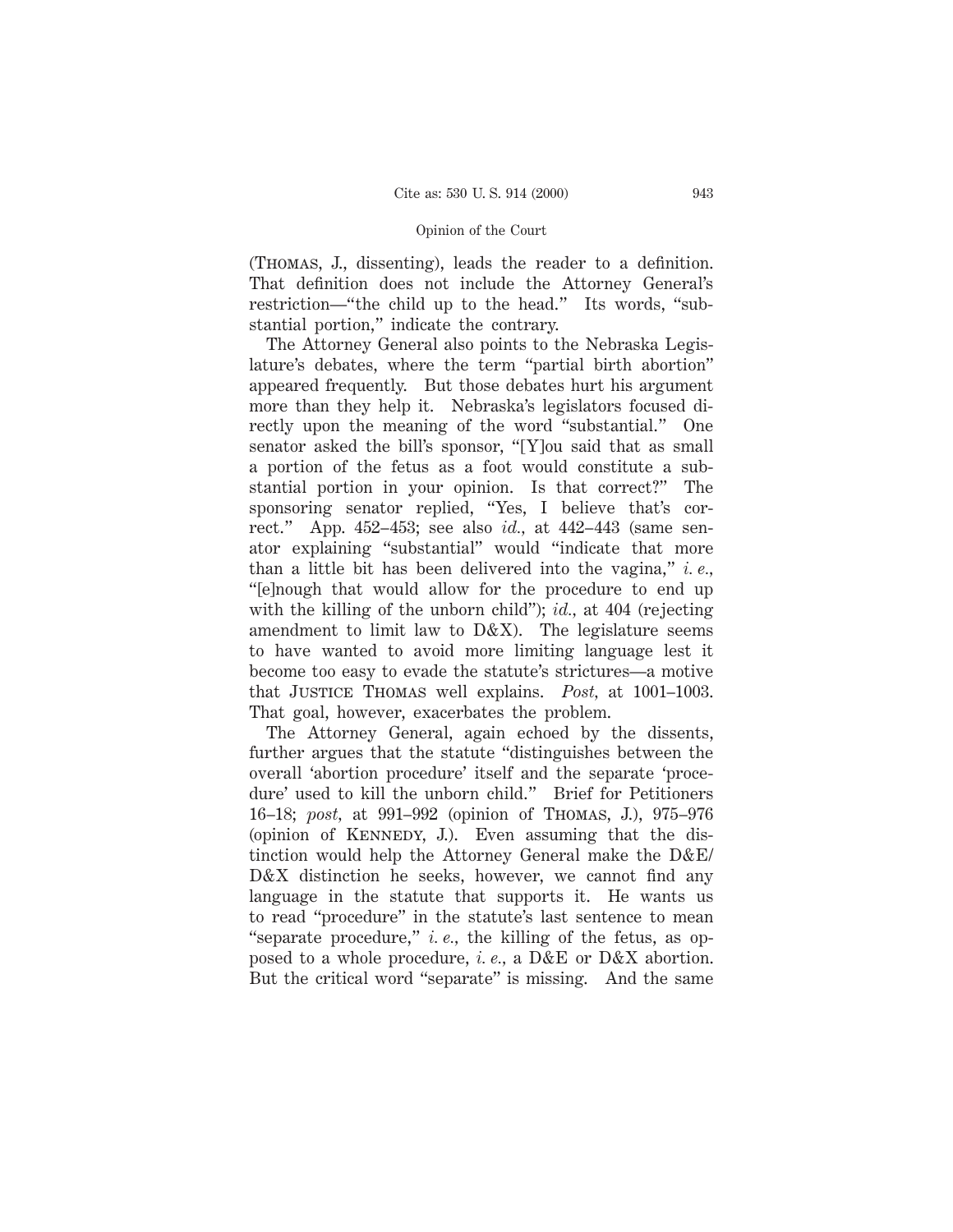(THOMAS, J., dissenting), leads the reader to a definition. That definition does not include the Attorney General's restriction—"the child up to the head." Its words, "substantial portion," indicate the contrary.

The Attorney General also points to the Nebraska Legislature's debates, where the term "partial birth abortion" appeared frequently. But those debates hurt his argument more than they help it. Nebraska's legislators focused directly upon the meaning of the word "substantial." One senator asked the bill's sponsor, "[Y]ou said that as small a portion of the fetus as a foot would constitute a substantial portion in your opinion. Is that correct?" The sponsoring senator replied, "Yes, I believe that's correct." App. 452–453; see also *id.*, at 442–443 (same senator explaining "substantial" would "indicate that more than a little bit has been delivered into the vagina," *i. e.*, "[e]nough that would allow for the procedure to end up with the killing of the unborn child"); *id.*, at 404 (rejecting amendment to limit law to D&X). The legislature seems to have wanted to avoid more limiting language lest it become too easy to evade the statute's strictures—a motive that JUSTICE THOMAS well explains. *Post,* at 1001–1003. That goal, however, exacerbates the problem.

The Attorney General, again echoed by the dissents, further argues that the statute "distinguishes between the overall 'abortion procedure' itself and the separate 'procedure' used to kill the unborn child." Brief for Petitioners 16–18; *post,* at 991–992 (opinion of THOMAS, J.), 975–976 (opinion of KENNEDY, J.). Even assuming that the distinction would help the Attorney General make the D&E/D&X distinction he seeks, however, we cannot find any language in the statute that supports it. He wants us to read "procedure" in the statute's last sentence to mean "separate procedure," *i. e.*, the killing of the fetus, as opposed to a whole procedure, *i. e.*, a D&E or D&X abortion. But the critical word "separate" is missing. And the same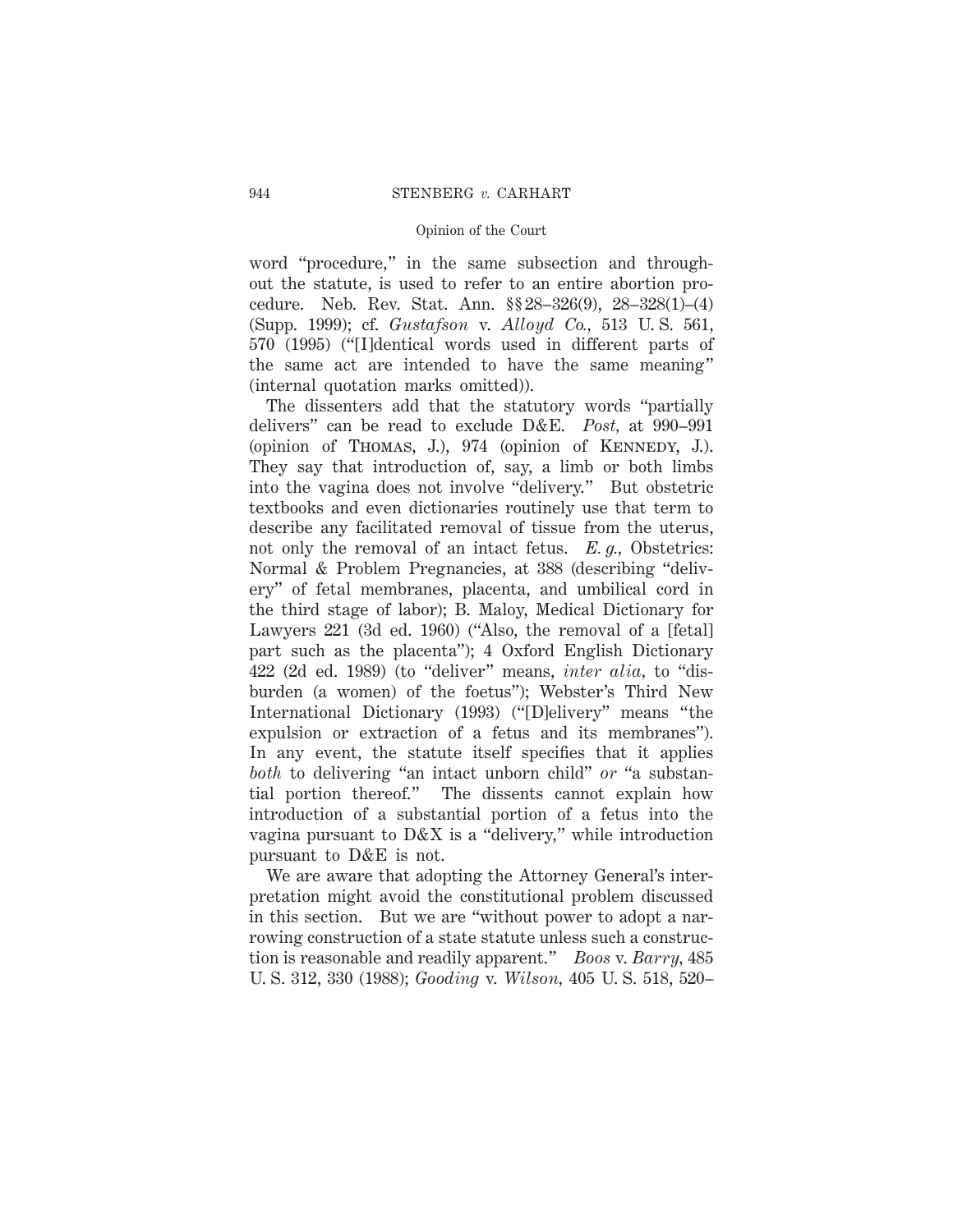word "procedure," in the same subsection and throughout the statute, is used to refer to an entire abortion procedure. Neb. Rev. Stat. Ann. §§ 28–326(9), 28–328(1)–(4) (Supp. 1999); cf. *Gustafson* v. *Alloyd Co.*, 513 U. S. 561, 570 (1995) ("[I]dentical words used in different parts of the same act are intended to have the same meaning" (internal quotation marks omitted)).

The dissenters add that the statutory words "partially delivers" can be read to exclude D&E. *Post*, at 990–991 (opinion of Thomas, J.), 974 (opinion of Kennedy, J.). They say that introduction of, say, a limb or both limbs into the vagina does not involve "delivery." But obstetric textbooks and even dictionaries routinely use that term to describe any facilitated removal of tissue from the uterus, not only the removal of an intact fetus. *E. g.*, Obstetrics: Normal & Problem Pregnancies, at 388 (describing "delivery" of fetal membranes, placenta, and umbilical cord in the third stage of labor); B. Maloy, Medical Dictionary for Lawyers 221 (3d ed. 1960) ("Also, the removal of a [fetal] part such as the placenta"); 4 Oxford English Dictionary 422 (2d ed. 1989) (to "deliver" means, *inter alia*, to "disburden (a women) of the foetus"); Webster's Third New International Dictionary (1993) ("[D]elivery" means "the expulsion or extraction of a fetus and its membranes"). In any event, the statute itself specifies that it applies *both* to delivering "an intact unborn child" *or* "a substantial portion thereof." The dissents cannot explain how introduction of a substantial portion of a fetus into the vagina pursuant to D&X is a "delivery," while introduction pursuant to D&E is not.

We are aware that adopting the Attorney General's interpretation might avoid the constitutional problem discussed in this section. But we are "without power to adopt a narrowing construction of a state statute unless such a construction is reasonable and readily apparent." *Boos* v. *Barry*, 485 U. S. 312, 330 (1988); *Gooding* v. *Wilson*, 405 U. S. 518, 520–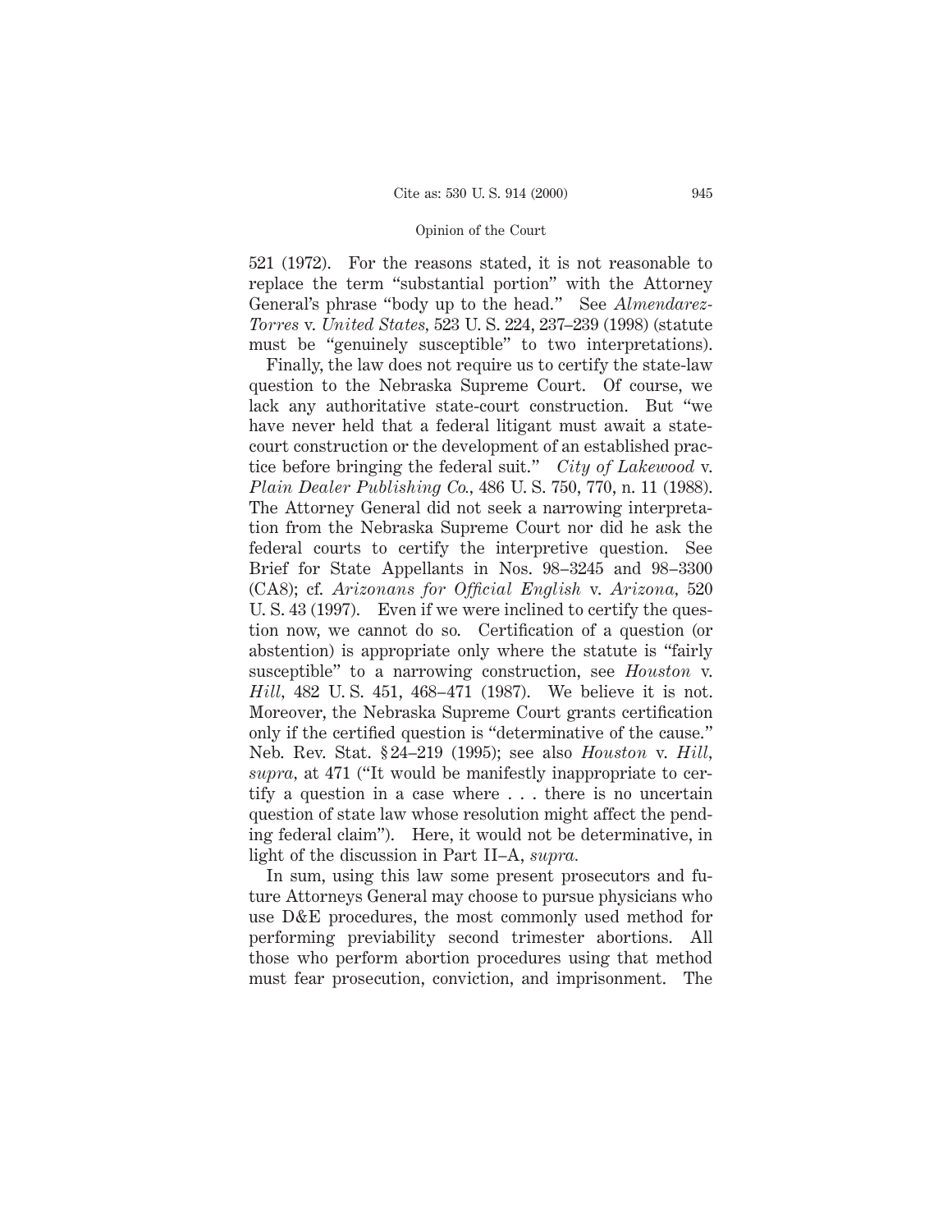521 (1972). For the reasons stated, it is not reasonable to replace the term "substantial portion" with the Attorney General's phrase "body up to the head." See *Almendarez-Torres* v. *United States*, 523 U. S. 224, 237–239 (1998) (statute must be "genuinely susceptible" to two interpretations).

Finally, the law does not require us to certify the state-law question to the Nebraska Supreme Court. Of course, we lack any authoritative state-court construction. But "we have never held that a federal litigant must await a state-court construction or the development of an established practice before bringing the federal suit." *City of Lakewood* v. *Plain Dealer Publishing Co.*, 486 U. S. 750, 770, n. 11 (1988). The Attorney General did not seek a narrowing interpretation from the Nebraska Supreme Court nor did he ask the federal courts to certify the interpretive question. See Brief for State Appellants in Nos. 98–3245 and 98–3300 (CA8); cf. *Arizonans for Official English* v. *Arizona*, 520 U. S. 43 (1997). Even if we were inclined to certify the question now, we cannot do so. Certification of a question (or abstention) is appropriate only where the statute is "fairly susceptible" to a narrowing construction, see *Houston* v. *Hill*, 482 U. S. 451, 468–471 (1987). We believe it is not. Moreover, the Nebraska Supreme Court grants certification only if the certified question is "determinative of the cause." Neb. Rev. Stat. § 24–219 (1995); see also *Houston* v. *Hill*, *supra*, at 471 ("It would be manifestly inappropriate to certify a question in a case where . . . there is no uncertain question of state law whose resolution might affect the pending federal claim"). Here, it would not be determinative, in light of the discussion in Part II–A, *supra*.

In sum, using this law some present prosecutors and future Attorneys General may choose to pursue physicians who use D&E procedures, the most commonly used method for performing previability second trimester abortions. All those who perform abortion procedures using that method must fear prosecution, conviction, and imprisonment. The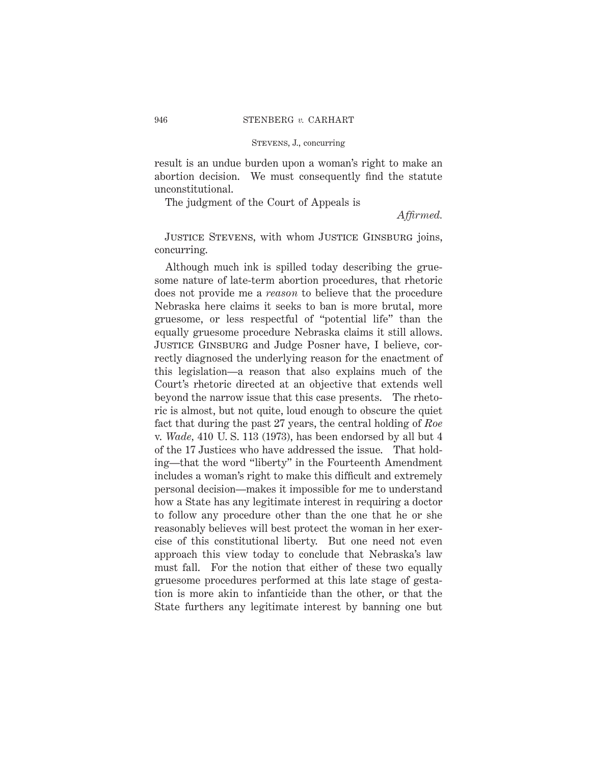result is an undue burden upon a woman's right to make an abortion decision. We must consequently find the statute unconstitutional.

The judgment of the Court of Appeals is

*Affirmed.*

Justice Stevens, with whom Justice Ginsburg joins, concurring.

Although much ink is spilled today describing the gruesome nature of late-term abortion procedures, that rhetoric does not provide me a *reason* to believe that the procedure Nebraska here claims it seeks to ban is more brutal, more gruesome, or less respectful of "potential life" than the equally gruesome procedure Nebraska claims it still allows. Justice Ginsburg and Judge Posner have, I believe, correctly diagnosed the underlying reason for the enactment of this legislation—a reason that also explains much of the Court's rhetoric directed at an objective that extends well beyond the narrow issue that this case presents. The rhetoric is almost, but not quite, loud enough to obscure the quiet fact that during the past 27 years, the central holding of *Roe* v. *Wade*, 410 U. S. 113 (1973), has been endorsed by all but 4 of the 17 Justices who have addressed the issue. That holding—that the word "liberty" in the Fourteenth Amendment includes a woman's right to make this difficult and extremely personal decision—makes it impossible for me to understand how a State has any legitimate interest in requiring a doctor to follow any procedure other than the one that he or she reasonably believes will best protect the woman in her exercise of this constitutional liberty. But one need not even approach this view today to conclude that Nebraska's law must fall. For the notion that either of these two equally gruesome procedures performed at this late stage of gestation is more akin to infanticide than the other, or that the State furthers any legitimate interest by banning one but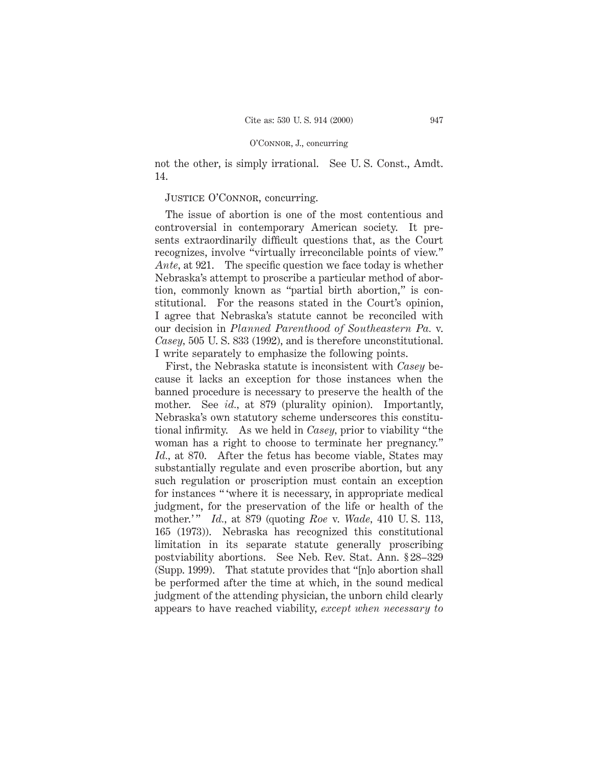not the other, is simply irrational. See U. S. Const., Amdt. 14.

JUSTICE O'CONNOR, concurring.

The issue of abortion is one of the most contentious and controversial in contemporary American society. It presents extraordinarily difficult questions that, as the Court recognizes, involve "virtually irreconcilable points of view." *Ante*, at 921. The specific question we face today is whether Nebraska's attempt to proscribe a particular method of abortion, commonly known as "partial birth abortion," is constitutional. For the reasons stated in the Court's opinion, I agree that Nebraska's statute cannot be reconciled with our decision in *Planned Parenthood of Southeastern Pa.* v. *Casey*, 505 U. S. 833 (1992), and is therefore unconstitutional. I write separately to emphasize the following points.

First, the Nebraska statute is inconsistent with *Casey* because it lacks an exception for those instances when the banned procedure is necessary to preserve the health of the mother. See *id.*, at 879 (plurality opinion). Importantly, Nebraska's own statutory scheme underscores this constitutional infirmity. As we held in *Casey*, prior to viability "the woman has a right to choose to terminate her pregnancy." *Id.*, at 870. After the fetus has become viable, States may substantially regulate and even proscribe abortion, but any such regulation or proscription must contain an exception for instances "'where it is necessary, in appropriate medical judgment, for the preservation of the life or health of the mother.'" *Id.*, at 879 (quoting *Roe* v. *Wade*, 410 U. S. 113, 165 (1973)). Nebraska has recognized this constitutional limitation in its separate statute generally proscribing postviability abortions. See Neb. Rev. Stat. Ann. § 28–329 (Supp. 1999). That statute provides that "[n]o abortion shall be performed after the time at which, in the sound medical judgment of the attending physician, the unborn child clearly appears to have reached viability, *except when necessary to*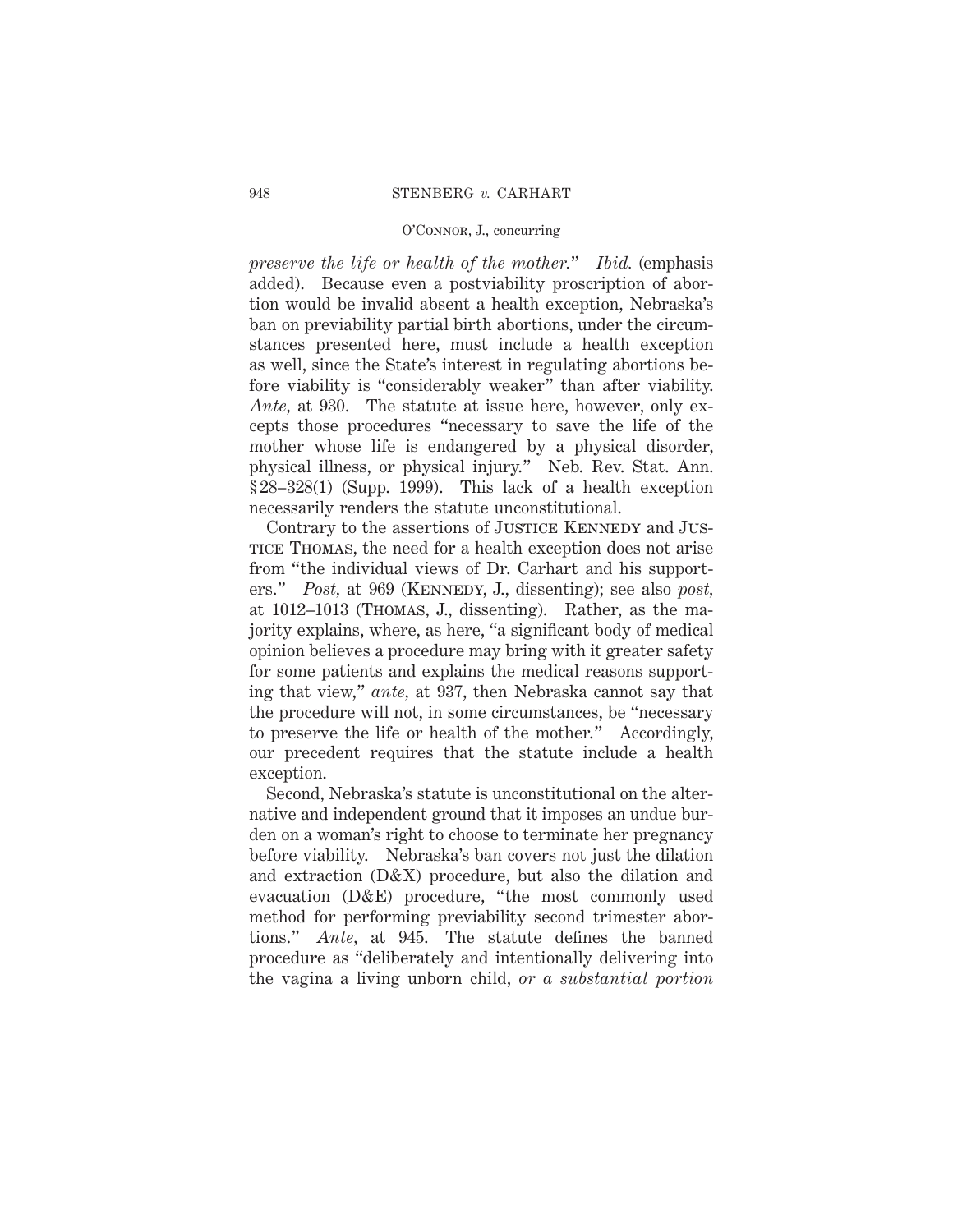*preserve the life or health of the mother.*" *Ibid.* (emphasis added). Because even a postviability proscription of abortion would be invalid absent a health exception, Nebraska's ban on previability partial birth abortions, under the circumstances presented here, must include a health exception as well, since the State's interest in regulating abortions before viability is "considerably weaker" than after viability. *Ante,* at 930. The statute at issue here, however, only excepts those procedures "necessary to save the life of the mother whose life is endangered by a physical disorder, physical illness, or physical injury." Neb. Rev. Stat. Ann. § 28–328(1) (Supp. 1999). This lack of a health exception necessarily renders the statute unconstitutional.

Contrary to the assertions of Justice Kennedy and Justice Thomas, the need for a health exception does not arise from "the individual views of Dr. Carhart and his supporters." *Post,* at 969 (Kennedy, J., dissenting); see also *post,* at 1012–1013 (Thomas, J., dissenting). Rather, as the majority explains, where, as here, "a significant body of medical opinion believes a procedure may bring with it greater safety for some patients and explains the medical reasons supporting that view," *ante,* at 937, then Nebraska cannot say that the procedure will not, in some circumstances, be "necessary to preserve the life or health of the mother." Accordingly, our precedent requires that the statute include a health exception.

Second, Nebraska's statute is unconstitutional on the alternative and independent ground that it imposes an undue burden on a woman's right to choose to terminate her pregnancy before viability. Nebraska's ban covers not just the dilation and extraction (D&X) procedure, but also the dilation and evacuation (D&E) procedure, "the most commonly used method for performing previability second trimester abortions." *Ante,* at 945. The statute defines the banned procedure as "deliberately and intentionally delivering into the vagina a living unborn child, *or a substantial portion*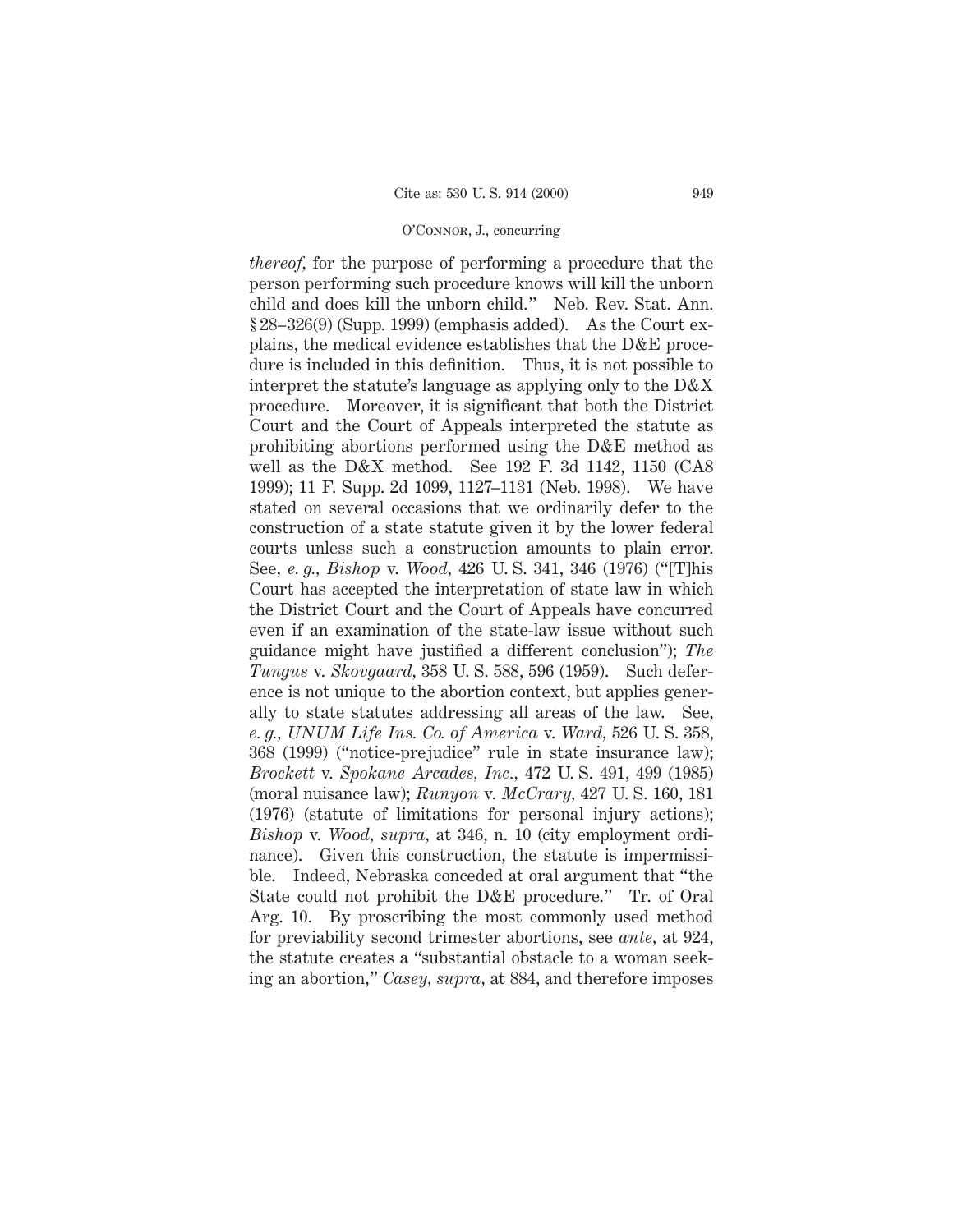*thereof,* for the purpose of performing a procedure that the person performing such procedure knows will kill the unborn child and does kill the unborn child." Neb. Rev. Stat. Ann. § 28–326(9) (Supp. 1999) (emphasis added). As the Court explains, the medical evidence establishes that the D&E procedure is included in this definition. Thus, it is not possible to interpret the statute's language as applying only to the D&X procedure. Moreover, it is significant that both the District Court and the Court of Appeals interpreted the statute as prohibiting abortions performed using the D&E method as well as the D&X method. See 192 F. 3d 1142, 1150 (CA8 1999); 11 F. Supp. 2d 1099, 1127–1131 (Neb. 1998). We have stated on several occasions that we ordinarily defer to the construction of a state statute given it by the lower federal courts unless such a construction amounts to plain error. See, *e. g., Bishop* v. *Wood,* 426 U. S. 341, 346 (1976) ("[T]his Court has accepted the interpretation of state law in which the District Court and the Court of Appeals have concurred even if an examination of the state-law issue without such guidance might have justified a different conclusion"); *The Tungus* v. *Skovgaard,* 358 U. S. 588, 596 (1959). Such deference is not unique to the abortion context, but applies generally to state statutes addressing all areas of the law. See, *e. g., UNUM Life Ins. Co. of America* v. *Ward,* 526 U. S. 358, 368 (1999) ("notice-prejudice" rule in state insurance law); *Brockett* v. *Spokane Arcades, Inc.,* 472 U. S. 491, 499 (1985) (moral nuisance law); *Runyon* v. *McCrary,* 427 U. S. 160, 181 (1976) (statute of limitations for personal injury actions); *Bishop* v. *Wood, supra,* at 346, n. 10 (city employment ordinance). Given this construction, the statute is impermissible. Indeed, Nebraska conceded at oral argument that "the State could not prohibit the D&E procedure." Tr. of Oral Arg. 10. By proscribing the most commonly used method for previability second trimester abortions, see *ante,* at 924, the statute creates a "substantial obstacle to a woman seeking an abortion," *Casey, supra,* at 884, and therefore imposes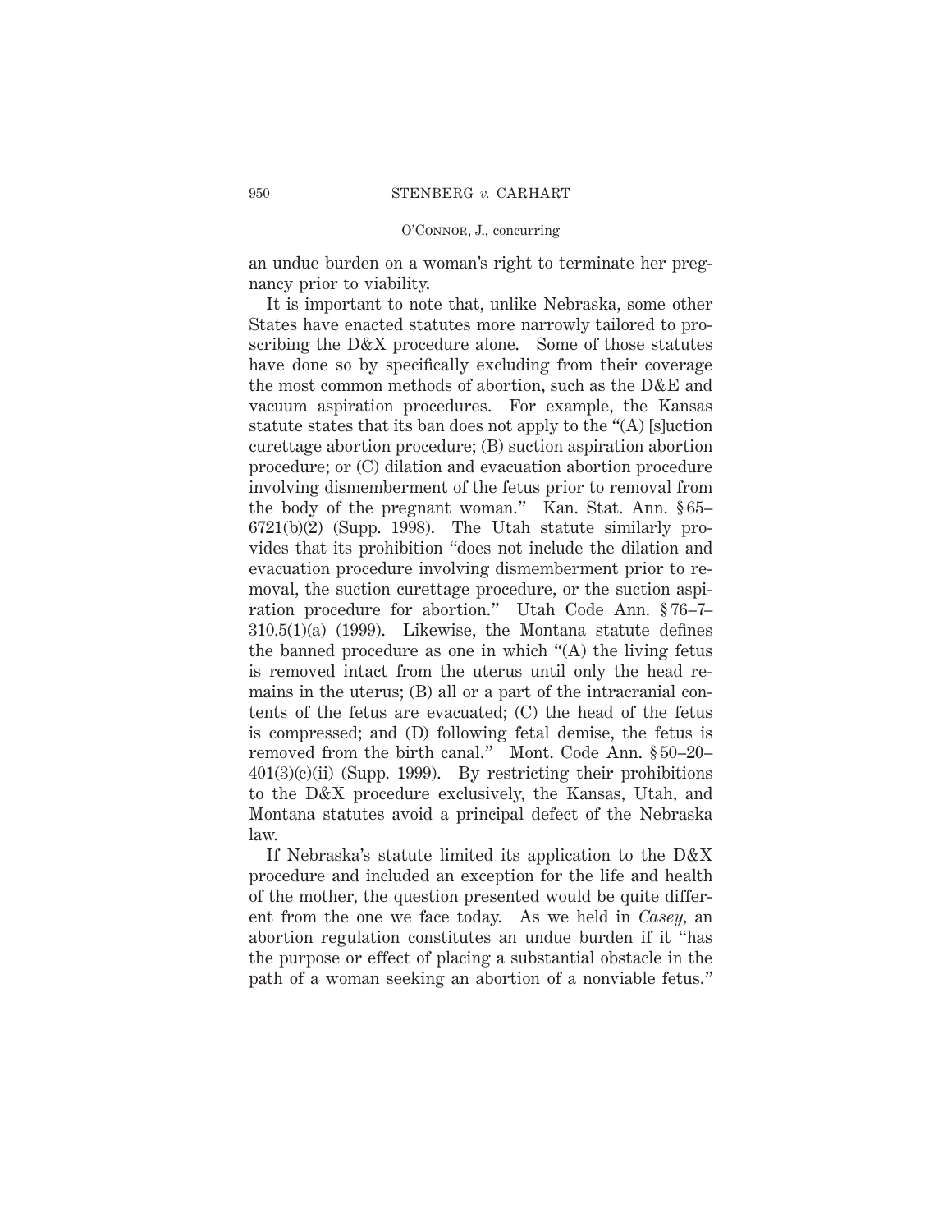an undue burden on a woman's right to terminate her pregnancy prior to viability.

It is important to note that, unlike Nebraska, some other States have enacted statutes more narrowly tailored to proscribing the D&X procedure alone. Some of those statutes have done so by specifically excluding from their coverage the most common methods of abortion, such as the D&E and vacuum aspiration procedures. For example, the Kansas statute states that its ban does not apply to the "(A) [s]uction curettage abortion procedure; (B) suction aspiration abortion procedure; or (C) dilation and evacuation abortion procedure involving dismemberment of the fetus prior to removal from the body of the pregnant woman." Kan. Stat. Ann. § 65–6721(b)(2) (Supp. 1998). The Utah statute similarly provides that its prohibition "does not include the dilation and evacuation procedure involving dismemberment prior to removal, the suction curettage procedure, or the suction aspiration procedure for abortion." Utah Code Ann. § 76–7–310.5(1)(a) (1999). Likewise, the Montana statute defines the banned procedure as one in which "(A) the living fetus is removed intact from the uterus until only the head remains in the uterus; (B) all or a part of the intracranial contents of the fetus are evacuated; (C) the head of the fetus is compressed; and (D) following fetal demise, the fetus is removed from the birth canal." Mont. Code Ann. § 50–20–401(3)(c)(ii) (Supp. 1999). By restricting their prohibitions to the D&X procedure exclusively, the Kansas, Utah, and Montana statutes avoid a principal defect of the Nebraska law.

If Nebraska's statute limited its application to the D&X procedure and included an exception for the life and health of the mother, the question presented would be quite different from the one we face today. As we held in *Casey*, an abortion regulation constitutes an undue burden if it "has the purpose or effect of placing a substantial obstacle in the path of a woman seeking an abortion of a nonviable fetus."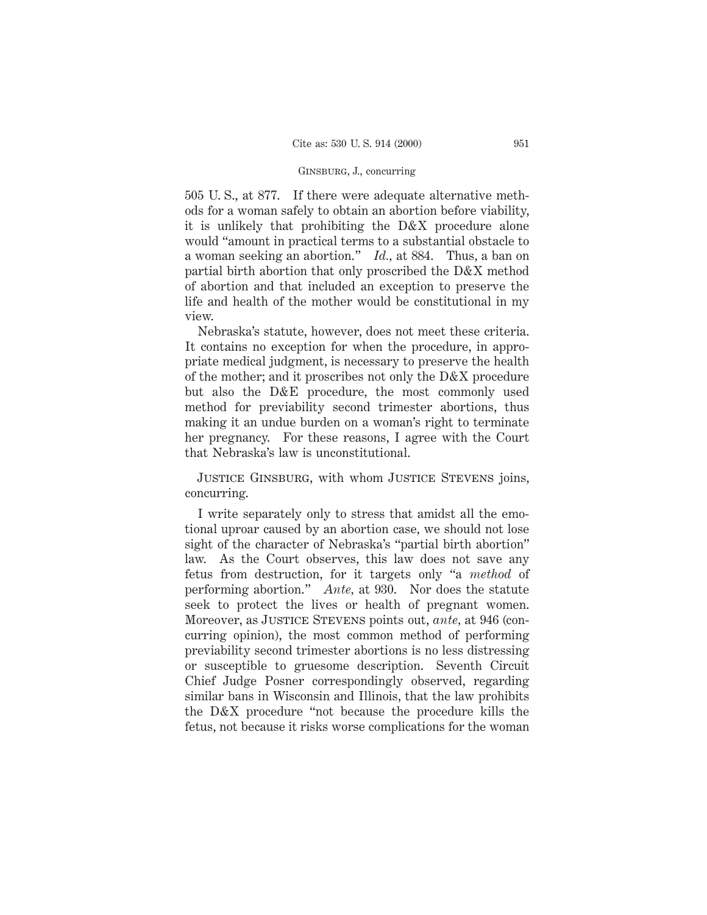505 U. S., at 877. If there were adequate alternative methods for a woman safely to obtain an abortion before viability, it is unlikely that prohibiting the D&X procedure alone would "amount in practical terms to a substantial obstacle to a woman seeking an abortion." *Id.*, at 884. Thus, a ban on partial birth abortion that only proscribed the D&X method of abortion and that included an exception to preserve the life and health of the mother would be constitutional in my view.

Nebraska's statute, however, does not meet these criteria. It contains no exception for when the procedure, in appropriate medical judgment, is necessary to preserve the health of the mother; and it proscribes not only the D&X procedure but also the D&E procedure, the most commonly used method for previability second trimester abortions, thus making it an undue burden on a woman's right to terminate her pregnancy. For these reasons, I agree with the Court that Nebraska's law is unconstitutional.

Justice Ginsburg, with whom Justice Stevens joins, concurring.

I write separately only to stress that amidst all the emotional uproar caused by an abortion case, we should not lose sight of the character of Nebraska's "partial birth abortion" law. As the Court observes, this law does not save any fetus from destruction, for it targets only "a *method* of performing abortion." *Ante*, at 930. Nor does the statute seek to protect the lives or health of pregnant women. Moreover, as Justice Stevens points out, *ante*, at 946 (concurring opinion), the most common method of performing previability second trimester abortions is no less distressing or susceptible to gruesome description. Seventh Circuit Chief Judge Posner correspondingly observed, regarding similar bans in Wisconsin and Illinois, that the law prohibits the D&X procedure "not because the procedure kills the fetus, not because it risks worse complications for the woman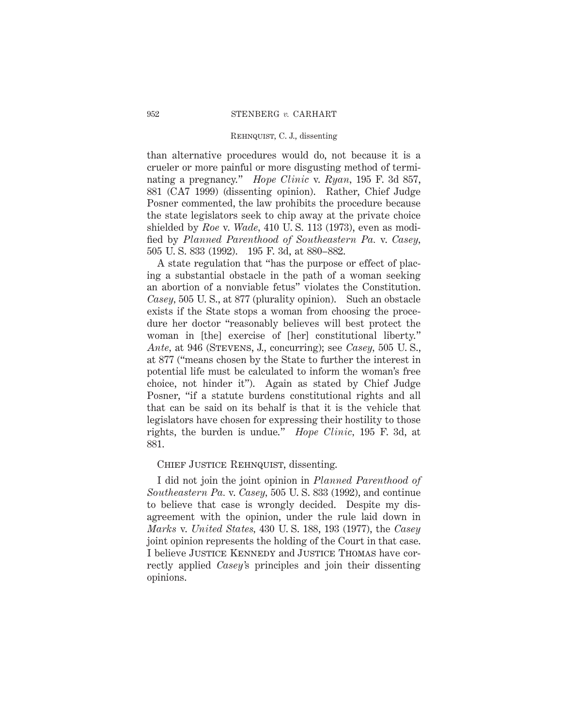than alternative procedures would do, not because it is a crueler or more painful or more disgusting method of terminating a pregnancy." *Hope Clinic* v. *Ryan*, 195 F. 3d 857, 881 (CA7 1999) (dissenting opinion). Rather, Chief Judge Posner commented, the law prohibits the procedure because the state legislators seek to chip away at the private choice shielded by *Roe* v. *Wade*, 410 U. S. 113 (1973), even as modified by *Planned Parenthood of Southeastern Pa.* v. *Casey*, 505 U. S. 833 (1992). 195 F. 3d, at 880–882.

A state regulation that "has the purpose or effect of placing a substantial obstacle in the path of a woman seeking an abortion of a nonviable fetus" violates the Constitution. *Casey*, 505 U. S., at 877 (plurality opinion). Such an obstacle exists if the State stops a woman from choosing the procedure her doctor "reasonably believes will best protect the woman in [the] exercise of [her] constitutional liberty." *Ante*, at 946 (STEVENS, J., concurring); see *Casey*, 505 U. S., at 877 ("means chosen by the State to further the interest in potential life must be calculated to inform the woman's free choice, not hinder it"). Again as stated by Chief Judge Posner, "if a statute burdens constitutional rights and all that can be said on its behalf is that it is the vehicle that legislators have chosen for expressing their hostility to those rights, the burden is undue." *Hope Clinic*, 195 F. 3d, at 881.

CHIEF JUSTICE REHNQUIST, dissenting.

I did not join the joint opinion in *Planned Parenthood of Southeastern Pa.* v. *Casey*, 505 U. S. 833 (1992), and continue to believe that case is wrongly decided. Despite my disagreement with the opinion, under the rule laid down in *Marks* v. *United States*, 430 U. S. 188, 193 (1977), the *Casey* joint opinion represents the holding of the Court in that case. I believe JUSTICE KENNEDY and JUSTICE THOMAS have correctly applied *Casey*'s principles and join their dissenting opinions.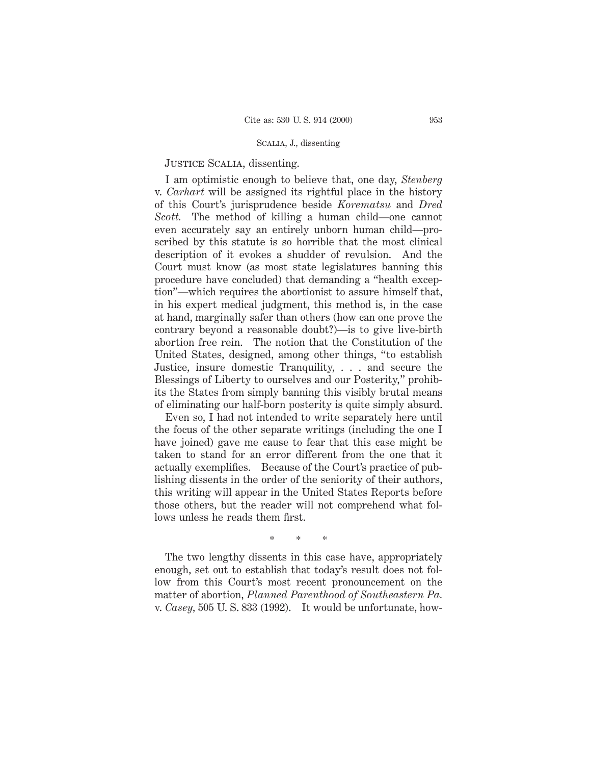JUSTICE SCALIA, dissenting.

I am optimistic enough to believe that, one day, *Stenberg* v. *Carhart* will be assigned its rightful place in the history of this Court's jurisprudence beside *Korematsu* and *Dred Scott.* The method of killing a human child—one cannot even accurately say an entirely unborn human child—proscribed by this statute is so horrible that the most clinical description of it evokes a shudder of revulsion. And the Court must know (as most state legislatures banning this procedure have concluded) that demanding a "health exception"—which requires the abortionist to assure himself that, in his expert medical judgment, this method is, in the case at hand, marginally safer than others (how can one prove the contrary beyond a reasonable doubt?)—is to give live-birth abortion free rein. The notion that the Constitution of the United States, designed, among other things, "to establish Justice, insure domestic Tranquility, . . . and secure the Blessings of Liberty to ourselves and our Posterity," prohibits the States from simply banning this visibly brutal means of eliminating our half-born posterity is quite simply absurd.

Even so, I had not intended to write separately here until the focus of the other separate writings (including the one I have joined) gave me cause to fear that this case might be taken to stand for an error different from the one that it actually exemplifies. Because of the Court's practice of publishing dissents in the order of the seniority of their authors, this writing will appear in the United States Reports before those others, but the reader will not comprehend what follows unless he reads them first.

\* \* \*

The two lengthy dissents in this case have, appropriately enough, set out to establish that today's result does not follow from this Court's most recent pronouncement on the matter of abortion, *Planned Parenthood of Southeastern Pa.* v. *Casey*, 505 U. S. 833 (1992). It would be unfortunate, how-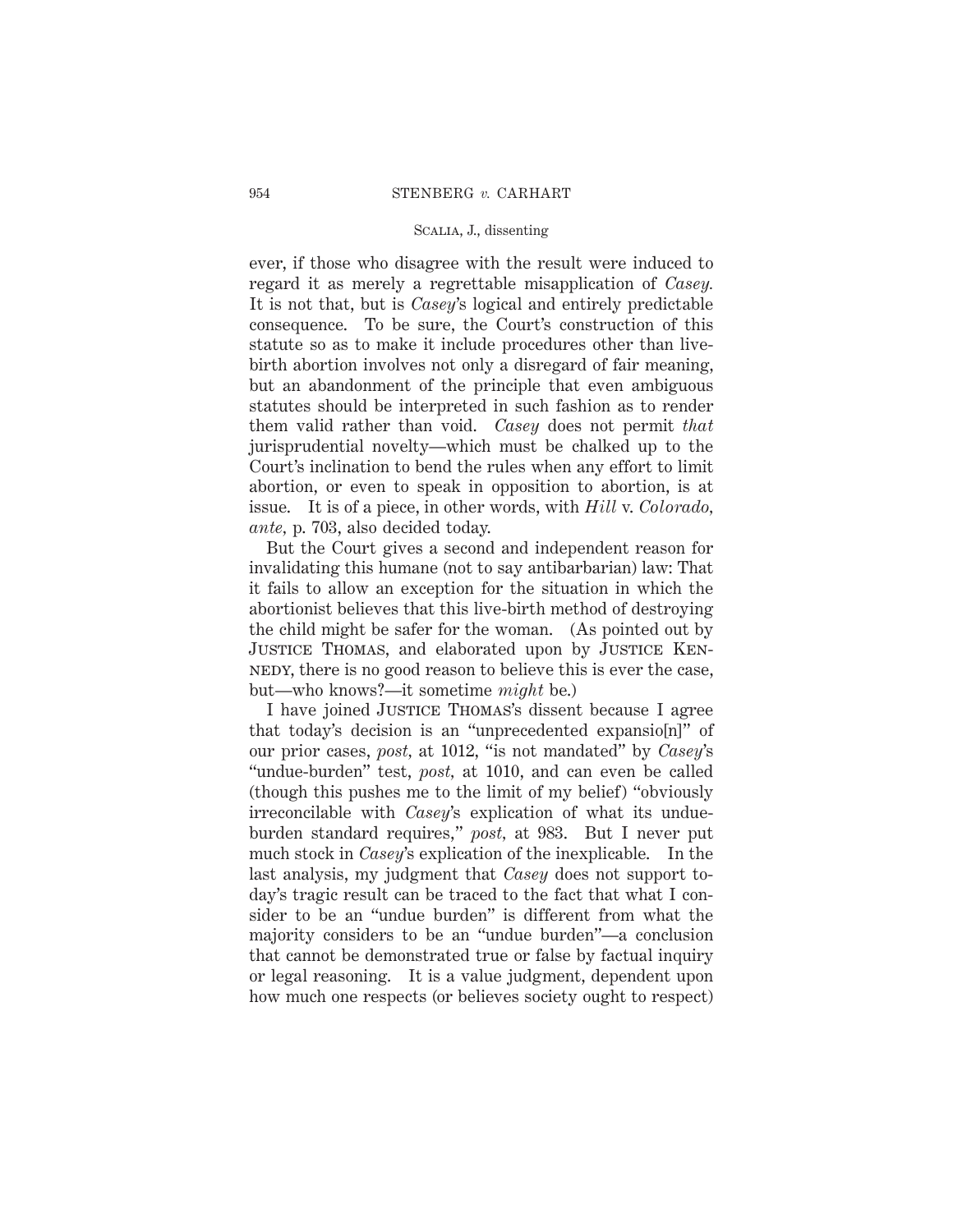ever, if those who disagree with the result were induced to regard it as merely a regrettable misapplication of *Casey*. It is not that, but is *Casey*'s logical and entirely predictable consequence. To be sure, the Court's construction of this statute so as to make it include procedures other than live-birth abortion involves not only a disregard of fair meaning, but an abandonment of the principle that even ambiguous statutes should be interpreted in such fashion as to render them valid rather than void. *Casey* does not permit *that* jurisprudential novelty—which must be chalked up to the Court's inclination to bend the rules when any effort to limit abortion, or even to speak in opposition to abortion, is at issue. It is of a piece, in other words, with *Hill* v. *Colorado*, *ante*, p. 703, also decided today.

But the Court gives a second and independent reason for invalidating this humane (not to say antibarbarian) law: That it fails to allow an exception for the situation in which the abortionist believes that this live-birth method of destroying the child might be safer for the woman. (As pointed out by Justice Thomas, and elaborated upon by Justice Kennedy, there is no good reason to believe this is ever the case, but—who knows?—it sometime *might* be.)

I have joined Justice Thomas's dissent because I agree that today's decision is an "unprecedented expansio[n]" of our prior cases, *post*, at 1012, "is not mandated" by *Casey*'s "undue-burden" test, *post*, at 1010, and can even be called (though this pushes me to the limit of my belief) "obviously irreconcilable with *Casey*'s explication of what its undue-burden standard requires," *post*, at 983. But I never put much stock in *Casey*'s explication of the inexplicable. In the last analysis, my judgment that *Casey* does not support today's tragic result can be traced to the fact that what I consider to be an "undue burden" is different from what the majority considers to be an "undue burden"—a conclusion that cannot be demonstrated true or false by factual inquiry or legal reasoning. It is a value judgment, dependent upon how much one respects (or believes society ought to respect)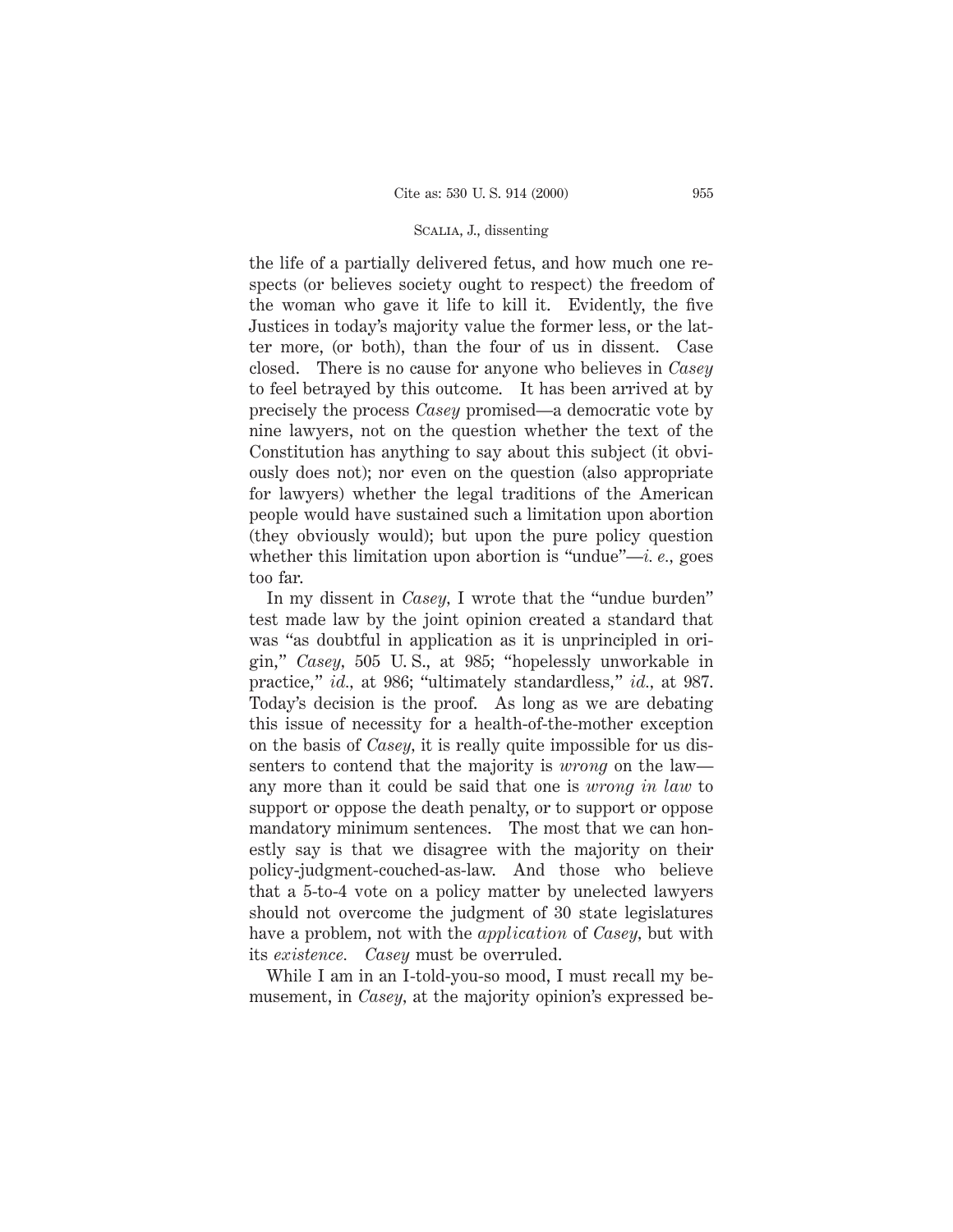the life of a partially delivered fetus, and how much one respects (or believes society ought to respect) the freedom of the woman who gave it life to kill it. Evidently, the five Justices in today's majority value the former less, or the latter more, (or both), than the four of us in dissent. Case closed. There is no cause for anyone who believes in *Casey* to feel betrayed by this outcome. It has been arrived at by precisely the process *Casey* promised—a democratic vote by nine lawyers, not on the question whether the text of the Constitution has anything to say about this subject (it obviously does not); nor even on the question (also appropriate for lawyers) whether the legal traditions of the American people would have sustained such a limitation upon abortion (they obviously would); but upon the pure policy question whether this limitation upon abortion is "undue"—*i. e.*, goes too far.

In my dissent in *Casey,* I wrote that the "undue burden" test made law by the joint opinion created a standard that was "as doubtful in application as it is unprincipled in origin," *Casey,* 505 U. S., at 985; "hopelessly unworkable in practice," *id.,* at 986; "ultimately standardless," *id.,* at 987. Today's decision is the proof. As long as we are debating this issue of necessity for a health-of-the-mother exception on the basis of *Casey,* it is really quite impossible for us dissenters to contend that the majority is *wrong* on the law—any more than it could be said that one is *wrong in law* to support or oppose the death penalty, or to support or oppose mandatory minimum sentences. The most that we can honestly say is that we disagree with the majority on their policy-judgment-couched-as-law. And those who believe that a 5-to-4 vote on a policy matter by unelected lawyers should not overcome the judgment of 30 state legislatures have a problem, not with the *application* of *Casey,* but with its *existence. Casey* must be overruled.

While I am in an I-told-you-so mood, I must recall my bemusement, in *Casey*, at the majority opinion's expressed be-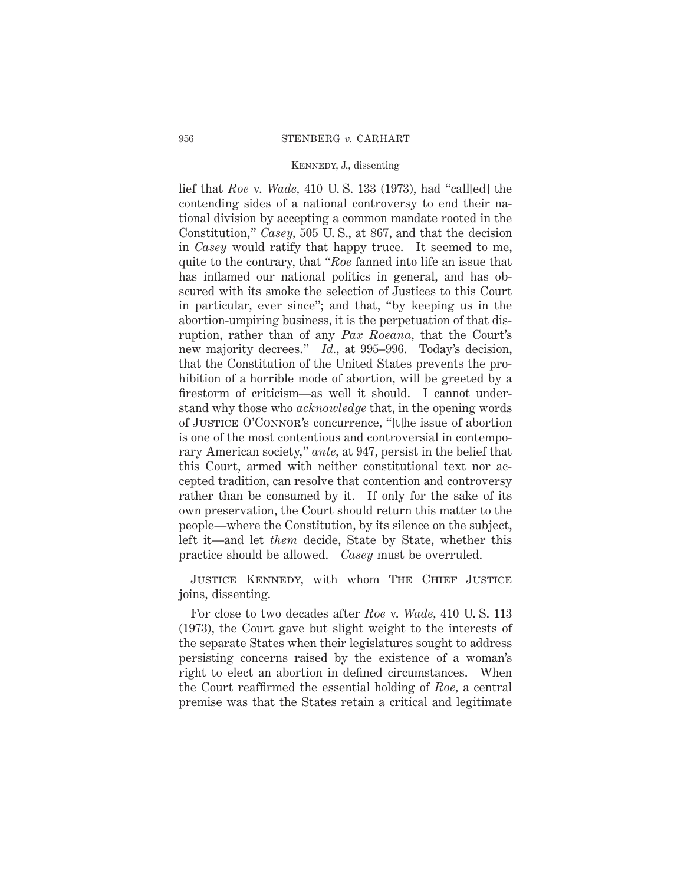lief that *Roe* v. *Wade,* 410 U. S. 133 (1973), had "call[ed] the contending sides of a national controversy to end their national division by accepting a common mandate rooted in the Constitution," *Casey,* 505 U. S., at 867, and that the decision in *Casey* would ratify that happy truce. It seemed to me, quite to the contrary, that "*Roe* fanned into life an issue that has inflamed our national politics in general, and has obscured with its smoke the selection of Justices to this Court in particular, ever since"; and that, "by keeping us in the abortion-umpiring business, it is the perpetuation of that disruption, rather than of any *Pax Roeana,* that the Court's new majority decrees." *Id.,* at 995–996. Today's decision, that the Constitution of the United States prevents the prohibition of a horrible mode of abortion, will be greeted by a firestorm of criticism—as well it should. I cannot understand why those who *acknowledge* that, in the opening words of JUSTICE O'CONNOR's concurrence, "[t]he issue of abortion is one of the most contentious and controversial in contemporary American society," *ante,* at 947, persist in the belief that this Court, armed with neither constitutional text nor accepted tradition, can resolve that contention and controversy rather than be consumed by it. If only for the sake of its own preservation, the Court should return this matter to the people—where the Constitution, by its silence on the subject, left it—and let *them* decide, State by State, whether this practice should be allowed. *Casey* must be overruled.

JUSTICE KENNEDY, with whom THE CHIEF JUSTICE joins, dissenting.

For close to two decades after *Roe* v. *Wade,* 410 U. S. 113 (1973), the Court gave but slight weight to the interests of the separate States when their legislatures sought to address persisting concerns raised by the existence of a woman's right to elect an abortion in defined circumstances. When the Court reaffirmed the essential holding of *Roe,* a central premise was that the States retain a critical and legitimate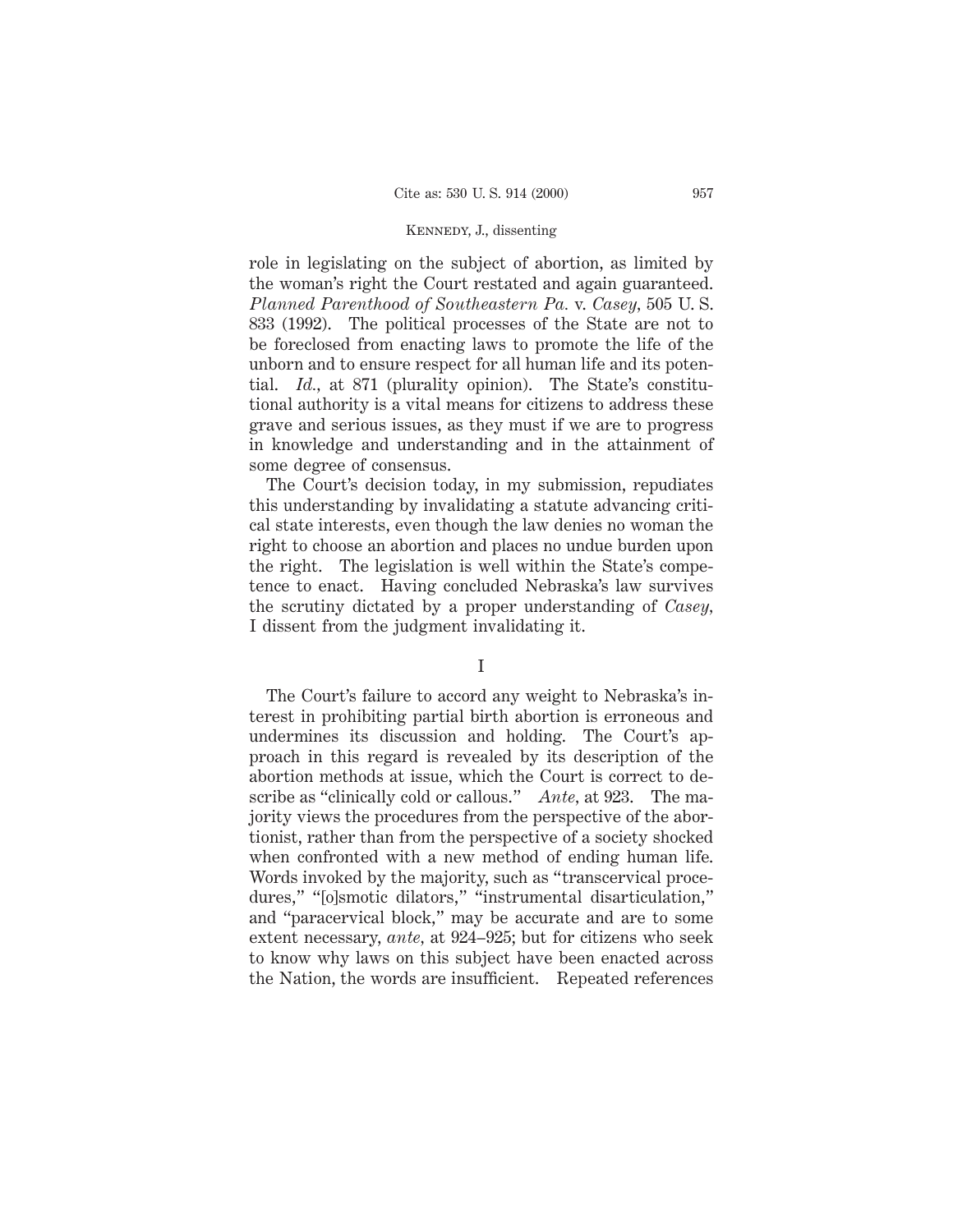role in legislating on the subject of abortion, as limited by the woman's right the Court restated and again guaranteed. *Planned Parenthood of Southeastern Pa.* v. *Casey,* 505 U. S. 833 (1992). The political processes of the State are not to be foreclosed from enacting laws to promote the life of the unborn and to ensure respect for all human life and its potential. *Id.,* at 871 (plurality opinion). The State's constitutional authority is a vital means for citizens to address these grave and serious issues, as they must if we are to progress in knowledge and understanding and in the attainment of some degree of consensus.

The Court's decision today, in my submission, repudiates this understanding by invalidating a statute advancing critical state interests, even though the law denies no woman the right to choose an abortion and places no undue burden upon the right. The legislation is well within the State's competence to enact. Having concluded Nebraska's law survives the scrutiny dictated by a proper understanding of *Casey,* I dissent from the judgment invalidating it.

## I

The Court's failure to accord any weight to Nebraska's interest in prohibiting partial birth abortion is erroneous and undermines its discussion and holding. The Court's approach in this regard is revealed by its description of the abortion methods at issue, which the Court is correct to describe as "clinically cold or callous." *Ante,* at 923. The majority views the procedures from the perspective of the abortionist, rather than from the perspective of a society shocked when confronted with a new method of ending human life. Words invoked by the majority, such as "transcervical procedures," "[o]smotic dilators," "instrumental disarticulation," and "paracervical block," may be accurate and are to some extent necessary, *ante,* at 924–925; but for citizens who seek to know why laws on this subject have been enacted across the Nation, the words are insufficient. Repeated references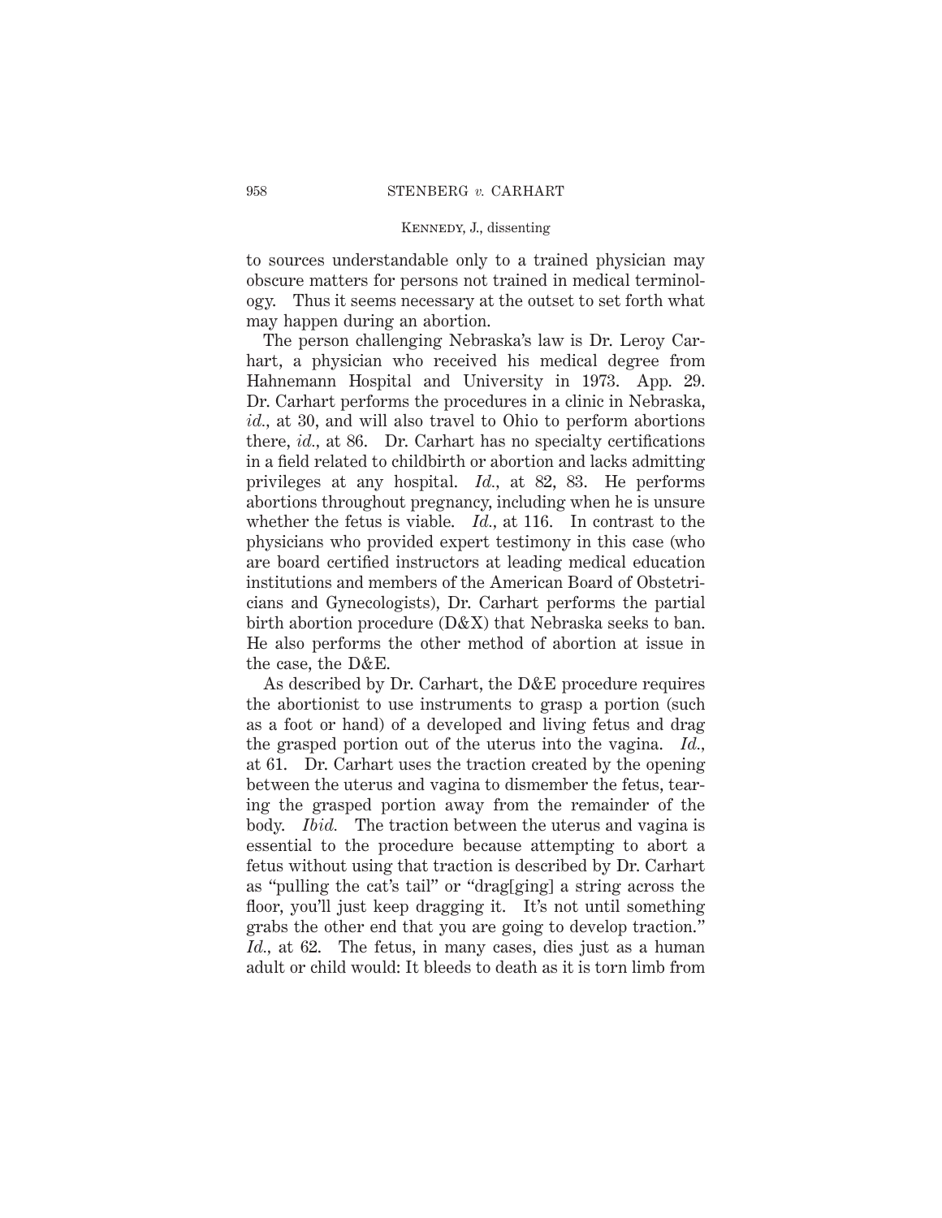to sources understandable only to a trained physician may obscure matters for persons not trained in medical terminology. Thus it seems necessary at the outset to set forth what may happen during an abortion.

The person challenging Nebraska's law is Dr. Leroy Carhart, a physician who received his medical degree from Hahnemann Hospital and University in 1973. App. 29. Dr. Carhart performs the procedures in a clinic in Nebraska, *id.*, at 30, and will also travel to Ohio to perform abortions there, *id.*, at 86. Dr. Carhart has no specialty certifications in a field related to childbirth or abortion and lacks admitting privileges at any hospital. *Id.*, at 82, 83. He performs abortions throughout pregnancy, including when he is unsure whether the fetus is viable. *Id.*, at 116. In contrast to the physicians who provided expert testimony in this case (who are board certified instructors at leading medical education institutions and members of the American Board of Obstetricians and Gynecologists), Dr. Carhart performs the partial birth abortion procedure (D&X) that Nebraska seeks to ban. He also performs the other method of abortion at issue in the case, the D&E.

As described by Dr. Carhart, the D&E procedure requires the abortionist to use instruments to grasp a portion (such as a foot or hand) of a developed and living fetus and drag the grasped portion out of the uterus into the vagina. *Id.*, at 61. Dr. Carhart uses the traction created by the opening between the uterus and vagina to dismember the fetus, tearing the grasped portion away from the remainder of the body. *Ibid.* The traction between the uterus and vagina is essential to the procedure because attempting to abort a fetus without using that traction is described by Dr. Carhart as "pulling the cat's tail" or "drag[ging] a string across the floor, you'll just keep dragging it. It's not until something grabs the other end that you are going to develop traction." *Id.*, at 62. The fetus, in many cases, dies just as a human adult or child would: It bleeds to death as it is torn limb from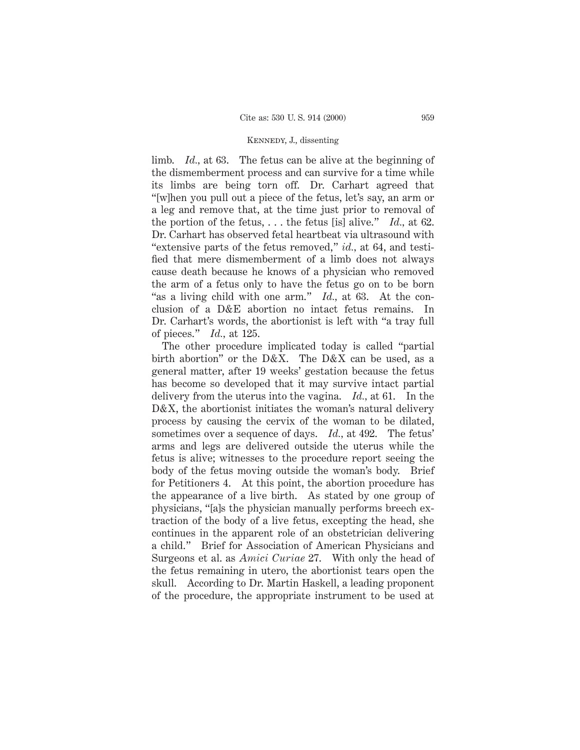limb. *Id.*, at 63. The fetus can be alive at the beginning of the dismemberment process and can survive for a time while its limbs are being torn off. Dr. Carhart agreed that "[w]hen you pull out a piece of the fetus, let's say, an arm or a leg and remove that, at the time just prior to removal of the portion of the fetus, . . . the fetus [is] alive." *Id.*, at 62. Dr. Carhart has observed fetal heartbeat via ultrasound with "extensive parts of the fetus removed," *id.*, at 64, and testified that mere dismemberment of a limb does not always cause death because he knows of a physician who removed the arm of a fetus only to have the fetus go on to be born "as a living child with one arm." *Id.*, at 63. At the conclusion of a D&E abortion no intact fetus remains. In Dr. Carhart's words, the abortionist is left with "a tray full of pieces." *Id.*, at 125.

The other procedure implicated today is called "partial birth abortion" or the D&X. The D&X can be used, as a general matter, after 19 weeks' gestation because the fetus has become so developed that it may survive intact partial delivery from the uterus into the vagina. *Id.*, at 61. In the D&X, the abortionist initiates the woman's natural delivery process by causing the cervix of the woman to be dilated, sometimes over a sequence of days. *Id.*, at 492. The fetus' arms and legs are delivered outside the uterus while the fetus is alive; witnesses to the procedure report seeing the body of the fetus moving outside the woman's body. Brief for Petitioners 4. At this point, the abortion procedure has the appearance of a live birth. As stated by one group of physicians, "[a]s the physician manually performs breech extraction of the body of a live fetus, excepting the head, she continues in the apparent role of an obstetrician delivering a child." Brief for Association of American Physicians and Surgeons et al. as *Amici Curiae* 27. With only the head of the fetus remaining in utero, the abortionist tears open the skull. According to Dr. Martin Haskell, a leading proponent of the procedure, the appropriate instrument to be used at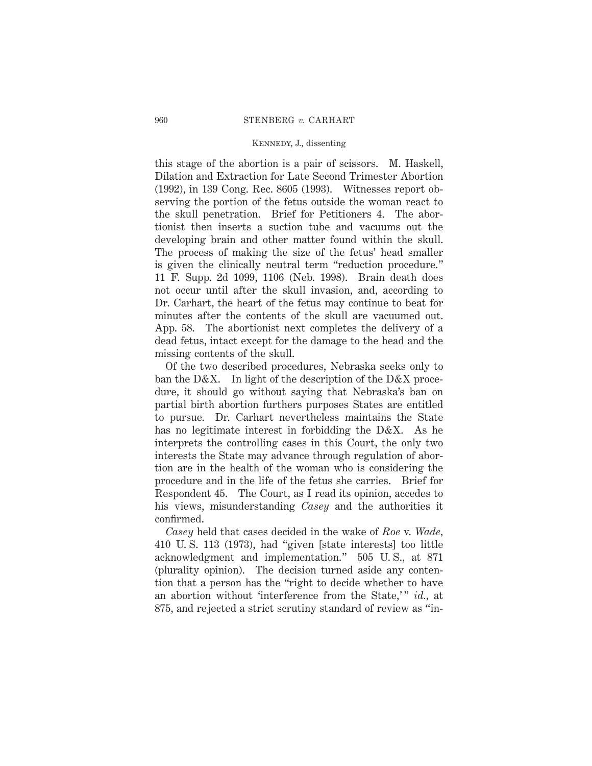this stage of the abortion is a pair of scissors. M. Haskell, Dilation and Extraction for Late Second Trimester Abortion (1992), in 139 Cong. Rec. 8605 (1993). Witnesses report observing the portion of the fetus outside the woman react to the skull penetration. Brief for Petitioners 4. The abortionist then inserts a suction tube and vacuums out the developing brain and other matter found within the skull. The process of making the size of the fetus' head smaller is given the clinically neutral term "reduction procedure." 11 F. Supp. 2d 1099, 1106 (Neb. 1998). Brain death does not occur until after the skull invasion, and, according to Dr. Carhart, the heart of the fetus may continue to beat for minutes after the contents of the skull are vacuumed out. App. 58. The abortionist next completes the delivery of a dead fetus, intact except for the damage to the head and the missing contents of the skull.

Of the two described procedures, Nebraska seeks only to ban the D&X. In light of the description of the D&X procedure, it should go without saying that Nebraska's ban on partial birth abortion furthers purposes States are entitled to pursue. Dr. Carhart nevertheless maintains the State has no legitimate interest in forbidding the D&X. As he interprets the controlling cases in this Court, the only two interests the State may advance through regulation of abortion are in the health of the woman who is considering the procedure and in the life of the fetus she carries. Brief for Respondent 45. The Court, as I read its opinion, accedes to his views, misunderstanding *Casey* and the authorities it confirmed.

*Casey* held that cases decided in the wake of *Roe* v. *Wade*, 410 U. S. 113 (1973), had "given [state interests] too little acknowledgment and implementation." 505 U. S., at 871 (plurality opinion). The decision turned aside any contention that a person has the "right to decide whether to have an abortion without 'interference from the State,'" *id.*, at 875, and rejected a strict scrutiny standard of review as "in-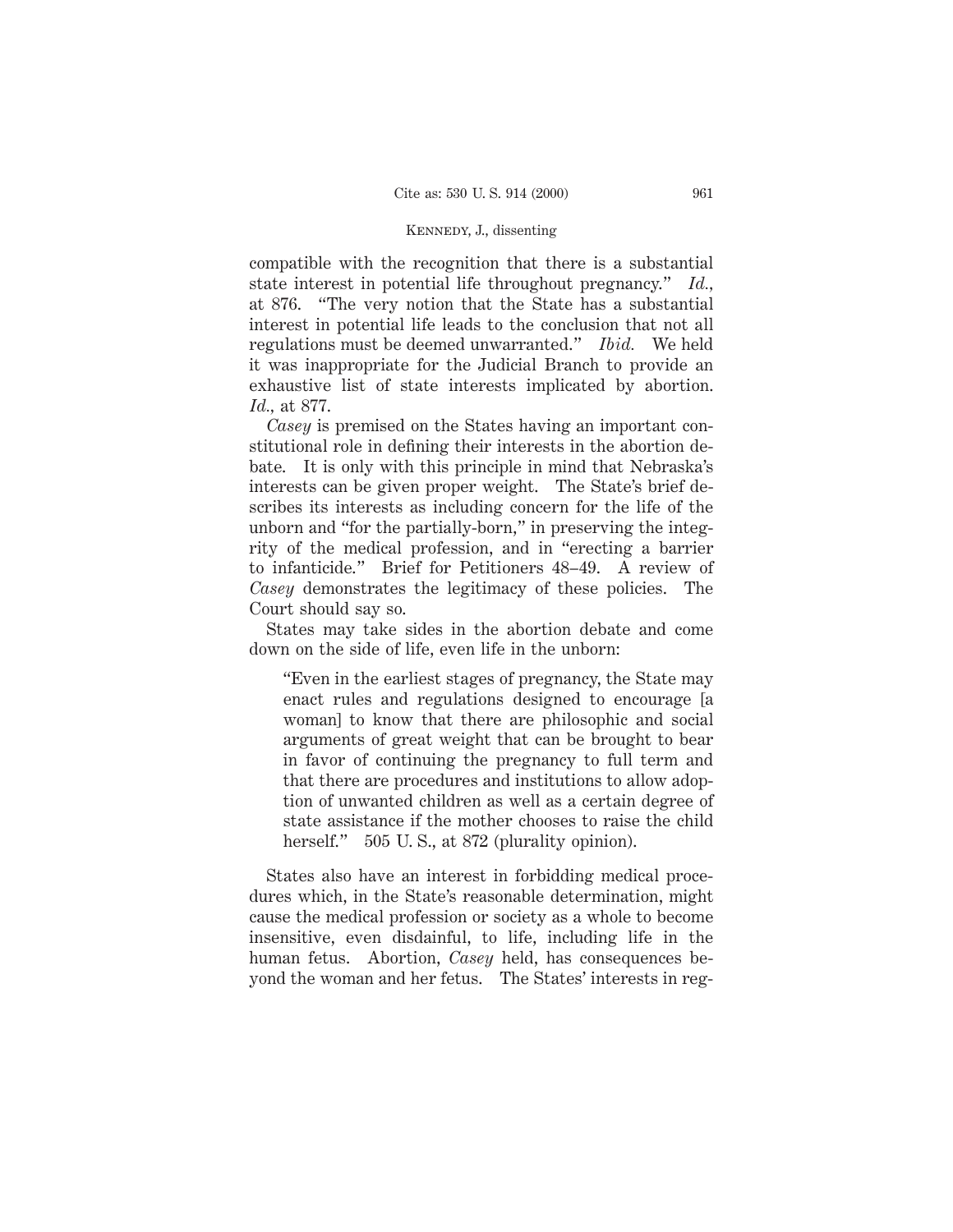compatible with the recognition that there is a substantial state interest in potential life throughout pregnancy." *Id.*, at 876. "The very notion that the State has a substantial interest in potential life leads to the conclusion that not all regulations must be deemed unwarranted." *Ibid.* We held it was inappropriate for the Judicial Branch to provide an exhaustive list of state interests implicated by abortion. *Id.*, at 877.

*Casey* is premised on the States having an important constitutional role in defining their interests in the abortion debate. It is only with this principle in mind that Nebraska's interests can be given proper weight. The State's brief describes its interests as including concern for the life of the unborn and "for the partially-born," in preserving the integrity of the medical profession, and in "erecting a barrier to infanticide." Brief for Petitioners 48–49. A review of *Casey* demonstrates the legitimacy of these policies. The Court should say so.

States may take sides in the abortion debate and come down on the side of life, even life in the unborn:

> "Even in the earliest stages of pregnancy, the State may enact rules and regulations designed to encourage [a woman] to know that there are philosophic and social arguments of great weight that can be brought to bear in favor of continuing the pregnancy to full term and that there are procedures and institutions to allow adoption of unwanted children as well as a certain degree of state assistance if the mother chooses to raise the child herself." 505 U. S., at 872 (plurality opinion).

States also have an interest in forbidding medical procedures which, in the State's reasonable determination, might cause the medical profession or society as a whole to become insensitive, even disdainful, to life, including life in the human fetus. Abortion, *Casey* held, has consequences beyond the woman and her fetus. The States' interests in reg-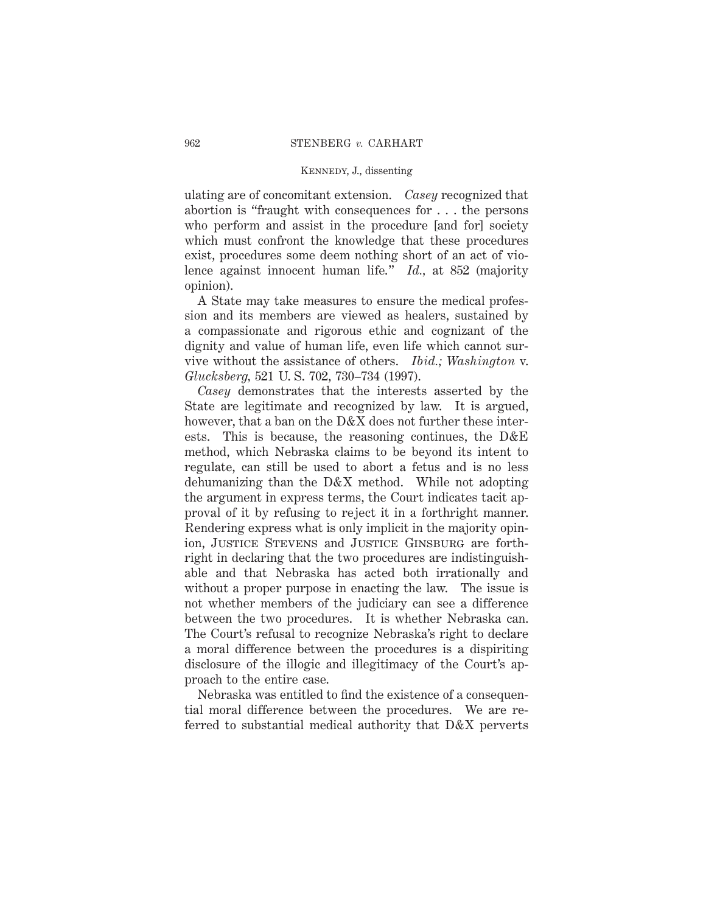ulating are of concomitant extension. *Casey* recognized that abortion is "fraught with consequences for . . . the persons who perform and assist in the procedure [and for] society which must confront the knowledge that these procedures exist, procedures some deem nothing short of an act of violence against innocent human life." *Id.*, at 852 (majority opinion).

A State may take measures to ensure the medical profession and its members are viewed as healers, sustained by a compassionate and rigorous ethic and cognizant of the dignity and value of human life, even life which cannot survive without the assistance of others. *Ibid.; Washington* v. *Glucksberg*, 521 U. S. 702, 730–734 (1997).

*Casey* demonstrates that the interests asserted by the State are legitimate and recognized by law. It is argued, however, that a ban on the D&X does not further these interests. This is because, the reasoning continues, the D&E method, which Nebraska claims to be beyond its intent to regulate, can still be used to abort a fetus and is no less dehumanizing than the D&X method. While not adopting the argument in express terms, the Court indicates tacit approval of it by refusing to reject it in a forthright manner. Rendering express what is only implicit in the majority opinion, Justice Stevens and Justice Ginsburg are forthright in declaring that the two procedures are indistinguishable and that Nebraska has acted both irrationally and without a proper purpose in enacting the law. The issue is not whether members of the judiciary can see a difference between the two procedures. It is whether Nebraska can. The Court's refusal to recognize Nebraska's right to declare a moral difference between the procedures is a dispiriting disclosure of the illogic and illegitimacy of the Court's approach to the entire case.

Nebraska was entitled to find the existence of a consequential moral difference between the procedures. We are referred to substantial medical authority that D&X perverts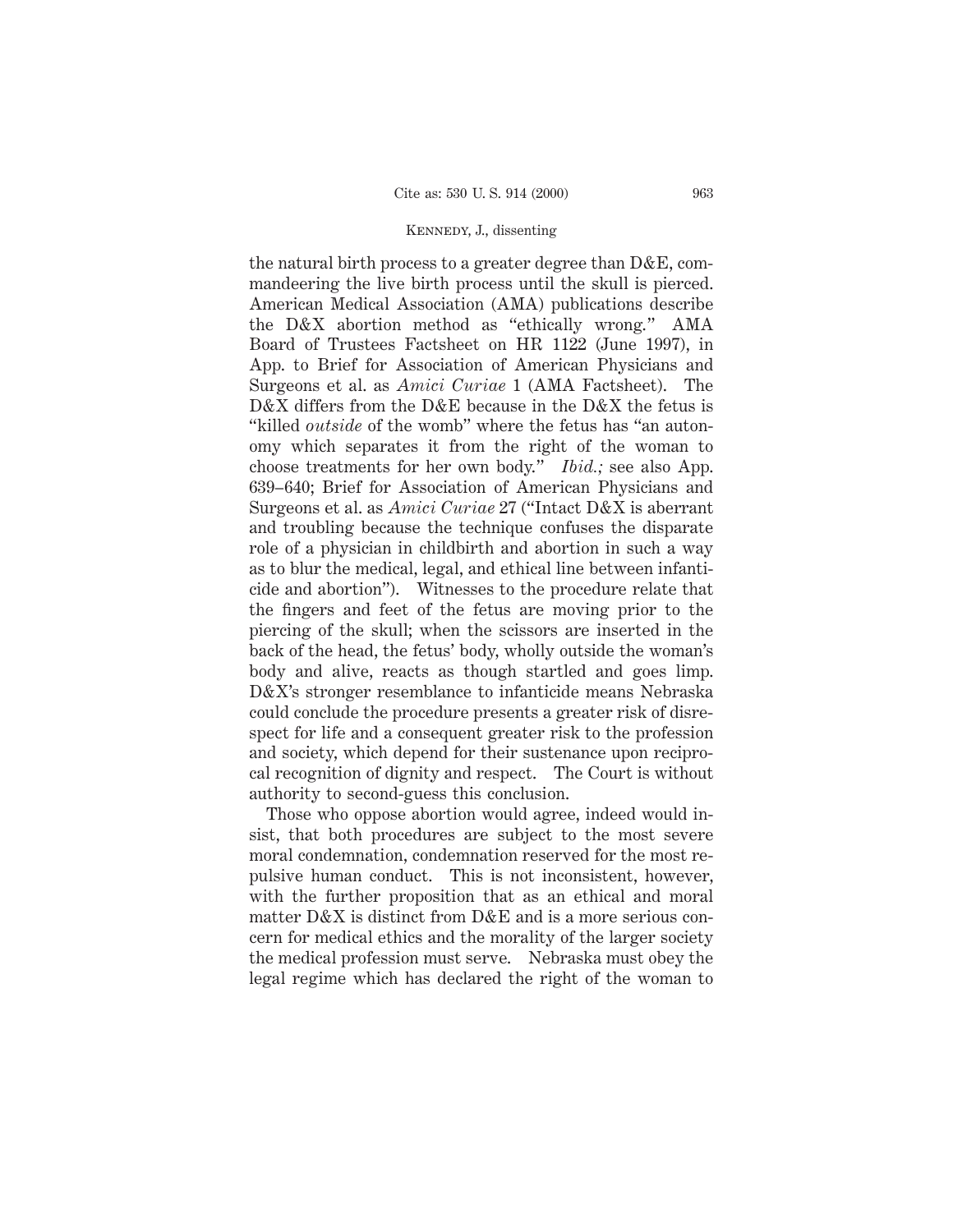the natural birth process to a greater degree than D&E, commandeering the live birth process until the skull is pierced. American Medical Association (AMA) publications describe the D&X abortion method as "ethically wrong." AMA Board of Trustees Factsheet on HR 1122 (June 1997), in App. to Brief for Association of American Physicians and Surgeons et al. as *Amici Curiae* 1 (AMA Factsheet). The D&X differs from the D&E because in the D&X the fetus is "killed *outside* of the womb" where the fetus has "an autonomy which separates it from the right of the woman to choose treatments for her own body." *Ibid.;* see also App. 639–640; Brief for Association of American Physicians and Surgeons et al. as *Amici Curiae* 27 ("Intact D&X is aberrant and troubling because the technique confuses the disparate role of a physician in childbirth and abortion in such a way as to blur the medical, legal, and ethical line between infanticide and abortion"). Witnesses to the procedure relate that the fingers and feet of the fetus are moving prior to the piercing of the skull; when the scissors are inserted in the back of the head, the fetus' body, wholly outside the woman's body and alive, reacts as though startled and goes limp. D&X's stronger resemblance to infanticide means Nebraska could conclude the procedure presents a greater risk of disrespect for life and a consequent greater risk to the profession and society, which depend for their sustenance upon reciprocal recognition of dignity and respect. The Court is without authority to second-guess this conclusion.

Those who oppose abortion would agree, indeed would insist, that both procedures are subject to the most severe moral condemnation, condemnation reserved for the most repulsive human conduct. This is not inconsistent, however, with the further proposition that as an ethical and moral matter D&X is distinct from D&E and is a more serious concern for medical ethics and the morality of the larger society the medical profession must serve. Nebraska must obey the legal regime which has declared the right of the woman to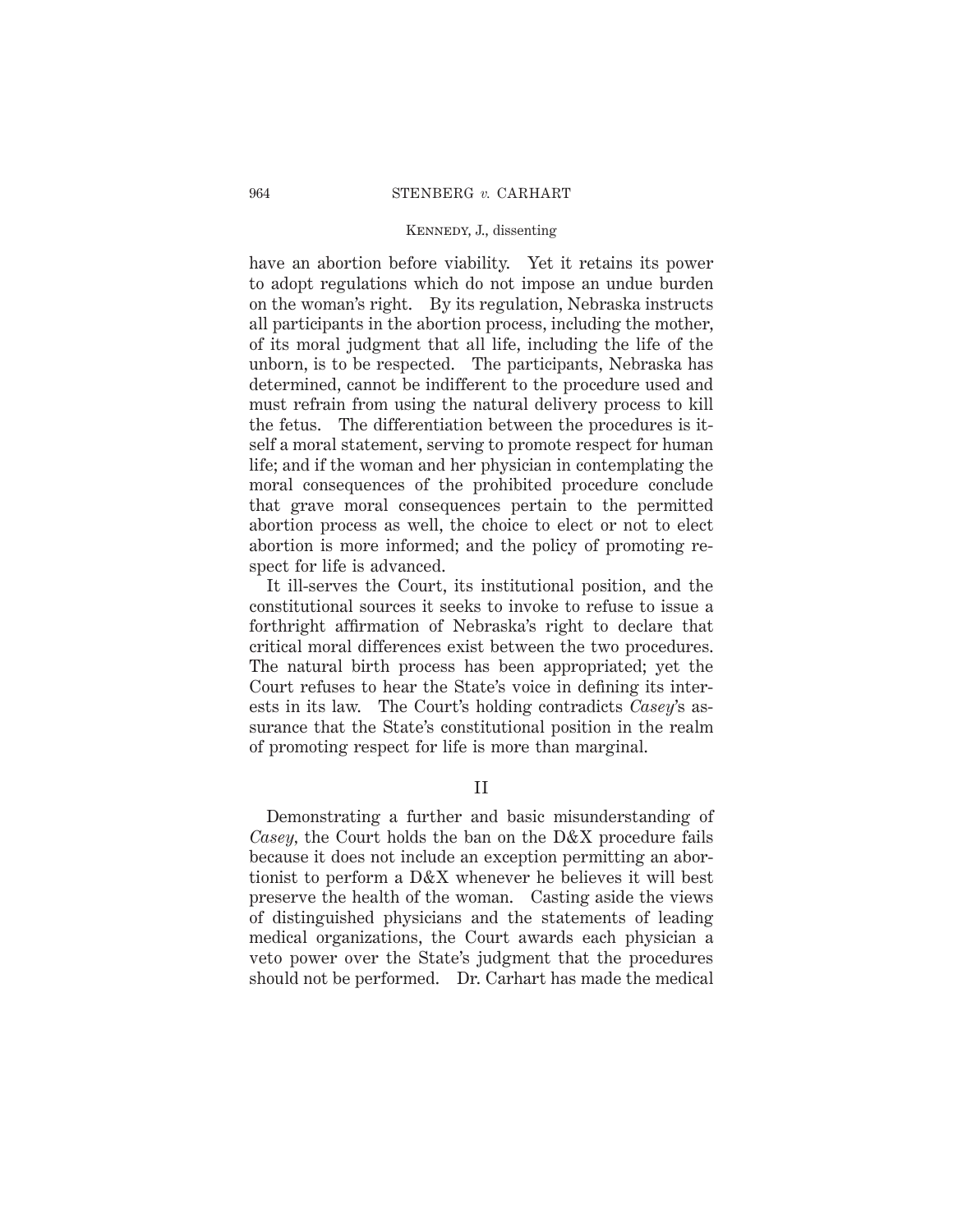have an abortion before viability. Yet it retains its power to adopt regulations which do not impose an undue burden on the woman's right. By its regulation, Nebraska instructs all participants in the abortion process, including the mother, of its moral judgment that all life, including the life of the unborn, is to be respected. The participants, Nebraska has determined, cannot be indifferent to the procedure used and must refrain from using the natural delivery process to kill the fetus. The differentiation between the procedures is itself a moral statement, serving to promote respect for human life; and if the woman and her physician in contemplating the moral consequences of the prohibited procedure conclude that grave moral consequences pertain to the permitted abortion process as well, the choice to elect or not to elect abortion is more informed; and the policy of promoting respect for life is advanced.

It ill-serves the Court, its institutional position, and the constitutional sources it seeks to invoke to refuse to issue a forthright affirmation of Nebraska's right to declare that critical moral differences exist between the two procedures. The natural birth process has been appropriated; yet the Court refuses to hear the State's voice in defining its interests in its law. The Court's holding contradicts *Casey*'s assurance that the State's constitutional position in the realm of promoting respect for life is more than marginal.

## II

Demonstrating a further and basic misunderstanding of *Casey*, the Court holds the ban on the D&X procedure fails because it does not include an exception permitting an abortionist to perform a D&X whenever he believes it will best preserve the health of the woman. Casting aside the views of distinguished physicians and the statements of leading medical organizations, the Court awards each physician a veto power over the State's judgment that the procedures should not be performed. Dr. Carhart has made the medical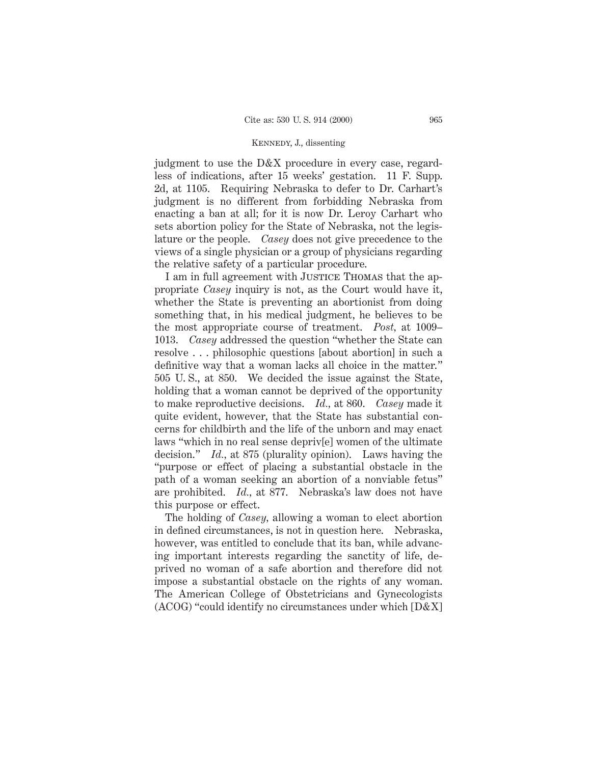judgment to use the D&X procedure in every case, regardless of indications, after 15 weeks' gestation. 11 F. Supp. 2d, at 1105. Requiring Nebraska to defer to Dr. Carhart's judgment is no different from forbidding Nebraska from enacting a ban at all; for it is now Dr. Leroy Carhart who sets abortion policy for the State of Nebraska, not the legislature or the people. *Casey* does not give precedence to the views of a single physician or a group of physicians regarding the relative safety of a particular procedure.

I am in full agreement with Justice Thomas that the appropriate *Casey* inquiry is not, as the Court would have it, whether the State is preventing an abortionist from doing something that, in his medical judgment, he believes to be the most appropriate course of treatment. *Post*, at 1009–1013. *Casey* addressed the question "whether the State can resolve . . . philosophic questions [about abortion] in such a definitive way that a woman lacks all choice in the matter." 505 U. S., at 850. We decided the issue against the State, holding that a woman cannot be deprived of the opportunity to make reproductive decisions. *Id.*, at 860. *Casey* made it quite evident, however, that the State has substantial concerns for childbirth and the life of the unborn and may enact laws "which in no real sense depriv[e] women of the ultimate decision." *Id.*, at 875 (plurality opinion). Laws having the "purpose or effect of placing a substantial obstacle in the path of a woman seeking an abortion of a nonviable fetus" are prohibited. *Id.*, at 877. Nebraska's law does not have this purpose or effect.

The holding of *Casey*, allowing a woman to elect abortion in defined circumstances, is not in question here. Nebraska, however, was entitled to conclude that its ban, while advancing important interests regarding the sanctity of life, deprived no woman of a safe abortion and therefore did not impose a substantial obstacle on the rights of any woman. The American College of Obstetricians and Gynecologists (ACOG) "could identify no circumstances under which [D&X]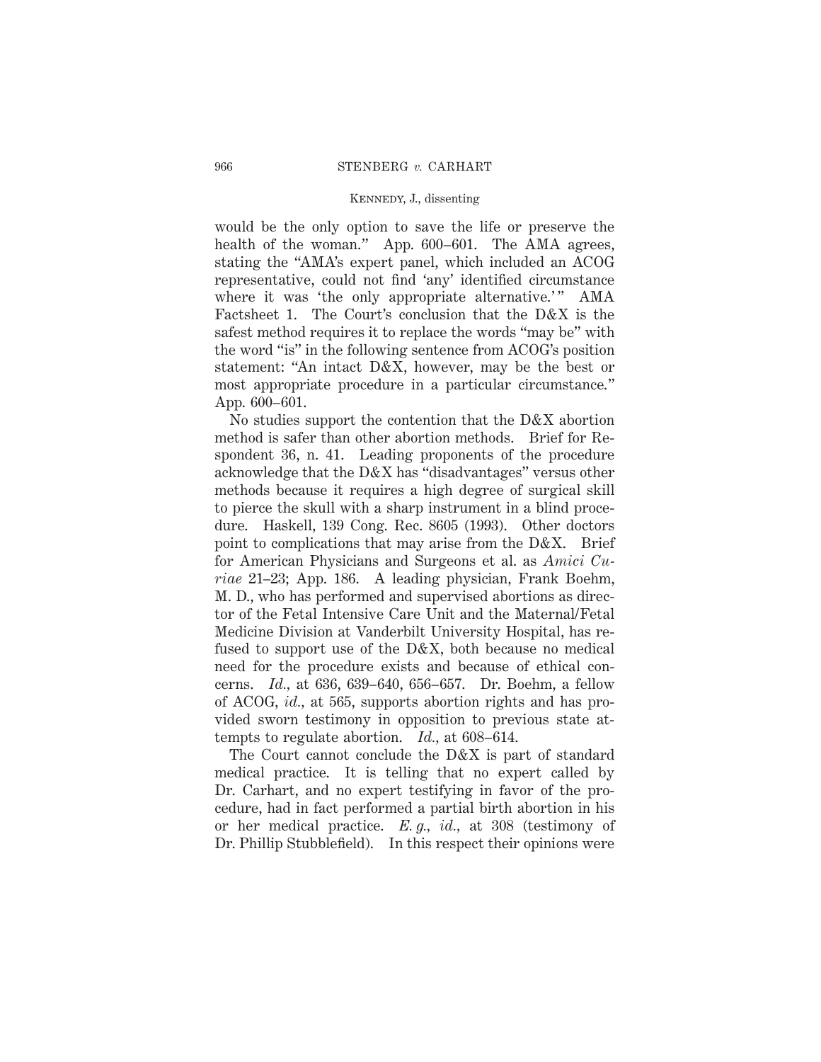would be the only option to save the life or preserve the health of the woman." App. 600–601. The AMA agrees, stating the "AMA's expert panel, which included an ACOG representative, could not find 'any' identified circumstance where it was 'the only appropriate alternative.'" AMA Factsheet 1. The Court's conclusion that the D&X is the safest method requires it to replace the words "may be" with the word "is" in the following sentence from ACOG's position statement: "An intact D&X, however, may be the best or most appropriate procedure in a particular circumstance." App. 600–601.

No studies support the contention that the D&X abortion method is safer than other abortion methods. Brief for Respondent 36, n. 41. Leading proponents of the procedure acknowledge that the D&X has "disadvantages" versus other methods because it requires a high degree of surgical skill to pierce the skull with a sharp instrument in a blind procedure. Haskell, 139 Cong. Rec. 8605 (1993). Other doctors point to complications that may arise from the D&X. Brief for American Physicians and Surgeons et al. as *Amici Curiae* 21–23; App. 186. A leading physician, Frank Boehm, M. D., who has performed and supervised abortions as director of the Fetal Intensive Care Unit and the Maternal/Fetal Medicine Division at Vanderbilt University Hospital, has refused to support use of the D&X, both because no medical need for the procedure exists and because of ethical concerns. *Id.*, at 636, 639–640, 656–657. Dr. Boehm, a fellow of ACOG, *id.*, at 565, supports abortion rights and has provided sworn testimony in opposition to previous state attempts to regulate abortion. *Id.*, at 608–614.

The Court cannot conclude the D&X is part of standard medical practice. It is telling that no expert called by Dr. Carhart, and no expert testifying in favor of the procedure, had in fact performed a partial birth abortion in his or her medical practice. *E. g.*, *id.*, at 308 (testimony of Dr. Phillip Stubblefield). In this respect their opinions were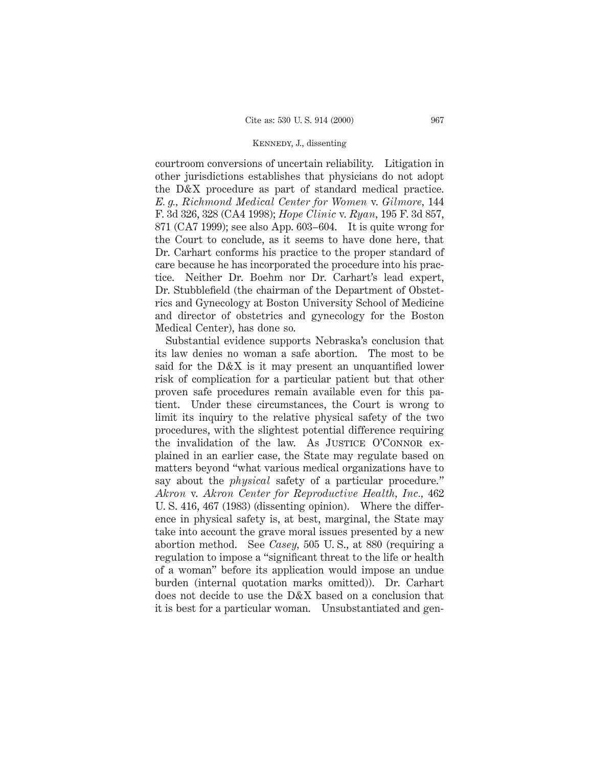courtroom conversions of uncertain reliability. Litigation in other jurisdictions establishes that physicians do not adopt the D&X procedure as part of standard medical practice. *E. g., Richmond Medical Center for Women* v. *Gilmore,* 144 F. 3d 326, 328 (CA4 1998); *Hope Clinic* v. *Ryan,* 195 F. 3d 857, 871 (CA7 1999); see also App. 603–604. It is quite wrong for the Court to conclude, as it seems to have done here, that Dr. Carhart conforms his practice to the proper standard of care because he has incorporated the procedure into his practice. Neither Dr. Boehm nor Dr. Carhart's lead expert, Dr. Stubblefield (the chairman of the Department of Obstetrics and Gynecology at Boston University School of Medicine and director of obstetrics and gynecology for the Boston Medical Center), has done so.

Substantial evidence supports Nebraska's conclusion that its law denies no woman a safe abortion. The most to be said for the D&X is it may present an unquantified lower risk of complication for a particular patient but that other proven safe procedures remain available even for this patient. Under these circumstances, the Court is wrong to limit its inquiry to the relative physical safety of the two procedures, with the slightest potential difference requiring the invalidation of the law. As Justice O'Connor explained in an earlier case, the State may regulate based on matters beyond "what various medical organizations have to say about the *physical* safety of a particular procedure." *Akron* v. *Akron Center for Reproductive Health, Inc.,* 462 U. S. 416, 467 (1983) (dissenting opinion). Where the difference in physical safety is, at best, marginal, the State may take into account the grave moral issues presented by a new abortion method. See *Casey,* 505 U. S., at 880 (requiring a regulation to impose a "significant threat to the life or health of a woman" before its application would impose an undue burden (internal quotation marks omitted)). Dr. Carhart does not decide to use the D&X based on a conclusion that it is best for a particular woman. Unsubstantiated and gen-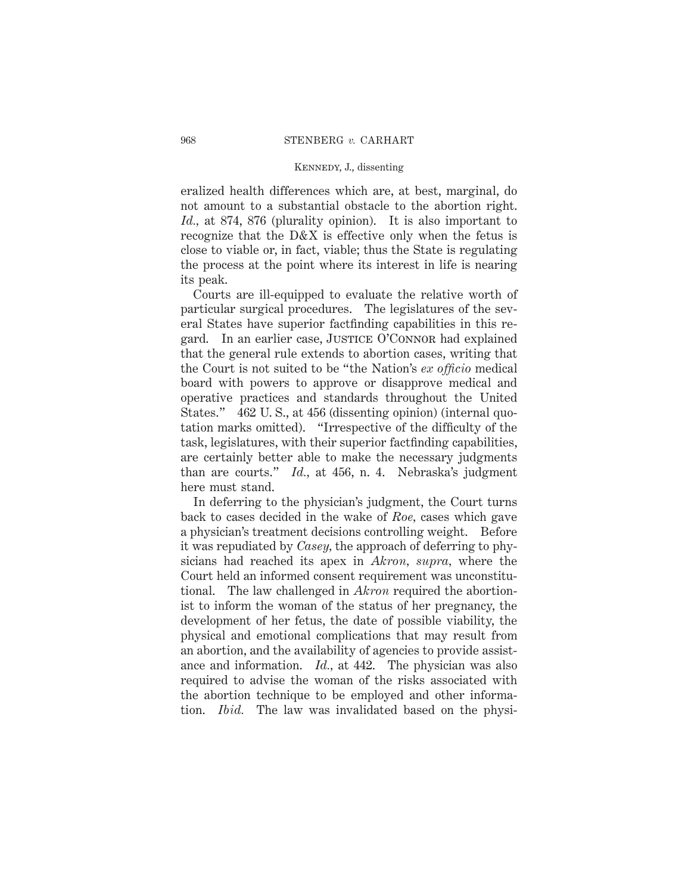eralized health differences which are, at best, marginal, do not amount to a substantial obstacle to the abortion right. *Id.*, at 874, 876 (plurality opinion). It is also important to recognize that the D&X is effective only when the fetus is close to viable or, in fact, viable; thus the State is regulating the process at the point where its interest in life is nearing its peak.

Courts are ill-equipped to evaluate the relative worth of particular surgical procedures. The legislatures of the several States have superior factfinding capabilities in this regard. In an earlier case, JUSTICE O'CONNOR had explained that the general rule extends to abortion cases, writing that the Court is not suited to be "the Nation's *ex officio* medical board with powers to approve or disapprove medical and operative practices and standards throughout the United States." 462 U. S., at 456 (dissenting opinion) (internal quotation marks omitted). "Irrespective of the difficulty of the task, legislatures, with their superior factfinding capabilities, are certainly better able to make the necessary judgments than are courts." *Id.*, at 456, n. 4. Nebraska's judgment here must stand.

In deferring to the physician's judgment, the Court turns back to cases decided in the wake of *Roe*, cases which gave a physician's treatment decisions controlling weight. Before it was repudiated by *Casey*, the approach of deferring to physicians had reached its apex in *Akron*, *supra*, where the Court held an informed consent requirement was unconstitutional. The law challenged in *Akron* required the abortionist to inform the woman of the status of her pregnancy, the development of her fetus, the date of possible viability, the physical and emotional complications that may result from an abortion, and the availability of agencies to provide assistance and information. *Id.*, at 442. The physician was also required to advise the woman of the risks associated with the abortion technique to be employed and other information. *Ibid.* The law was invalidated based on the physi-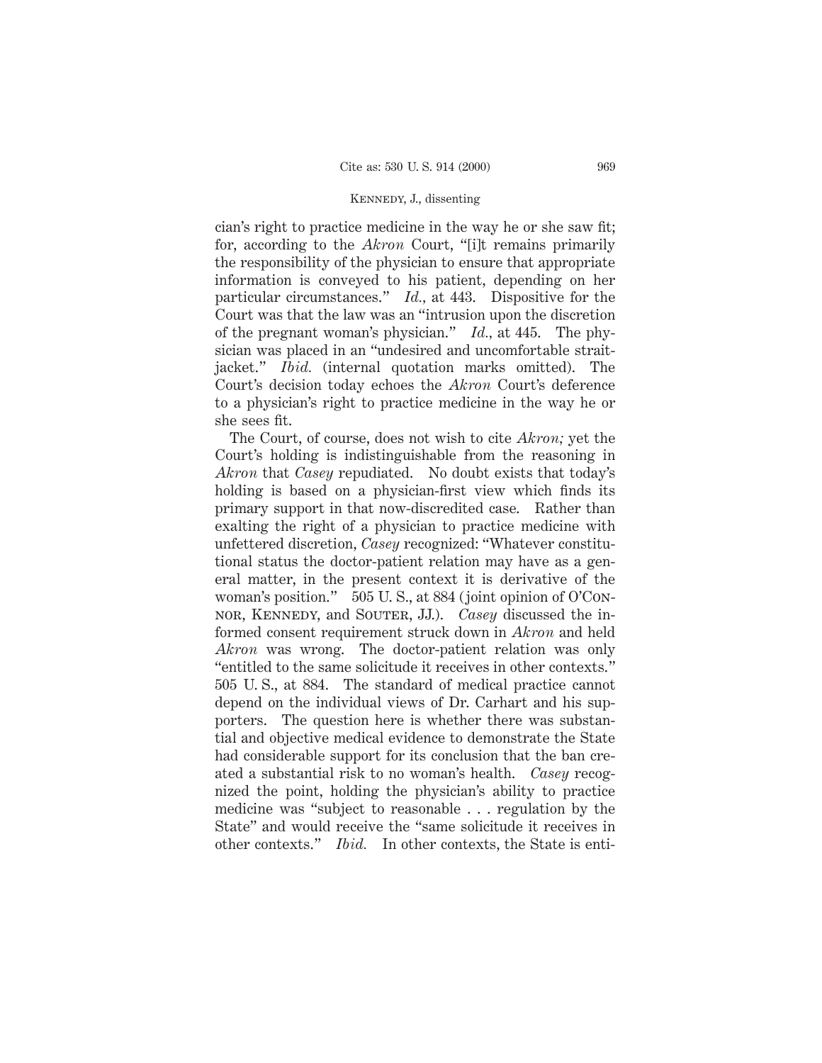cian's right to practice medicine in the way he or she saw fit; for, according to the *Akron* Court, "[i]t remains primarily the responsibility of the physician to ensure that appropriate information is conveyed to his patient, depending on her particular circumstances." *Id.*, at 443. Dispositive for the Court was that the law was an "intrusion upon the discretion of the pregnant woman's physician." *Id.*, at 445. The physician was placed in an "undesired and uncomfortable straitjacket." *Ibid.* (internal quotation marks omitted). The Court's decision today echoes the *Akron* Court's deference to a physician's right to practice medicine in the way he or she sees fit.

The Court, of course, does not wish to cite *Akron;* yet the Court's holding is indistinguishable from the reasoning in *Akron* that *Casey* repudiated. No doubt exists that today's holding is based on a physician-first view which finds its primary support in that now-discredited case. Rather than exalting the right of a physician to practice medicine with unfettered discretion, *Casey* recognized: "Whatever constitutional status the doctor-patient relation may have as a general matter, in the present context it is derivative of the woman's position." 505 U. S., at 884 (joint opinion of O'Connor, Kennedy, and Souter, JJ.). *Casey* discussed the informed consent requirement struck down in *Akron* and held *Akron* was wrong. The doctor-patient relation was only "entitled to the same solicitude it receives in other contexts." 505 U. S., at 884. The standard of medical practice cannot depend on the individual views of Dr. Carhart and his supporters. The question here is whether there was substantial and objective medical evidence to demonstrate the State had considerable support for its conclusion that the ban created a substantial risk to no woman's health. *Casey* recognized the point, holding the physician's ability to practice medicine was "subject to reasonable . . . regulation by the State" and would receive the "same solicitude it receives in other contexts." *Ibid.* In other contexts, the State is enti-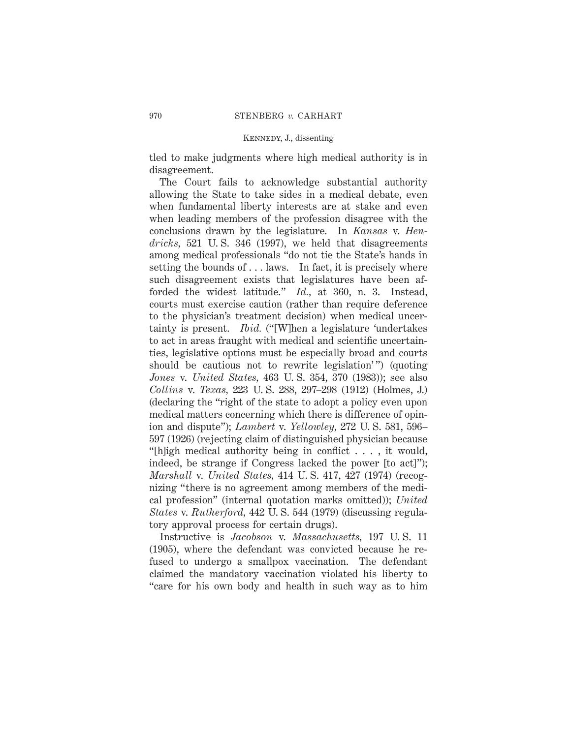tled to make judgments where high medical authority is in disagreement.

The Court fails to acknowledge substantial authority allowing the State to take sides in a medical debate, even when fundamental liberty interests are at stake and even when leading members of the profession disagree with the conclusions drawn by the legislature. In *Kansas* v. *Hendricks*, 521 U. S. 346 (1997), we held that disagreements among medical professionals "do not tie the State's hands in setting the bounds of . . . laws. In fact, it is precisely where such disagreement exists that legislatures have been afforded the widest latitude." *Id.*, at 360, n. 3. Instead, courts must exercise caution (rather than require deference to the physician's treatment decision) when medical uncertainty is present. *Ibid.* ("[W]hen a legislature 'undertakes to act in areas fraught with medical and scientific uncertainties, legislative options must be especially broad and courts should be cautious not to rewrite legislation'") (quoting *Jones* v. *United States*, 463 U. S. 354, 370 (1983)); see also *Collins* v. *Texas*, 223 U. S. 288, 297–298 (1912) (Holmes, J.) (declaring the "right of the state to adopt a policy even upon medical matters concerning which there is difference of opinion and dispute"); *Lambert* v. *Yellowley*, 272 U. S. 581, 596–597 (1926) (rejecting claim of distinguished physician because "[h]igh medical authority being in conflict . . . , it would, indeed, be strange if Congress lacked the power [to act]"); *Marshall* v. *United States*, 414 U. S. 417, 427 (1974) (recognizing "there is no agreement among members of the medical profession" (internal quotation marks omitted)); *United States* v. *Rutherford*, 442 U. S. 544 (1979) (discussing regulatory approval process for certain drugs).

Instructive is *Jacobson* v. *Massachusetts*, 197 U. S. 11 (1905), where the defendant was convicted because he refused to undergo a smallpox vaccination. The defendant claimed the mandatory vaccination violated his liberty to "care for his own body and health in such way as to him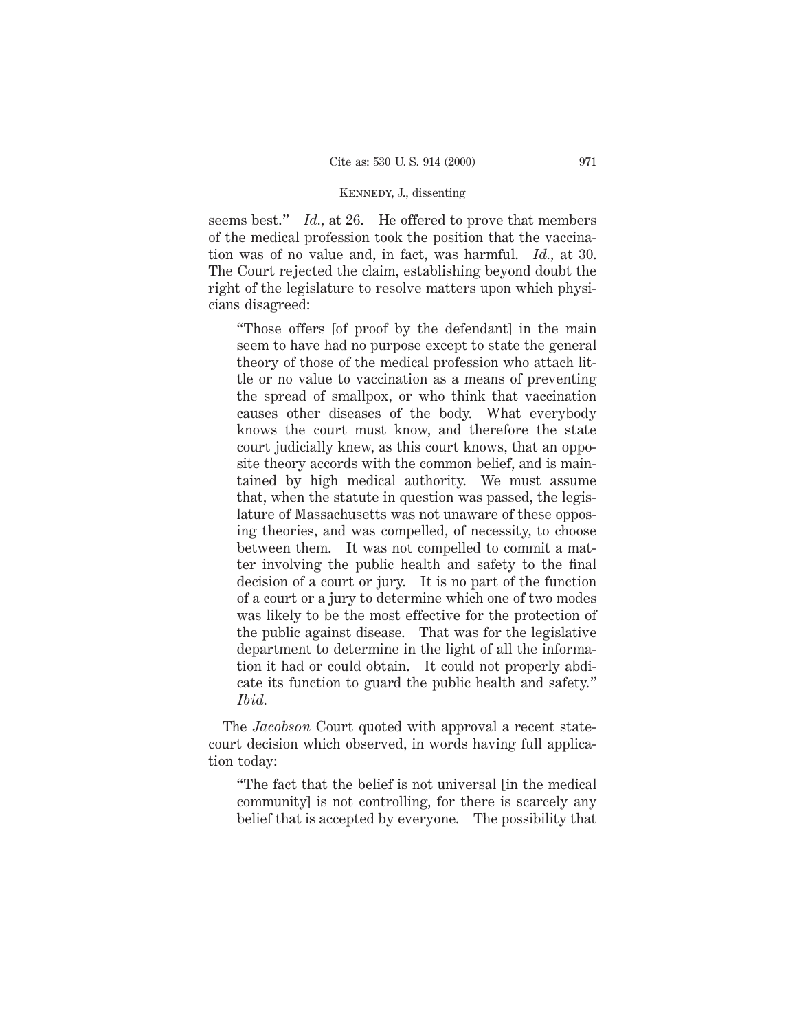seems best." *Id.*, at 26. He offered to prove that members of the medical profession took the position that the vaccination was of no value and, in fact, was harmful. *Id.*, at 30. The Court rejected the claim, establishing beyond doubt the right of the legislature to resolve matters upon which physicians disagreed:

> "Those offers [of proof by the defendant] in the main seem to have had no purpose except to state the general theory of those of the medical profession who attach little or no value to vaccination as a means of preventing the spread of smallpox, or who think that vaccination causes other diseases of the body. What everybody knows the court must know, and therefore the state court judicially knew, as this court knows, that an opposite theory accords with the common belief, and is maintained by high medical authority. We must assume that, when the statute in question was passed, the legislature of Massachusetts was not unaware of these opposing theories, and was compelled, of necessity, to choose between them. It was not compelled to commit a matter involving the public health and safety to the final decision of a court or jury. It is no part of the function of a court or a jury to determine which one of two modes was likely to be the most effective for the protection of the public against disease. That was for the legislative department to determine in the light of all the information it had or could obtain. It could not properly abdicate its function to guard the public health and safety." *Ibid.*

The *Jacobson* Court quoted with approval a recent state-court decision which observed, in words having full application today:

> "The fact that the belief is not universal [in the medical community] is not controlling, for there is scarcely any belief that is accepted by everyone. The possibility that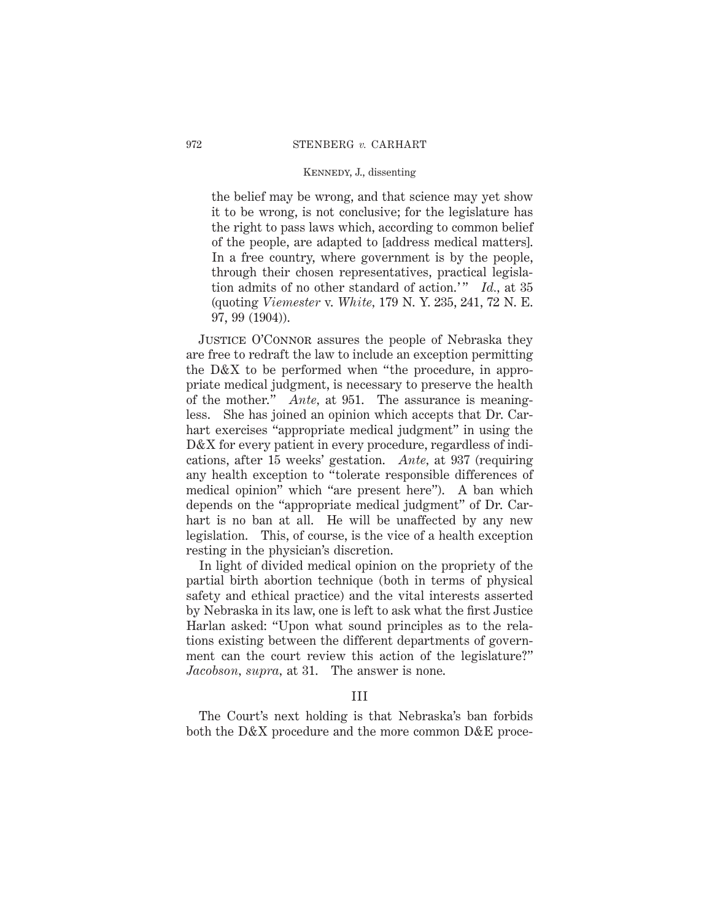the belief may be wrong, and that science may yet show it to be wrong, is not conclusive; for the legislature has the right to pass laws which, according to common belief of the people, are adapted to [address medical matters]. In a free country, where government is by the people, through their chosen representatives, practical legislation admits of no other standard of action.'" *Id.,* at 35 (quoting *Viemester* v. *White,* 179 N. Y. 235, 241, 72 N. E. 97, 99 (1904)).

Justice O'Connor assures the people of Nebraska they are free to redraft the law to include an exception permitting the D&X to be performed when "the procedure, in appropriate medical judgment, is necessary to preserve the health of the mother." *Ante,* at 951. The assurance is meaningless. She has joined an opinion which accepts that Dr. Carhart exercises "appropriate medical judgment" in using the D&X for every patient in every procedure, regardless of indications, after 15 weeks' gestation. *Ante,* at 937 (requiring any health exception to "tolerate responsible differences of medical opinion" which "are present here"). A ban which depends on the "appropriate medical judgment" of Dr. Carhart is no ban at all. He will be unaffected by any new legislation. This, of course, is the vice of a health exception resting in the physician's discretion.

In light of divided medical opinion on the propriety of the partial birth abortion technique (both in terms of physical safety and ethical practice) and the vital interests asserted by Nebraska in its law, one is left to ask what the first Justice Harlan asked: "Upon what sound principles as to the relations existing between the different departments of government can the court review this action of the legislature?" *Jacobson, supra,* at 31. The answer is none.

## III

The Court's next holding is that Nebraska's ban forbids both the D&X procedure and the more common D&E proce-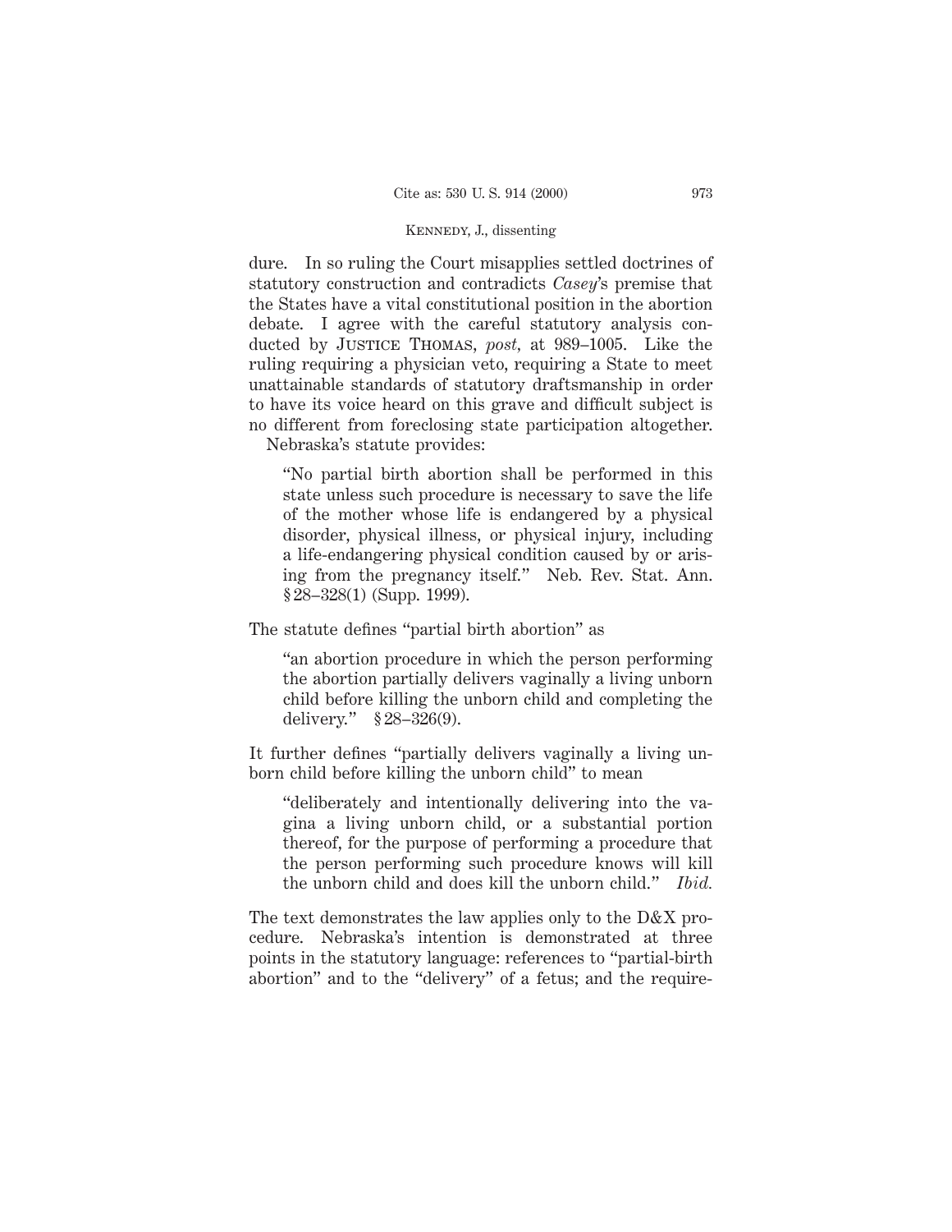dure. In so ruling the Court misapplies settled doctrines of statutory construction and contradicts *Casey*'s premise that the States have a vital constitutional position in the abortion debate. I agree with the careful statutory analysis conducted by JUSTICE THOMAS, *post*, at 989–1005. Like the ruling requiring a physician veto, requiring a State to meet unattainable standards of statutory draftsmanship in order to have its voice heard on this grave and difficult subject is no different from foreclosing state participation altogether.

Nebraska's statute provides:

> "No partial birth abortion shall be performed in this state unless such procedure is necessary to save the life of the mother whose life is endangered by a physical disorder, physical illness, or physical injury, including a life-endangering physical condition caused by or arising from the pregnancy itself." Neb. Rev. Stat. Ann. § 28–328(1) (Supp. 1999).

The statute defines "partial birth abortion" as

> "an abortion procedure in which the person performing the abortion partially delivers vaginally a living unborn child before killing the unborn child and completing the delivery." § 28–326(9).

It further defines "partially delivers vaginally a living unborn child before killing the unborn child" to mean

> "deliberately and intentionally delivering into the vagina a living unborn child, or a substantial portion thereof, for the purpose of performing a procedure that the person performing such procedure knows will kill the unborn child and does kill the unborn child." *Ibid.*

The text demonstrates the law applies only to the D&X procedure. Nebraska's intention is demonstrated at three points in the statutory language: references to "partial-birth abortion" and to the "delivery" of a fetus; and the require-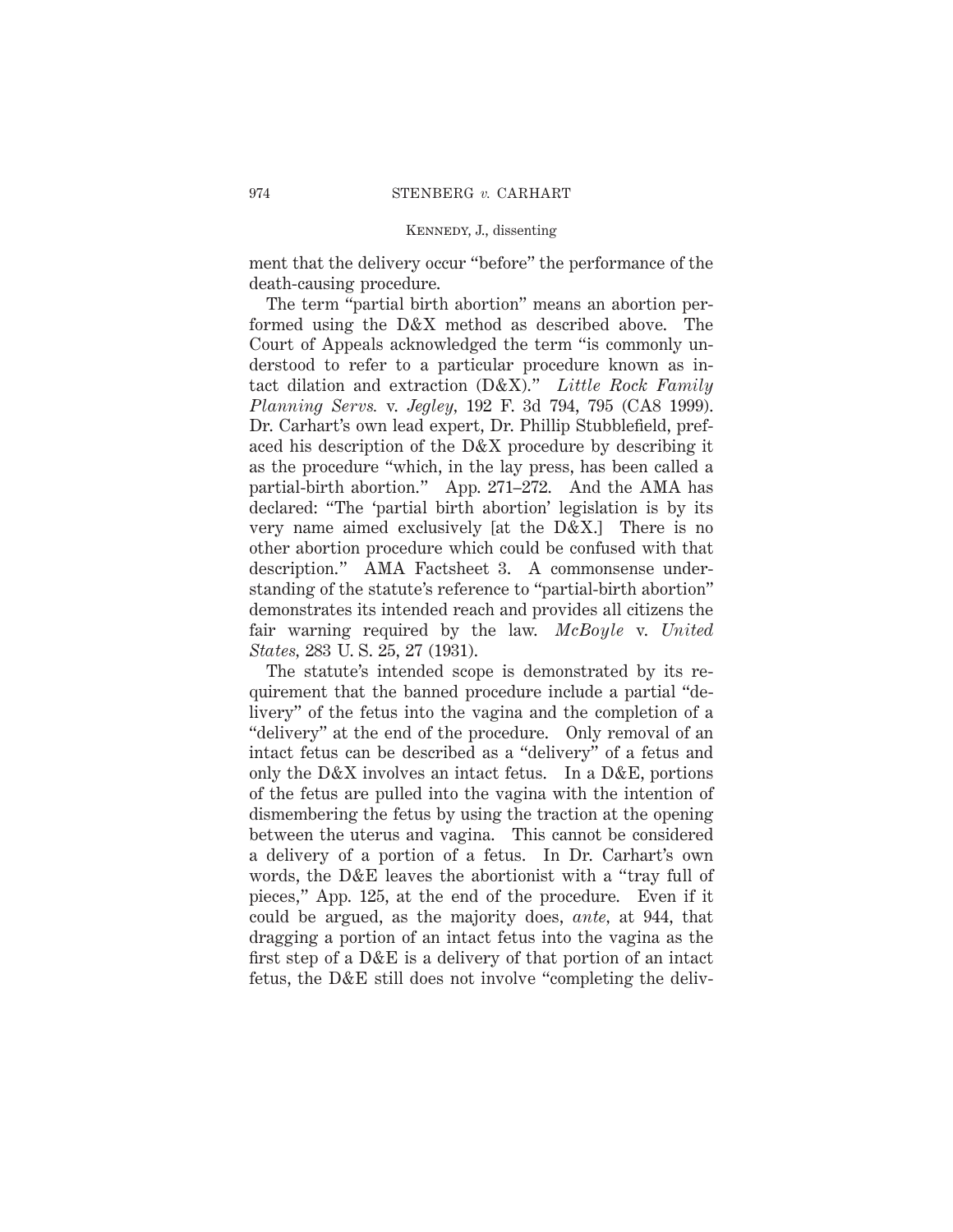ment that the delivery occur "before" the performance of the death-causing procedure.

The term "partial birth abortion" means an abortion performed using the D&X method as described above. The Court of Appeals acknowledged the term "is commonly understood to refer to a particular procedure known as intact dilation and extraction (D&X)." *Little Rock Family Planning Servs.* v. *Jegley*, 192 F. 3d 794, 795 (CA8 1999). Dr. Carhart's own lead expert, Dr. Phillip Stubblefield, prefaced his description of the D&X procedure by describing it as the procedure "which, in the lay press, has been called a partial-birth abortion." App. 271–272. And the AMA has declared: "The 'partial birth abortion' legislation is by its very name aimed exclusively [at the D&X.] There is no other abortion procedure which could be confused with that description." AMA Factsheet 3. A commonsense understanding of the statute's reference to "partial-birth abortion" demonstrates its intended reach and provides all citizens the fair warning required by the law. *McBoyle* v. *United States*, 283 U. S. 25, 27 (1931).

The statute's intended scope is demonstrated by its requirement that the banned procedure include a partial "delivery" of the fetus into the vagina and the completion of a "delivery" at the end of the procedure. Only removal of an intact fetus can be described as a "delivery" of a fetus and only the D&X involves an intact fetus. In a D&E, portions of the fetus are pulled into the vagina with the intention of dismembering the fetus by using the traction at the opening between the uterus and vagina. This cannot be considered a delivery of a portion of a fetus. In Dr. Carhart's own words, the D&E leaves the abortionist with a "tray full of pieces," App. 125, at the end of the procedure. Even if it could be argued, as the majority does, *ante*, at 944, that dragging a portion of an intact fetus into the vagina as the first step of a D&E is a delivery of that portion of an intact fetus, the D&E still does not involve "completing the deliv-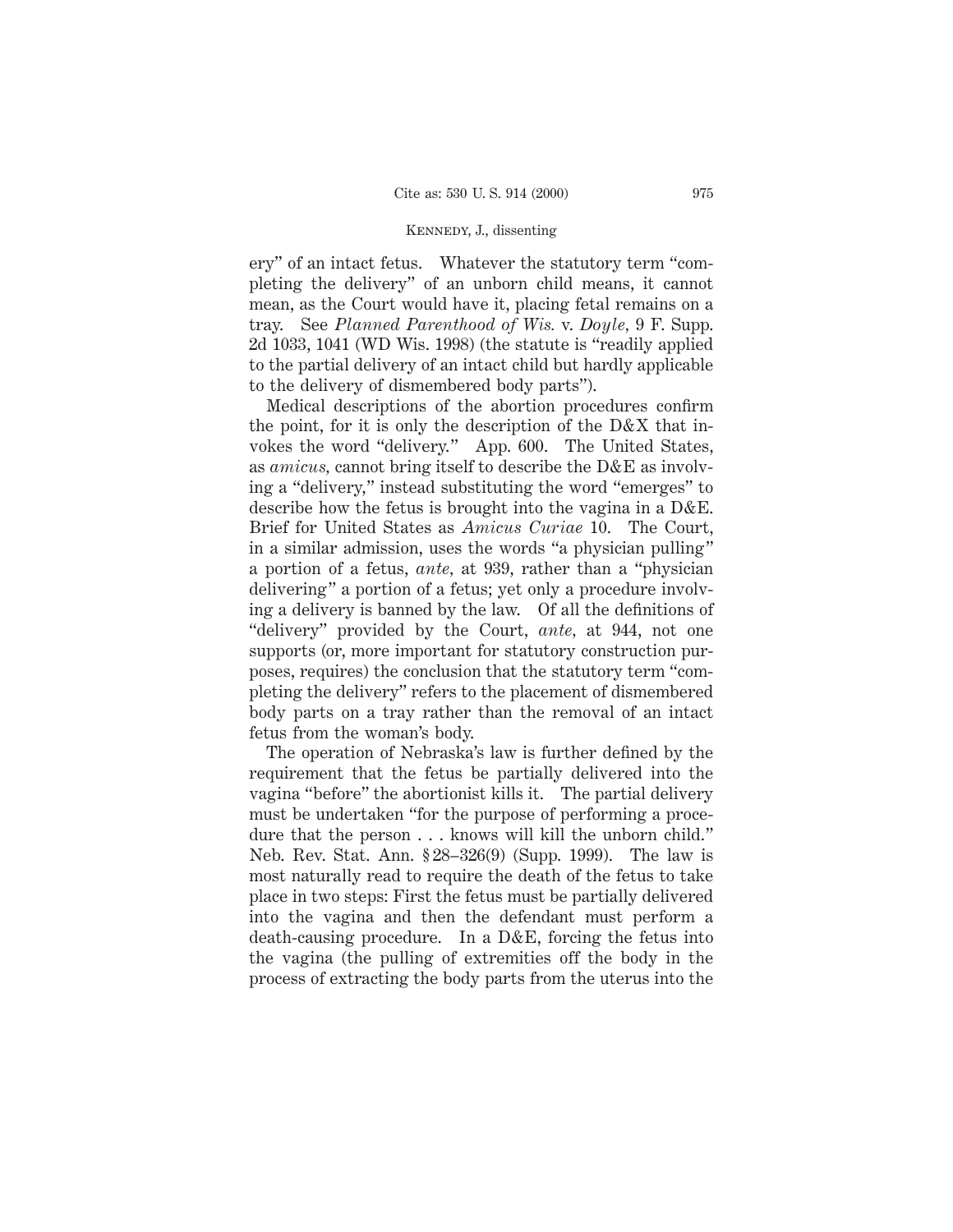ery" of an intact fetus. Whatever the statutory term "completing the delivery" of an unborn child means, it cannot mean, as the Court would have it, placing fetal remains on a tray. See *Planned Parenthood of Wis.* v. *Doyle*, 9 F. Supp. 2d 1033, 1041 (WD Wis. 1998) (the statute is "readily applied to the partial delivery of an intact child but hardly applicable to the delivery of dismembered body parts").

Medical descriptions of the abortion procedures confirm the point, for it is only the description of the D&X that invokes the word "delivery." App. 600. The United States, as *amicus*, cannot bring itself to describe the D&E as involving a "delivery," instead substituting the word "emerges" to describe how the fetus is brought into the vagina in a D&E. Brief for United States as *Amicus Curiae* 10. The Court, in a similar admission, uses the words "a physician pulling" a portion of a fetus, *ante*, at 939, rather than a "physician delivering" a portion of a fetus; yet only a procedure involving a delivery is banned by the law. Of all the definitions of "delivery" provided by the Court, *ante*, at 944, not one supports (or, more important for statutory construction purposes, requires) the conclusion that the statutory term "completing the delivery" refers to the placement of dismembered body parts on a tray rather than the removal of an intact fetus from the woman's body.

The operation of Nebraska's law is further defined by the requirement that the fetus be partially delivered into the vagina "before" the abortionist kills it. The partial delivery must be undertaken "for the purpose of performing a procedure that the person . . . knows will kill the unborn child." Neb. Rev. Stat. Ann. §28–326(9) (Supp. 1999). The law is most naturally read to require the death of the fetus to take place in two steps: First the fetus must be partially delivered into the vagina and then the defendant must perform a death-causing procedure. In a D&E, forcing the fetus into the vagina (the pulling of extremities off the body in the process of extracting the body parts from the uterus into the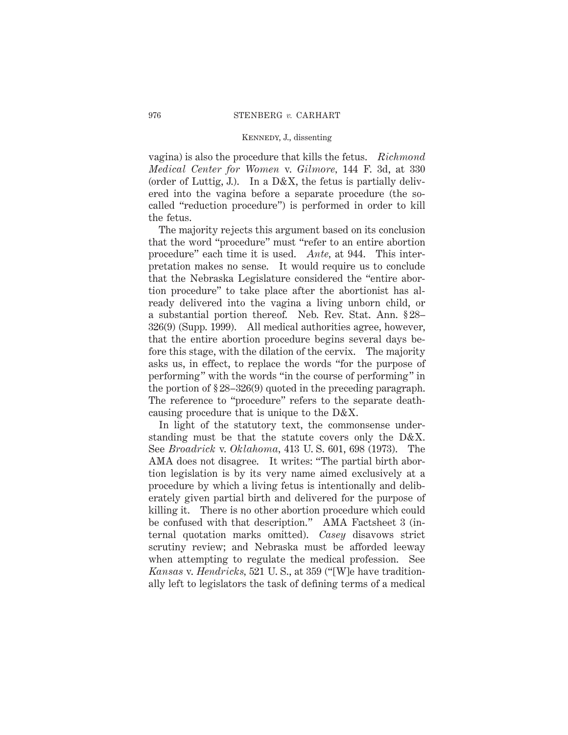vagina) is also the procedure that kills the fetus. *Richmond Medical Center for Women* v. *Gilmore*, 144 F. 3d, at 330 (order of Luttig, J.). In a D&X, the fetus is partially delivered into the vagina before a separate procedure (the so-called "reduction procedure") is performed in order to kill the fetus.

The majority rejects this argument based on its conclusion that the word "procedure" must "refer to an entire abortion procedure" each time it is used. *Ante*, at 944. This interpretation makes no sense. It would require us to conclude that the Nebraska Legislature considered the "entire abortion procedure" to take place after the abortionist has already delivered into the vagina a living unborn child, or a substantial portion thereof. Neb. Rev. Stat. Ann. § 28–326(9) (Supp. 1999). All medical authorities agree, however, that the entire abortion procedure begins several days before this stage, with the dilation of the cervix. The majority asks us, in effect, to replace the words "for the purpose of performing" with the words "in the course of performing" in the portion of § 28–326(9) quoted in the preceding paragraph. The reference to "procedure" refers to the separate death-causing procedure that is unique to the D&X.

In light of the statutory text, the commonsense understanding must be that the statute covers only the D&X. See *Broadrick* v. *Oklahoma*, 413 U. S. 601, 698 (1973). The AMA does not disagree. It writes: "The partial birth abortion legislation is by its very name aimed exclusively at a procedure by which a living fetus is intentionally and deliberately given partial birth and delivered for the purpose of killing it. There is no other abortion procedure which could be confused with that description." AMA Factsheet 3 (internal quotation marks omitted). *Casey* disavows strict scrutiny review; and Nebraska must be afforded leeway when attempting to regulate the medical profession. See *Kansas* v. *Hendricks*, 521 U. S., at 359 ("[W]e have traditionally left to legislators the task of defining terms of a medical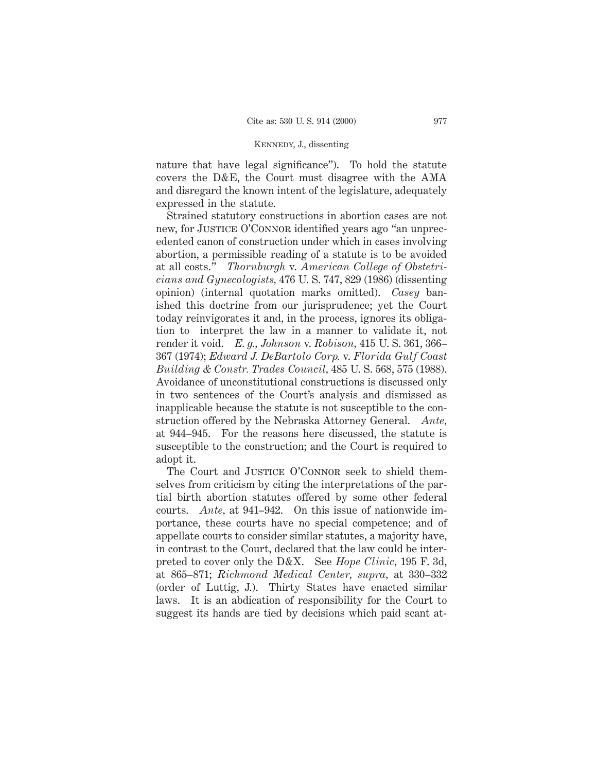nature that have legal significance"). To hold the statute covers the D&E, the Court must disagree with the AMA and disregard the known intent of the legislature, adequately expressed in the statute.

Strained statutory constructions in abortion cases are not new, for JUSTICE O'CONNOR identified years ago "an unprecedented canon of construction under which in cases involving abortion, a permissible reading of a statute is to be avoided at all costs." *Thornburgh* v. *American College of Obstetricians and Gynecologists,* 476 U. S. 747, 829 (1986) (dissenting opinion) (internal quotation marks omitted). *Casey* banished this doctrine from our jurisprudence; yet the Court today reinvigorates it and, in the process, ignores its obligation to interpret the law in a manner to validate it, not render it void. *E. g., Johnson* v. *Robison,* 415 U. S. 361, 366–367 (1974); *Edward J. DeBartolo Corp.* v. *Florida Gulf Coast Building & Constr. Trades Council,* 485 U. S. 568, 575 (1988). Avoidance of unconstitutional constructions is discussed only in two sentences of the Court's analysis and dismissed as inapplicable because the statute is not susceptible to the construction offered by the Nebraska Attorney General. *Ante,* at 944–945. For the reasons here discussed, the statute is susceptible to the construction; and the Court is required to adopt it.

The Court and JUSTICE O'CONNOR seek to shield themselves from criticism by citing the interpretations of the partial birth abortion statutes offered by some other federal courts. *Ante,* at 941–942. On this issue of nationwide importance, these courts have no special competence; and of appellate courts to consider similar statutes, a majority have, in contrast to the Court, declared that the law could be interpreted to cover only the D&X. See *Hope Clinic,* 195 F. 3d, at 865–871; *Richmond Medical Center, supra,* at 330–332 (order of Luttig, J.). Thirty States have enacted similar laws. It is an abdication of responsibility for the Court to suggest its hands are tied by decisions which paid scant at-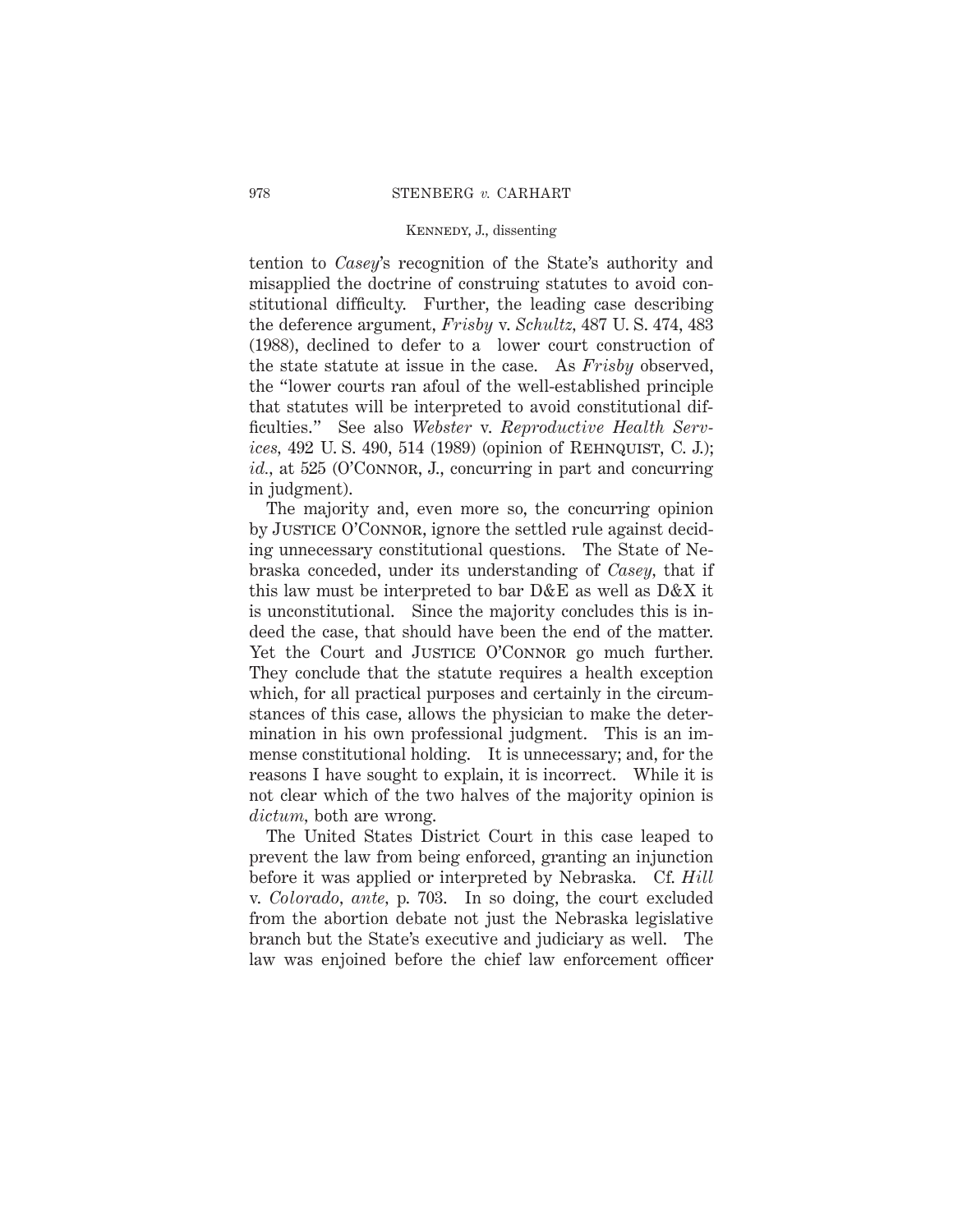tention to *Casey*'s recognition of the State's authority and misapplied the doctrine of construing statutes to avoid constitutional difficulty. Further, the leading case describing the deference argument, *Frisby* v. *Schultz*, 487 U. S. 474, 483 (1988), declined to defer to a lower court construction of the state statute at issue in the case. As *Frisby* observed, the "lower courts ran afoul of the well-established principle that statutes will be interpreted to avoid constitutional difficulties." See also *Webster* v. *Reproductive Health Services*, 492 U. S. 490, 514 (1989) (opinion of REHNQUIST, C. J.); *id.*, at 525 (O'CONNOR, J., concurring in part and concurring in judgment).

The majority and, even more so, the concurring opinion by JUSTICE O'CONNOR, ignore the settled rule against deciding unnecessary constitutional questions. The State of Nebraska conceded, under its understanding of *Casey*, that if this law must be interpreted to bar D&E as well as D&X it is unconstitutional. Since the majority concludes this is indeed the case, that should have been the end of the matter. Yet the Court and JUSTICE O'CONNOR go much further. They conclude that the statute requires a health exception which, for all practical purposes and certainly in the circumstances of this case, allows the physician to make the determination in his own professional judgment. This is an immense constitutional holding. It is unnecessary; and, for the reasons I have sought to explain, it is incorrect. While it is not clear which of the two halves of the majority opinion is *dictum*, both are wrong.

The United States District Court in this case leaped to prevent the law from being enforced, granting an injunction before it was applied or interpreted by Nebraska. Cf. *Hill* v. *Colorado*, *ante*, p. 703. In so doing, the court excluded from the abortion debate not just the Nebraska legislative branch but the State's executive and judiciary as well. The law was enjoined before the chief law enforcement officer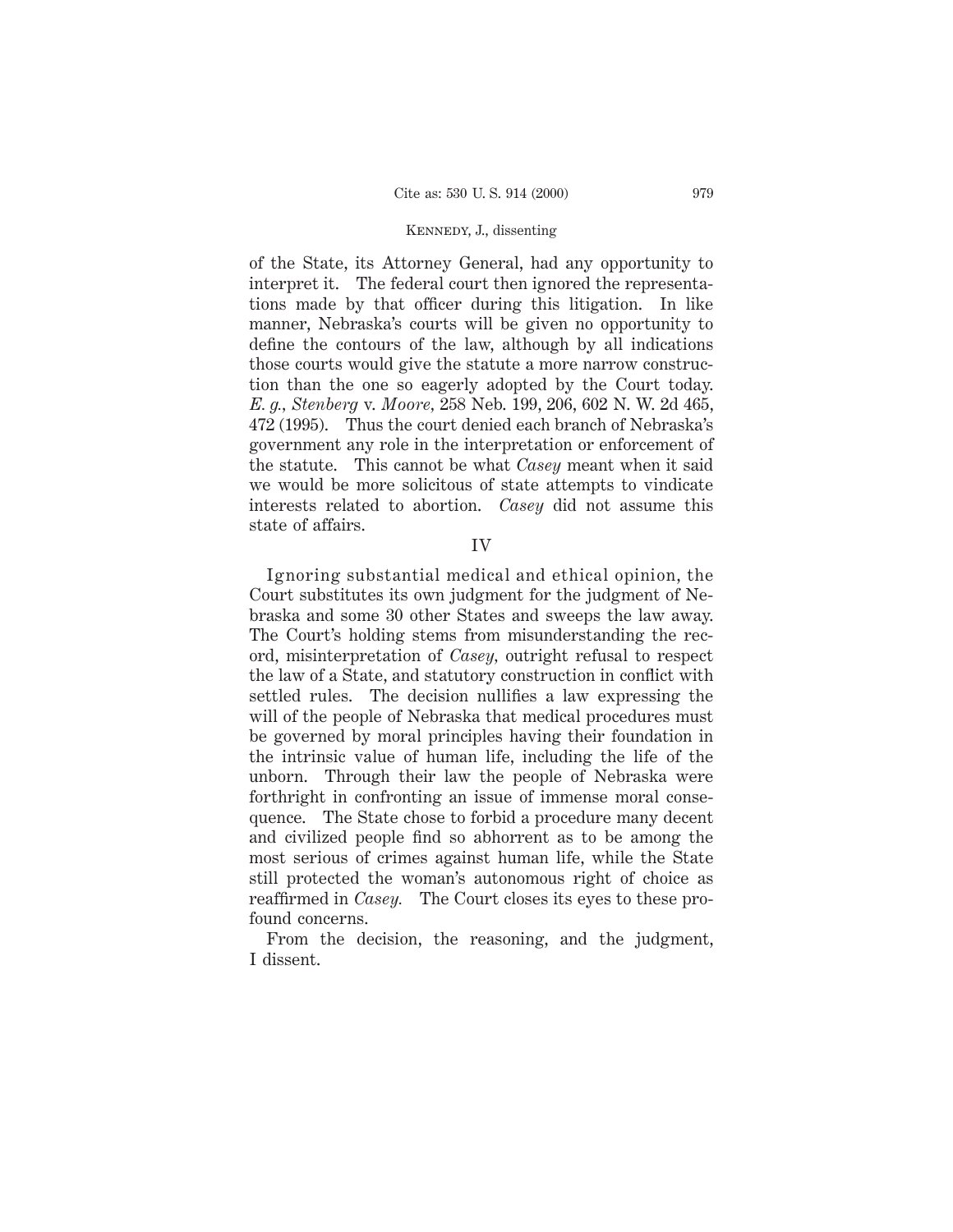of the State, its Attorney General, had any opportunity to interpret it. The federal court then ignored the representations made by that officer during this litigation. In like manner, Nebraska's courts will be given no opportunity to define the contours of the law, although by all indications those courts would give the statute a more narrow construction than the one so eagerly adopted by the Court today. *E. g., Stenberg* v. *Moore*, 258 Neb. 199, 206, 602 N. W. 2d 465, 472 (1995). Thus the court denied each branch of Nebraska's government any role in the interpretation or enforcement of the statute. This cannot be what *Casey* meant when it said we would be more solicitous of state attempts to vindicate interests related to abortion. *Casey* did not assume this state of affairs.

## IV

Ignoring substantial medical and ethical opinion, the Court substitutes its own judgment for the judgment of Nebraska and some 30 other States and sweeps the law away. The Court's holding stems from misunderstanding the record, misinterpretation of *Casey*, outright refusal to respect the law of a State, and statutory construction in conflict with settled rules. The decision nullifies a law expressing the will of the people of Nebraska that medical procedures must be governed by moral principles having their foundation in the intrinsic value of human life, including the life of the unborn. Through their law the people of Nebraska were forthright in confronting an issue of immense moral consequence. The State chose to forbid a procedure many decent and civilized people find so abhorrent as to be among the most serious of crimes against human life, while the State still protected the woman's autonomous right of choice as reaffirmed in *Casey.* The Court closes its eyes to these profound concerns.

From the decision, the reasoning, and the judgment, I dissent.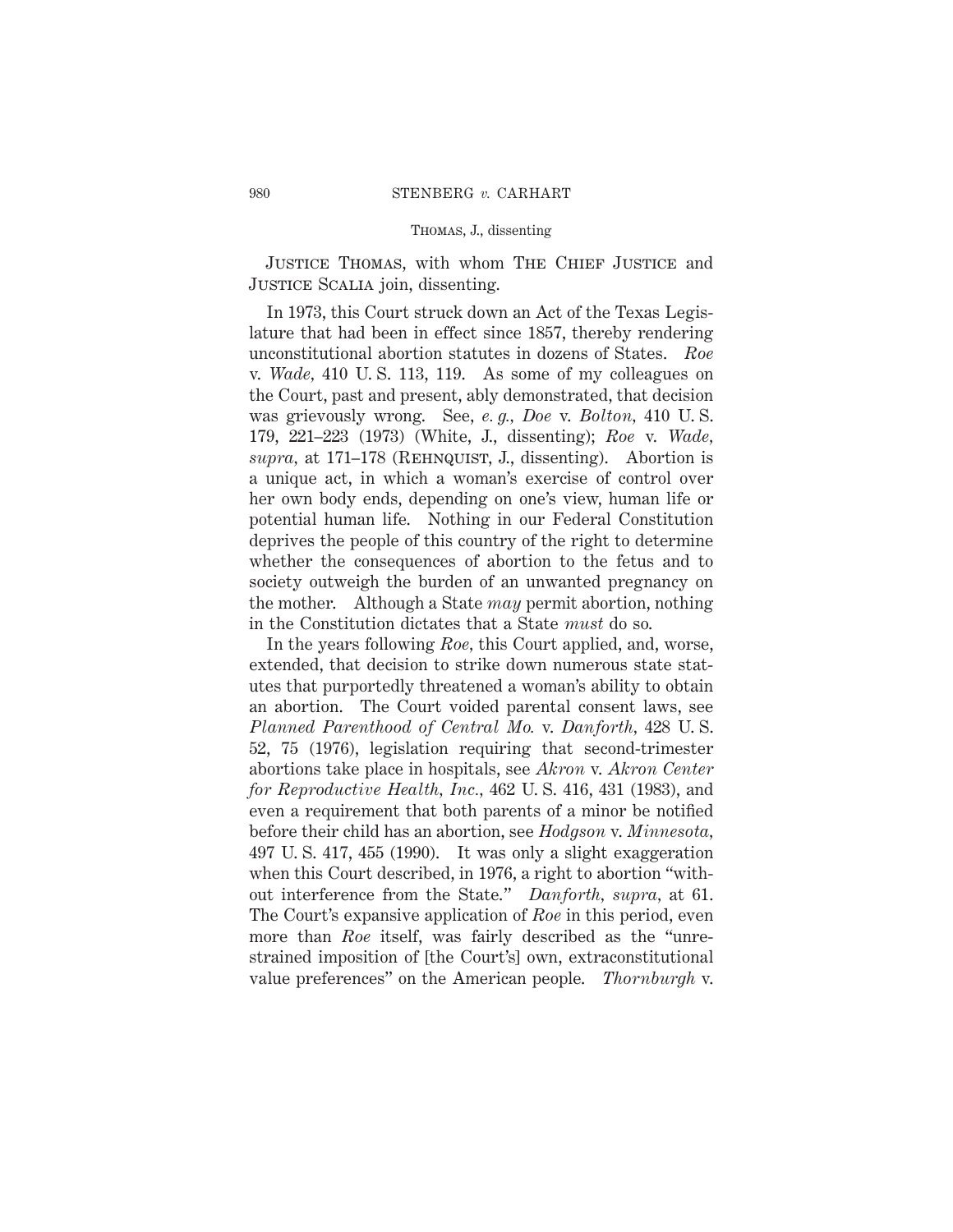Justice Thomas, with whom The Chief Justice and Justice Scalia join, dissenting.

In 1973, this Court struck down an Act of the Texas Legislature that had been in effect since 1857, thereby rendering unconstitutional abortion statutes in dozens of States. *Roe* v. *Wade*, 410 U. S. 113, 119. As some of my colleagues on the Court, past and present, ably demonstrated, that decision was grievously wrong. See, *e. g.*, *Doe* v. *Bolton*, 410 U. S. 179, 221–223 (1973) (White, J., dissenting); *Roe* v. *Wade*, *supra*, at 171–178 (Rehnquist, J., dissenting). Abortion is a unique act, in which a woman's exercise of control over her own body ends, depending on one's view, human life or potential human life. Nothing in our Federal Constitution deprives the people of this country of the right to determine whether the consequences of abortion to the fetus and to society outweigh the burden of an unwanted pregnancy on the mother. Although a State *may* permit abortion, nothing in the Constitution dictates that a State *must* do so.

In the years following *Roe*, this Court applied, and, worse, extended, that decision to strike down numerous state statutes that purportedly threatened a woman's ability to obtain an abortion. The Court voided parental consent laws, see *Planned Parenthood of Central Mo.* v. *Danforth*, 428 U. S. 52, 75 (1976), legislation requiring that second-trimester abortions take place in hospitals, see *Akron* v. *Akron Center for Reproductive Health, Inc.*, 462 U. S. 416, 431 (1983), and even a requirement that both parents of a minor be notified before their child has an abortion, see *Hodgson* v. *Minnesota*, 497 U. S. 417, 455 (1990). It was only a slight exaggeration when this Court described, in 1976, a right to abortion "without interference from the State." *Danforth*, *supra*, at 61. The Court's expansive application of *Roe* in this period, even more than *Roe* itself, was fairly described as the "unrestrained imposition of [the Court's] own, extraconstitutional value preferences" on the American people. *Thornburgh* v.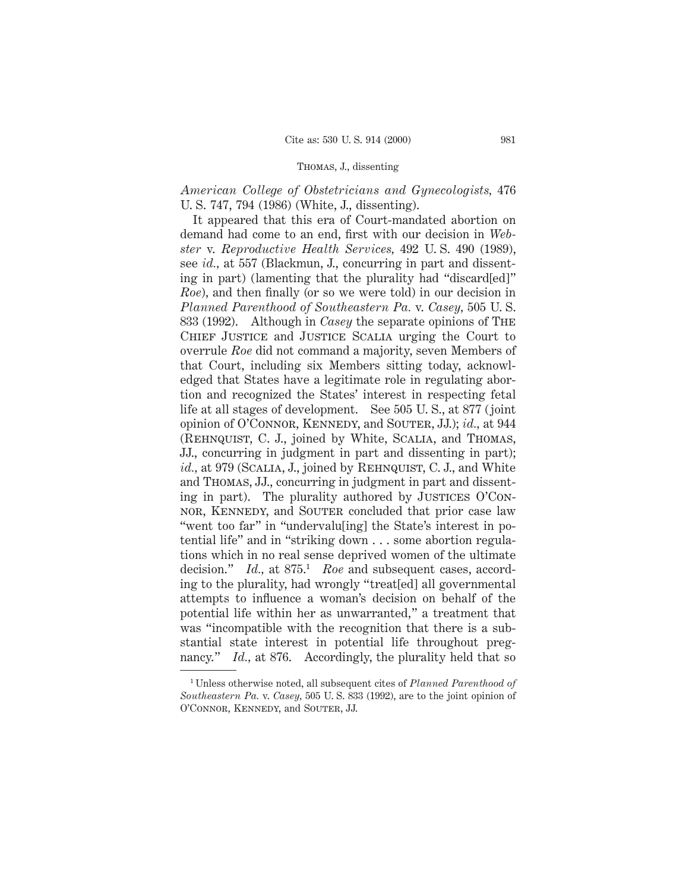*American College of Obstetricians and Gynecologists,* 476 U. S. 747, 794 (1986) (White, J., dissenting).

It appeared that this era of Court-mandated abortion on demand had come to an end, first with our decision in *Webster* v. *Reproductive Health Services,* 492 U. S. 490 (1989), see *id.,* at 557 (Blackmun, J., concurring in part and dissenting in part) (lamenting that the plurality had "discard[ed]" *Roe*), and then finally (or so we were told) in our decision in *Planned Parenthood of Southeastern Pa.* v. *Casey,* 505 U. S. 833 (1992). Although in *Casey* the separate opinions of The Chief Justice and Justice Scalia urging the Court to overrule *Roe* did not command a majority, seven Members of that Court, including six Members sitting today, acknowledged that States have a legitimate role in regulating abortion and recognized the States' interest in respecting fetal life at all stages of development. See 505 U. S., at 877 (joint opinion of O'Connor, Kennedy, and Souter, JJ.); *id.,* at 944 (Rehnquist, C. J., joined by White, Scalia, and Thomas, JJ., concurring in judgment in part and dissenting in part); *id.,* at 979 (Scalia, J., joined by Rehnquist, C. J., and White and Thomas, JJ., concurring in judgment in part and dissenting in part). The plurality authored by Justices O'Connor, Kennedy, and Souter concluded that prior case law "went too far" in "undervalu[ing] the State's interest in potential life" and in "striking down . . . some abortion regulations which in no real sense deprived women of the ultimate decision." *Id.,* at 875.[1] *Roe* and subsequent cases, according to the plurality, had wrongly "treat[ed] all governmental attempts to influence a woman's decision on behalf of the potential life within her as unwarranted," a treatment that was "incompatible with the recognition that there is a substantial state interest in potential life throughout pregnancy." *Id.,* at 876. Accordingly, the plurality held that so

---

[1] Unless otherwise noted, all subsequent cites of *Planned Parenthood of Southeastern Pa.* v. *Casey,* 505 U. S. 833 (1992), are to the joint opinion of O'Connor, Kennedy, and Souter, JJ.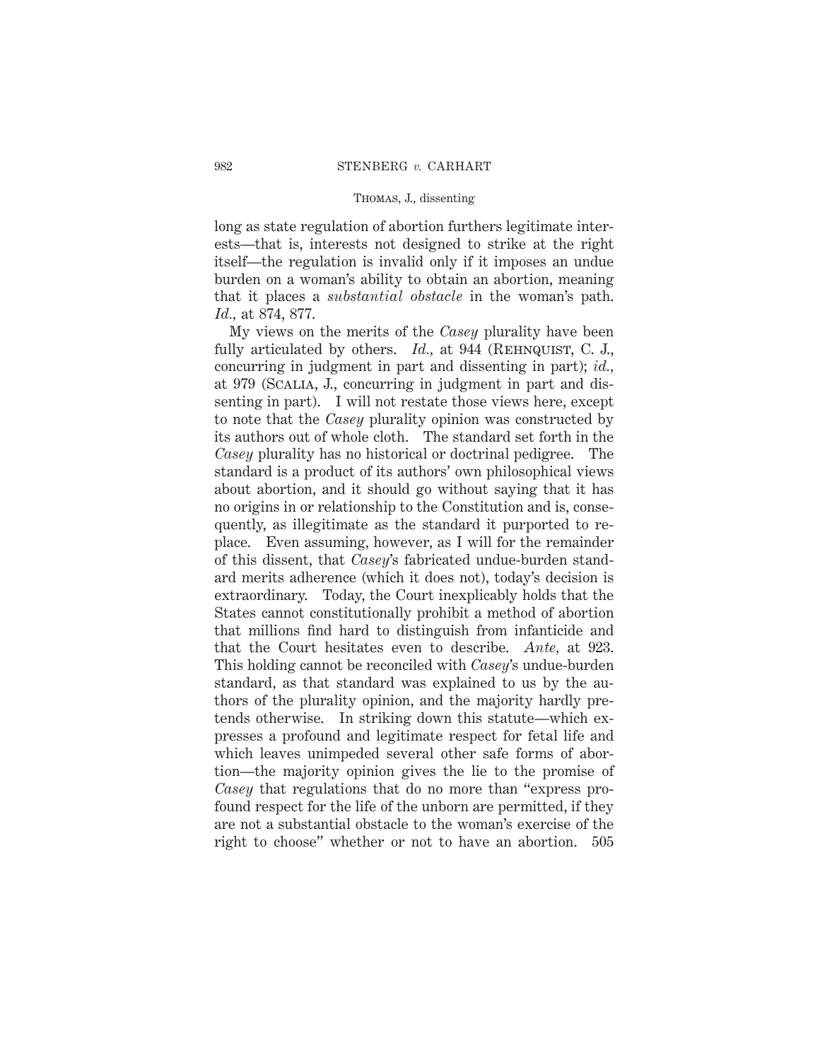long as state regulation of abortion furthers legitimate interests—that is, interests not designed to strike at the right itself—the regulation is invalid only if it imposes an undue burden on a woman's ability to obtain an abortion, meaning that it places a *substantial obstacle* in the woman's path. *Id.*, at 874, 877.

My views on the merits of the *Casey* plurality have been fully articulated by others. *Id.*, at 944 (Rehnquist, C. J., concurring in judgment in part and dissenting in part); *id.*, at 979 (Scalia, J., concurring in judgment in part and dissenting in part). I will not restate those views here, except to note that the *Casey* plurality opinion was constructed by its authors out of whole cloth. The standard set forth in the *Casey* plurality has no historical or doctrinal pedigree. The standard is a product of its authors' own philosophical views about abortion, and it should go without saying that it has no origins in or relationship to the Constitution and is, consequently, as illegitimate as the standard it purported to replace. Even assuming, however, as I will for the remainder of this dissent, that *Casey*'s fabricated undue-burden standard merits adherence (which it does not), today's decision is extraordinary. Today, the Court inexplicably holds that the States cannot constitutionally prohibit a method of abortion that millions find hard to distinguish from infanticide and that the Court hesitates even to describe. *Ante*, at 923. This holding cannot be reconciled with *Casey*'s undue-burden standard, as that standard was explained to us by the authors of the plurality opinion, and the majority hardly pretends otherwise. In striking down this statute—which expresses a profound and legitimate respect for fetal life and which leaves unimpeded several other safe forms of abortion—the majority opinion gives the lie to the promise of *Casey* that regulations that do no more than "express profound respect for the life of the unborn are permitted, if they are not a substantial obstacle to the woman's exercise of the right to choose" whether or not to have an abortion. 505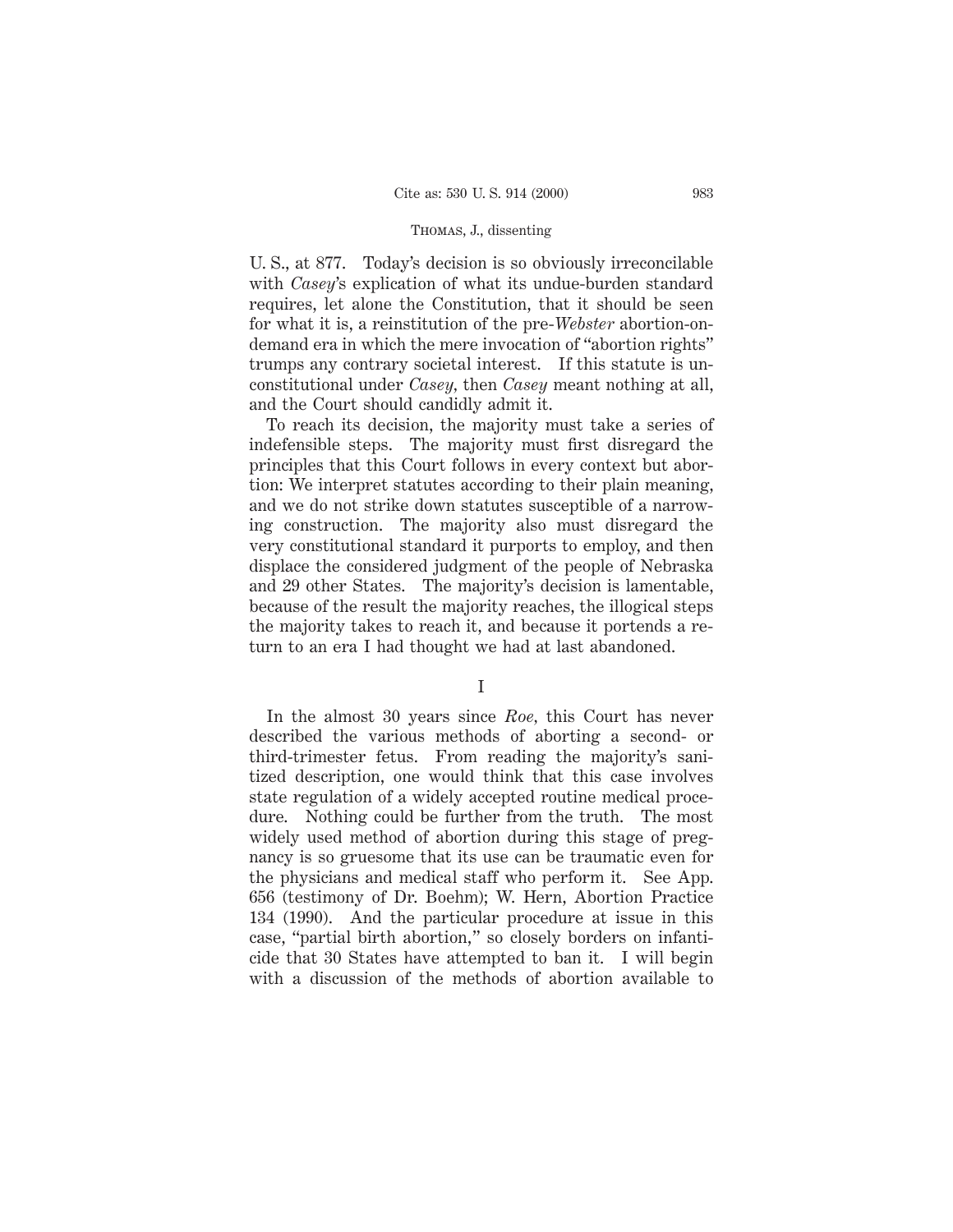U. S., at 877. Today's decision is so obviously irreconcilable with *Casey*'s explication of what its undue-burden standard requires, let alone the Constitution, that it should be seen for what it is, a reinstitution of the pre-*Webster* abortion-on-demand era in which the mere invocation of "abortion rights" trumps any contrary societal interest. If this statute is unconstitutional under *Casey*, then *Casey* meant nothing at all, and the Court should candidly admit it.

To reach its decision, the majority must take a series of indefensible steps. The majority must first disregard the principles that this Court follows in every context but abortion: We interpret statutes according to their plain meaning, and we do not strike down statutes susceptible of a narrowing construction. The majority also must disregard the very constitutional standard it purports to employ, and then displace the considered judgment of the people of Nebraska and 29 other States. The majority's decision is lamentable, because of the result the majority reaches, the illogical steps the majority takes to reach it, and because it portends a return to an era I had thought we had at last abandoned.

I

In the almost 30 years since *Roe*, this Court has never described the various methods of aborting a second- or third-trimester fetus. From reading the majority's sanitized description, one would think that this case involves state regulation of a widely accepted routine medical procedure. Nothing could be further from the truth. The most widely used method of abortion during this stage of pregnancy is so gruesome that its use can be traumatic even for the physicians and medical staff who perform it. See App. 656 (testimony of Dr. Boehm); W. Hern, Abortion Practice 134 (1990). And the particular procedure at issue in this case, "partial birth abortion," so closely borders on infanticide that 30 States have attempted to ban it. I will begin with a discussion of the methods of abortion available to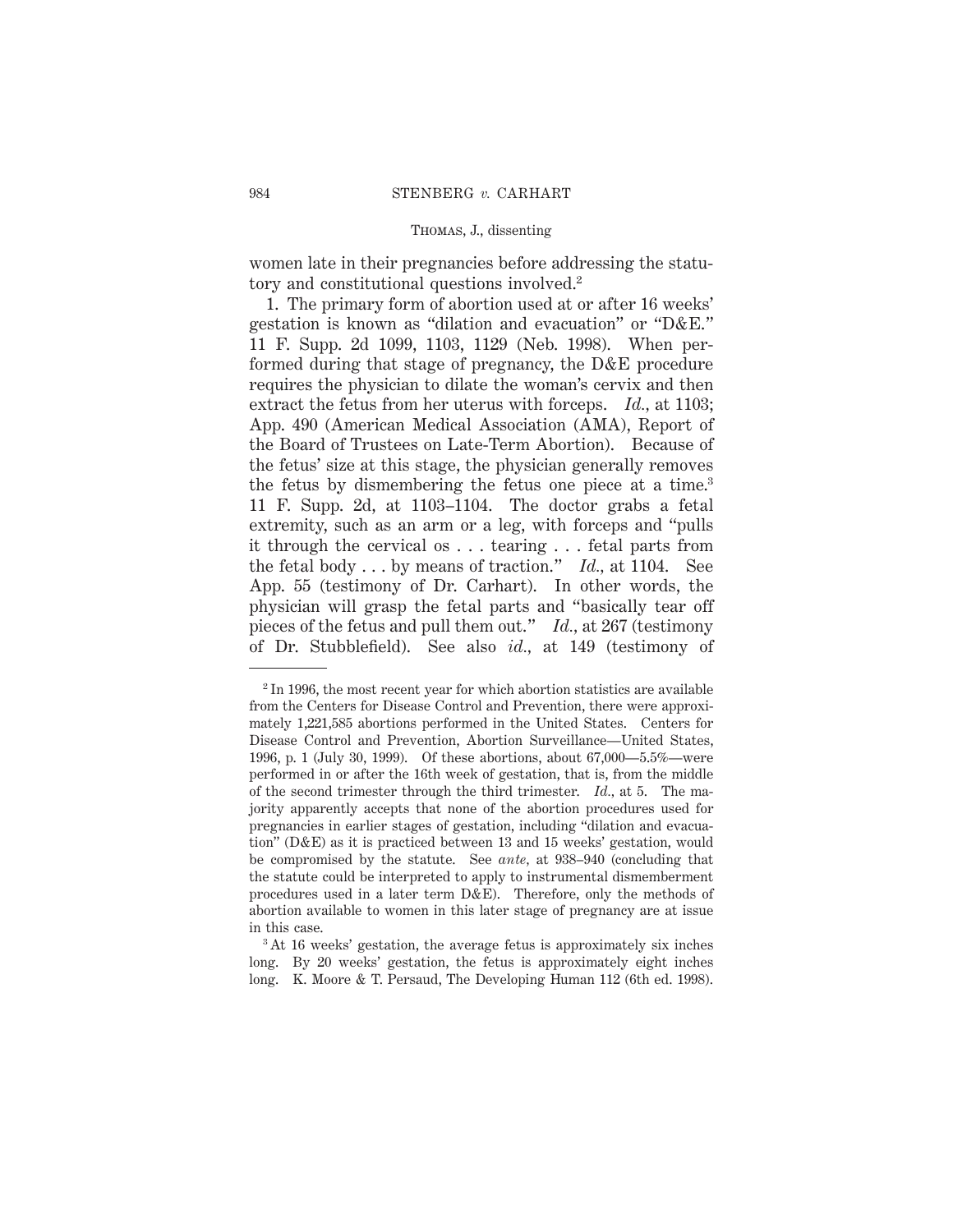women late in their pregnancies before addressing the statutory and constitutional questions involved.[2]

1. The primary form of abortion used at or after 16 weeks' gestation is known as "dilation and evacuation" or "D&E." 11 F. Supp. 2d 1099, 1103, 1129 (Neb. 1998). When performed during that stage of pregnancy, the D&E procedure requires the physician to dilate the woman's cervix and then extract the fetus from her uterus with forceps. *Id.*, at 1103; App. 490 (American Medical Association (AMA), Report of the Board of Trustees on Late-Term Abortion). Because of the fetus' size at this stage, the physician generally removes the fetus by dismembering the fetus one piece at a time.[3] 11 F. Supp. 2d, at 1103–1104. The doctor grabs a fetal extremity, such as an arm or a leg, with forceps and "pulls it through the cervical os . . . tearing . . . fetal parts from the fetal body . . . by means of traction." *Id.*, at 1104. See App. 55 (testimony of Dr. Carhart). In other words, the physician will grasp the fetal parts and "basically tear off pieces of the fetus and pull them out." *Id.*, at 267 (testimony of Dr. Stubblefield). See also *id.*, at 149 (testimony of

---

[2] In 1996, the most recent year for which abortion statistics are available from the Centers for Disease Control and Prevention, there were approximately 1,221,585 abortions performed in the United States. Centers for Disease Control and Prevention, Abortion Surveillance—United States, 1996, p. 1 (July 30, 1999). Of these abortions, about 67,000—5.5%—were performed in or after the 16th week of gestation, that is, from the middle of the second trimester through the third trimester. *Id.*, at 5. The majority apparently accepts that none of the abortion procedures used for pregnancies in earlier stages of gestation, including "dilation and evacuation" (D&E) as it is practiced between 13 and 15 weeks' gestation, would be compromised by the statute. See *ante*, at 938–940 (concluding that the statute could be interpreted to apply to instrumental dismemberment procedures used in a later term D&E). Therefore, only the methods of abortion available to women in this later stage of pregnancy are at issue in this case.

[3] At 16 weeks' gestation, the average fetus is approximately six inches long. By 20 weeks' gestation, the fetus is approximately eight inches long. K. Moore & T. Persaud, The Developing Human 112 (6th ed. 1998).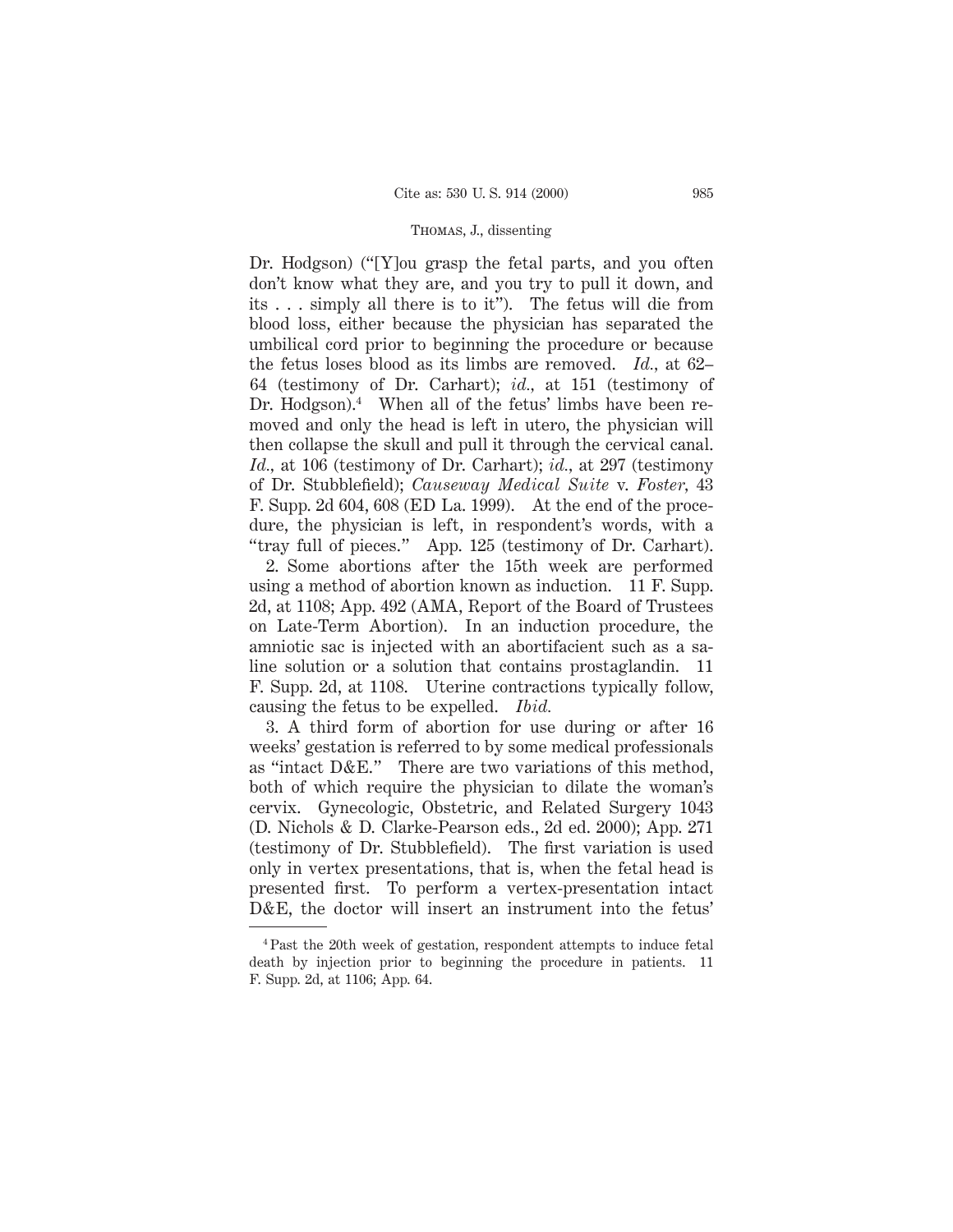Dr. Hodgson) ("[Y]ou grasp the fetal parts, and you often don't know what they are, and you try to pull it down, and its . . . simply all there is to it"). The fetus will die from blood loss, either because the physician has separated the umbilical cord prior to beginning the procedure or because the fetus loses blood as its limbs are removed. *Id.*, at 62–64 (testimony of Dr. Carhart); *id.*, at 151 (testimony of Dr. Hodgson).[4] When all of the fetus' limbs have been removed and only the head is left in utero, the physician will then collapse the skull and pull it through the cervical canal. *Id.*, at 106 (testimony of Dr. Carhart); *id.*, at 297 (testimony of Dr. Stubblefield); *Causeway Medical Suite* v. *Foster*, 43 F. Supp. 2d 604, 608 (ED La. 1999). At the end of the procedure, the physician is left, in respondent's words, with a "tray full of pieces." App. 125 (testimony of Dr. Carhart).

2. Some abortions after the 15th week are performed using a method of abortion known as induction. 11 F. Supp. 2d, at 1108; App. 492 (AMA, Report of the Board of Trustees on Late-Term Abortion). In an induction procedure, the amniotic sac is injected with an abortifacient such as a saline solution or a solution that contains prostaglandin. 11 F. Supp. 2d, at 1108. Uterine contractions typically follow, causing the fetus to be expelled. *Ibid.*

3. A third form of abortion for use during or after 16 weeks' gestation is referred to by some medical professionals as "intact D&E." There are two variations of this method, both of which require the physician to dilate the woman's cervix. Gynecologic, Obstetric, and Related Surgery 1043 (D. Nichols & D. Clarke-Pearson eds., 2d ed. 2000); App. 271 (testimony of Dr. Stubblefield). The first variation is used only in vertex presentations, that is, when the fetal head is presented first. To perform a vertex-presentation intact D&E, the doctor will insert an instrument into the fetus'

---

[4] Past the 20th week of gestation, respondent attempts to induce fetal death by injection prior to beginning the procedure in patients. 11 F. Supp. 2d, at 1106; App. 64.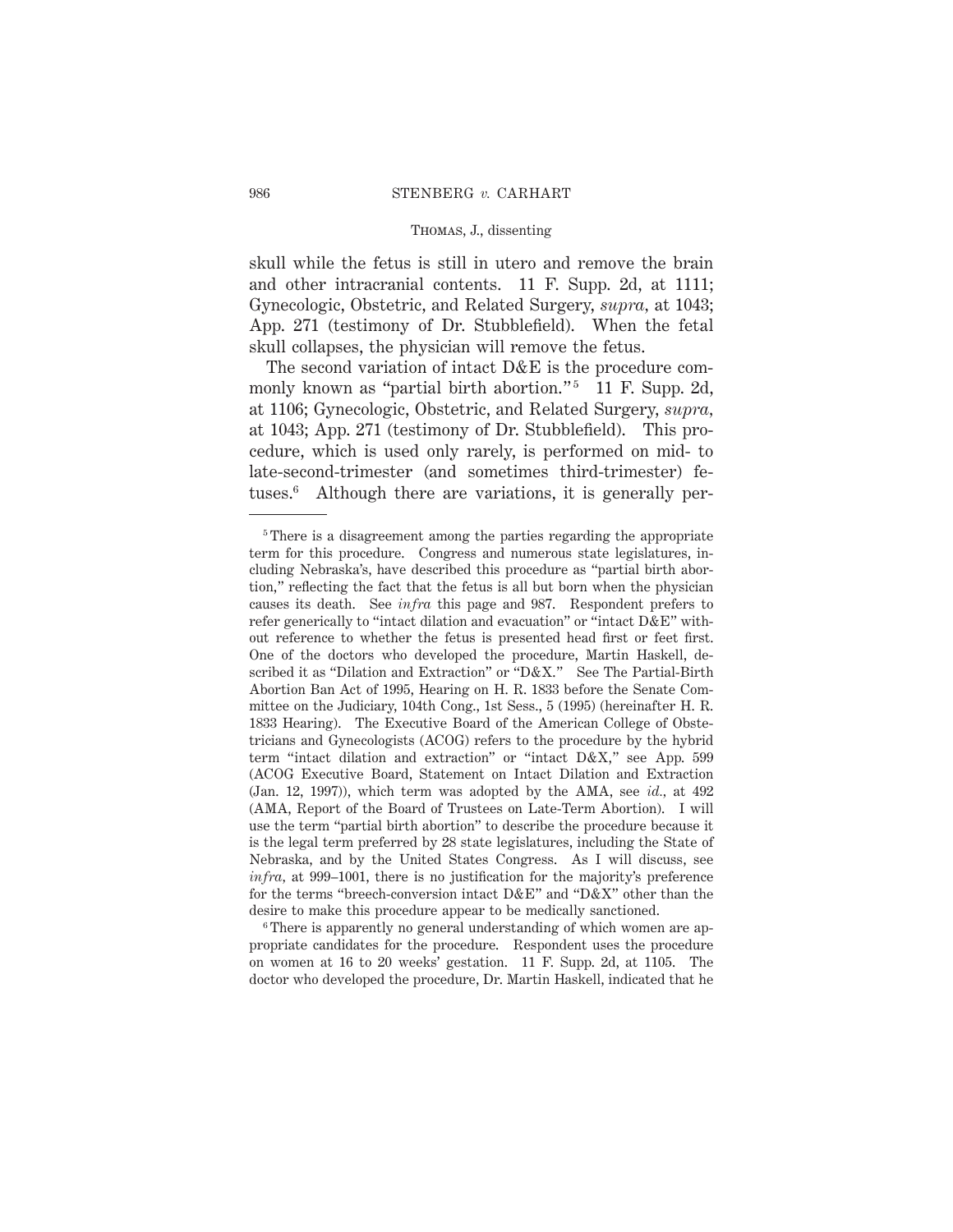skull while the fetus is still in utero and remove the brain and other intracranial contents. 11 F. Supp. 2d, at 1111; Gynecologic, Obstetric, and Related Surgery, *supra*, at 1043; App. 271 (testimony of Dr. Stubblefield). When the fetal skull collapses, the physician will remove the fetus.

The second variation of intact D&E is the procedure commonly known as "partial birth abortion."[5] 11 F. Supp. 2d, at 1106; Gynecologic, Obstetric, and Related Surgery, *supra*, at 1043; App. 271 (testimony of Dr. Stubblefield). This procedure, which is used only rarely, is performed on mid- to late-second-trimester (and sometimes third-trimester) fetuses.[6] Although there are variations, it is generally per-

---

[5] There is a disagreement among the parties regarding the appropriate term for this procedure. Congress and numerous state legislatures, including Nebraska's, have described this procedure as "partial birth abortion," reflecting the fact that the fetus is all but born when the physician causes its death. See *infra* this page and 987. Respondent prefers to refer generically to "intact dilation and evacuation" or "intact D&E" without reference to whether the fetus is presented head first or feet first. One of the doctors who developed the procedure, Martin Haskell, described it as "Dilation and Extraction" or "D&X." See The Partial-Birth Abortion Ban Act of 1995, Hearing on H. R. 1833 before the Senate Committee on the Judiciary, 104th Cong., 1st Sess., 5 (1995) (hereinafter H. R. 1833 Hearing). The Executive Board of the American College of Obstetricians and Gynecologists (ACOG) refers to the procedure by the hybrid term "intact dilation and extraction" or "intact D&X," see App. 599 (ACOG Executive Board, Statement on Intact Dilation and Extraction (Jan. 12, 1997)), which term was adopted by the AMA, see *id.*, at 492 (AMA, Report of the Board of Trustees on Late-Term Abortion). I will use the term "partial birth abortion" to describe the procedure because it is the legal term preferred by 28 state legislatures, including the State of Nebraska, and by the United States Congress. As I will discuss, see *infra*, at 999–1001, there is no justification for the majority's preference for the terms "breech-conversion intact D&E" and "D&X" other than the desire to make this procedure appear to be medically sanctioned.

[6] There is apparently no general understanding of which women are appropriate candidates for the procedure. Respondent uses the procedure on women at 16 to 20 weeks' gestation. 11 F. Supp. 2d, at 1105. The doctor who developed the procedure, Dr. Martin Haskell, indicated that he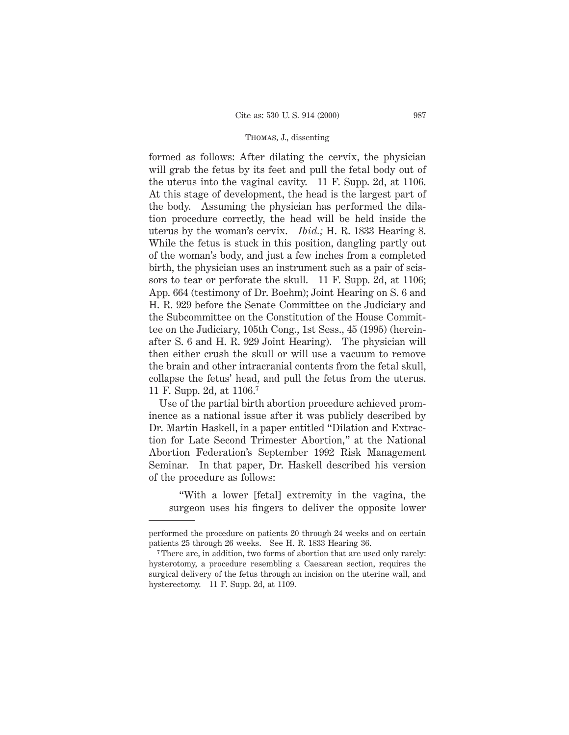formed as follows: After dilating the cervix, the physician will grab the fetus by its feet and pull the fetal body out of the uterus into the vaginal cavity. 11 F. Supp. 2d, at 1106. At this stage of development, the head is the largest part of the body. Assuming the physician has performed the dilation procedure correctly, the head will be held inside the uterus by the woman's cervix. *Ibid.;* H. R. 1833 Hearing 8. While the fetus is stuck in this position, dangling partly out of the woman's body, and just a few inches from a completed birth, the physician uses an instrument such as a pair of scissors to tear or perforate the skull. 11 F. Supp. 2d, at 1106; App. 664 (testimony of Dr. Boehm); Joint Hearing on S. 6 and H. R. 929 before the Senate Committee on the Judiciary and the Subcommittee on the Constitution of the House Committee on the Judiciary, 105th Cong., 1st Sess., 45 (1995) (hereinafter S. 6 and H. R. 929 Joint Hearing). The physician will then either crush the skull or will use a vacuum to remove the brain and other intracranial contents from the fetal skull, collapse the fetus' head, and pull the fetus from the uterus. 11 F. Supp. 2d, at 1106.[7]

Use of the partial birth abortion procedure achieved prominence as a national issue after it was publicly described by Dr. Martin Haskell, in a paper entitled "Dilation and Extraction for Late Second Trimester Abortion," at the National Abortion Federation's September 1992 Risk Management Seminar. In that paper, Dr. Haskell described his version of the procedure as follows:

> "With a lower [fetal] extremity in the vagina, the surgeon uses his fingers to deliver the opposite lower

---

performed the procedure on patients 20 through 24 weeks and on certain patients 25 through 26 weeks. See H. R. 1833 Hearing 36.

[7] There are, in addition, two forms of abortion that are used only rarely: hysterotomy, a procedure resembling a Caesarean section, requires the surgical delivery of the fetus through an incision on the uterine wall, and hysterectomy. 11 F. Supp. 2d, at 1109.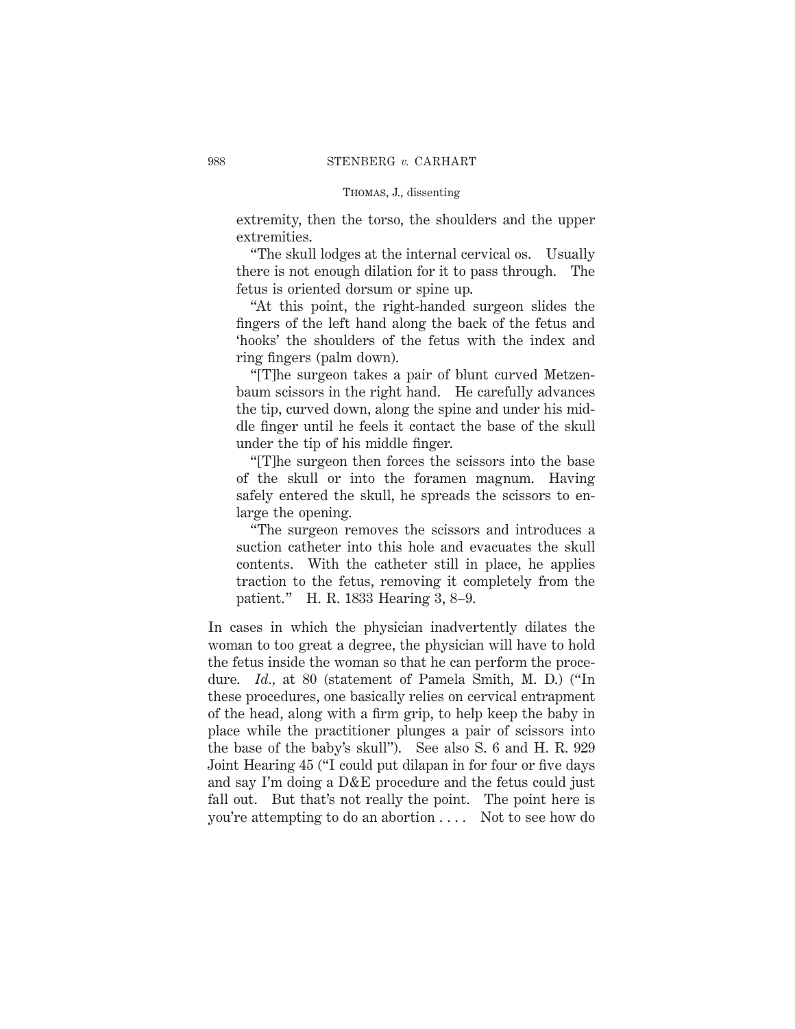extremity, then the torso, the shoulders and the upper extremities.

"The skull lodges at the internal cervical os. Usually there is not enough dilation for it to pass through. The fetus is oriented dorsum or spine up.

"At this point, the right-handed surgeon slides the fingers of the left hand along the back of the fetus and 'hooks' the shoulders of the fetus with the index and ring fingers (palm down).

"[T]he surgeon takes a pair of blunt curved Metzenbaum scissors in the right hand. He carefully advances the tip, curved down, along the spine and under his middle finger until he feels it contact the base of the skull under the tip of his middle finger.

"[T]he surgeon then forces the scissors into the base of the skull or into the foramen magnum. Having safely entered the skull, he spreads the scissors to enlarge the opening.

"The surgeon removes the scissors and introduces a suction catheter into this hole and evacuates the skull contents. With the catheter still in place, he applies traction to the fetus, removing it completely from the patient." H. R. 1833 Hearing 3, 8–9.

In cases in which the physician inadvertently dilates the woman to too great a degree, the physician will have to hold the fetus inside the woman so that he can perform the procedure. *Id.*, at 80 (statement of Pamela Smith, M. D.) ("In these procedures, one basically relies on cervical entrapment of the head, along with a firm grip, to help keep the baby in place while the practitioner plunges a pair of scissors into the base of the baby's skull"). See also S. 6 and H. R. 929 Joint Hearing 45 ("I could put dilapan in for four or five days and say I'm doing a D&E procedure and the fetus could just fall out. But that's not really the point. The point here is you're attempting to do an abortion . . . . Not to see how do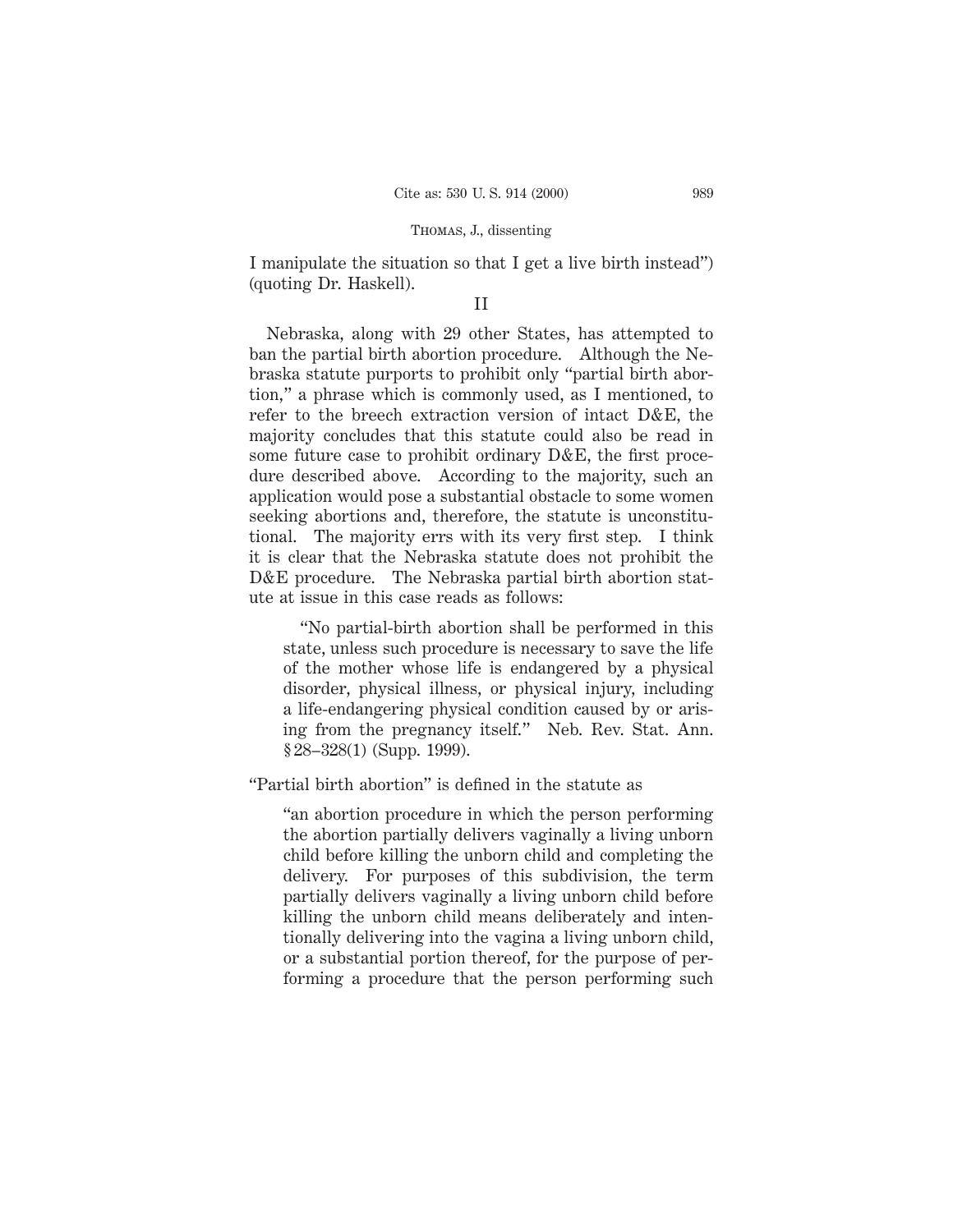I manipulate the situation so that I get a live birth instead") (quoting Dr. Haskell).

## II

Nebraska, along with 29 other States, has attempted to ban the partial birth abortion procedure. Although the Nebraska statute purports to prohibit only "partial birth abortion," a phrase which is commonly used, as I mentioned, to refer to the breech extraction version of intact D&E, the majority concludes that this statute could also be read in some future case to prohibit ordinary D&E, the first procedure described above. According to the majority, such an application would pose a substantial obstacle to some women seeking abortions and, therefore, the statute is unconstitutional. The majority errs with its very first step. I think it is clear that the Nebraska statute does not prohibit the D&E procedure. The Nebraska partial birth abortion statute at issue in this case reads as follows:

> "No partial-birth abortion shall be performed in this state, unless such procedure is necessary to save the life of the mother whose life is endangered by a physical disorder, physical illness, or physical injury, including a life-endangering physical condition caused by or arising from the pregnancy itself." Neb. Rev. Stat. Ann. §28–328(1) (Supp. 1999).

"Partial birth abortion" is defined in the statute as

> "an abortion procedure in which the person performing the abortion partially delivers vaginally a living unborn child before killing the unborn child and completing the delivery. For purposes of this subdivision, the term partially delivers vaginally a living unborn child before killing the unborn child means deliberately and intentionally delivering into the vagina a living unborn child, or a substantial portion thereof, for the purpose of performing a procedure that the person performing such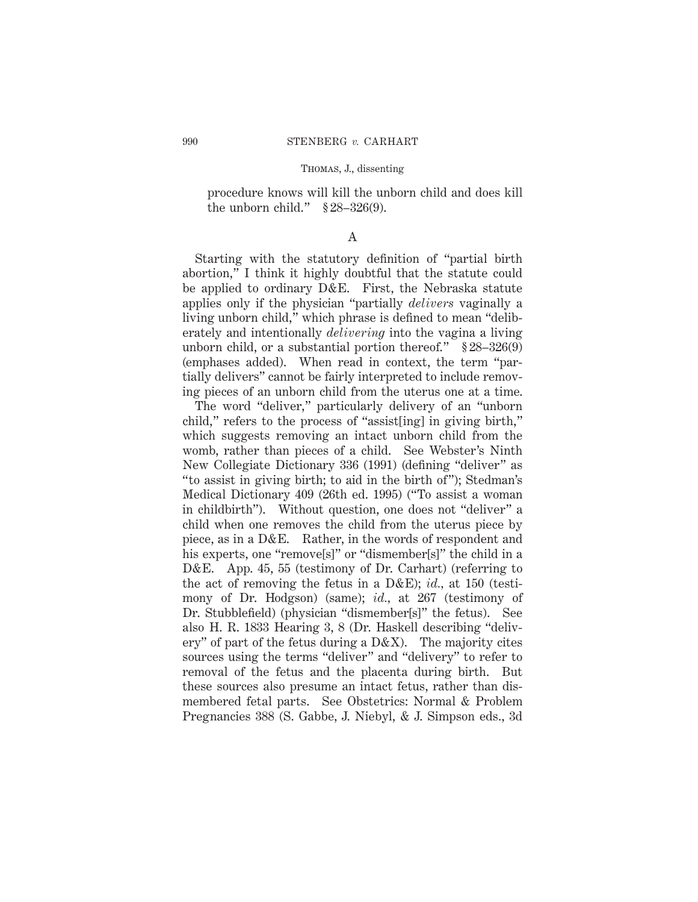procedure knows will kill the unborn child and does kill the unborn child." § 28–326(9).

A

Starting with the statutory definition of "partial birth abortion," I think it highly doubtful that the statute could be applied to ordinary D&E. First, the Nebraska statute applies only if the physician "partially *delivers* vaginally a living unborn child," which phrase is defined to mean "deliberately and intentionally *delivering* into the vagina a living unborn child, or a substantial portion thereof." § 28–326(9) (emphases added). When read in context, the term "partially delivers" cannot be fairly interpreted to include removing pieces of an unborn child from the uterus one at a time.

The word "deliver," particularly delivery of an "unborn child," refers to the process of "assist[ing] in giving birth," which suggests removing an intact unborn child from the womb, rather than pieces of a child. See Webster's Ninth New Collegiate Dictionary 336 (1991) (defining "deliver" as "to assist in giving birth; to aid in the birth of"); Stedman's Medical Dictionary 409 (26th ed. 1995) ("To assist a woman in childbirth"). Without question, one does not "deliver" a child when one removes the child from the uterus piece by piece, as in a D&E. Rather, in the words of respondent and his experts, one "remove[s]" or "dismember[s]" the child in a D&E. App. 45, 55 (testimony of Dr. Carhart) (referring to the act of removing the fetus in a D&E); *id.*, at 150 (testimony of Dr. Hodgson) (same); *id.*, at 267 (testimony of Dr. Stubblefield) (physician "dismember[s]" the fetus). See also H. R. 1833 Hearing 3, 8 (Dr. Haskell describing "delivery" of part of the fetus during a D&X). The majority cites sources using the terms "deliver" and "delivery" to refer to removal of the fetus and the placenta during birth. But these sources also presume an intact fetus, rather than dismembered fetal parts. See Obstetrics: Normal & Problem Pregnancies 388 (S. Gabbe, J. Niebyl, & J. Simpson eds., 3d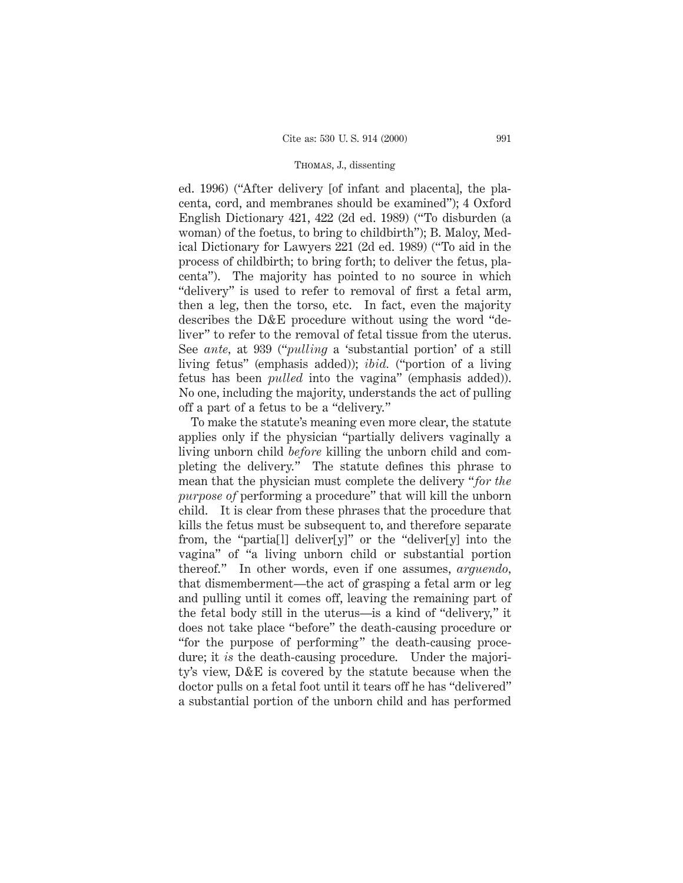ed. 1996) ("After delivery [of infant and placenta], the placenta, cord, and membranes should be examined"); 4 Oxford English Dictionary 421, 422 (2d ed. 1989) ("To disburden (a woman) of the foetus, to bring to childbirth"); B. Maloy, Medical Dictionary for Lawyers 221 (2d ed. 1989) ("To aid in the process of childbirth; to bring forth; to deliver the fetus, placenta"). The majority has pointed to no source in which "delivery" is used to refer to removal of first a fetal arm, then a leg, then the torso, etc. In fact, even the majority describes the D&E procedure without using the word "deliver" to refer to the removal of fetal tissue from the uterus. See *ante*, at 939 ("*pulling* a 'substantial portion' of a still living fetus" (emphasis added)); *ibid.* ("portion of a living fetus has been *pulled* into the vagina" (emphasis added)). No one, including the majority, understands the act of pulling off a part of a fetus to be a "delivery."

To make the statute's meaning even more clear, the statute applies only if the physician "partially delivers vaginally a living unborn child *before* killing the unborn child and completing the delivery." The statute defines this phrase to mean that the physician must complete the delivery "*for the purpose of* performing a procedure" that will kill the unborn child. It is clear from these phrases that the procedure that kills the fetus must be subsequent to, and therefore separate from, the "partia[l] deliver[y]" or the "deliver[y] into the vagina" of "a living unborn child or substantial portion thereof." In other words, even if one assumes, *arguendo*, that dismemberment—the act of grasping a fetal arm or leg and pulling until it comes off, leaving the remaining part of the fetal body still in the uterus—is a kind of "delivery," it does not take place "before" the death-causing procedure or "for the purpose of performing" the death-causing procedure; it *is* the death-causing procedure. Under the majority's view, D&E is covered by the statute because when the doctor pulls on a fetal foot until it tears off he has "delivered" a substantial portion of the unborn child and has performed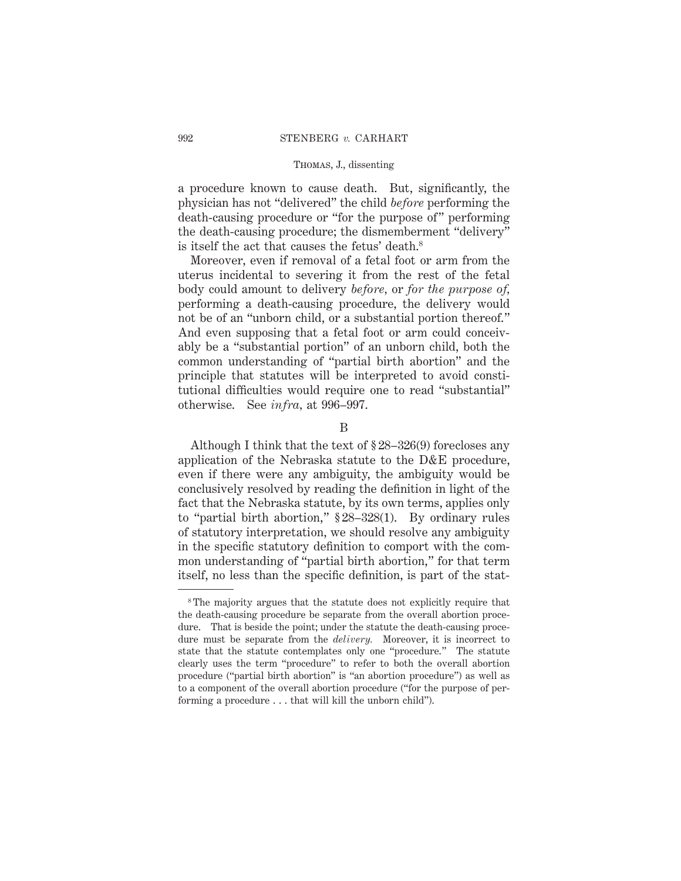a procedure known to cause death. But, significantly, the physician has not "delivered" the child *before* performing the death-causing procedure or "for the purpose of" performing the death-causing procedure; the dismemberment "delivery" is itself the act that causes the fetus' death.[8]

Moreover, even if removal of a fetal foot or arm from the uterus incidental to severing it from the rest of the fetal body could amount to delivery *before*, or *for the purpose of*, performing a death-causing procedure, the delivery would not be of an "unborn child, or a substantial portion thereof." And even supposing that a fetal foot or arm could conceivably be a "substantial portion" of an unborn child, both the common understanding of "partial birth abortion" and the principle that statutes will be interpreted to avoid constitutional difficulties would require one to read "substantial" otherwise. See *infra*, at 996–997.

B

Although I think that the text of § 28–326(9) forecloses any application of the Nebraska statute to the D&E procedure, even if there were any ambiguity, the ambiguity would be conclusively resolved by reading the definition in light of the fact that the Nebraska statute, by its own terms, applies only to "partial birth abortion," § 28–328(1). By ordinary rules of statutory interpretation, we should resolve any ambiguity in the specific statutory definition to comport with the common understanding of "partial birth abortion," for that term itself, no less than the specific definition, is part of the stat-

---

[8] The majority argues that the statute does not explicitly require that the death-causing procedure be separate from the overall abortion procedure. That is beside the point; under the statute the death-causing procedure must be separate from the *delivery.* Moreover, it is incorrect to state that the statute contemplates only one "procedure." The statute clearly uses the term "procedure" to refer to both the overall abortion procedure ("partial birth abortion" is "an abortion procedure") as well as to a component of the overall abortion procedure ("for the purpose of performing a procedure . . . that will kill the unborn child").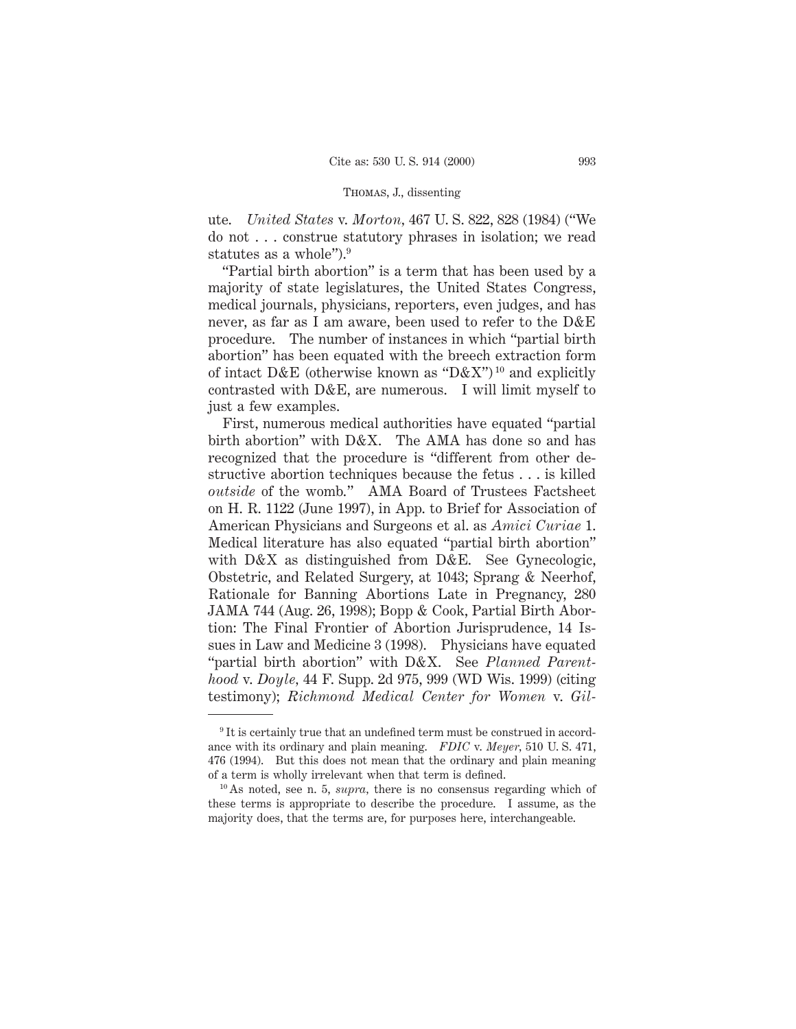ute. *United States* v. *Morton*, 467 U. S. 822, 828 (1984) ("We do not . . . construe statutory phrases in isolation; we read statutes as a whole").[9]

"Partial birth abortion" is a term that has been used by a majority of state legislatures, the United States Congress, medical journals, physicians, reporters, even judges, and has never, as far as I am aware, been used to refer to the D&E procedure. The number of instances in which "partial birth abortion" has been equated with the breech extraction form of intact D&E (otherwise known as "D&X")[10] and explicitly contrasted with D&E, are numerous. I will limit myself to just a few examples.

First, numerous medical authorities have equated "partial birth abortion" with D&X. The AMA has done so and has recognized that the procedure is "different from other destructive abortion techniques because the fetus . . . is killed *outside* of the womb." AMA Board of Trustees Factsheet on H. R. 1122 (June 1997), in App. to Brief for Association of American Physicians and Surgeons et al. as *Amici Curiae* 1. Medical literature has also equated "partial birth abortion" with D&X as distinguished from D&E. See Gynecologic, Obstetric, and Related Surgery, at 1043; Sprang & Neerhof, Rationale for Banning Abortions Late in Pregnancy, 280 JAMA 744 (Aug. 26, 1998); Bopp & Cook, Partial Birth Abortion: The Final Frontier of Abortion Jurisprudence, 14 Issues in Law and Medicine 3 (1998). Physicians have equated "partial birth abortion" with D&X. See *Planned Parenthood* v. *Doyle*, 44 F. Supp. 2d 975, 999 (WD Wis. 1999) (citing testimony); *Richmond Medical Center for Women* v. *Gil-*

---

[9] It is certainly true that an undefined term must be construed in accordance with its ordinary and plain meaning. *FDIC* v. *Meyer*, 510 U. S. 471, 476 (1994). But this does not mean that the ordinary and plain meaning of a term is wholly irrelevant when that term is defined.

[10] As noted, see n. 5, *supra*, there is no consensus regarding which of these terms is appropriate to describe the procedure. I assume, as the majority does, that the terms are, for purposes here, interchangeable.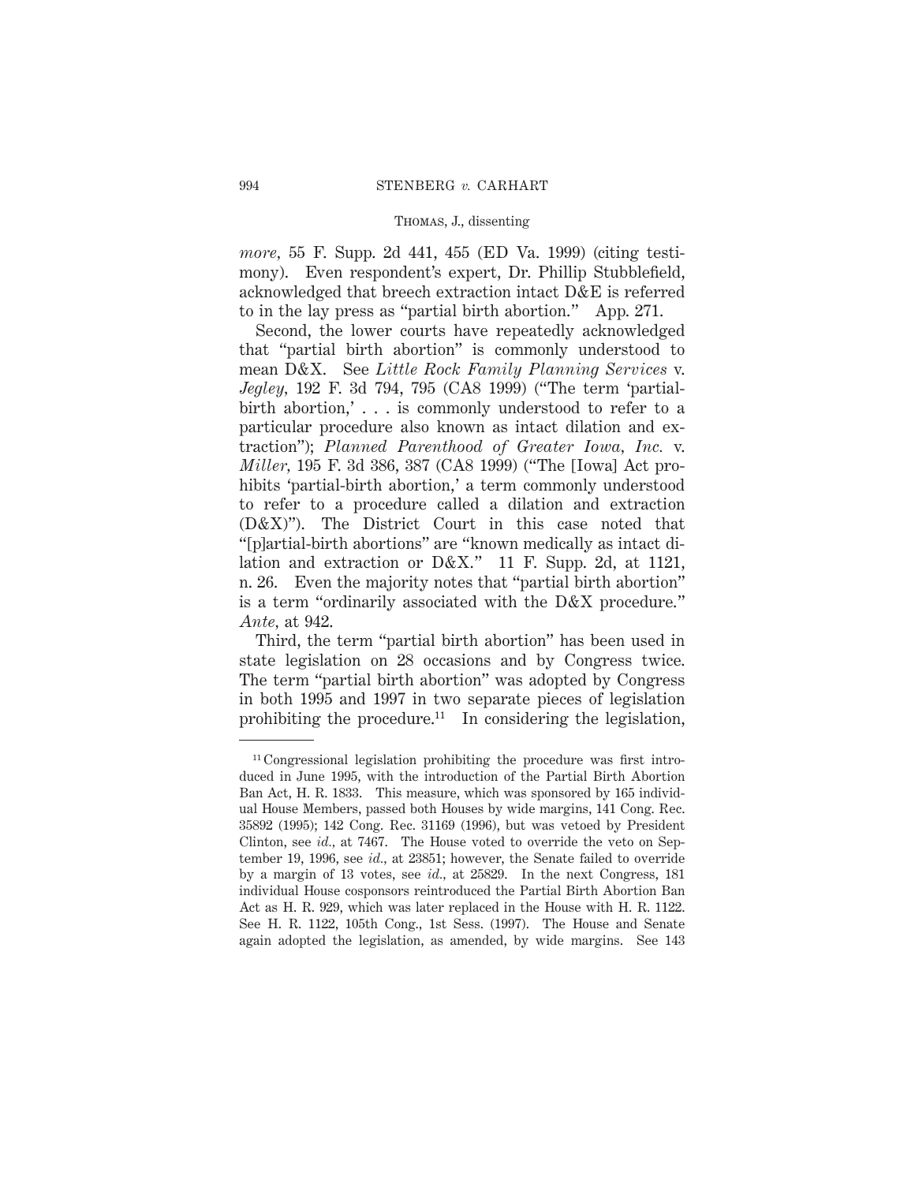*more*, 55 F. Supp. 2d 441, 455 (ED Va. 1999) (citing testimony). Even respondent's expert, Dr. Phillip Stubblefield, acknowledged that breech extraction intact D&E is referred to in the lay press as "partial birth abortion." App. 271.

Second, the lower courts have repeatedly acknowledged that "partial birth abortion" is commonly understood to mean D&X. See *Little Rock Family Planning Services* v. *Jegley*, 192 F. 3d 794, 795 (CA8 1999) ("The term 'partial-birth abortion,' . . . is commonly understood to refer to a particular procedure also known as intact dilation and extraction"); *Planned Parenthood of Greater Iowa, Inc.* v. *Miller*, 195 F. 3d 386, 387 (CA8 1999) ("The [Iowa] Act prohibits 'partial-birth abortion,' a term commonly understood to refer to a procedure called a dilation and extraction (D&X)"). The District Court in this case noted that "[p]artial-birth abortions" are "known medically as intact dilation and extraction or D&X." 11 F. Supp. 2d, at 1121, n. 26. Even the majority notes that "partial birth abortion" is a term "ordinarily associated with the D&X procedure." *Ante*, at 942.

Third, the term "partial birth abortion" has been used in state legislation on 28 occasions and by Congress twice. The term "partial birth abortion" was adopted by Congress in both 1995 and 1997 in two separate pieces of legislation prohibiting the procedure.[11] In considering the legislation,

[11] Congressional legislation prohibiting the procedure was first introduced in June 1995, with the introduction of the Partial Birth Abortion Ban Act, H. R. 1833. This measure, which was sponsored by 165 individual House Members, passed both Houses by wide margins, 141 Cong. Rec. 35892 (1995); 142 Cong. Rec. 31169 (1996), but was vetoed by President Clinton, see *id.*, at 7467. The House voted to override the veto on September 19, 1996, see *id.*, at 23851; however, the Senate failed to override by a margin of 13 votes, see *id.*, at 25829. In the next Congress, 181 individual House cosponsors reintroduced the Partial Birth Abortion Ban Act as H. R. 929, which was later replaced in the House with H. R. 1122. See H. R. 1122, 105th Cong., 1st Sess. (1997). The House and Senate again adopted the legislation, as amended, by wide margins. See 143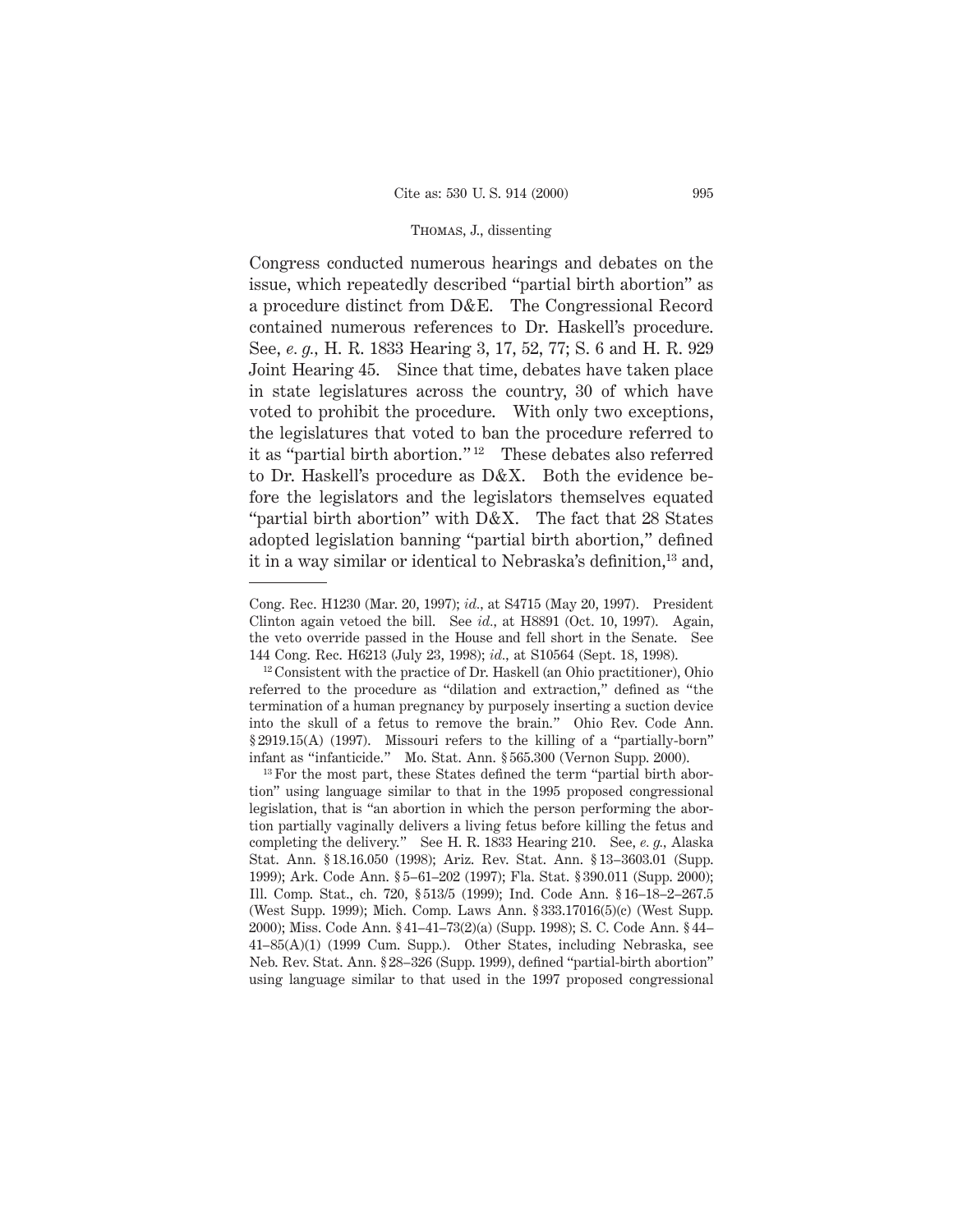Congress conducted numerous hearings and debates on the issue, which repeatedly described "partial birth abortion" as a procedure distinct from D&E. The Congressional Record contained numerous references to Dr. Haskell's procedure. See, *e. g.,* H. R. 1833 Hearing 3, 17, 52, 77; S. 6 and H. R. 929 Joint Hearing 45. Since that time, debates have taken place in state legislatures across the country, 30 of which have voted to prohibit the procedure. With only two exceptions, the legislatures that voted to ban the procedure referred to it as "partial birth abortion."[12] These debates also referred to Dr. Haskell's procedure as D&X. Both the evidence before the legislators and the legislators themselves equated "partial birth abortion" with D&X. The fact that 28 States adopted legislation banning "partial birth abortion," defined it in a way similar or identical to Nebraska's definition,[13] and,

---

Cong. Rec. H1230 (Mar. 20, 1997); *id.,* at S4715 (May 20, 1997). President Clinton again vetoed the bill. See *id.,* at H8891 (Oct. 10, 1997). Again, the veto override passed in the House and fell short in the Senate. See 144 Cong. Rec. H6213 (July 23, 1998); *id.,* at S10564 (Sept. 18, 1998).

[12] Consistent with the practice of Dr. Haskell (an Ohio practitioner), Ohio referred to the procedure as "dilation and extraction," defined as "the termination of a human pregnancy by purposely inserting a suction device into the skull of a fetus to remove the brain." Ohio Rev. Code Ann. § 2919.15(A) (1997). Missouri refers to the killing of a "partially-born" infant as "infanticide." Mo. Stat. Ann. § 565.300 (Vernon Supp. 2000).

[13] For the most part, these States defined the term "partial birth abortion" using language similar to that in the 1995 proposed congressional legislation, that is "an abortion in which the person performing the abortion partially vaginally delivers a living fetus before killing the fetus and completing the delivery." See H. R. 1833 Hearing 210. See, *e. g.,* Alaska Stat. Ann. § 18.16.050 (1998); Ariz. Rev. Stat. Ann. § 13–3603.01 (Supp. 1999); Ark. Code Ann. § 5–61–202 (1997); Fla. Stat. § 390.011 (Supp. 2000); Ill. Comp. Stat., ch. 720, § 513/5 (1999); Ind. Code Ann. § 16–18–2–267.5 (West Supp. 1999); Mich. Comp. Laws Ann. § 333.17016(5)(c) (West Supp. 2000); Miss. Code Ann. § 41–41–73(2)(a) (Supp. 1998); S. C. Code Ann. § 44–41–85(A)(1) (1999 Cum. Supp.). Other States, including Nebraska, see Neb. Rev. Stat. Ann. § 28–326 (Supp. 1999), defined "partial-birth abortion" using language similar to that used in the 1997 proposed congressional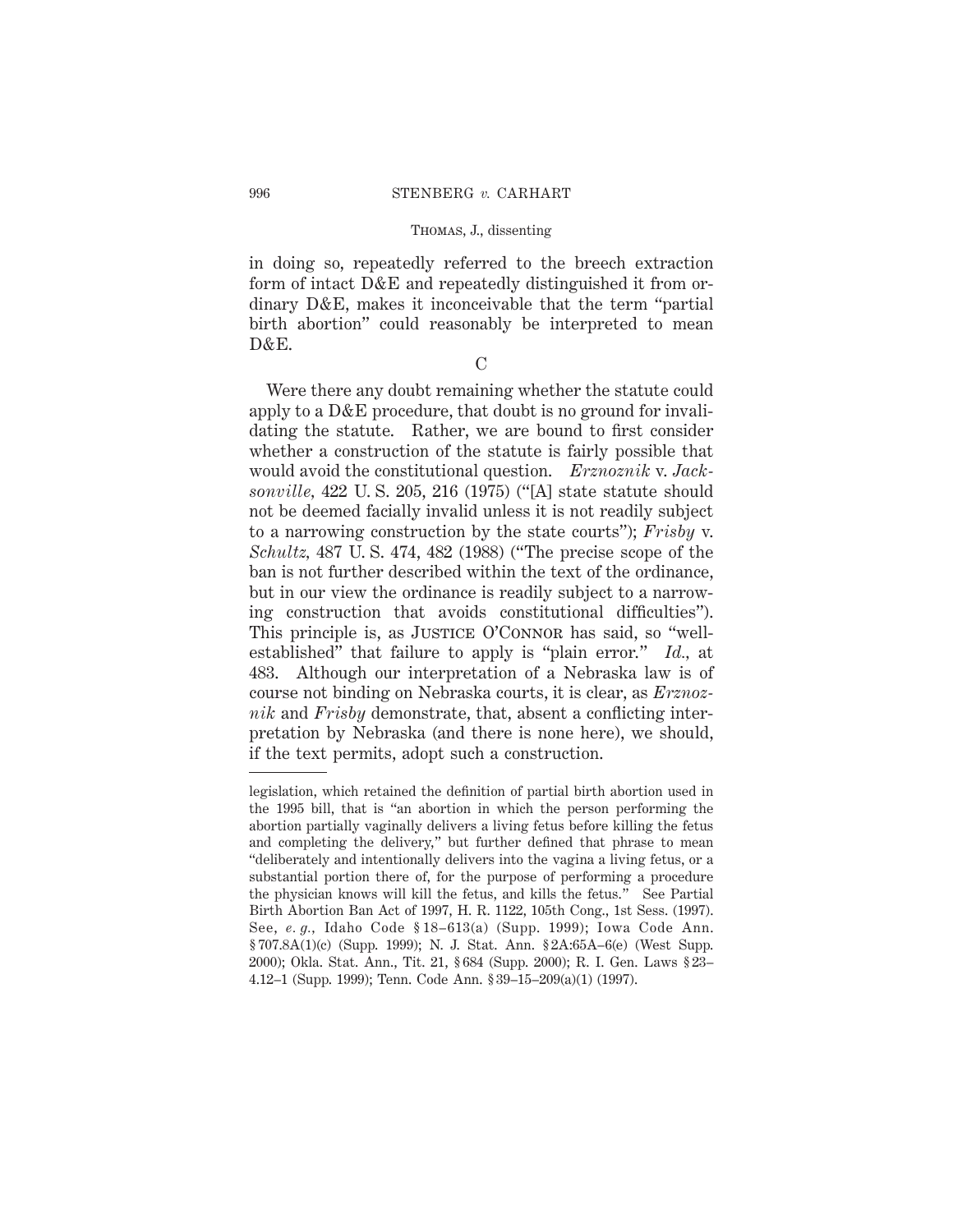in doing so, repeatedly referred to the breech extraction form of intact D&E and repeatedly distinguished it from ordinary D&E, makes it inconceivable that the term "partial birth abortion" could reasonably be interpreted to mean D&E.

C

Were there any doubt remaining whether the statute could apply to a D&E procedure, that doubt is no ground for invalidating the statute. Rather, we are bound to first consider whether a construction of the statute is fairly possible that would avoid the constitutional question. *Erznoznik* v. *Jacksonville*, 422 U. S. 205, 216 (1975) ("[A] state statute should not be deemed facially invalid unless it is not readily subject to a narrowing construction by the state courts"); *Frisby* v. *Schultz*, 487 U. S. 474, 482 (1988) ("The precise scope of the ban is not further described within the text of the ordinance, but in our view the ordinance is readily subject to a narrowing construction that avoids constitutional difficulties"). This principle is, as JUSTICE O'CONNOR has said, so "well-established" that failure to apply is "plain error." *Id.*, at 483. Although our interpretation of a Nebraska law is of course not binding on Nebraska courts, it is clear, as *Erznoznik* and *Frisby* demonstrate, that, absent a conflicting interpretation by Nebraska (and there is none here), we should, if the text permits, adopt such a construction.

---

legislation, which retained the definition of partial birth abortion used in the 1995 bill, that is "an abortion in which the person performing the abortion partially vaginally delivers a living fetus before killing the fetus and completing the delivery," but further defined that phrase to mean "deliberately and intentionally delivers into the vagina a living fetus, or a substantial portion there of, for the purpose of performing a procedure the physician knows will kill the fetus, and kills the fetus." See Partial Birth Abortion Ban Act of 1997, H. R. 1122, 105th Cong., 1st Sess. (1997). See, *e. g.*, Idaho Code § 18–613(a) (Supp. 1999); Iowa Code Ann. § 707.8A(1)(c) (Supp. 1999); N. J. Stat. Ann. § 2A:65A–6(e) (West Supp. 2000); Okla. Stat. Ann., Tit. 21, § 684 (Supp. 2000); R. I. Gen. Laws § 23–4.12–1 (Supp. 1999); Tenn. Code Ann. § 39–15–209(a)(1) (1997).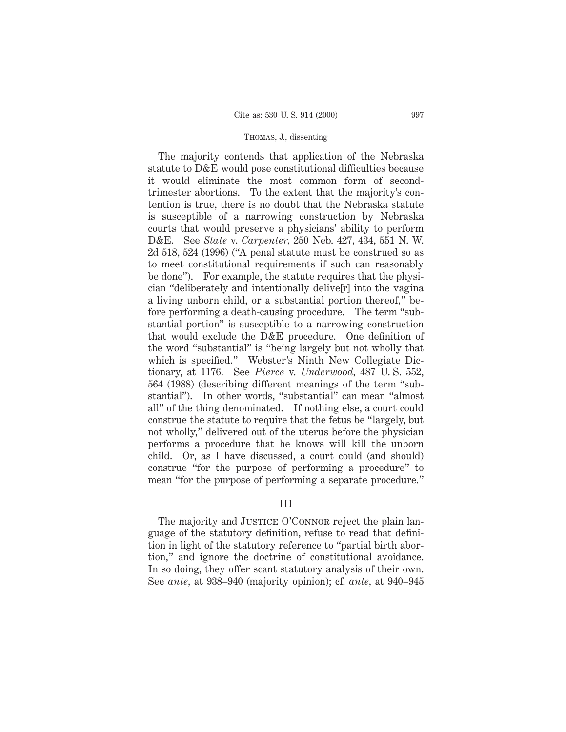The majority contends that application of the Nebraska statute to D&E would pose constitutional difficulties because it would eliminate the most common form of second-trimester abortions. To the extent that the majority's contention is true, there is no doubt that the Nebraska statute is susceptible of a narrowing construction by Nebraska courts that would preserve a physicians' ability to perform D&E. See *State* v. *Carpenter*, 250 Neb. 427, 434, 551 N. W. 2d 518, 524 (1996) ("A penal statute must be construed so as to meet constitutional requirements if such can reasonably be done"). For example, the statute requires that the physician "deliberately and intentionally delive[r] into the vagina a living unborn child, or a substantial portion thereof," before performing a death-causing procedure. The term "substantial portion" is susceptible to a narrowing construction that would exclude the D&E procedure. One definition of the word "substantial" is "being largely but not wholly that which is specified." Webster's Ninth New Collegiate Dictionary, at 1176. See *Pierce* v. *Underwood*, 487 U. S. 552, 564 (1988) (describing different meanings of the term "substantial"). In other words, "substantial" can mean "almost all" of the thing denominated. If nothing else, a court could construe the statute to require that the fetus be "largely, but not wholly," delivered out of the uterus before the physician performs a procedure that he knows will kill the unborn child. Or, as I have discussed, a court could (and should) construe "for the purpose of performing a procedure" to mean "for the purpose of performing a separate procedure."

## III

The majority and JUSTICE O'CONNOR reject the plain language of the statutory definition, refuse to read that definition in light of the statutory reference to "partial birth abortion," and ignore the doctrine of constitutional avoidance. In so doing, they offer scant statutory analysis of their own. See *ante*, at 938–940 (majority opinion); cf. *ante*, at 940–945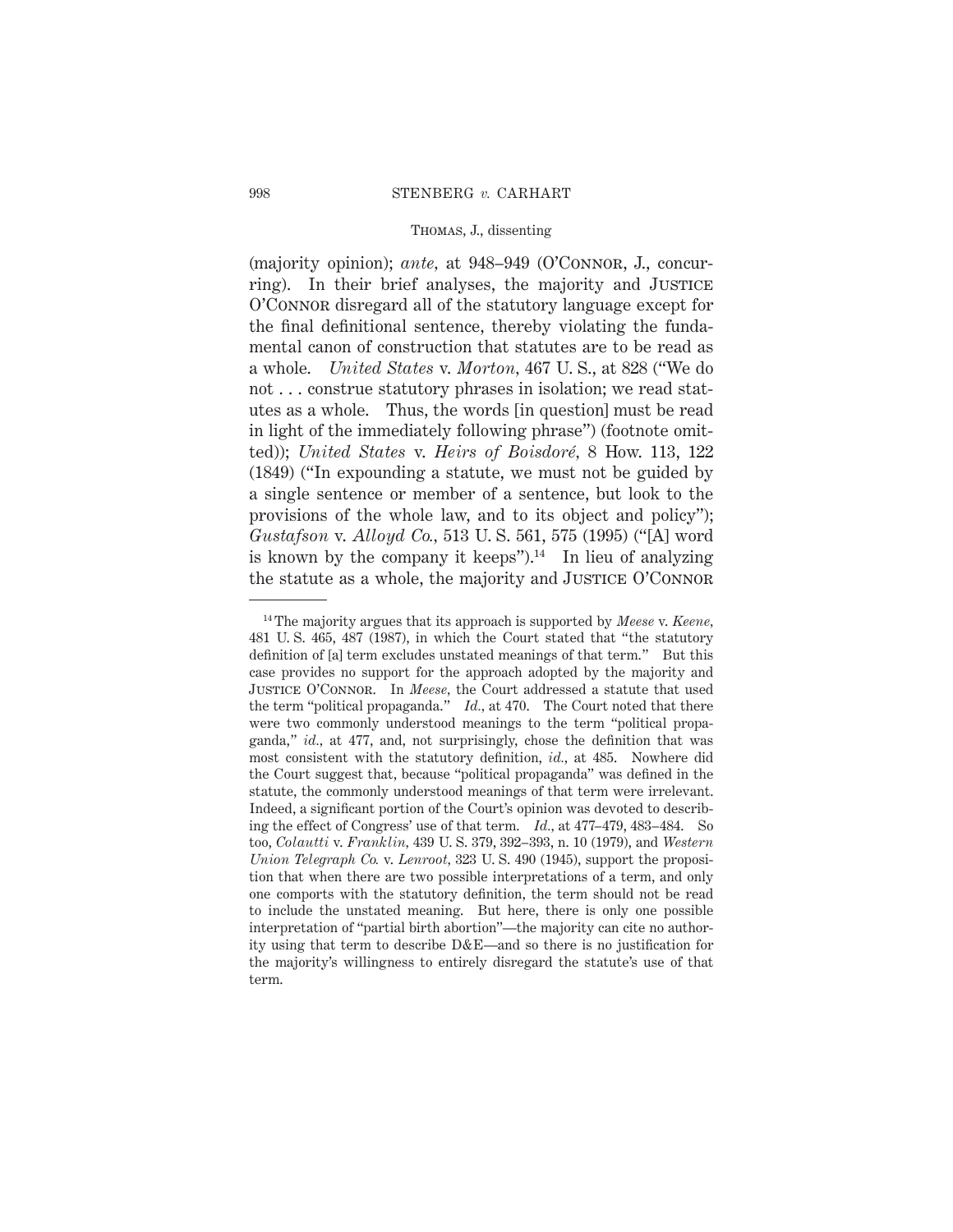(majority opinion); *ante*, at 948–949 (O'Connor, J., concurring). In their brief analyses, the majority and Justice O'Connor disregard all of the statutory language except for the final definitional sentence, thereby violating the fundamental canon of construction that statutes are to be read as a whole. *United States* v. *Morton*, 467 U. S., at 828 ("We do not . . . construe statutory phrases in isolation; we read statutes as a whole. Thus, the words [in question] must be read in light of the immediately following phrase") (footnote omitted)); *United States* v. *Heirs of Boisdoré*, 8 How. 113, 122 (1849) ("In expounding a statute, we must not be guided by a single sentence or member of a sentence, but look to the provisions of the whole law, and to its object and policy"); *Gustafson* v. *Alloyd Co.*, 513 U. S. 561, 575 (1995) ("[A] word is known by the company it keeps").[14] In lieu of analyzing the statute as a whole, the majority and Justice O'Connor

---

[14] The majority argues that its approach is supported by *Meese* v. *Keene*, 481 U. S. 465, 487 (1987), in which the Court stated that "the statutory definition of [a] term excludes unstated meanings of that term." But this case provides no support for the approach adopted by the majority and Justice O'Connor. In *Meese*, the Court addressed a statute that used the term "political propaganda." *Id.*, at 470. The Court noted that there were two commonly understood meanings to the term "political propaganda," *id.*, at 477, and, not surprisingly, chose the definition that was most consistent with the statutory definition, *id.*, at 485. Nowhere did the Court suggest that, because "political propaganda" was defined in the statute, the commonly understood meanings of that term were irrelevant. Indeed, a significant portion of the Court's opinion was devoted to describing the effect of Congress' use of that term. *Id.*, at 477–479, 483–484. So too, *Colautti* v. *Franklin*, 439 U. S. 379, 392–393, n. 10 (1979), and *Western Union Telegraph Co.* v. *Lenroot*, 323 U. S. 490 (1945), support the proposition that when there are two possible interpretations of a term, and only one comports with the statutory definition, the term should not be read to include the unstated meaning. But here, there is only one possible interpretation of "partial birth abortion"—the majority can cite no authority using that term to describe D&E—and so there is no justification for the majority's willingness to entirely disregard the statute's use of that term.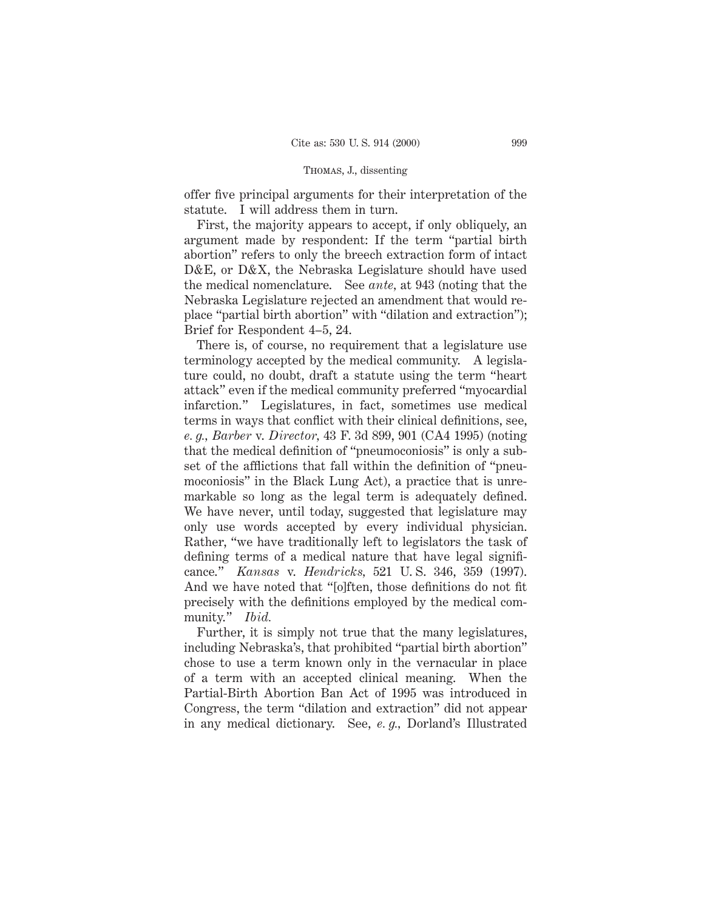offer five principal arguments for their interpretation of the statute. I will address them in turn.

First, the majority appears to accept, if only obliquely, an argument made by respondent: If the term "partial birth abortion" refers to only the breech extraction form of intact D&E, or D&X, the Nebraska Legislature should have used the medical nomenclature. See *ante*, at 943 (noting that the Nebraska Legislature rejected an amendment that would replace "partial birth abortion" with "dilation and extraction"); Brief for Respondent 4–5, 24.

There is, of course, no requirement that a legislature use terminology accepted by the medical community. A legislature could, no doubt, draft a statute using the term "heart attack" even if the medical community preferred "myocardial infarction." Legislatures, in fact, sometimes use medical terms in ways that conflict with their clinical definitions, see, *e. g.*, *Barber* v. *Director*, 43 F. 3d 899, 901 (CA4 1995) (noting that the medical definition of "pneumoconiosis" is only a subset of the afflictions that fall within the definition of "pneumoconiosis" in the Black Lung Act), a practice that is unremarkable so long as the legal term is adequately defined. We have never, until today, suggested that legislature may only use words accepted by every individual physician. Rather, "we have traditionally left to legislators the task of defining terms of a medical nature that have legal significance." *Kansas* v. *Hendricks,* 521 U. S. 346, 359 (1997). And we have noted that "[o]ften, those definitions do not fit precisely with the definitions employed by the medical community." *Ibid.*

Further, it is simply not true that the many legislatures, including Nebraska's, that prohibited "partial birth abortion" chose to use a term known only in the vernacular in place of a term with an accepted clinical meaning. When the Partial-Birth Abortion Ban Act of 1995 was introduced in Congress, the term "dilation and extraction" did not appear in any medical dictionary. See, *e. g.*, Dorland's Illustrated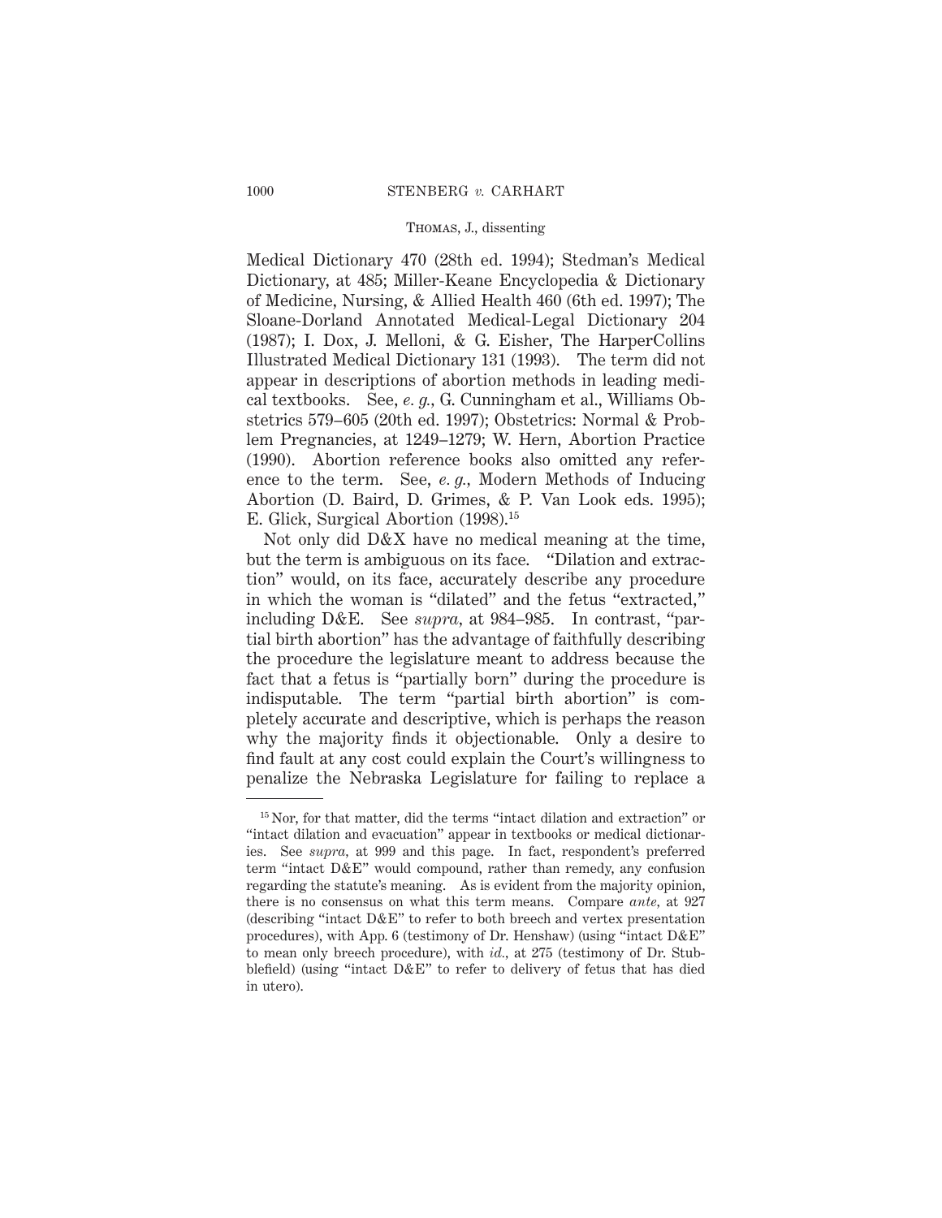Medical Dictionary 470 (28th ed. 1994); Stedman's Medical Dictionary, at 485; Miller-Keane Encyclopedia & Dictionary of Medicine, Nursing, & Allied Health 460 (6th ed. 1997); The Sloane-Dorland Annotated Medical-Legal Dictionary 204 (1987); I. Dox, J. Melloni, & G. Eisher, The HarperCollins Illustrated Medical Dictionary 131 (1993). The term did not appear in descriptions of abortion methods in leading medical textbooks. See, *e. g.*, G. Cunningham et al., Williams Obstetrics 579–605 (20th ed. 1997); Obstetrics: Normal & Problem Pregnancies, at 1249–1279; W. Hern, Abortion Practice (1990). Abortion reference books also omitted any reference to the term. See, *e. g.*, Modern Methods of Inducing Abortion (D. Baird, D. Grimes, & P. Van Look eds. 1995); E. Glick, Surgical Abortion (1998).[15]

Not only did D&X have no medical meaning at the time, but the term is ambiguous on its face. "Dilation and extraction" would, on its face, accurately describe any procedure in which the woman is "dilated" and the fetus "extracted," including D&E. See *supra*, at 984–985. In contrast, "partial birth abortion" has the advantage of faithfully describing the procedure the legislature meant to address because the fact that a fetus is "partially born" during the procedure is indisputable. The term "partial birth abortion" is completely accurate and descriptive, which is perhaps the reason why the majority finds it objectionable. Only a desire to find fault at any cost could explain the Court's willingness to penalize the Nebraska Legislature for failing to replace a

---

[15] Nor, for that matter, did the terms "intact dilation and extraction" or "intact dilation and evacuation" appear in textbooks or medical dictionaries. See *supra*, at 999 and this page. In fact, respondent's preferred term "intact D&E" would compound, rather than remedy, any confusion regarding the statute's meaning. As is evident from the majority opinion, there is no consensus on what this term means. Compare *ante*, at 927 (describing "intact D&E" to refer to both breech and vertex presentation procedures), with App. 6 (testimony of Dr. Henshaw) (using "intact D&E" to mean only breech procedure), with *id.*, at 275 (testimony of Dr. Stubblefield) (using "intact D&E" to refer to delivery of fetus that has died in utero).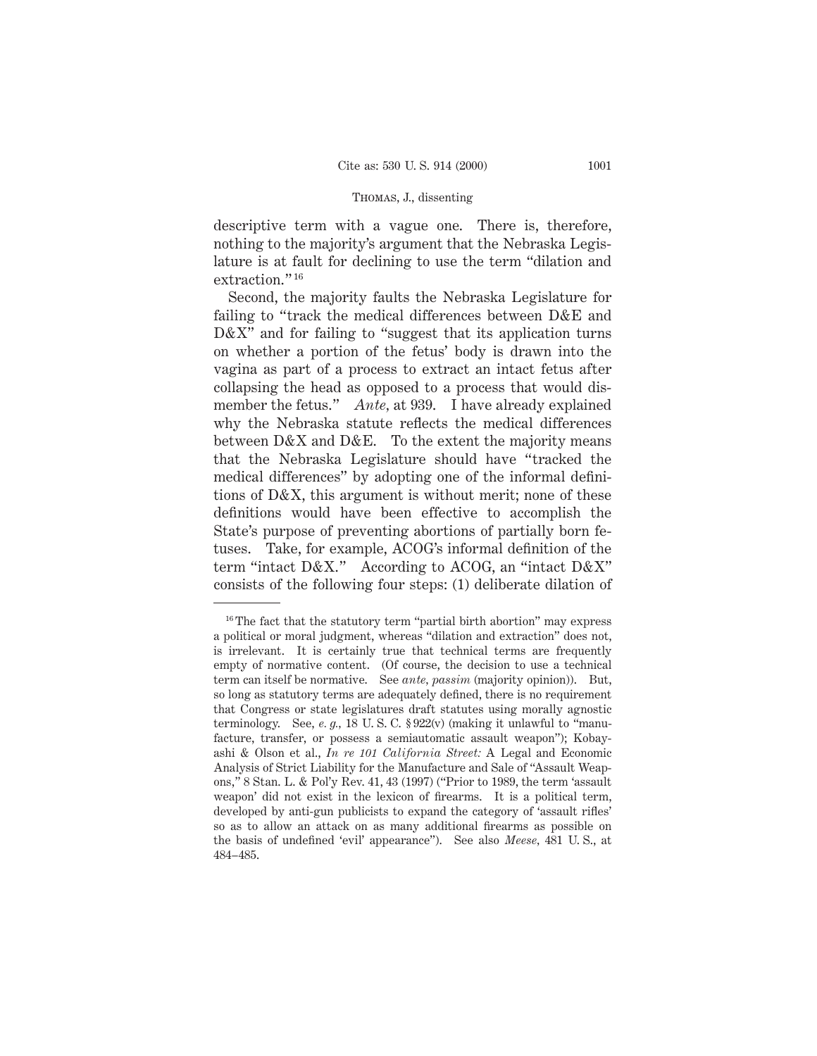descriptive term with a vague one. There is, therefore, nothing to the majority's argument that the Nebraska Legislature is at fault for declining to use the term "dilation and extraction."[16]

Second, the majority faults the Nebraska Legislature for failing to "track the medical differences between D&E and D&X" and for failing to "suggest that its application turns on whether a portion of the fetus' body is drawn into the vagina as part of a process to extract an intact fetus after collapsing the head as opposed to a process that would dismember the fetus." *Ante*, at 939. I have already explained why the Nebraska statute reflects the medical differences between D&X and D&E. To the extent the majority means that the Nebraska Legislature should have "tracked the medical differences" by adopting one of the informal definitions of D&X, this argument is without merit; none of these definitions would have been effective to accomplish the State's purpose of preventing abortions of partially born fetuses. Take, for example, ACOG's informal definition of the term "intact D&X." According to ACOG, an "intact D&X" consists of the following four steps: (1) deliberate dilation of

---

[16] The fact that the statutory term "partial birth abortion" may express a political or moral judgment, whereas "dilation and extraction" does not, is irrelevant. It is certainly true that technical terms are frequently empty of normative content. (Of course, the decision to use a technical term can itself be normative. See *ante*, *passim* (majority opinion)). But, so long as statutory terms are adequately defined, there is no requirement that Congress or state legislatures draft statutes using morally agnostic terminology. See, *e. g.*, 18 U. S. C. § 922(v) (making it unlawful to "manufacture, transfer, or possess a semiautomatic assault weapon"); Kobayashi & Olson et al., *In re 101 California Street:* A Legal and Economic Analysis of Strict Liability for the Manufacture and Sale of "Assault Weapons," 8 Stan. L. & Pol'y Rev. 41, 43 (1997) ("Prior to 1989, the term 'assault weapon' did not exist in the lexicon of firearms. It is a political term, developed by anti-gun publicists to expand the category of 'assault rifles' so as to allow an attack on as many additional firearms as possible on the basis of undefined 'evil' appearance"). See also *Meese*, 481 U. S., at 484–485.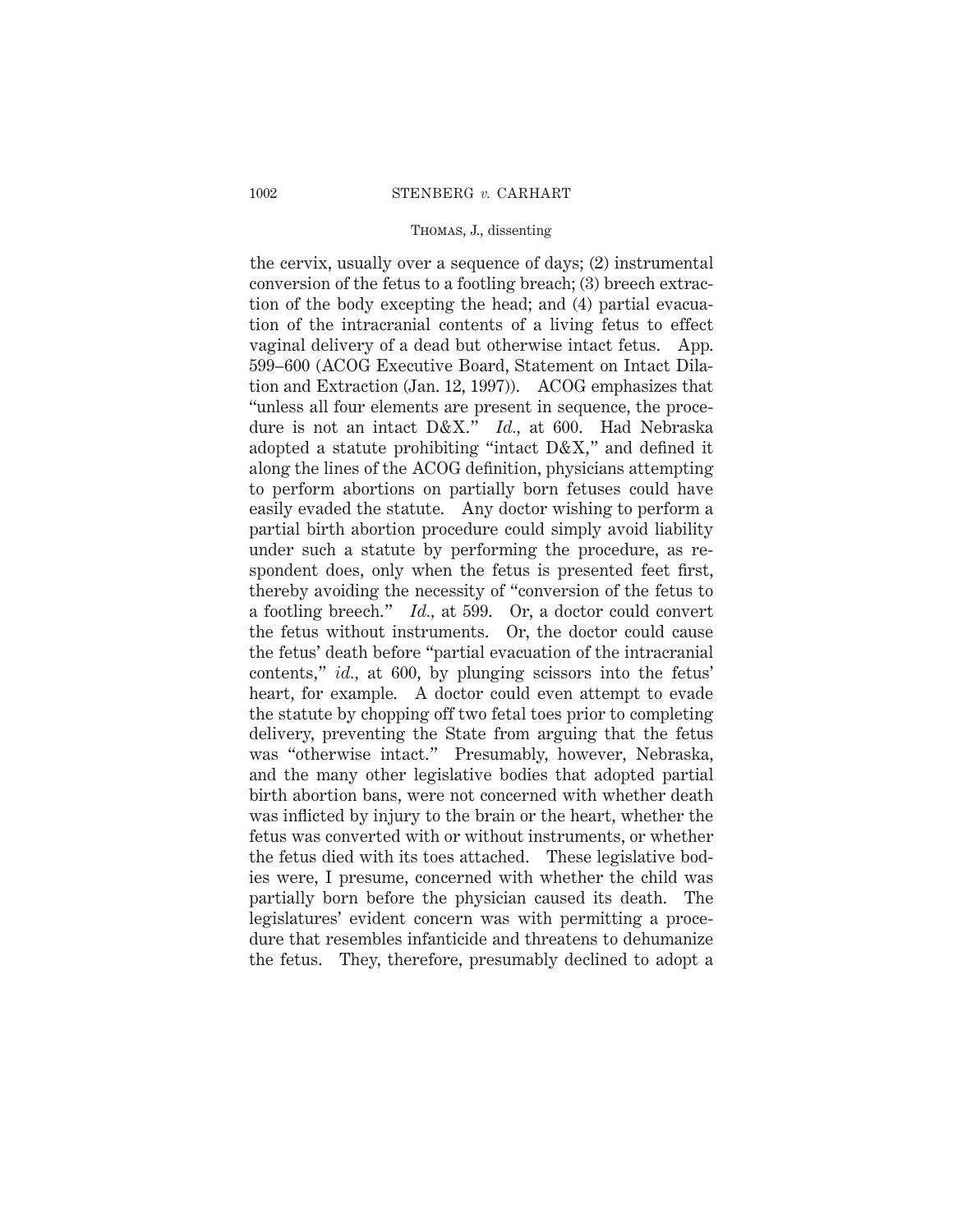the cervix, usually over a sequence of days; (2) instrumental conversion of the fetus to a footling breach; (3) breech extraction of the body excepting the head; and (4) partial evacuation of the intracranial contents of a living fetus to effect vaginal delivery of a dead but otherwise intact fetus. App. 599–600 (ACOG Executive Board, Statement on Intact Dilation and Extraction (Jan. 12, 1997)). ACOG emphasizes that "unless all four elements are present in sequence, the procedure is not an intact D&X." *Id.*, at 600. Had Nebraska adopted a statute prohibiting "intact D&X," and defined it along the lines of the ACOG definition, physicians attempting to perform abortions on partially born fetuses could have easily evaded the statute. Any doctor wishing to perform a partial birth abortion procedure could simply avoid liability under such a statute by performing the procedure, as respondent does, only when the fetus is presented feet first, thereby avoiding the necessity of "conversion of the fetus to a footling breech." *Id.*, at 599. Or, a doctor could convert the fetus without instruments. Or, the doctor could cause the fetus' death before "partial evacuation of the intracranial contents," *id.*, at 600, by plunging scissors into the fetus' heart, for example. A doctor could even attempt to evade the statute by chopping off two fetal toes prior to completing delivery, preventing the State from arguing that the fetus was "otherwise intact." Presumably, however, Nebraska, and the many other legislative bodies that adopted partial birth abortion bans, were not concerned with whether death was inflicted by injury to the brain or the heart, whether the fetus was converted with or without instruments, or whether the fetus died with its toes attached. These legislative bodies were, I presume, concerned with whether the child was partially born before the physician caused its death. The legislatures' evident concern was with permitting a procedure that resembles infanticide and threatens to dehumanize the fetus. They, therefore, presumably declined to adopt a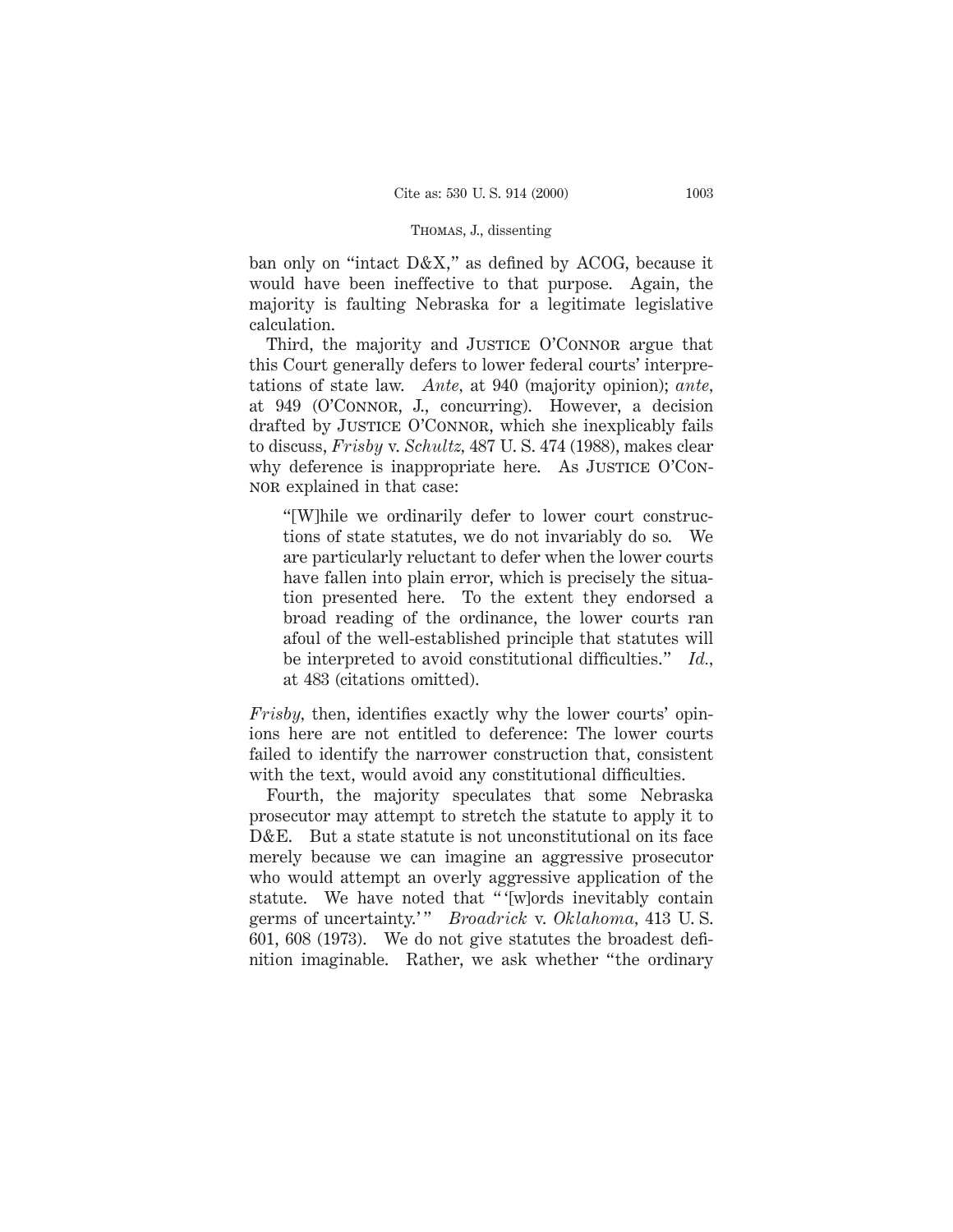ban only on "intact D&X," as defined by ACOG, because it would have been ineffective to that purpose. Again, the majority is faulting Nebraska for a legitimate legislative calculation.

Third, the majority and JUSTICE O'CONNOR argue that this Court generally defers to lower federal courts' interpretations of state law. *Ante*, at 940 (majority opinion); *ante*, at 949 (O'CONNOR, J., concurring). However, a decision drafted by JUSTICE O'CONNOR, which she inexplicably fails to discuss, *Frisby* v. *Schultz*, 487 U. S. 474 (1988), makes clear why deference is inappropriate here. As JUSTICE O'CONNOR explained in that case:

> "[W]hile we ordinarily defer to lower court constructions of state statutes, we do not invariably do so. We are particularly reluctant to defer when the lower courts have fallen into plain error, which is precisely the situation presented here. To the extent they endorsed a broad reading of the ordinance, the lower courts ran afoul of the well-established principle that statutes will be interpreted to avoid constitutional difficulties." *Id.*, at 483 (citations omitted).

*Frisby*, then, identifies exactly why the lower courts' opinions here are not entitled to deference: The lower courts failed to identify the narrower construction that, consistent with the text, would avoid any constitutional difficulties.

Fourth, the majority speculates that some Nebraska prosecutor may attempt to stretch the statute to apply it to D&E. But a state statute is not unconstitutional on its face merely because we can imagine an aggressive prosecutor who would attempt an overly aggressive application of the statute. We have noted that " '[w]ords inevitably contain germs of uncertainty.' " *Broadrick* v. *Oklahoma*, 413 U. S. 601, 608 (1973). We do not give statutes the broadest definition imaginable. Rather, we ask whether "the ordinary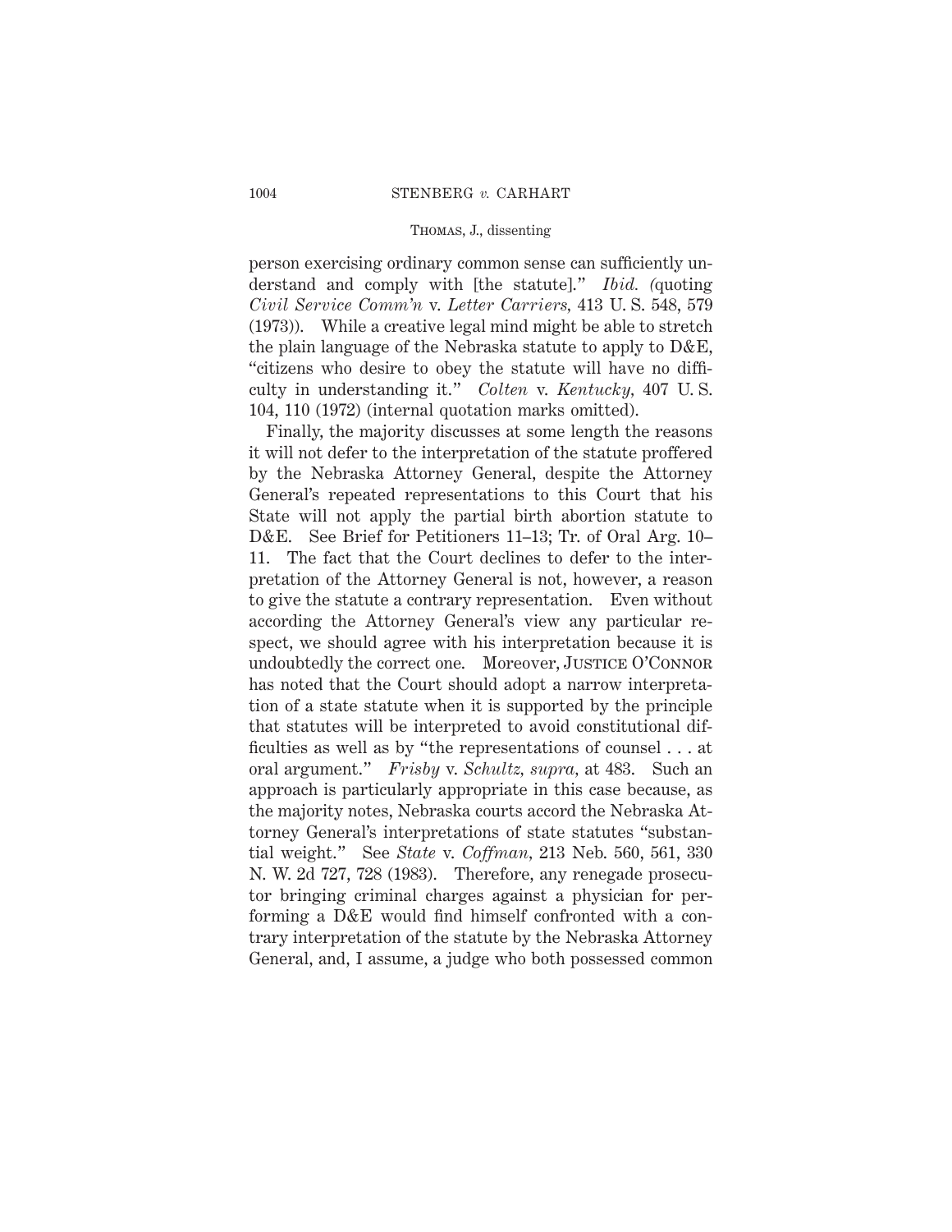person exercising ordinary common sense can sufficiently understand and comply with [the statute]." *Ibid.* (quoting *Civil Service Comm'n* v. *Letter Carriers,* 413 U. S. 548, 579 (1973)). While a creative legal mind might be able to stretch the plain language of the Nebraska statute to apply to D&E, "citizens who desire to obey the statute will have no difficulty in understanding it." *Colten* v. *Kentucky,* 407 U. S. 104, 110 (1972) (internal quotation marks omitted).

Finally, the majority discusses at some length the reasons it will not defer to the interpretation of the statute proffered by the Nebraska Attorney General, despite the Attorney General's repeated representations to this Court that his State will not apply the partial birth abortion statute to D&E. See Brief for Petitioners 11–13; Tr. of Oral Arg. 10–11. The fact that the Court declines to defer to the interpretation of the Attorney General is not, however, a reason to give the statute a contrary representation. Even without according the Attorney General's view any particular respect, we should agree with his interpretation because it is undoubtedly the correct one. Moreover, Justice O'Connor has noted that the Court should adopt a narrow interpretation of a state statute when it is supported by the principle that statutes will be interpreted to avoid constitutional difficulties as well as by "the representations of counsel . . . at oral argument." *Frisby* v. *Schultz, supra,* at 483. Such an approach is particularly appropriate in this case because, as the majority notes, Nebraska courts accord the Nebraska Attorney General's interpretations of state statutes "substantial weight." See *State* v. *Coffman,* 213 Neb. 560, 561, 330 N. W. 2d 727, 728 (1983). Therefore, any renegade prosecutor bringing criminal charges against a physician for performing a D&E would find himself confronted with a contrary interpretation of the statute by the Nebraska Attorney General, and, I assume, a judge who both possessed common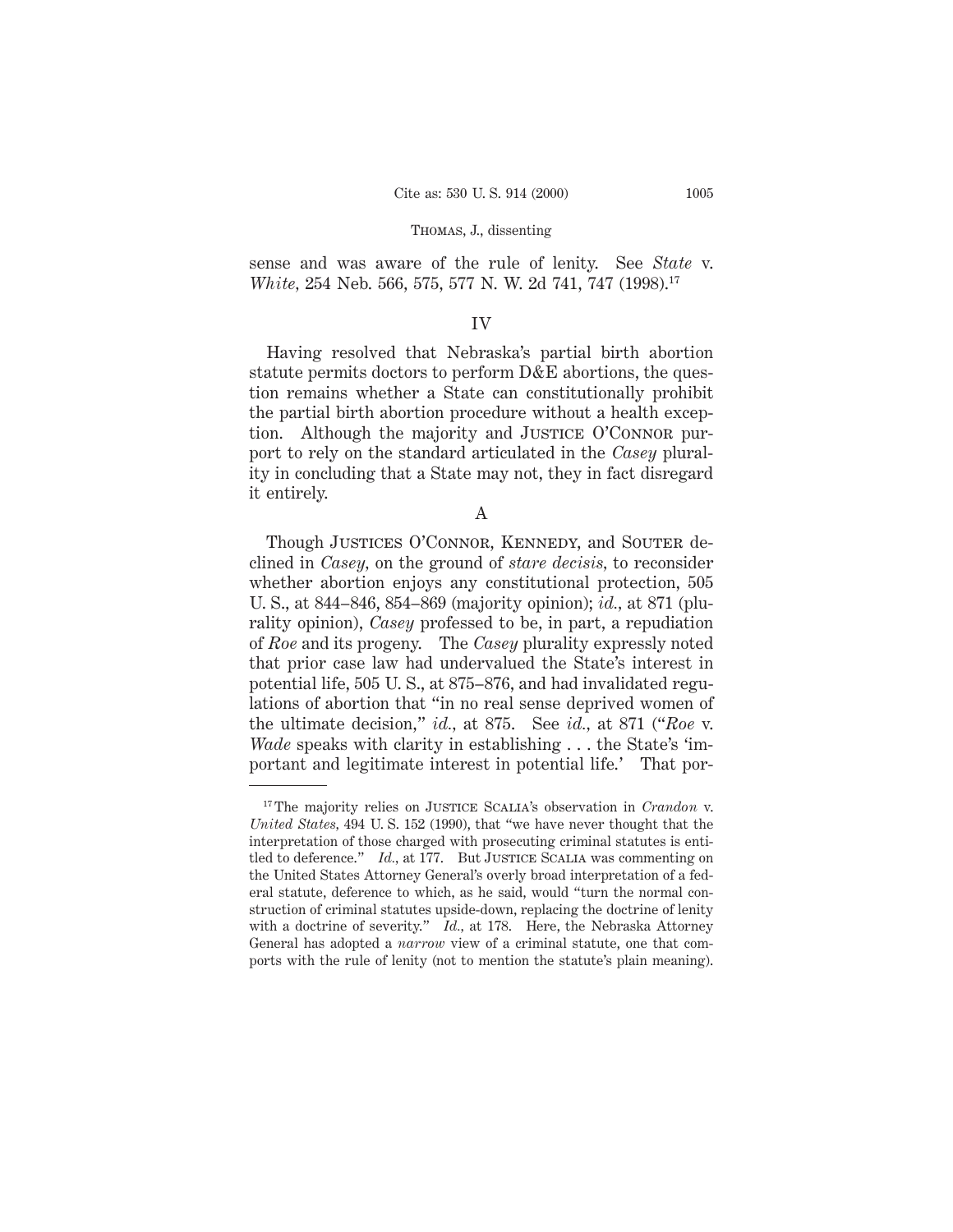sense and was aware of the rule of lenity. See *State* v. *White*, 254 Neb. 566, 575, 577 N. W. 2d 741, 747 (1998).[17]

## IV

Having resolved that Nebraska's partial birth abortion statute permits doctors to perform D&E abortions, the question remains whether a State can constitutionally prohibit the partial birth abortion procedure without a health exception. Although the majority and JUSTICE O'CONNOR purport to rely on the standard articulated in the *Casey* plurality in concluding that a State may not, they in fact disregard it entirely.

### A

Though JUSTICES O'CONNOR, KENNEDY, and SOUTER declined in *Casey*, on the ground of *stare decisis*, to reconsider whether abortion enjoys any constitutional protection, 505 U. S., at 844–846, 854–869 (majority opinion); *id.*, at 871 (plurality opinion), *Casey* professed to be, in part, a repudiation of *Roe* and its progeny. The *Casey* plurality expressly noted that prior case law had undervalued the State's interest in potential life, 505 U. S., at 875–876, and had invalidated regulations of abortion that "in no real sense deprived women of the ultimate decision," *id.*, at 875. See *id.*, at 871 ("*Roe* v. *Wade* speaks with clarity in establishing . . . the State's 'important and legitimate interest in potential life.' That por-

---

[17] The majority relies on JUSTICE SCALIA's observation in *Crandon* v. *United States*, 494 U. S. 152 (1990), that "we have never thought that the interpretation of those charged with prosecuting criminal statutes is entitled to deference." *Id.*, at 177. But JUSTICE SCALIA was commenting on the United States Attorney General's overly broad interpretation of a federal statute, deference to which, as he said, would "turn the normal construction of criminal statutes upside-down, replacing the doctrine of lenity with a doctrine of severity." *Id.*, at 178. Here, the Nebraska Attorney General has adopted a *narrow* view of a criminal statute, one that comports with the rule of lenity (not to mention the statute's plain meaning).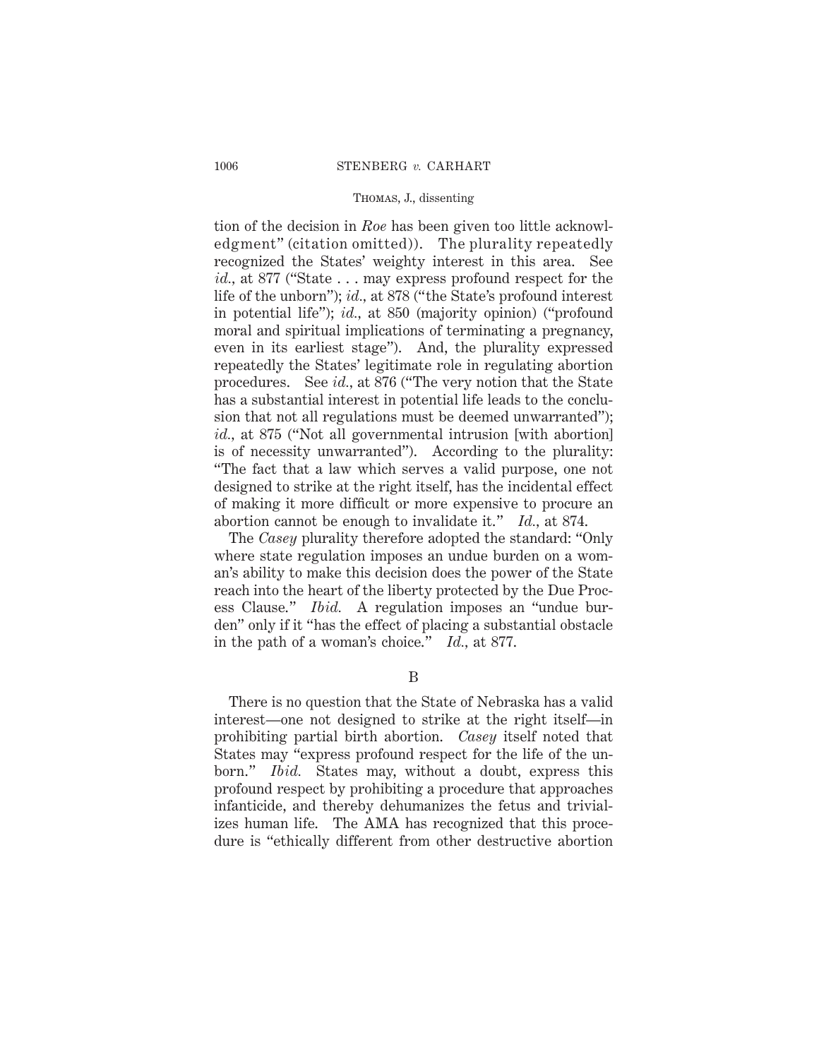tion of the decision in *Roe* has been given too little acknowledgment" (citation omitted)). The plurality repeatedly recognized the States' weighty interest in this area. See *id.*, at 877 ("State . . . may express profound respect for the life of the unborn"); *id.*, at 878 ("the State's profound interest in potential life"); *id.*, at 850 (majority opinion) ("profound moral and spiritual implications of terminating a pregnancy, even in its earliest stage"). And, the plurality expressed repeatedly the States' legitimate role in regulating abortion procedures. See *id.*, at 876 ("The very notion that the State has a substantial interest in potential life leads to the conclusion that not all regulations must be deemed unwarranted"); *id.*, at 875 ("Not all governmental intrusion [with abortion] is of necessity unwarranted"). According to the plurality: "The fact that a law which serves a valid purpose, one not designed to strike at the right itself, has the incidental effect of making it more difficult or more expensive to procure an abortion cannot be enough to invalidate it." *Id.*, at 874.

The *Casey* plurality therefore adopted the standard: "Only where state regulation imposes an undue burden on a woman's ability to make this decision does the power of the State reach into the heart of the liberty protected by the Due Process Clause." *Ibid.* A regulation imposes an "undue burden" only if it "has the effect of placing a substantial obstacle in the path of a woman's choice." *Id.*, at 877.

## B

There is no question that the State of Nebraska has a valid interest—one not designed to strike at the right itself—in prohibiting partial birth abortion. *Casey* itself noted that States may "express profound respect for the life of the unborn." *Ibid.* States may, without a doubt, express this profound respect by prohibiting a procedure that approaches infanticide, and thereby dehumanizes the fetus and trivializes human life. The AMA has recognized that this procedure is "ethically different from other destructive abortion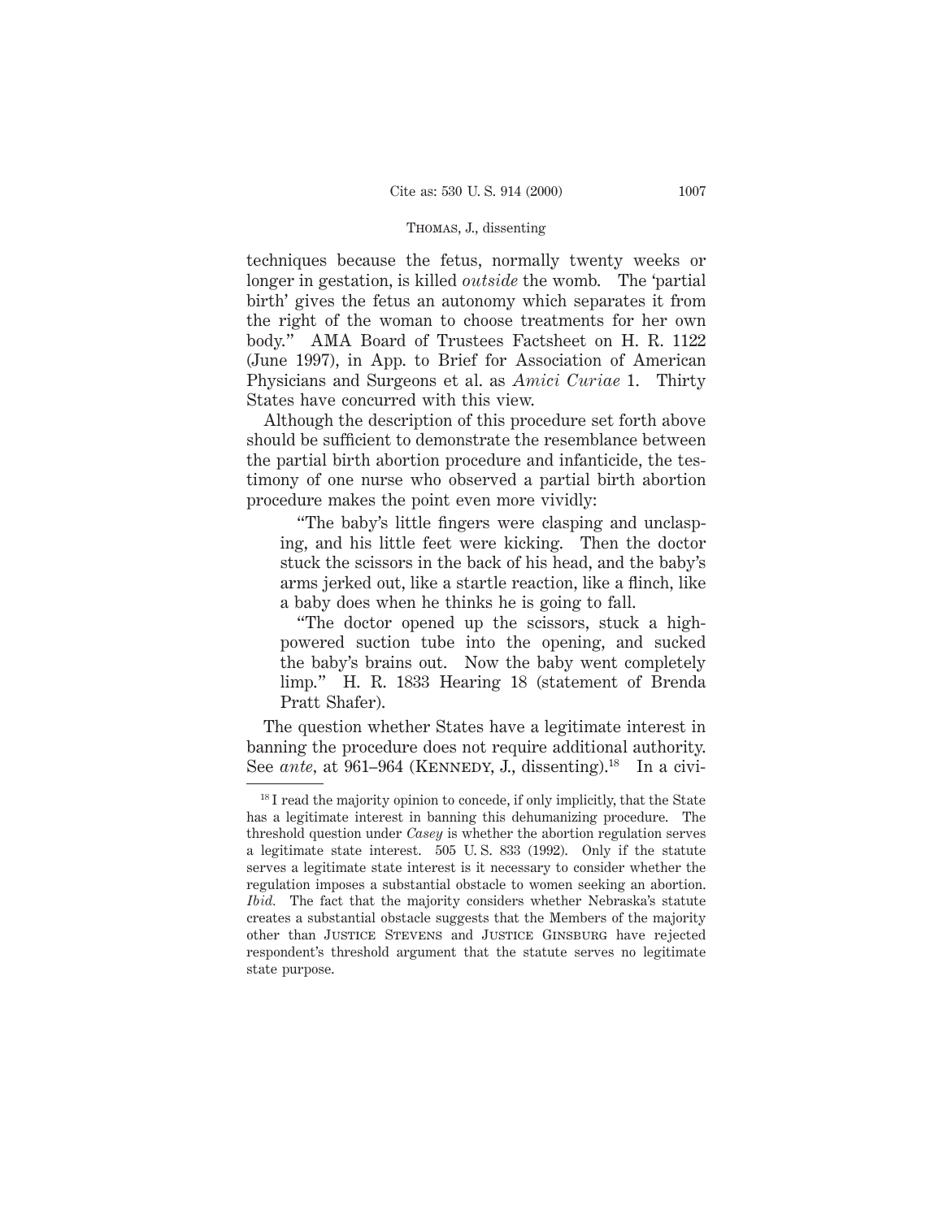techniques because the fetus, normally twenty weeks or longer in gestation, is killed *outside* the womb. The 'partial birth' gives the fetus an autonomy which separates it from the right of the woman to choose treatments for her own body." AMA Board of Trustees Factsheet on H. R. 1122 (June 1997), in App. to Brief for Association of American Physicians and Surgeons et al. as *Amici Curiae* 1. Thirty States have concurred with this view.

Although the description of this procedure set forth above should be sufficient to demonstrate the resemblance between the partial birth abortion procedure and infanticide, the testimony of one nurse who observed a partial birth abortion procedure makes the point even more vividly:

> "The baby's little fingers were clasping and unclasping, and his little feet were kicking. Then the doctor stuck the scissors in the back of his head, and the baby's arms jerked out, like a startle reaction, like a flinch, like a baby does when he thinks he is going to fall.
>
> "The doctor opened up the scissors, stuck a high-powered suction tube into the opening, and sucked the baby's brains out. Now the baby went completely limp." H. R. 1833 Hearing 18 (statement of Brenda Pratt Shafer).

The question whether States have a legitimate interest in banning the procedure does not require additional authority. See *ante*, at 961–964 (KENNEDY, J., dissenting).[18] In a civi-

---

[18] I read the majority opinion to concede, if only implicitly, that the State has a legitimate interest in banning this dehumanizing procedure. The threshold question under *Casey* is whether the abortion regulation serves a legitimate state interest. 505 U. S. 833 (1992). Only if the statute serves a legitimate state interest is it necessary to consider whether the regulation imposes a substantial obstacle to women seeking an abortion. *Ibid.* The fact that the majority considers whether Nebraska's statute creates a substantial obstacle suggests that the Members of the majority other than JUSTICE STEVENS and JUSTICE GINSBURG have rejected respondent's threshold argument that the statute serves no legitimate state purpose.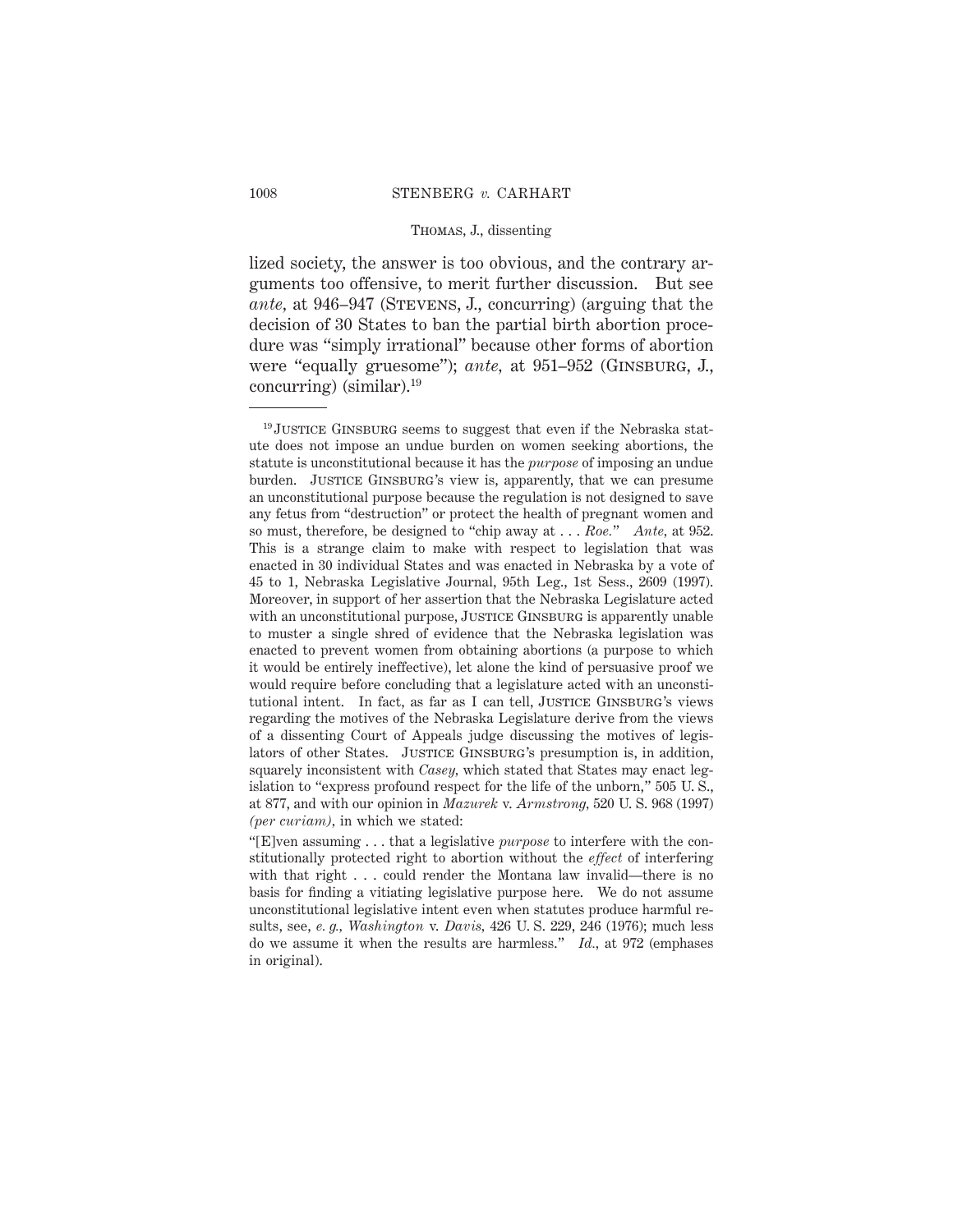lized society, the answer is too obvious, and the contrary arguments too offensive, to merit further discussion. But see *ante*, at 946–947 (STEVENS, J., concurring) (arguing that the decision of 30 States to ban the partial birth abortion procedure was "simply irrational" because other forms of abortion were "equally gruesome"); *ante*, at 951–952 (GINSBURG, J., concurring) (similar).[19]

---

[19] JUSTICE GINSBURG seems to suggest that even if the Nebraska statute does not impose an undue burden on women seeking abortions, the statute is unconstitutional because it has the *purpose* of imposing an undue burden. JUSTICE GINSBURG's view is, apparently, that we can presume an unconstitutional purpose because the regulation is not designed to save any fetus from "destruction" or protect the health of pregnant women and so must, therefore, be designed to "chip away at . . . *Roe.*" *Ante*, at 952. This is a strange claim to make with respect to legislation that was enacted in 30 individual States and was enacted in Nebraska by a vote of 45 to 1, Nebraska Legislative Journal, 95th Leg., 1st Sess., 2609 (1997). Moreover, in support of her assertion that the Nebraska Legislature acted with an unconstitutional purpose, JUSTICE GINSBURG is apparently unable to muster a single shred of evidence that the Nebraska legislation was enacted to prevent women from obtaining abortions (a purpose to which it would be entirely ineffective), let alone the kind of persuasive proof we would require before concluding that a legislature acted with an unconstitutional intent. In fact, as far as I can tell, JUSTICE GINSBURG's views regarding the motives of the Nebraska Legislature derive from the views of a dissenting Court of Appeals judge discussing the motives of legislators of other States. JUSTICE GINSBURG's presumption is, in addition, squarely inconsistent with *Casey*, which stated that States may enact legislation to "express profound respect for the life of the unborn," 505 U. S., at 877, and with our opinion in *Mazurek* v. *Armstrong*, 520 U. S. 968 (1997) *(per curiam)*, in which we stated:

"[E]ven assuming . . . that a legislative *purpose* to interfere with the constitutionally protected right to abortion without the *effect* of interfering with that right . . . could render the Montana law invalid—there is no basis for finding a vitiating legislative purpose here. We do not assume unconstitutional legislative intent even when statutes produce harmful results, see, *e. g., Washington* v. *Davis*, 426 U. S. 229, 246 (1976); much less do we assume it when the results are harmless." *Id.*, at 972 (emphases in original).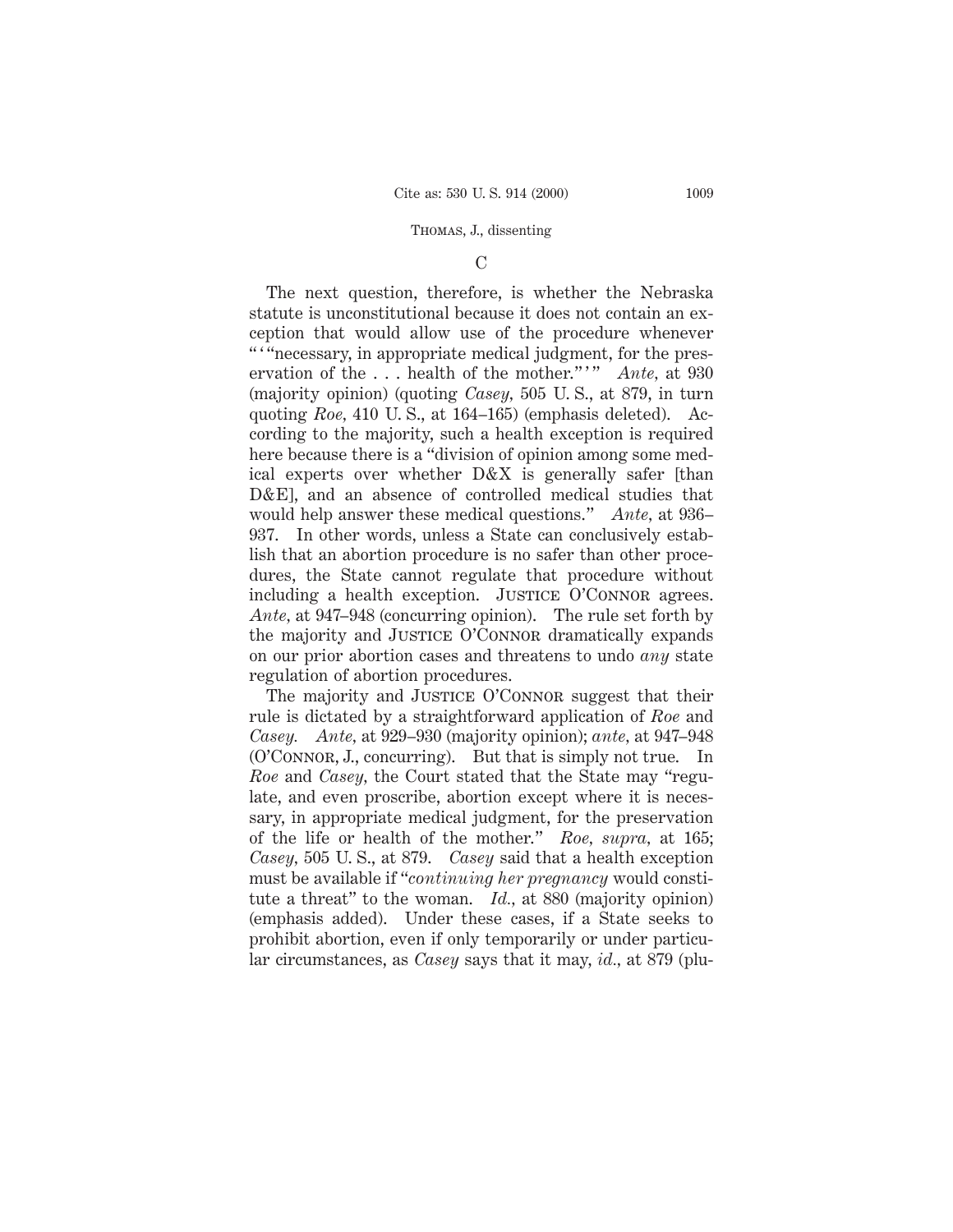C

The next question, therefore, is whether the Nebraska statute is unconstitutional because it does not contain an exception that would allow use of the procedure whenever " ' "necessary, in appropriate medical judgment, for the preservation of the . . . health of the mother." ' " *Ante*, at 930 (majority opinion) (quoting *Casey*, 505 U. S., at 879, in turn quoting *Roe*, 410 U. S., at 164–165) (emphasis deleted). According to the majority, such a health exception is required here because there is a "division of opinion among some medical experts over whether D&X is generally safer [than D&E], and an absence of controlled medical studies that would help answer these medical questions." *Ante*, at 936–937. In other words, unless a State can conclusively establish that an abortion procedure is no safer than other procedures, the State cannot regulate that procedure without including a health exception. Justice O'Connor agrees. *Ante*, at 947–948 (concurring opinion). The rule set forth by the majority and Justice O'Connor dramatically expands on our prior abortion cases and threatens to undo *any* state regulation of abortion procedures.

The majority and Justice O'Connor suggest that their rule is dictated by a straightforward application of *Roe* and *Casey. Ante*, at 929–930 (majority opinion); *ante*, at 947–948 (O'Connor, J., concurring). But that is simply not true. In *Roe* and *Casey*, the Court stated that the State may "regulate, and even proscribe, abortion except where it is necessary, in appropriate medical judgment, for the preservation of the life or health of the mother." *Roe*, *supra*, at 165; *Casey*, 505 U. S., at 879. *Casey* said that a health exception must be available if "*continuing her pregnancy* would constitute a threat" to the woman. *Id.*, at 880 (majority opinion) (emphasis added). Under these cases, if a State seeks to prohibit abortion, even if only temporarily or under particular circumstances, as *Casey* says that it may, *id.*, at 879 (plu-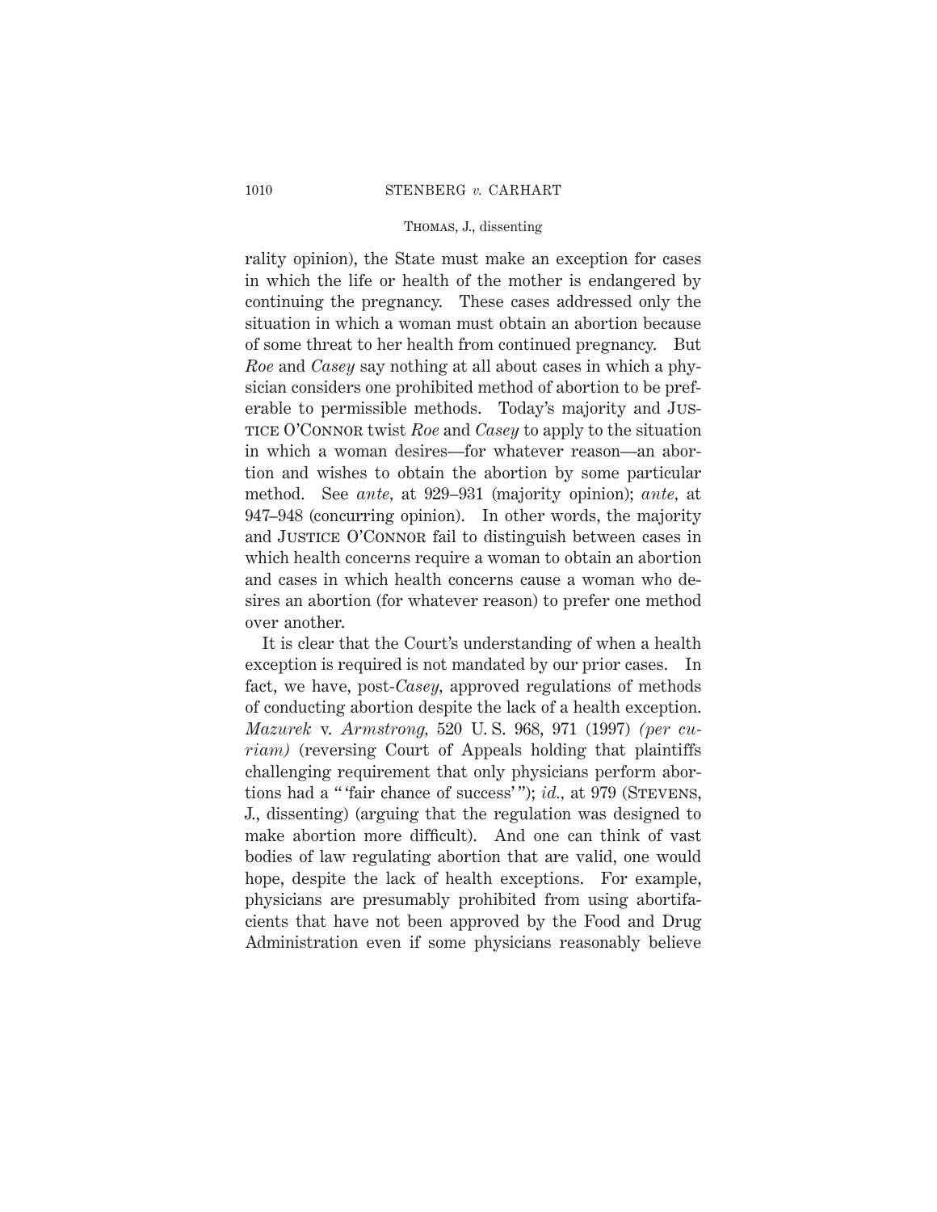rality opinion), the State must make an exception for cases in which the life or health of the mother is endangered by continuing the pregnancy. These cases addressed only the situation in which a woman must obtain an abortion because of some threat to her health from continued pregnancy. But *Roe* and *Casey* say nothing at all about cases in which a physician considers one prohibited method of abortion to be preferable to permissible methods. Today's majority and JUSTICE O'CONNOR twist *Roe* and *Casey* to apply to the situation in which a woman desires—for whatever reason—an abortion and wishes to obtain the abortion by some particular method. See *ante*, at 929–931 (majority opinion); *ante*, at 947–948 (concurring opinion). In other words, the majority and JUSTICE O'CONNOR fail to distinguish between cases in which health concerns require a woman to obtain an abortion and cases in which health concerns cause a woman who desires an abortion (for whatever reason) to prefer one method over another.

It is clear that the Court's understanding of when a health exception is required is not mandated by our prior cases. In fact, we have, post-*Casey*, approved regulations of methods of conducting abortion despite the lack of a health exception. *Mazurek* v. *Armstrong*, 520 U. S. 968, 971 (1997) *(per curiam)* (reversing Court of Appeals holding that plaintiffs challenging requirement that only physicians perform abortions had a " 'fair chance of success' "); *id.*, at 979 (STEVENS, J., dissenting) (arguing that the regulation was designed to make abortion more difficult). And one can think of vast bodies of law regulating abortion that are valid, one would hope, despite the lack of health exceptions. For example, physicians are presumably prohibited from using abortifacients that have not been approved by the Food and Drug Administration even if some physicians reasonably believe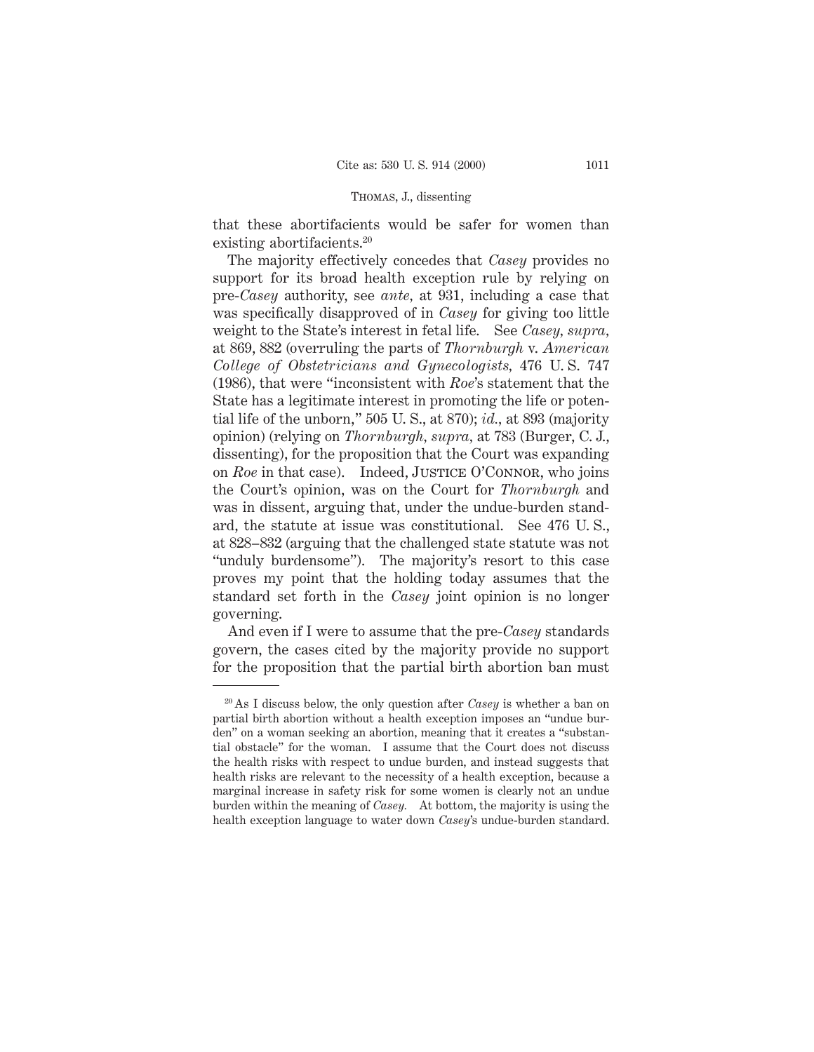that these abortifacients would be safer for women than existing abortifacients.[20]

The majority effectively concedes that *Casey* provides no support for its broad health exception rule by relying on pre-*Casey* authority, see *ante*, at 931, including a case that was specifically disapproved of in *Casey* for giving too little weight to the State's interest in fetal life. See *Casey*, *supra*, at 869, 882 (overruling the parts of *Thornburgh* v. *American College of Obstetricians and Gynecologists*, 476 U. S. 747 (1986), that were "inconsistent with *Roe*'s statement that the State has a legitimate interest in promoting the life or potential life of the unborn," 505 U. S., at 870); *id.*, at 893 (majority opinion) (relying on *Thornburgh*, *supra*, at 783 (Burger, C. J., dissenting), for the proposition that the Court was expanding on *Roe* in that case). Indeed, JUSTICE O'CONNOR, who joins the Court's opinion, was on the Court for *Thornburgh* and was in dissent, arguing that, under the undue-burden standard, the statute at issue was constitutional. See 476 U. S., at 828–832 (arguing that the challenged state statute was not "unduly burdensome"). The majority's resort to this case proves my point that the holding today assumes that the standard set forth in the *Casey* joint opinion is no longer governing.

And even if I were to assume that the pre-*Casey* standards govern, the cases cited by the majority provide no support for the proposition that the partial birth abortion ban must

---

[20] As I discuss below, the only question after *Casey* is whether a ban on partial birth abortion without a health exception imposes an "undue burden" on a woman seeking an abortion, meaning that it creates a "substantial obstacle" for the woman. I assume that the Court does not discuss the health risks with respect to undue burden, and instead suggests that health risks are relevant to the necessity of a health exception, because a marginal increase in safety risk for some women is clearly not an undue burden within the meaning of *Casey*. At bottom, the majority is using the health exception language to water down *Casey*'s undue-burden standard.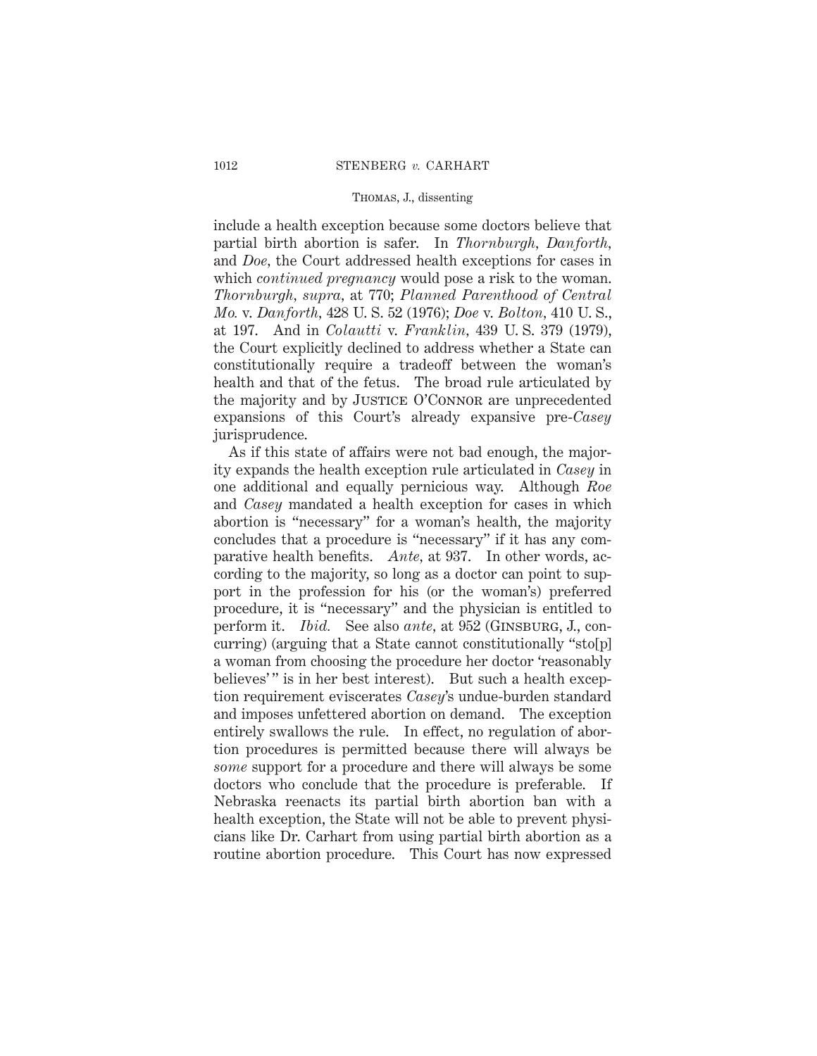include a health exception because some doctors believe that partial birth abortion is safer. In *Thornburgh, Danforth,* and *Doe,* the Court addressed health exceptions for cases in which *continued pregnancy* would pose a risk to the woman. *Thornburgh, supra,* at 770; *Planned Parenthood of Central Mo.* v. *Danforth,* 428 U. S. 52 (1976); *Doe* v. *Bolton,* 410 U. S., at 197. And in *Colautti* v. *Franklin,* 439 U. S. 379 (1979), the Court explicitly declined to address whether a State can constitutionally require a tradeoff between the woman's health and that of the fetus. The broad rule articulated by the majority and by JUSTICE O'CONNOR are unprecedented expansions of this Court's already expansive pre-*Casey* jurisprudence.

As if this state of affairs were not bad enough, the majority expands the health exception rule articulated in *Casey* in one additional and equally pernicious way. Although *Roe* and *Casey* mandated a health exception for cases in which abortion is "necessary" for a woman's health, the majority concludes that a procedure is "necessary" if it has any comparative health benefits. *Ante,* at 937. In other words, according to the majority, so long as a doctor can point to support in the profession for his (or the woman's) preferred procedure, it is "necessary" and the physician is entitled to perform it. *Ibid.* See also *ante,* at 952 (GINSBURG, J., concurring) (arguing that a State cannot constitutionally "sto[p] a woman from choosing the procedure her doctor 'reasonably believes' " is in her best interest). But such a health exception requirement eviscerates *Casey*'s undue-burden standard and imposes unfettered abortion on demand. The exception entirely swallows the rule. In effect, no regulation of abortion procedures is permitted because there will always be *some* support for a procedure and there will always be some doctors who conclude that the procedure is preferable. If Nebraska reenacts its partial birth abortion ban with a health exception, the State will not be able to prevent physicians like Dr. Carhart from using partial birth abortion as a routine abortion procedure. This Court has now expressed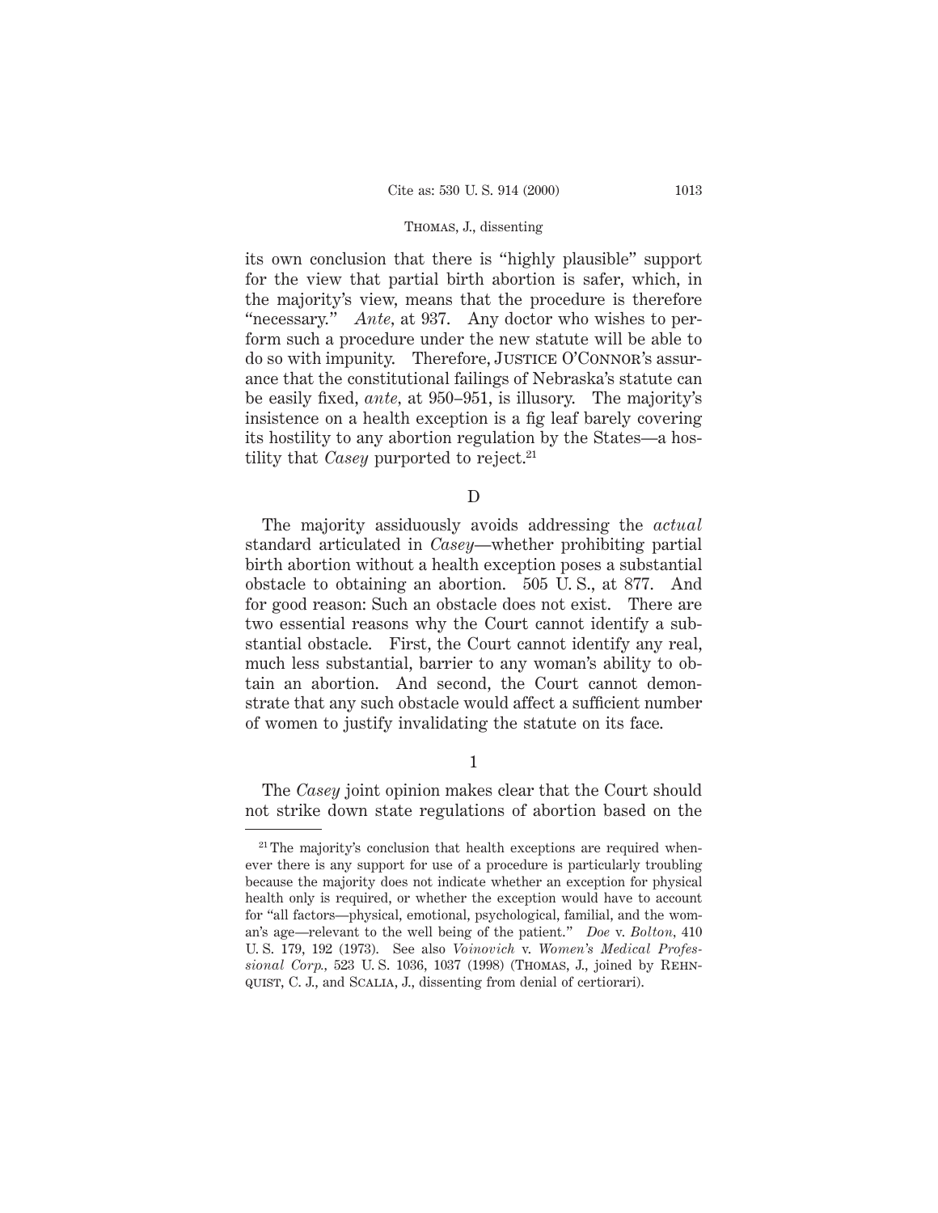its own conclusion that there is "highly plausible" support for the view that partial birth abortion is safer, which, in the majority's view, means that the procedure is therefore "necessary." *Ante*, at 937. Any doctor who wishes to perform such a procedure under the new statute will be able to do so with impunity. Therefore, JUSTICE O'CONNOR's assurance that the constitutional failings of Nebraska's statute can be easily fixed, *ante*, at 950–951, is illusory. The majority's insistence on a health exception is a fig leaf barely covering its hostility to any abortion regulation by the States—a hostility that *Casey* purported to reject.[21]

D

The majority assiduously avoids addressing the *actual* standard articulated in *Casey*—whether prohibiting partial birth abortion without a health exception poses a substantial obstacle to obtaining an abortion. 505 U. S., at 877. And for good reason: Such an obstacle does not exist. There are two essential reasons why the Court cannot identify a substantial obstacle. First, the Court cannot identify any real, much less substantial, barrier to any woman's ability to obtain an abortion. And second, the Court cannot demonstrate that any such obstacle would affect a sufficient number of women to justify invalidating the statute on its face.

1

The *Casey* joint opinion makes clear that the Court should not strike down state regulations of abortion based on the

---

[21] The majority's conclusion that health exceptions are required whenever there is any support for use of a procedure is particularly troubling because the majority does not indicate whether an exception for physical health only is required, or whether the exception would have to account for "all factors—physical, emotional, psychological, familial, and the woman's age—relevant to the well being of the patient." *Doe* v. *Bolton*, 410 U. S. 179, 192 (1973). See also *Voinovich* v. *Women's Medical Professional Corp.*, 523 U. S. 1036, 1037 (1998) (THOMAS, J., joined by REHNQUIST, C. J., and SCALIA, J., dissenting from denial of certiorari).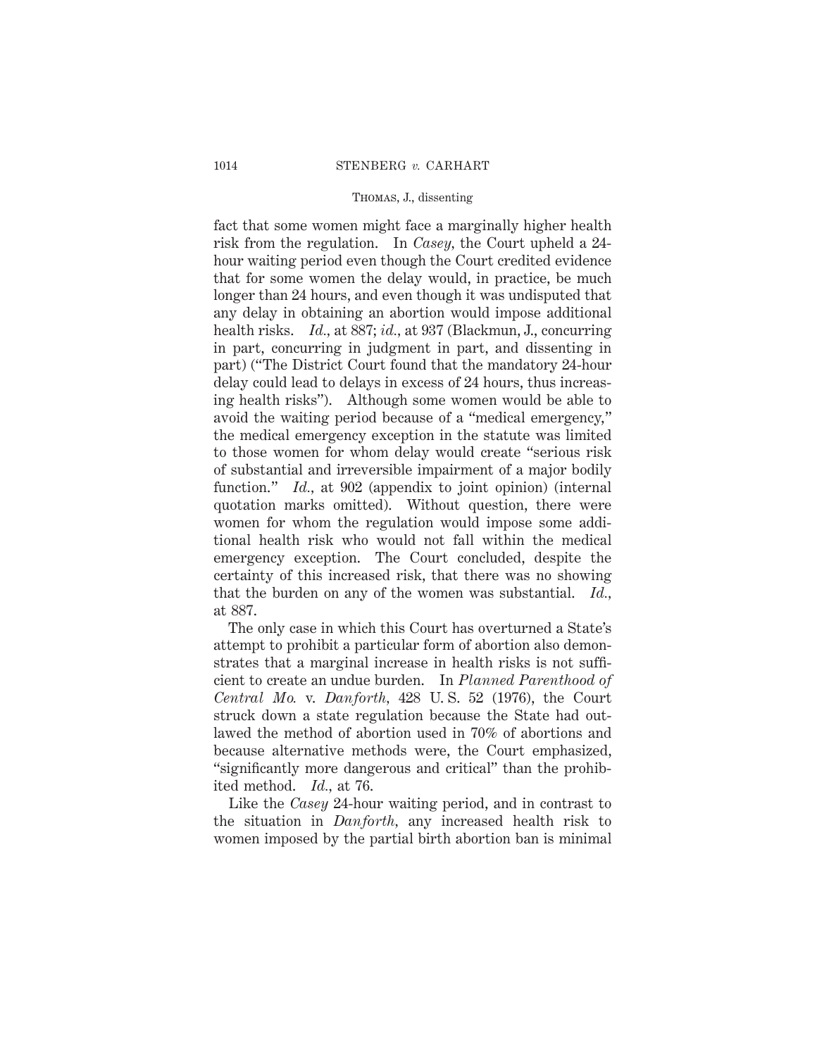fact that some women might face a marginally higher health risk from the regulation. In *Casey,* the Court upheld a 24-hour waiting period even though the Court credited evidence that for some women the delay would, in practice, be much longer than 24 hours, and even though it was undisputed that any delay in obtaining an abortion would impose additional health risks. *Id.,* at 887; *id.,* at 937 (Blackmun, J., concurring in part, concurring in judgment in part, and dissenting in part) ("The District Court found that the mandatory 24-hour delay could lead to delays in excess of 24 hours, thus increasing health risks"). Although some women would be able to avoid the waiting period because of a "medical emergency," the medical emergency exception in the statute was limited to those women for whom delay would create "serious risk of substantial and irreversible impairment of a major bodily function." *Id.,* at 902 (appendix to joint opinion) (internal quotation marks omitted). Without question, there were women for whom the regulation would impose some additional health risk who would not fall within the medical emergency exception. The Court concluded, despite the certainty of this increased risk, that there was no showing that the burden on any of the women was substantial. *Id.,* at 887.

The only case in which this Court has overturned a State's attempt to prohibit a particular form of abortion also demonstrates that a marginal increase in health risks is not sufficient to create an undue burden. In *Planned Parenthood of Central Mo.* v. *Danforth,* 428 U. S. 52 (1976), the Court struck down a state regulation because the State had outlawed the method of abortion used in 70% of abortions and because alternative methods were, the Court emphasized, "significantly more dangerous and critical" than the prohibited method. *Id.,* at 76.

Like the *Casey* 24-hour waiting period, and in contrast to the situation in *Danforth,* any increased health risk to women imposed by the partial birth abortion ban is minimal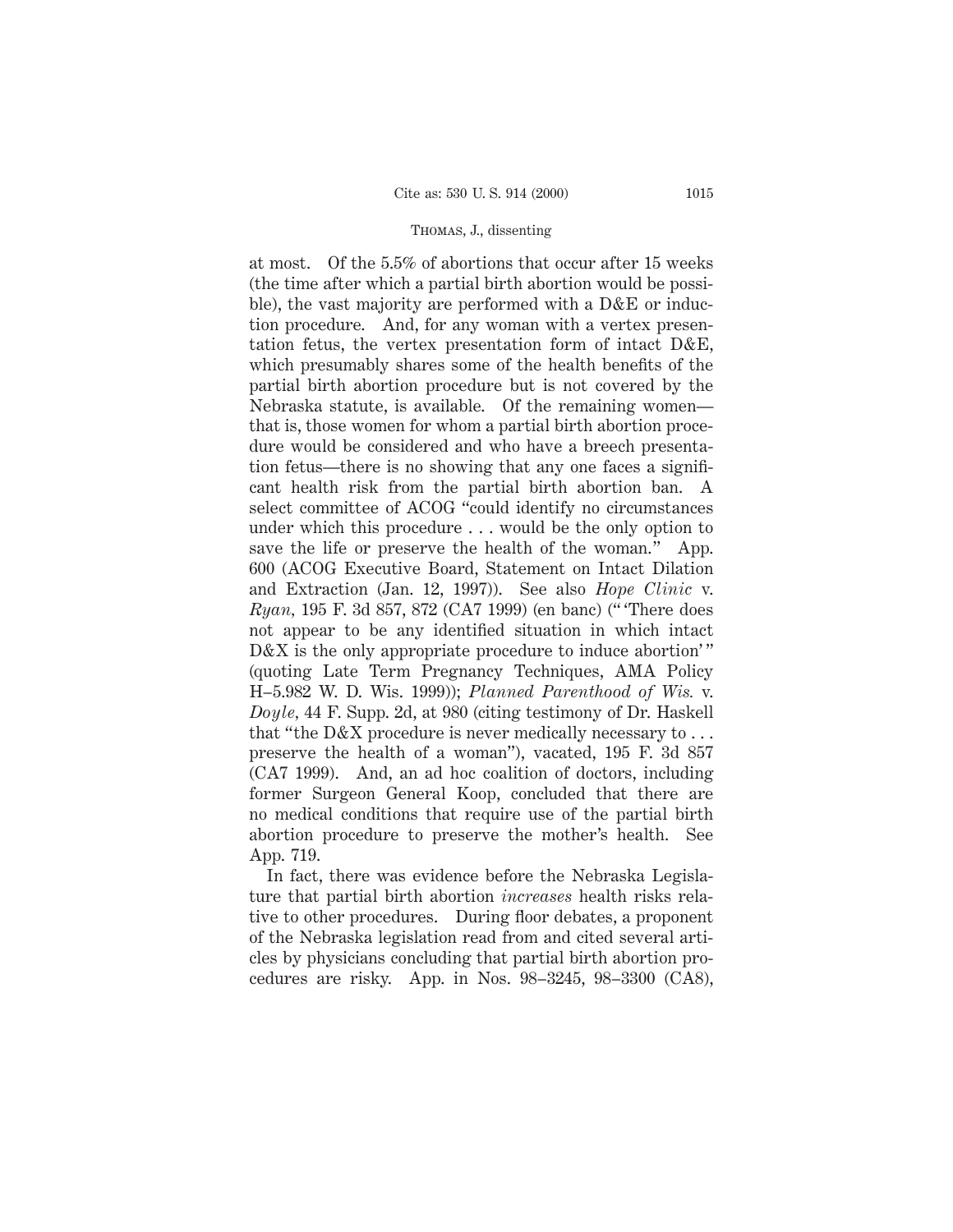at most. Of the 5.5% of abortions that occur after 15 weeks (the time after which a partial birth abortion would be possible), the vast majority are performed with a D&E or induction procedure. And, for any woman with a vertex presentation fetus, the vertex presentation form of intact D&E, which presumably shares some of the health benefits of the partial birth abortion procedure but is not covered by the Nebraska statute, is available. Of the remaining women—that is, those women for whom a partial birth abortion procedure would be considered and who have a breech presentation fetus—there is no showing that any one faces a significant health risk from the partial birth abortion ban. A select committee of ACOG "could identify no circumstances under which this procedure . . . would be the only option to save the life or preserve the health of the woman." App. 600 (ACOG Executive Board, Statement on Intact Dilation and Extraction (Jan. 12, 1997)). See also *Hope Clinic* v. *Ryan*, 195 F. 3d 857, 872 (CA7 1999) (en banc) ("'There does not appear to be any identified situation in which intact D&X is the only appropriate procedure to induce abortion'" (quoting Late Term Pregnancy Techniques, AMA Policy H–5.982 W. D. Wis. 1999)); *Planned Parenthood of Wis.* v. *Doyle*, 44 F. Supp. 2d, at 980 (citing testimony of Dr. Haskell that "the D&X procedure is never medically necessary to . . . preserve the health of a woman"), vacated, 195 F. 3d 857 (CA7 1999). And, an ad hoc coalition of doctors, including former Surgeon General Koop, concluded that there are no medical conditions that require use of the partial birth abortion procedure to preserve the mother's health. See App. 719.

In fact, there was evidence before the Nebraska Legislature that partial birth abortion *increases* health risks relative to other procedures. During floor debates, a proponent of the Nebraska legislation read from and cited several articles by physicians concluding that partial birth abortion procedures are risky. App. in Nos. 98–3245, 98–3300 (CA8),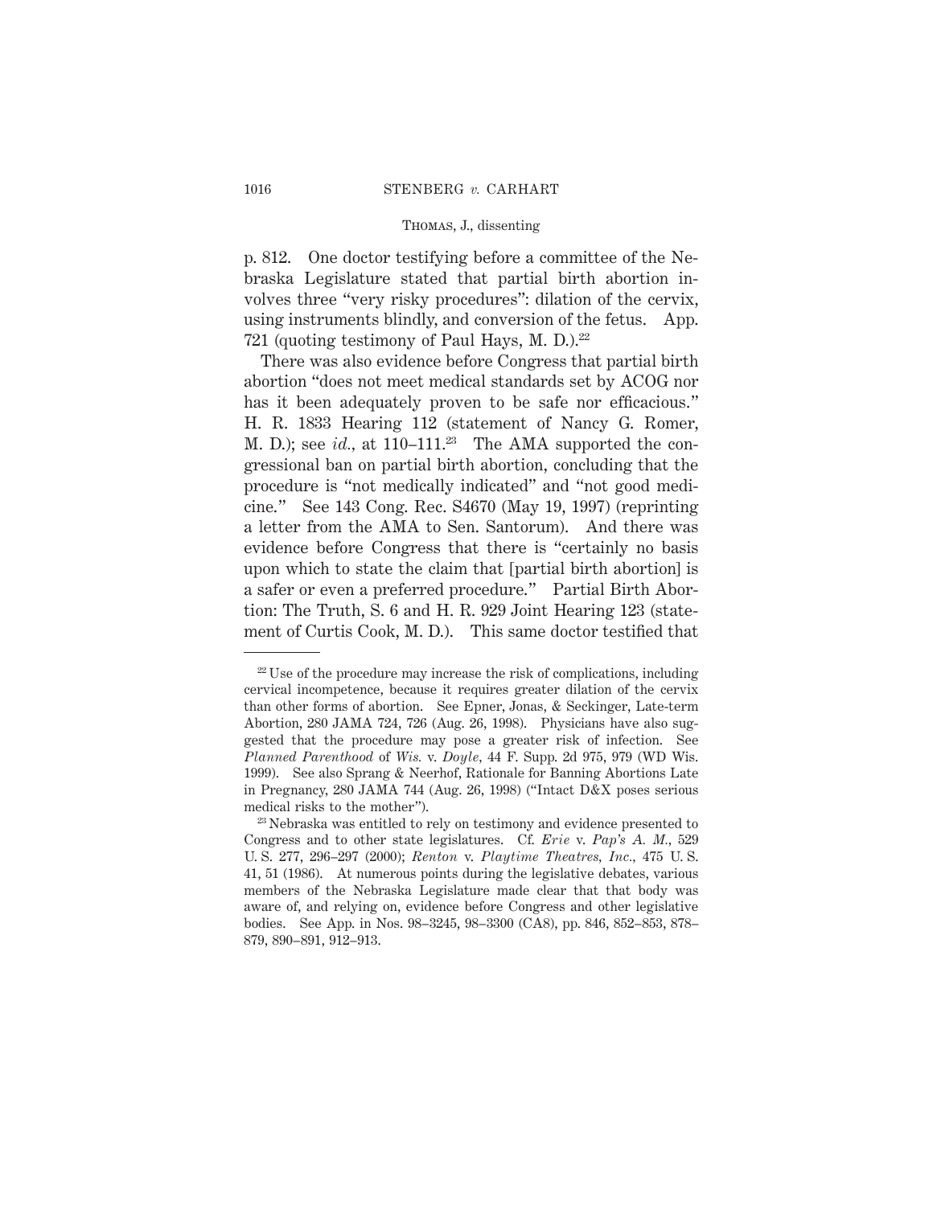p. 812. One doctor testifying before a committee of the Nebraska Legislature stated that partial birth abortion involves three "very risky procedures": dilation of the cervix, using instruments blindly, and conversion of the fetus. App. 721 (quoting testimony of Paul Hays, M. D.).[22]

There was also evidence before Congress that partial birth abortion "does not meet medical standards set by ACOG nor has it been adequately proven to be safe nor efficacious." H. R. 1833 Hearing 112 (statement of Nancy G. Romer, M. D.); see *id.*, at 110–111.[23] The AMA supported the congressional ban on partial birth abortion, concluding that the procedure is "not medically indicated" and "not good medicine." See 143 Cong. Rec. S4670 (May 19, 1997) (reprinting a letter from the AMA to Sen. Santorum). And there was evidence before Congress that there is "certainly no basis upon which to state the claim that [partial birth abortion] is a safer or even a preferred procedure." Partial Birth Abortion: The Truth, S. 6 and H. R. 929 Joint Hearing 123 (statement of Curtis Cook, M. D.). This same doctor testified that

---

[22] Use of the procedure may increase the risk of complications, including cervical incompetence, because it requires greater dilation of the cervix than other forms of abortion. See Epner, Jonas, & Seckinger, Late-term Abortion, 280 JAMA 724, 726 (Aug. 26, 1998). Physicians have also suggested that the procedure may pose a greater risk of infection. See *Planned Parenthood* of *Wis.* v. *Doyle*, 44 F. Supp. 2d 975, 979 (WD Wis. 1999). See also Sprang & Neerhof, Rationale for Banning Abortions Late in Pregnancy, 280 JAMA 744 (Aug. 26, 1998) ("Intact D&X poses serious medical risks to the mother").

[23] Nebraska was entitled to rely on testimony and evidence presented to Congress and to other state legislatures. Cf. *Erie* v. *Pap's A. M.*, 529 U. S. 277, 296–297 (2000); *Renton* v. *Playtime Theatres, Inc.*, 475 U. S. 41, 51 (1986). At numerous points during the legislative debates, various members of the Nebraska Legislature made clear that that body was aware of, and relying on, evidence before Congress and other legislative bodies. See App. in Nos. 98–3245, 98–3300 (CA8), pp. 846, 852–853, 878–879, 890–891, 912–913.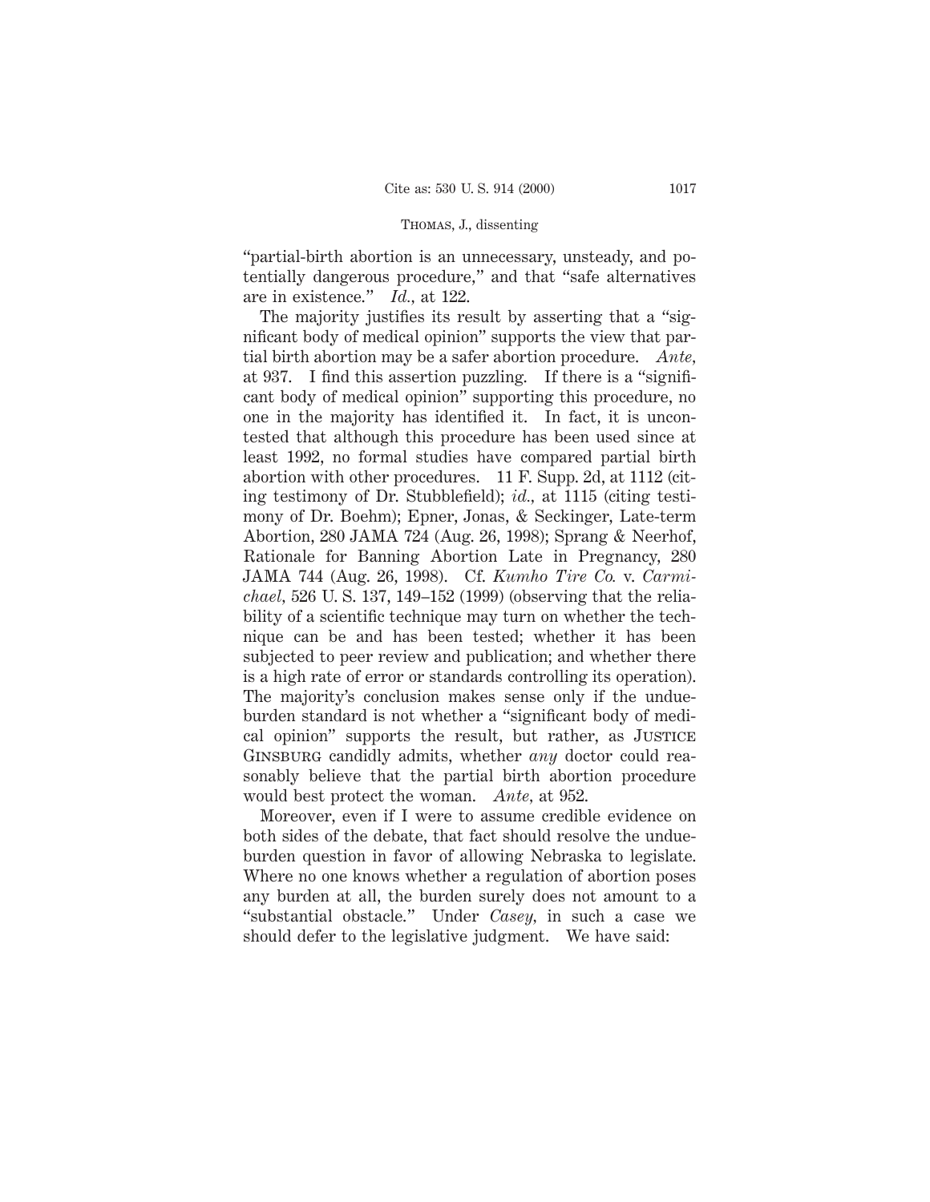"partial-birth abortion is an unnecessary, unsteady, and potentially dangerous procedure," and that "safe alternatives are in existence." *Id.*, at 122.

The majority justifies its result by asserting that a "significant body of medical opinion" supports the view that partial birth abortion may be a safer abortion procedure. *Ante*, at 937. I find this assertion puzzling. If there is a "significant body of medical opinion" supporting this procedure, no one in the majority has identified it. In fact, it is uncontested that although this procedure has been used since at least 1992, no formal studies have compared partial birth abortion with other procedures. 11 F. Supp. 2d, at 1112 (citing testimony of Dr. Stubblefield); *id.*, at 1115 (citing testimony of Dr. Boehm); Epner, Jonas, & Seckinger, Late-term Abortion, 280 JAMA 724 (Aug. 26, 1998); Sprang & Neerhof, Rationale for Banning Abortion Late in Pregnancy, 280 JAMA 744 (Aug. 26, 1998). Cf. *Kumho Tire Co.* v. *Carmichael*, 526 U. S. 137, 149–152 (1999) (observing that the reliability of a scientific technique may turn on whether the technique can be and has been tested; whether it has been subjected to peer review and publication; and whether there is a high rate of error or standards controlling its operation). The majority's conclusion makes sense only if the undue-burden standard is not whether a "significant body of medical opinion" supports the result, but rather, as Justice Ginsburg candidly admits, whether *any* doctor could reasonably believe that the partial birth abortion procedure would best protect the woman. *Ante*, at 952.

Moreover, even if I were to assume credible evidence on both sides of the debate, that fact should resolve the undue-burden question in favor of allowing Nebraska to legislate. Where no one knows whether a regulation of abortion poses any burden at all, the burden surely does not amount to a "substantial obstacle." Under *Casey*, in such a case we should defer to the legislative judgment. We have said: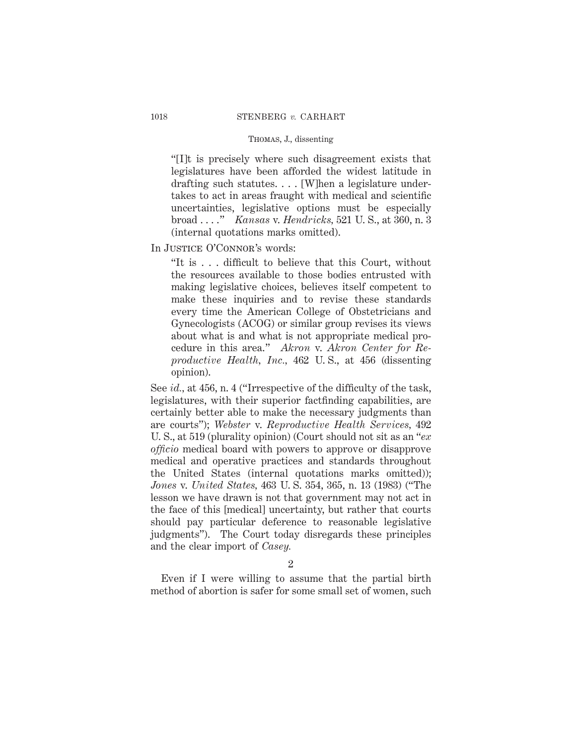> "[I]t is precisely where such disagreement exists that legislatures have been afforded the widest latitude in drafting such statutes. . . . [W]hen a legislature undertakes to act in areas fraught with medical and scientific uncertainties, legislative options must be especially broad . . . ." *Kansas* v. *Hendricks*, 521 U. S., at 360, n. 3 (internal quotations marks omitted).

In Justice O'Connor's words:

> "It is . . . difficult to believe that this Court, without the resources available to those bodies entrusted with making legislative choices, believes itself competent to make these inquiries and to revise these standards every time the American College of Obstetricians and Gynecologists (ACOG) or similar group revises its views about what is and what is not appropriate medical procedure in this area." *Akron* v. *Akron Center for Reproductive Health, Inc.*, 462 U. S., at 456 (dissenting opinion).

See *id.*, at 456, n. 4 ("Irrespective of the difficulty of the task, legislatures, with their superior factfinding capabilities, are certainly better able to make the necessary judgments than are courts"); *Webster* v. *Reproductive Health Services*, 492 U. S., at 519 (plurality opinion) (Court should not sit as an "*ex officio* medical board with powers to approve or disapprove medical and operative practices and standards throughout the United States (internal quotations marks omitted)); *Jones* v. *United States*, 463 U. S. 354, 365, n. 13 (1983) ("The lesson we have drawn is not that government may not act in the face of this [medical] uncertainty, but rather that courts should pay particular deference to reasonable legislative judgments"). The Court today disregards these principles and the clear import of *Casey.*

2

Even if I were willing to assume that the partial birth method of abortion is safer for some small set of women, such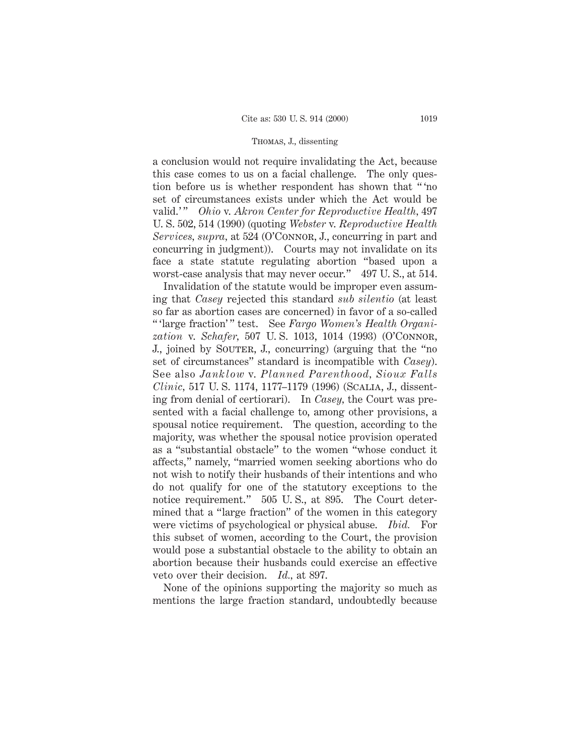a conclusion would not require invalidating the Act, because this case comes to us on a facial challenge. The only question before us is whether respondent has shown that " 'no set of circumstances exists under which the Act would be valid.' " *Ohio* v. *Akron Center for Reproductive Health,* 497 U. S. 502, 514 (1990) (quoting *Webster* v. *Reproductive Health Services, supra,* at 524 (O'Connor, J., concurring in part and concurring in judgment)). Courts may not invalidate on its face a state statute regulating abortion "based upon a worst-case analysis that may never occur." 497 U. S., at 514.

Invalidation of the statute would be improper even assuming that *Casey* rejected this standard *sub silentio* (at least so far as abortion cases are concerned) in favor of a so-called " 'large fraction' " test. See *Fargo Women's Health Organization* v. *Schafer,* 507 U. S. 1013, 1014 (1993) (O'Connor, J., joined by Souter, J., concurring) (arguing that the "no set of circumstances" standard is incompatible with *Casey*). See also *Janklow* v. *Planned Parenthood, Sioux Falls Clinic,* 517 U. S. 1174, 1177–1179 (1996) (Scalia, J., dissenting from denial of certiorari). In *Casey,* the Court was presented with a facial challenge to, among other provisions, a spousal notice requirement. The question, according to the majority, was whether the spousal notice provision operated as a "substantial obstacle" to the women "whose conduct it affects," namely, "married women seeking abortions who do not wish to notify their husbands of their intentions and who do not qualify for one of the statutory exceptions to the notice requirement." 505 U. S., at 895. The Court determined that a "large fraction" of the women in this category were victims of psychological or physical abuse. *Ibid.* For this subset of women, according to the Court, the provision would pose a substantial obstacle to the ability to obtain an abortion because their husbands could exercise an effective veto over their decision. *Id.,* at 897.

None of the opinions supporting the majority so much as mentions the large fraction standard, undoubtedly because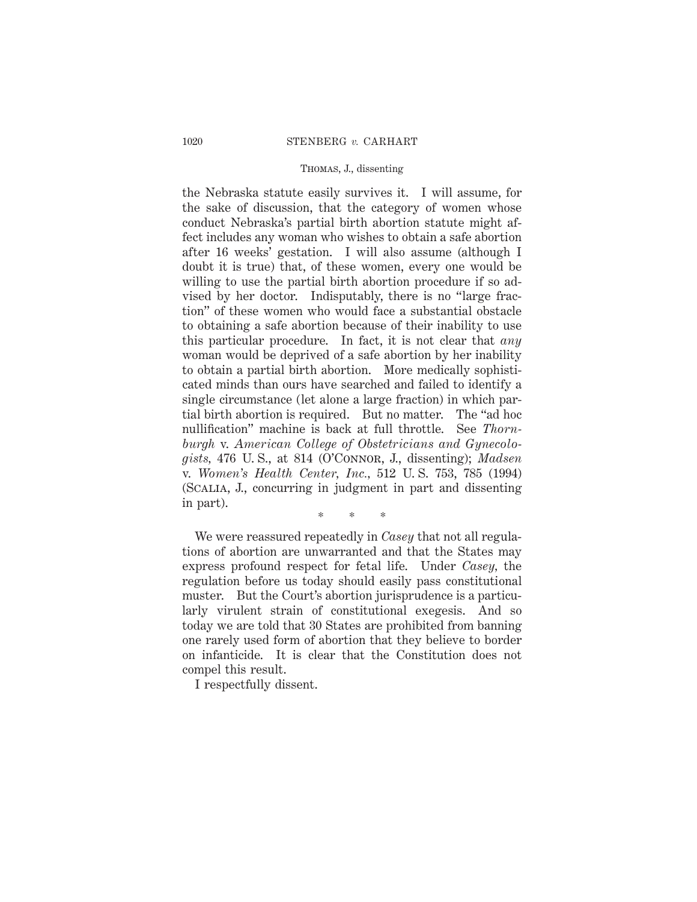the Nebraska statute easily survives it. I will assume, for the sake of discussion, that the category of women whose conduct Nebraska's partial birth abortion statute might affect includes any woman who wishes to obtain a safe abortion after 16 weeks' gestation. I will also assume (although I doubt it is true) that, of these women, every one would be willing to use the partial birth abortion procedure if so advised by her doctor. Indisputably, there is no "large fraction" of these women who would face a substantial obstacle to obtaining a safe abortion because of their inability to use this particular procedure. In fact, it is not clear that *any* woman would be deprived of a safe abortion by her inability to obtain a partial birth abortion. More medically sophisticated minds than ours have searched and failed to identify a single circumstance (let alone a large fraction) in which partial birth abortion is required. But no matter. The "ad hoc nullification" machine is back at full throttle. See *Thornburgh* v. *American College of Obstetricians and Gynecologists*, 476 U. S., at 814 (O'Connor, J., dissenting); *Madsen* v. *Women's Health Center, Inc.*, 512 U. S. 753, 785 (1994) (Scalia, J., concurring in judgment in part and dissenting in part).

\* \* \*

We were reassured repeatedly in *Casey* that not all regulations of abortion are unwarranted and that the States may express profound respect for fetal life. Under *Casey*, the regulation before us today should easily pass constitutional muster. But the Court's abortion jurisprudence is a particularly virulent strain of constitutional exegesis. And so today we are told that 30 States are prohibited from banning one rarely used form of abortion that they believe to border on infanticide. It is clear that the Constitution does not compel this result.

I respectfully dissent.